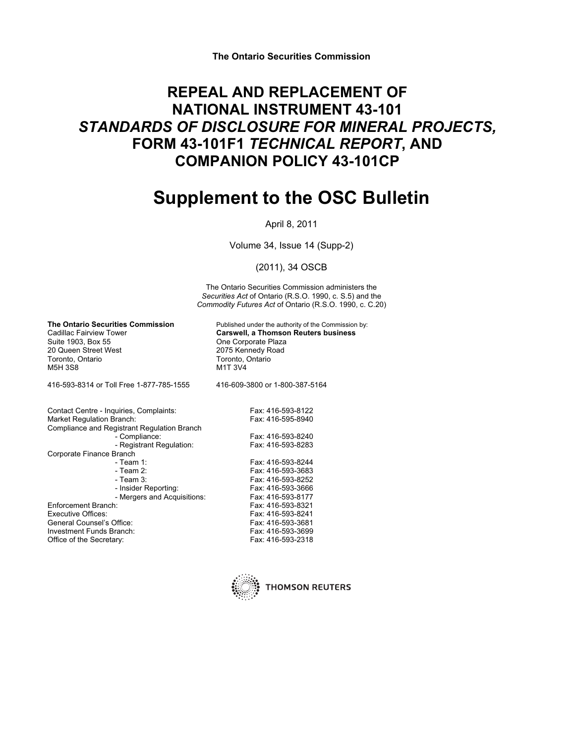**The Ontario Securities Commission**

# REPEAL AND REPLACEMENT OF NATIONAL INSTRUMENT 43-101 *STANDARDS OF DISCLOSURE FOR MINERAL PROJECTS,* FORM 43-101F1 *TECHNICAL REPORT*, AND COMPANION POLICY 43-101CP

# Supplement to the OSC Bulletin

April 8, 2011

Volume 34, Issue 14 (Supp-2)

(2011), 34 OSCB

The Ontario Securities Commission administers the *Securities Act* of Ontario (R.S.O. 1990, c. S.5) and the *Commodity Futures Act* of Ontario (R.S.O. 1990, c. C.20)

**The Ontario Securities Commission**
Cadillac Fairview Tower
Suite 1903, Box 55
20 Queen Street West
Toronto, Ontario
M5H 3S8

416-593-8314 or Toll Free 1-877-785-1555

Published under the authority of the Commission by:
**Carswell, a Thomson Reuters business**
One Corporate Plaza
2075 Kennedy Road
Toronto, Ontario
M1T 3V4

416-609-3800 or 1-800-387-5164

| | |
|---|---|
| Contact Centre - Inquiries, Complaints: | Fax: 416-593-8122 |
| Market Regulation Branch: | Fax: 416-595-8940 |
| Compliance and Registrant Regulation Branch | |
| - Compliance: | Fax: 416-593-8240 |
| - Registrant Regulation: | Fax: 416-593-8283 |
| Corporate Finance Branch | |
| - Team 1: | Fax: 416-593-8244 |
| - Team 2: | Fax: 416-593-3683 |
| - Team 3: | Fax: 416-593-8252 |
| - Insider Reporting: | Fax: 416-593-3666 |
| - Mergers and Acquisitions: | Fax: 416-593-8177 |
| Enforcement Branch: | Fax: 416-593-8321 |
| Executive Offices: | Fax: 416-593-8241 |
| General Counsel's Office: | Fax: 416-593-3681 |
| Investment Funds Branch: | Fax: 416-593-3699 |
| Office of the Secretary: | Fax: 416-593-2318 |

THOMSON REUTERS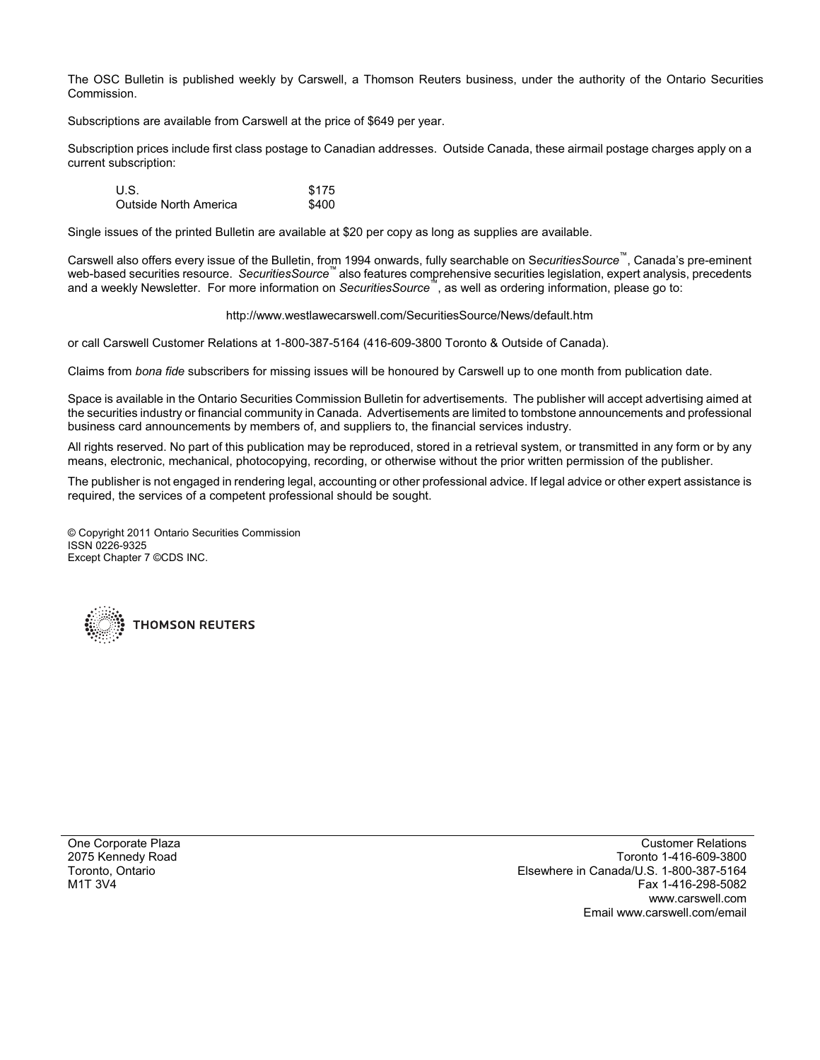The OSC Bulletin is published weekly by Carswell, a Thomson Reuters business, under the authority of the Ontario Securities Commission.

Subscriptions are available from Carswell at the price of $649 per year.

Subscription prices include first class postage to Canadian addresses. Outside Canada, these airmail postage charges apply on a current subscription:

| | |
|---|---|
| U.S. | $175 |
| Outside North America | $400 |

Single issues of the printed Bulletin are available at $20 per copy as long as supplies are available.

Carswell also offers every issue of the Bulletin, from 1994 onwards, fully searchable on S*ecuritiesSource*™, Canada's pre-eminent web-based securities resource. *SecuritiesSource*™ also features comprehensive securities legislation, expert analysis, precedents and a weekly Newsletter. For more information on *SecuritiesSource*™, as well as ordering information, please go to:

http://www.westlawecarswell.com/SecuritiesSource/News/default.htm

or call Carswell Customer Relations at 1-800-387-5164 (416-609-3800 Toronto & Outside of Canada).

Claims from *bona fide* subscribers for missing issues will be honoured by Carswell up to one month from publication date.

Space is available in the Ontario Securities Commission Bulletin for advertisements. The publisher will accept advertising aimed at the securities industry or financial community in Canada. Advertisements are limited to tombstone announcements and professional business card announcements by members of, and suppliers to, the financial services industry.

All rights reserved. No part of this publication may be reproduced, stored in a retrieval system, or transmitted in any form or by any means, electronic, mechanical, photocopying, recording, or otherwise without the prior written permission of the publisher.

The publisher is not engaged in rendering legal, accounting or other professional advice. If legal advice or other expert assistance is required, the services of a competent professional should be sought.

© Copyright 2011 Ontario Securities Commission
ISSN 0226-9325
Except Chapter 7 ©CDS INC.

THOMSON REUTERS

One Corporate Plaza
2075 Kennedy Road
Toronto, Ontario
M1T 3V4

Customer Relations
Toronto 1-416-609-3800
Elsewhere in Canada/U.S. 1-800-387-5164
Fax 1-416-298-5082
www.carswell.com
Email www.carswell.com/email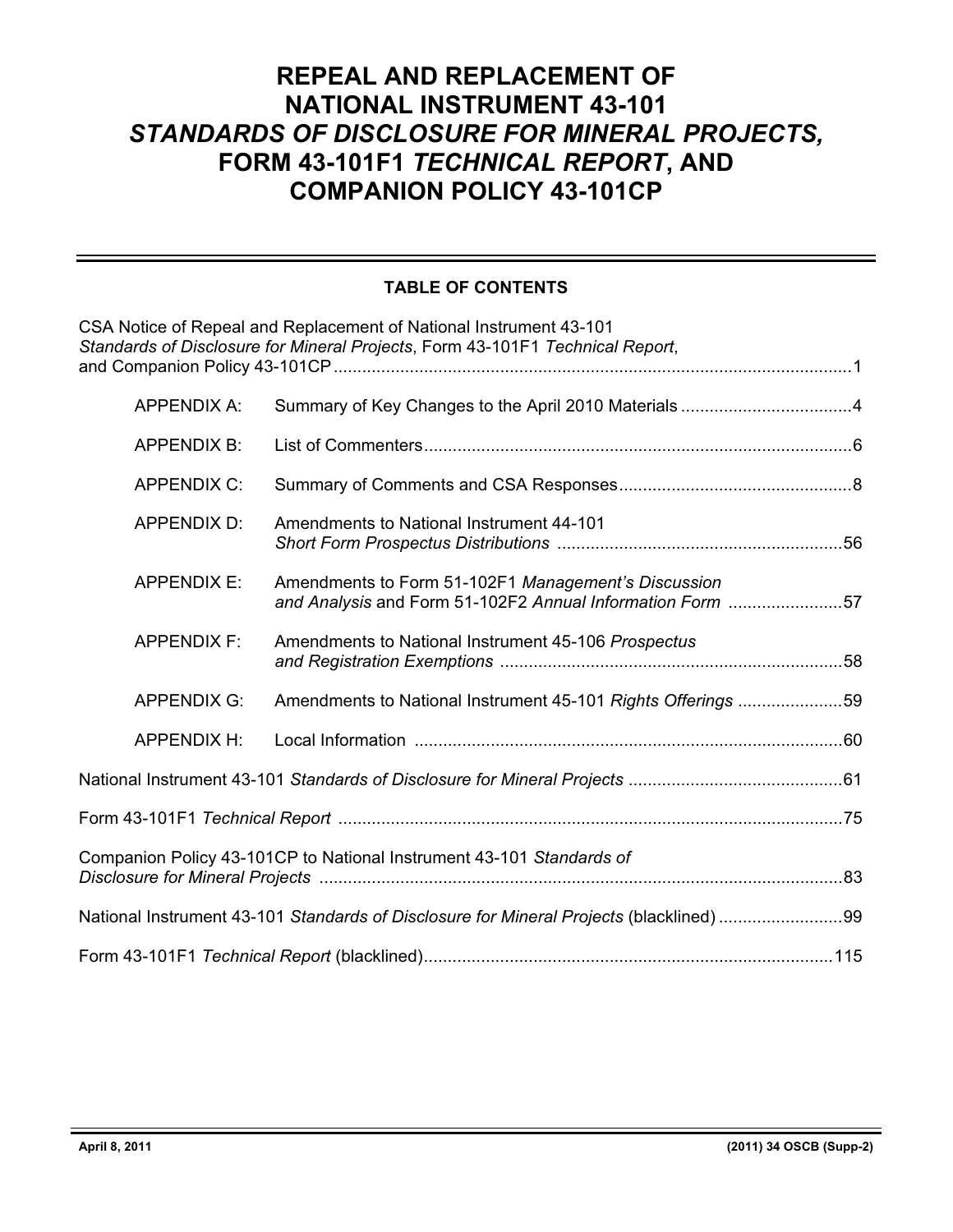# REPEAL AND REPLACEMENT OF NATIONAL INSTRUMENT 43-101 *STANDARDS OF DISCLOSURE FOR MINERAL PROJECTS,* FORM 43-101F1 *TECHNICAL REPORT*, AND COMPANION POLICY 43-101CP

## TABLE OF CONTENTS

CSA Notice of Repeal and Replacement of National Instrument 43-101 *Standards of Disclosure for Mineral Projects*, Form 43-101F1 *Technical Report*, and Companion Policy 43-101CP ............ 1

| | | |
|---|---|---|
| APPENDIX A: | Summary of Key Changes to the April 2010 Materials | 4 |
| APPENDIX B: | List of Commenters | 6 |
| APPENDIX C: | Summary of Comments and CSA Responses | 8 |
| APPENDIX D: | Amendments to National Instrument 44-101 *Short Form Prospectus Distributions* | 56 |
| APPENDIX E: | Amendments to Form 51-102F1 *Management's Discussion and Analysis* and Form 51-102F2 *Annual Information Form* | 57 |
| APPENDIX F: | Amendments to National Instrument 45-106 *Prospectus and Registration Exemptions* | 58 |
| APPENDIX G: | Amendments to National Instrument 45-101 *Rights Offerings* | 59 |
| APPENDIX H: | Local Information | 60 |

National Instrument 43-101 *Standards of Disclosure for Mineral Projects* ............ 61

Form 43-101F1 *Technical Report* ............ 75

Companion Policy 43-101CP to National Instrument 43-101 *Standards of Disclosure for Mineral Projects* ............ 83

National Instrument 43-101 *Standards of Disclosure for Mineral Projects* (blacklined) ............ 99

Form 43-101F1 *Technical Report* (blacklined) ............ 115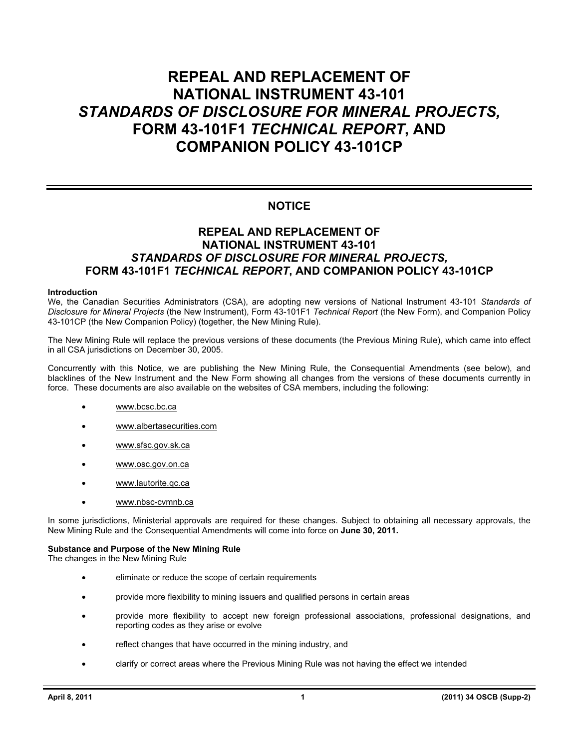# REPEAL AND REPLACEMENT OF NATIONAL INSTRUMENT 43-101 *STANDARDS OF DISCLOSURE FOR MINERAL PROJECTS,* FORM 43-101F1 *TECHNICAL REPORT*, AND COMPANION POLICY 43-101CP

## NOTICE

## REPEAL AND REPLACEMENT OF NATIONAL INSTRUMENT 43-101 *STANDARDS OF DISCLOSURE FOR MINERAL PROJECTS,* FORM 43-101F1 *TECHNICAL REPORT*, AND COMPANION POLICY 43-101CP

**Introduction**

We, the Canadian Securities Administrators (CSA), are adopting new versions of National Instrument 43-101 *Standards of Disclosure for Mineral Projects* (the New Instrument), Form 43-101F1 *Technical Report* (the New Form), and Companion Policy 43-101CP (the New Companion Policy) (together, the New Mining Rule).

The New Mining Rule will replace the previous versions of these documents (the Previous Mining Rule), which came into effect in all CSA jurisdictions on December 30, 2005.

Concurrently with this Notice, we are publishing the New Mining Rule, the Consequential Amendments (see below), and blacklines of the New Instrument and the New Form showing all changes from the versions of these documents currently in force. These documents are also available on the websites of CSA members, including the following:

- www.bcsc.bc.ca
- www.albertasecurities.com
- www.sfsc.gov.sk.ca
- www.osc.gov.on.ca
- www.lautorite.qc.ca
- www.nbsc-cvmnb.ca

In some jurisdictions, Ministerial approvals are required for these changes. Subject to obtaining all necessary approvals, the New Mining Rule and the Consequential Amendments will come into force on **June 30, 2011.**

**Substance and Purpose of the New Mining Rule**

The changes in the New Mining Rule

- eliminate or reduce the scope of certain requirements
- provide more flexibility to mining issuers and qualified persons in certain areas
- provide more flexibility to accept new foreign professional associations, professional designations, and reporting codes as they arise or evolve
- reflect changes that have occurred in the mining industry, and
- clarify or correct areas where the Previous Mining Rule was not having the effect we intended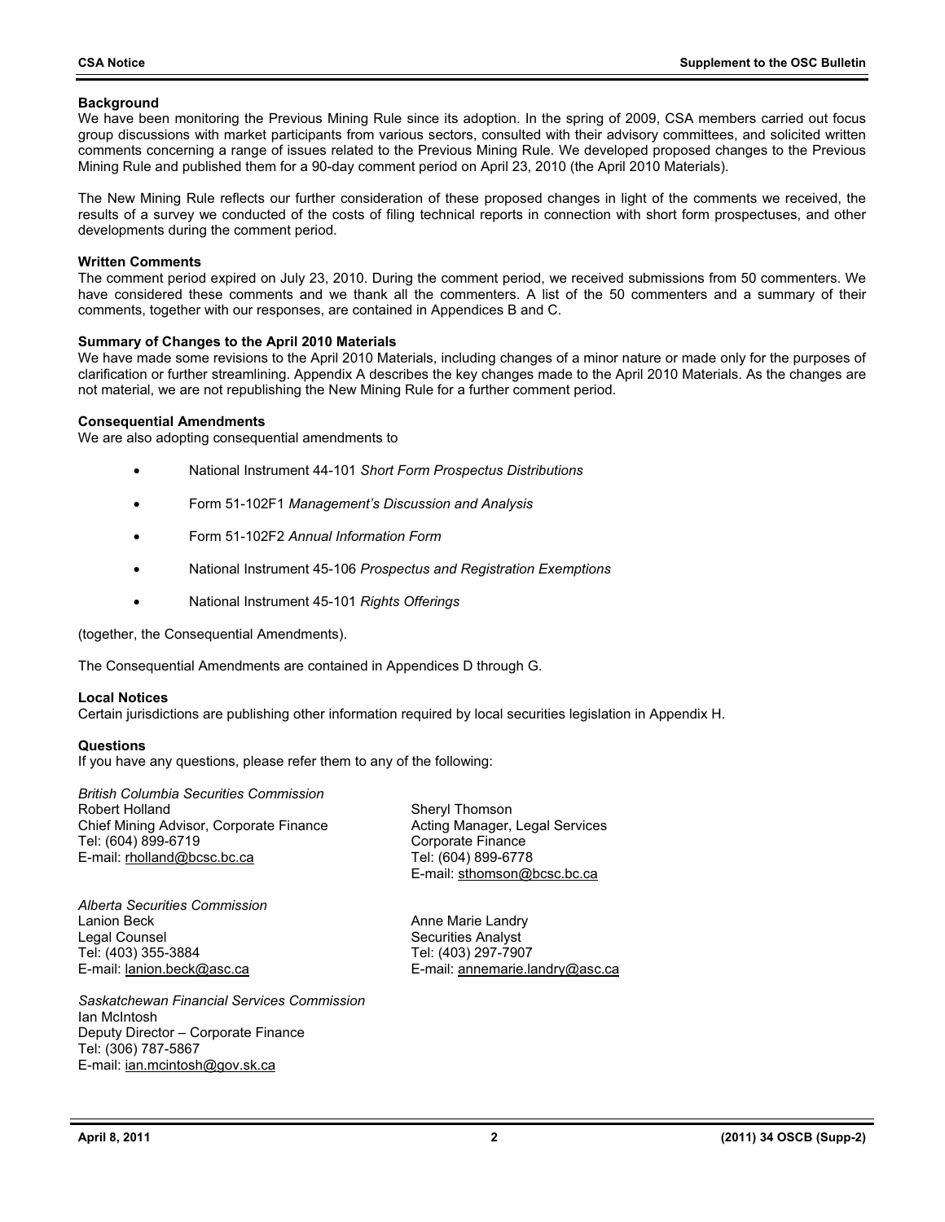**Background**

We have been monitoring the Previous Mining Rule since its adoption. In the spring of 2009, CSA members carried out focus group discussions with market participants from various sectors, consulted with their advisory committees, and solicited written comments concerning a range of issues related to the Previous Mining Rule. We developed proposed changes to the Previous Mining Rule and published them for a 90-day comment period on April 23, 2010 (the April 2010 Materials).

The New Mining Rule reflects our further consideration of these proposed changes in light of the comments we received, the results of a survey we conducted of the costs of filing technical reports in connection with short form prospectuses, and other developments during the comment period.

**Written Comments**

The comment period expired on July 23, 2010. During the comment period, we received submissions from 50 commenters. We have considered these comments and we thank all the commenters. A list of the 50 commenters and a summary of their comments, together with our responses, are contained in Appendices B and C.

**Summary of Changes to the April 2010 Materials**

We have made some revisions to the April 2010 Materials, including changes of a minor nature or made only for the purposes of clarification or further streamlining. Appendix A describes the key changes made to the April 2010 Materials. As the changes are not material, we are not republishing the New Mining Rule for a further comment period.

**Consequential Amendments**

We are also adopting consequential amendments to

- National Instrument 44-101 *Short Form Prospectus Distributions*
- Form 51-102F1 *Management's Discussion and Analysis*
- Form 51-102F2 *Annual Information Form*
- National Instrument 45-106 *Prospectus and Registration Exemptions*
- National Instrument 45-101 *Rights Offerings*

(together, the Consequential Amendments).

The Consequential Amendments are contained in Appendices D through G.

**Local Notices**

Certain jurisdictions are publishing other information required by local securities legislation in Appendix H.

**Questions**

If you have any questions, please refer them to any of the following:

*British Columbia Securities Commission*
Robert Holland
Chief Mining Advisor, Corporate Finance
Tel: (604) 899-6719
E-mail: rholland@bcsc.bc.ca

Sheryl Thomson
Acting Manager, Legal Services
Corporate Finance
Tel: (604) 899-6778
E-mail: sthomson@bcsc.bc.ca

*Alberta Securities Commission*
Lanion Beck
Legal Counsel
Tel: (403) 355-3884
E-mail: lanion.beck@asc.ca

Anne Marie Landry
Securities Analyst
Tel: (403) 297-7907
E-mail: annemarie.landry@asc.ca

*Saskatchewan Financial Services Commission*
Ian McIntosh
Deputy Director – Corporate Finance
Tel: (306) 787-5867
E-mail: ian.mcintosh@gov.sk.ca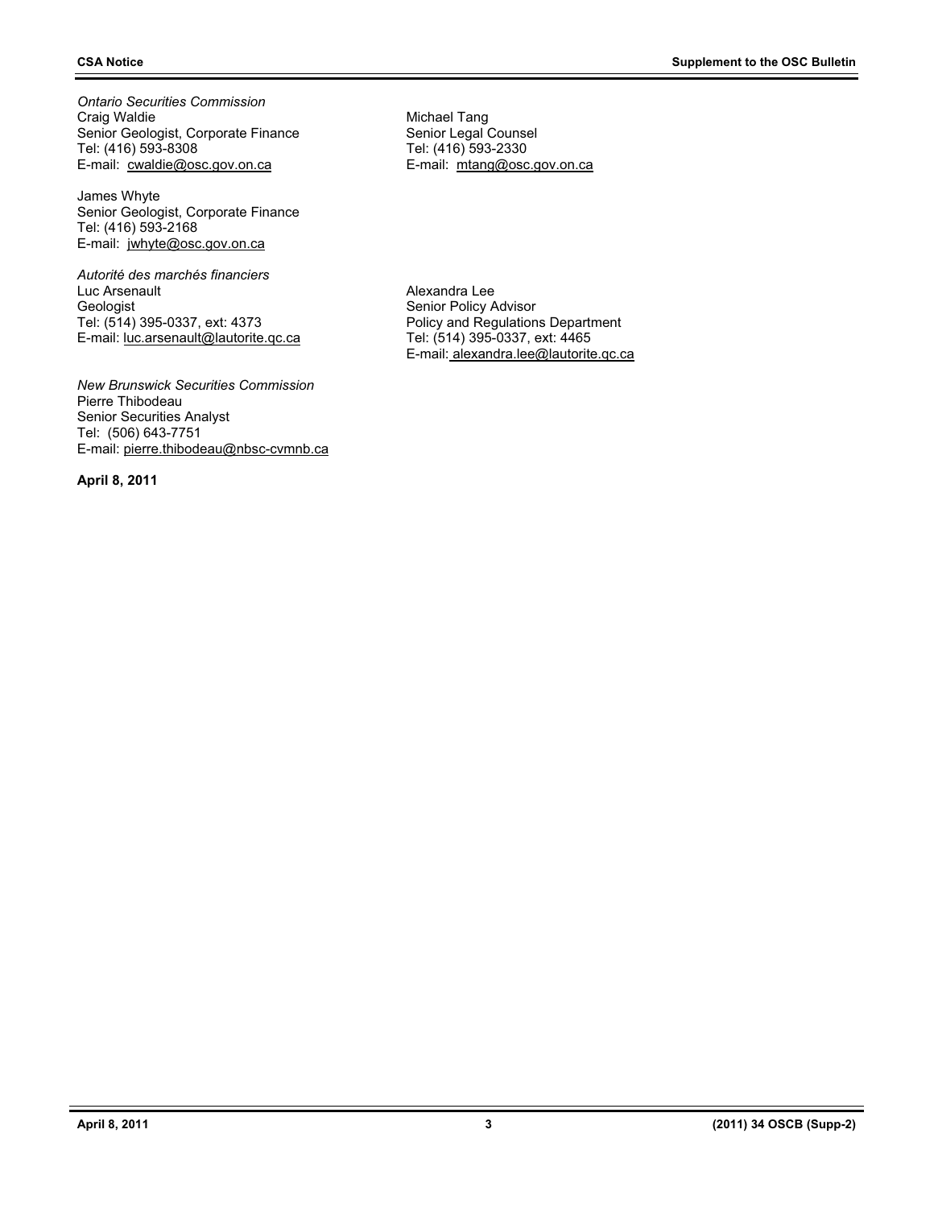*Ontario Securities Commission*
Craig Waldie
Senior Geologist, Corporate Finance
Tel: (416) 593-8308
E-mail: cwaldie@osc.gov.on.ca

Michael Tang
Senior Legal Counsel
Tel: (416) 593-2330
E-mail: mtang@osc.gov.on.ca

James Whyte
Senior Geologist, Corporate Finance
Tel: (416) 593-2168
E-mail: jwhyte@osc.gov.on.ca

*Autorité des marchés financiers*
Luc Arsenault
Geologist
Tel: (514) 395-0337, ext: 4373
E-mail: luc.arsenault@lautorite.qc.ca

Alexandra Lee
Senior Policy Advisor
Policy and Regulations Department
Tel: (514) 395-0337, ext: 4465
E-mail: alexandra.lee@lautorite.qc.ca

*New Brunswick Securities Commission*
Pierre Thibodeau
Senior Securities Analyst
Tel: (506) 643-7751
E-mail: pierre.thibodeau@nbsc-cvmnb.ca

**April 8, 2011**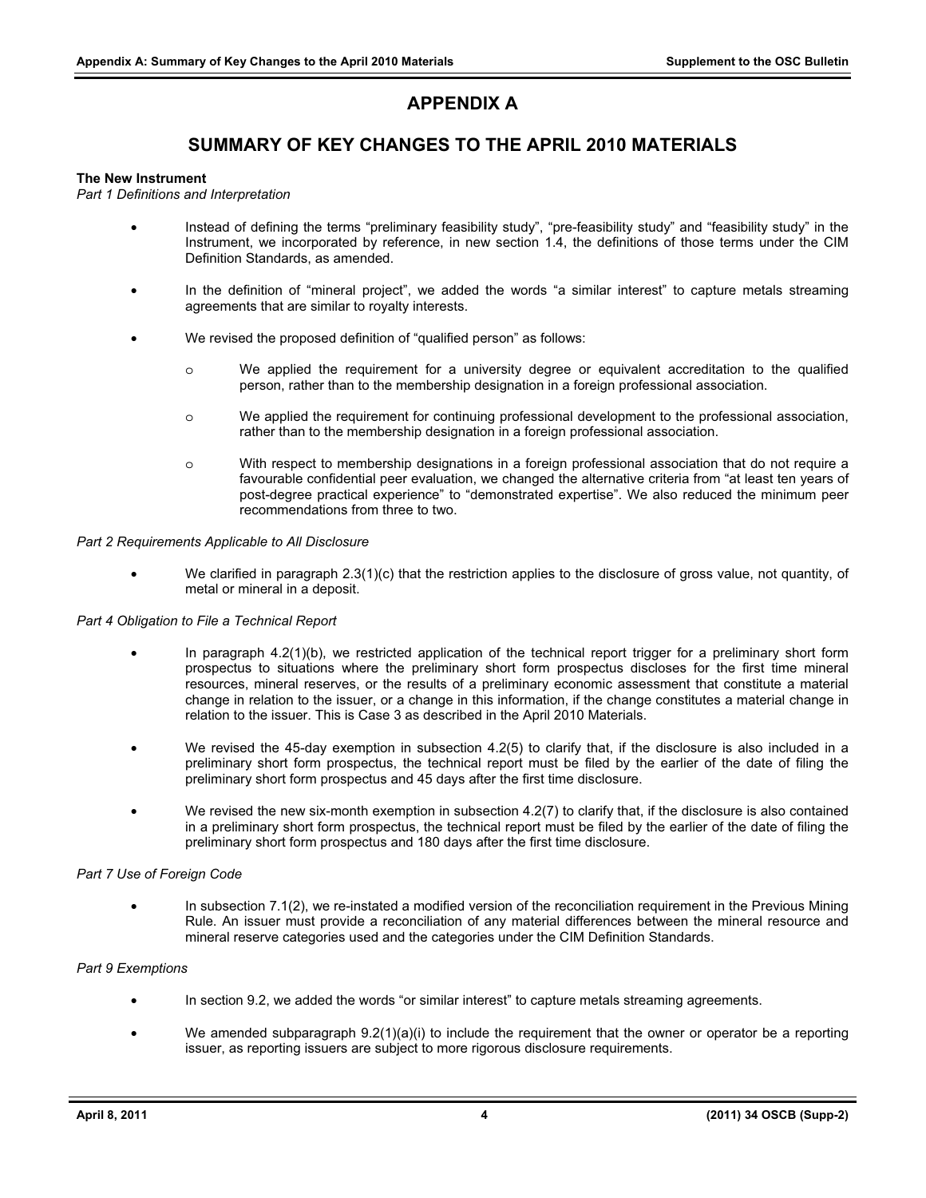# APPENDIX A

## SUMMARY OF KEY CHANGES TO THE APRIL 2010 MATERIALS

**The New Instrument**

*Part 1 Definitions and Interpretation*

- Instead of defining the terms "preliminary feasibility study", "pre-feasibility study" and "feasibility study" in the Instrument, we incorporated by reference, in new section 1.4, the definitions of those terms under the CIM Definition Standards, as amended.
- In the definition of "mineral project", we added the words "a similar interest" to capture metals streaming agreements that are similar to royalty interests.
- We revised the proposed definition of "qualified person" as follows:
  - o We applied the requirement for a university degree or equivalent accreditation to the qualified person, rather than to the membership designation in a foreign professional association.
  - o We applied the requirement for continuing professional development to the professional association, rather than to the membership designation in a foreign professional association.
  - o With respect to membership designations in a foreign professional association that do not require a favourable confidential peer evaluation, we changed the alternative criteria from "at least ten years of post-degree practical experience" to "demonstrated expertise". We also reduced the minimum peer recommendations from three to two.

*Part 2 Requirements Applicable to All Disclosure*

- We clarified in paragraph 2.3(1)(c) that the restriction applies to the disclosure of gross value, not quantity, of metal or mineral in a deposit.

*Part 4 Obligation to File a Technical Report*

- In paragraph 4.2(1)(b), we restricted application of the technical report trigger for a preliminary short form prospectus to situations where the preliminary short form prospectus discloses for the first time mineral resources, mineral reserves, or the results of a preliminary economic assessment that constitute a material change in relation to the issuer, or a change in this information, if the change constitutes a material change in relation to the issuer. This is Case 3 as described in the April 2010 Materials.
- We revised the 45-day exemption in subsection 4.2(5) to clarify that, if the disclosure is also included in a preliminary short form prospectus, the technical report must be filed by the earlier of the date of filing the preliminary short form prospectus and 45 days after the first time disclosure.
- We revised the new six-month exemption in subsection 4.2(7) to clarify that, if the disclosure is also contained in a preliminary short form prospectus, the technical report must be filed by the earlier of the date of filing the preliminary short form prospectus and 180 days after the first time disclosure.

*Part 7 Use of Foreign Code*

- In subsection 7.1(2), we re-instated a modified version of the reconciliation requirement in the Previous Mining Rule. An issuer must provide a reconciliation of any material differences between the mineral resource and mineral reserve categories used and the categories under the CIM Definition Standards.

*Part 9 Exemptions*

- In section 9.2, we added the words "or similar interest" to capture metals streaming agreements.
- We amended subparagraph 9.2(1)(a)(i) to include the requirement that the owner or operator be a reporting issuer, as reporting issuers are subject to more rigorous disclosure requirements.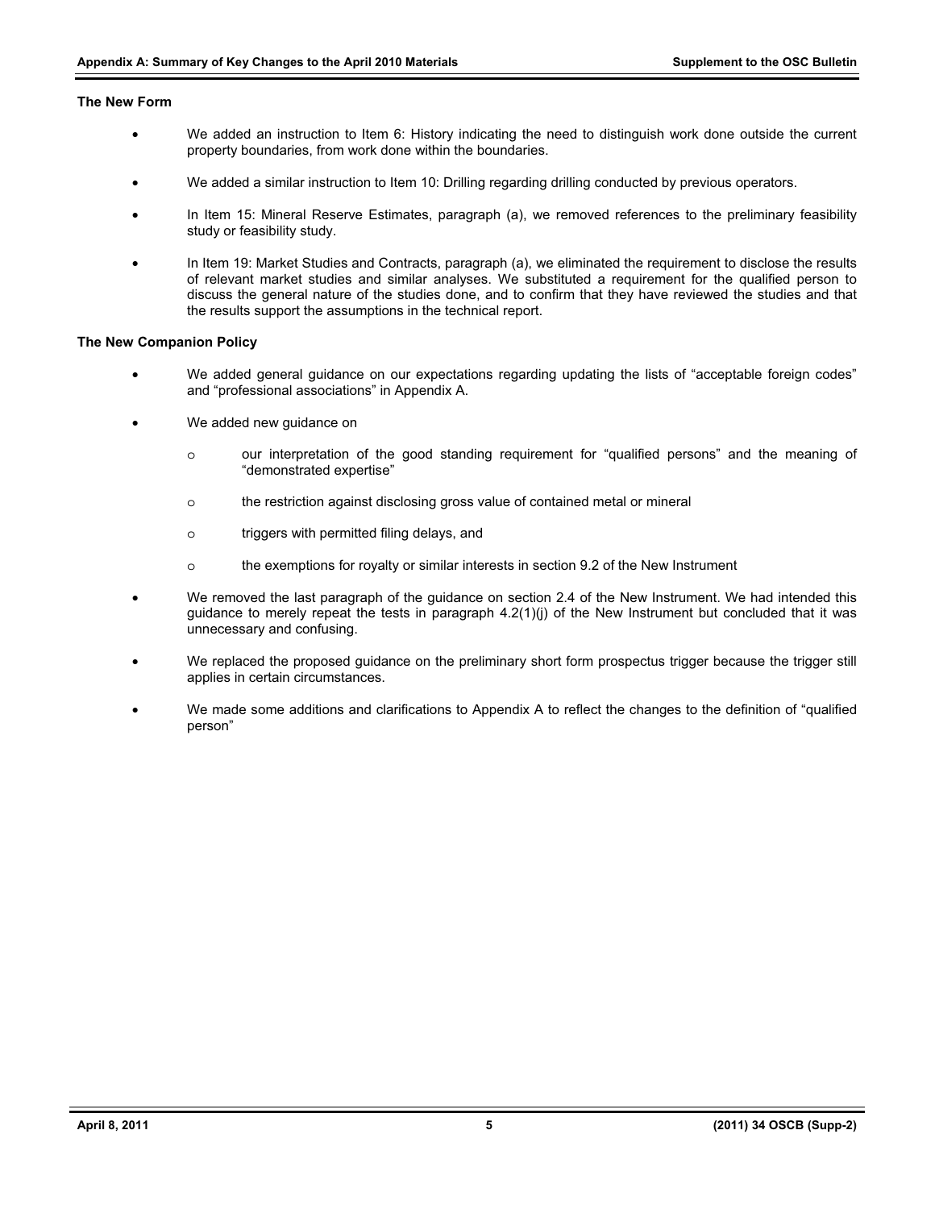### The New Form

- We added an instruction to Item 6: History indicating the need to distinguish work done outside the current property boundaries, from work done within the boundaries.

- We added a similar instruction to Item 10: Drilling regarding drilling conducted by previous operators.

- In Item 15: Mineral Reserve Estimates, paragraph (a), we removed references to the preliminary feasibility study or feasibility study.

- In Item 19: Market Studies and Contracts, paragraph (a), we eliminated the requirement to disclose the results of relevant market studies and similar analyses. We substituted a requirement for the qualified person to discuss the general nature of the studies done, and to confirm that they have reviewed the studies and that the results support the assumptions in the technical report.

### The New Companion Policy

- We added general guidance on our expectations regarding updating the lists of "acceptable foreign codes" and "professional associations" in Appendix A.

- We added new guidance on

  - our interpretation of the good standing requirement for "qualified persons" and the meaning of "demonstrated expertise"

  - the restriction against disclosing gross value of contained metal or mineral

  - triggers with permitted filing delays, and

  - the exemptions for royalty or similar interests in section 9.2 of the New Instrument

- We removed the last paragraph of the guidance on section 2.4 of the New Instrument. We had intended this guidance to merely repeat the tests in paragraph 4.2(1)(j) of the New Instrument but concluded that it was unnecessary and confusing.

- We replaced the proposed guidance on the preliminary short form prospectus trigger because the trigger still applies in certain circumstances.

- We made some additions and clarifications to Appendix A to reflect the changes to the definition of "qualified person"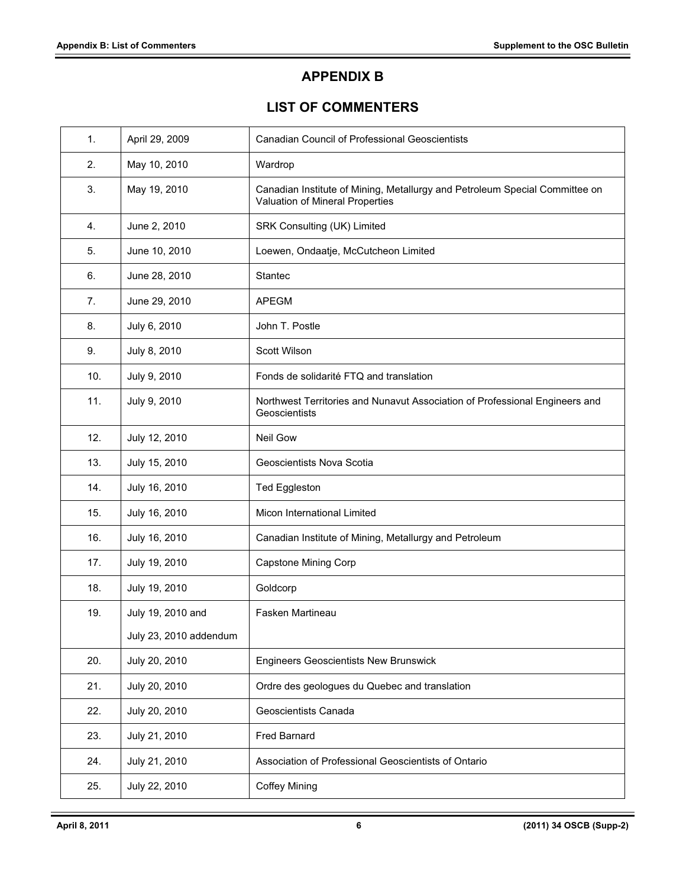# APPENDIX B

## LIST OF COMMENTERS

| | | |
|---|---|---|
| 1. | April 29, 2009 | Canadian Council of Professional Geoscientists |
| 2. | May 10, 2010 | Wardrop |
| 3. | May 19, 2010 | Canadian Institute of Mining, Metallurgy and Petroleum Special Committee on Valuation of Mineral Properties |
| 4. | June 2, 2010 | SRK Consulting (UK) Limited |
| 5. | June 10, 2010 | Loewen, Ondaatje, McCutcheon Limited |
| 6. | June 28, 2010 | Stantec |
| 7. | June 29, 2010 | APEGM |
| 8. | July 6, 2010 | John T. Postle |
| 9. | July 8, 2010 | Scott Wilson |
| 10. | July 9, 2010 | Fonds de solidarité FTQ and translation |
| 11. | July 9, 2010 | Northwest Territories and Nunavut Association of Professional Engineers and Geoscientists |
| 12. | July 12, 2010 | Neil Gow |
| 13. | July 15, 2010 | Geoscientists Nova Scotia |
| 14. | July 16, 2010 | Ted Eggleston |
| 15. | July 16, 2010 | Micon International Limited |
| 16. | July 16, 2010 | Canadian Institute of Mining, Metallurgy and Petroleum |
| 17. | July 19, 2010 | Capstone Mining Corp |
| 18. | July 19, 2010 | Goldcorp |
| 19. | July 19, 2010 and July 23, 2010 addendum | Fasken Martineau |
| 20. | July 20, 2010 | Engineers Geoscientists New Brunswick |
| 21. | July 20, 2010 | Ordre des geologues du Quebec and translation |
| 22. | July 20, 2010 | Geoscientists Canada |
| 23. | July 21, 2010 | Fred Barnard |
| 24. | July 21, 2010 | Association of Professional Geoscientists of Ontario |
| 25. | July 22, 2010 | Coffey Mining |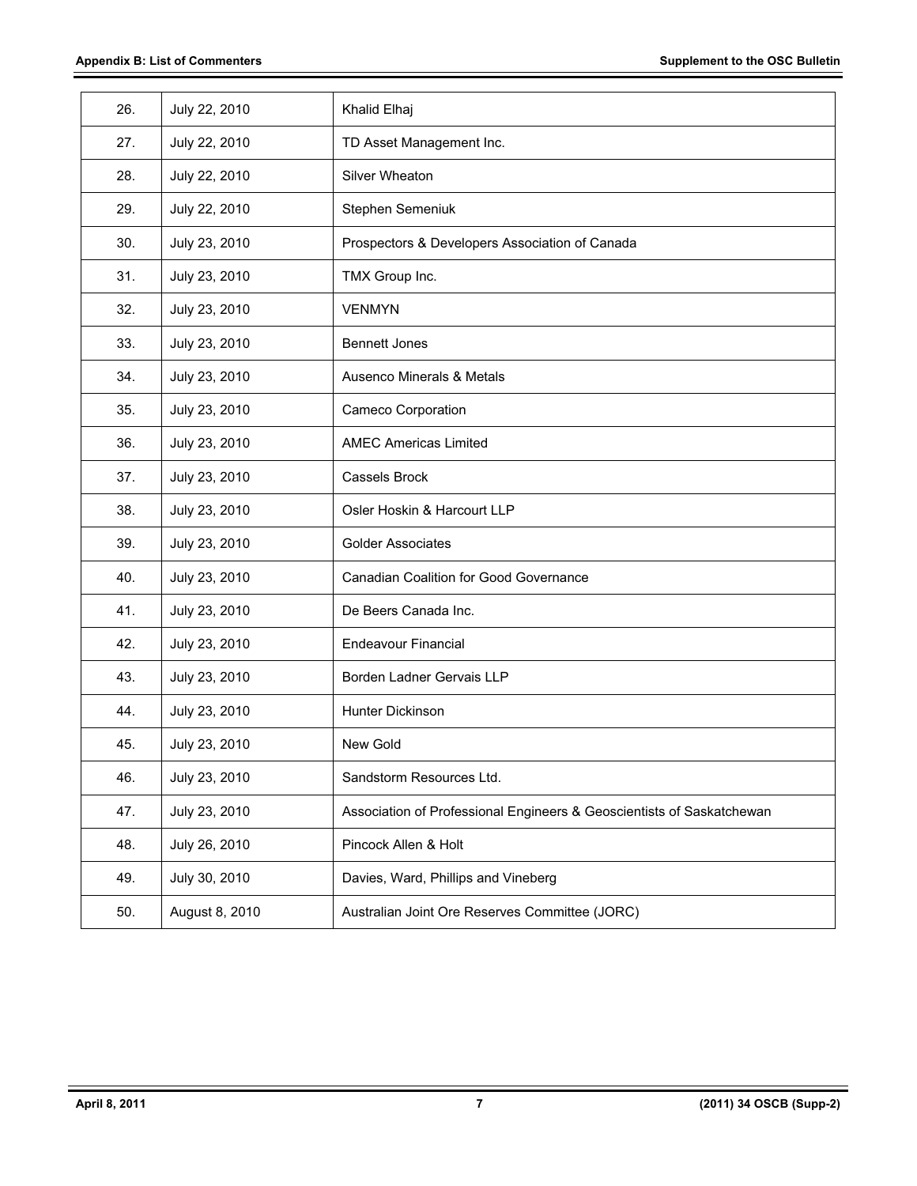| | | |
|---|---|---|
| 26. | July 22, 2010 | Khalid Elhaj |
| 27. | July 22, 2010 | TD Asset Management Inc. |
| 28. | July 22, 2010 | Silver Wheaton |
| 29. | July 22, 2010 | Stephen Semeniuk |
| 30. | July 23, 2010 | Prospectors & Developers Association of Canada |
| 31. | July 23, 2010 | TMX Group Inc. |
| 32. | July 23, 2010 | VENMYN |
| 33. | July 23, 2010 | Bennett Jones |
| 34. | July 23, 2010 | Ausenco Minerals & Metals |
| 35. | July 23, 2010 | Cameco Corporation |
| 36. | July 23, 2010 | AMEC Americas Limited |
| 37. | July 23, 2010 | Cassels Brock |
| 38. | July 23, 2010 | Osler Hoskin & Harcourt LLP |
| 39. | July 23, 2010 | Golder Associates |
| 40. | July 23, 2010 | Canadian Coalition for Good Governance |
| 41. | July 23, 2010 | De Beers Canada Inc. |
| 42. | July 23, 2010 | Endeavour Financial |
| 43. | July 23, 2010 | Borden Ladner Gervais LLP |
| 44. | July 23, 2010 | Hunter Dickinson |
| 45. | July 23, 2010 | New Gold |
| 46. | July 23, 2010 | Sandstorm Resources Ltd. |
| 47. | July 23, 2010 | Association of Professional Engineers & Geoscientists of Saskatchewan |
| 48. | July 26, 2010 | Pincock Allen & Holt |
| 49. | July 30, 2010 | Davies, Ward, Phillips and Vineberg |
| 50. | August 8, 2010 | Australian Joint Ore Reserves Committee (JORC) |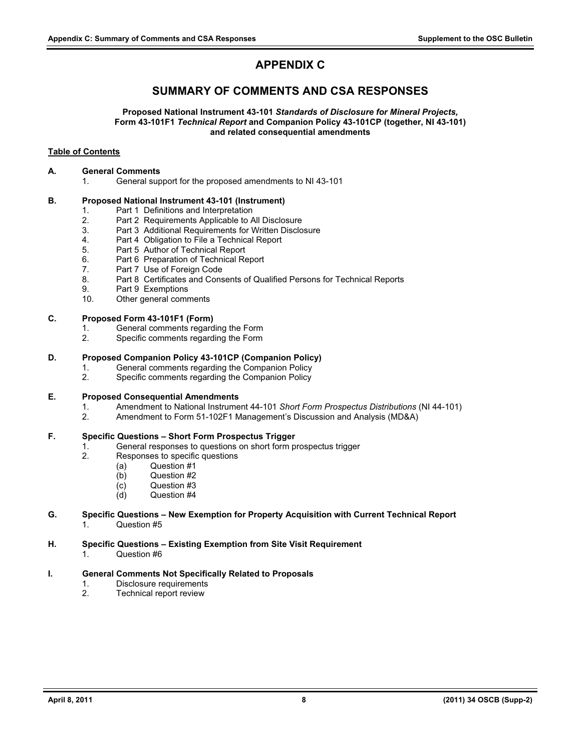# APPENDIX C

## SUMMARY OF COMMENTS AND CSA RESPONSES

**Proposed National Instrument 43-101 *Standards of Disclosure for Mineral Projects,* Form 43-101F1 *Technical Report* and Companion Policy 43-101CP (together, NI 43-101) and related consequential amendments**

**Table of Contents**

**A. General Comments**
1. General support for the proposed amendments to NI 43-101

**B. Proposed National Instrument 43-101 (Instrument)**
1. Part 1 Definitions and Interpretation
2. Part 2 Requirements Applicable to All Disclosure
3. Part 3 Additional Requirements for Written Disclosure
4. Part 4 Obligation to File a Technical Report
5. Part 5 Author of Technical Report
6. Part 6 Preparation of Technical Report
7. Part 7 Use of Foreign Code
8. Part 8 Certificates and Consents of Qualified Persons for Technical Reports
9. Part 9 Exemptions
10. Other general comments

**C. Proposed Form 43-101F1 (Form)**
1. General comments regarding the Form
2. Specific comments regarding the Form

**D. Proposed Companion Policy 43-101CP (Companion Policy)**
1. General comments regarding the Companion Policy
2. Specific comments regarding the Companion Policy

**E. Proposed Consequential Amendments**
1. Amendment to National Instrument 44-101 *Short Form Prospectus Distributions* (NI 44-101)
2. Amendment to Form 51-102F1 Management's Discussion and Analysis (MD&A)

**F. Specific Questions – Short Form Prospectus Trigger**
1. General responses to questions on short form prospectus trigger
2. Responses to specific questions
   (a) Question #1
   (b) Question #2
   (c) Question #3
   (d) Question #4

**G. Specific Questions – New Exemption for Property Acquisition with Current Technical Report**
1. Question #5

**H. Specific Questions – Existing Exemption from Site Visit Requirement**
1. Question #6

**I. General Comments Not Specifically Related to Proposals**
1. Disclosure requirements
2. Technical report review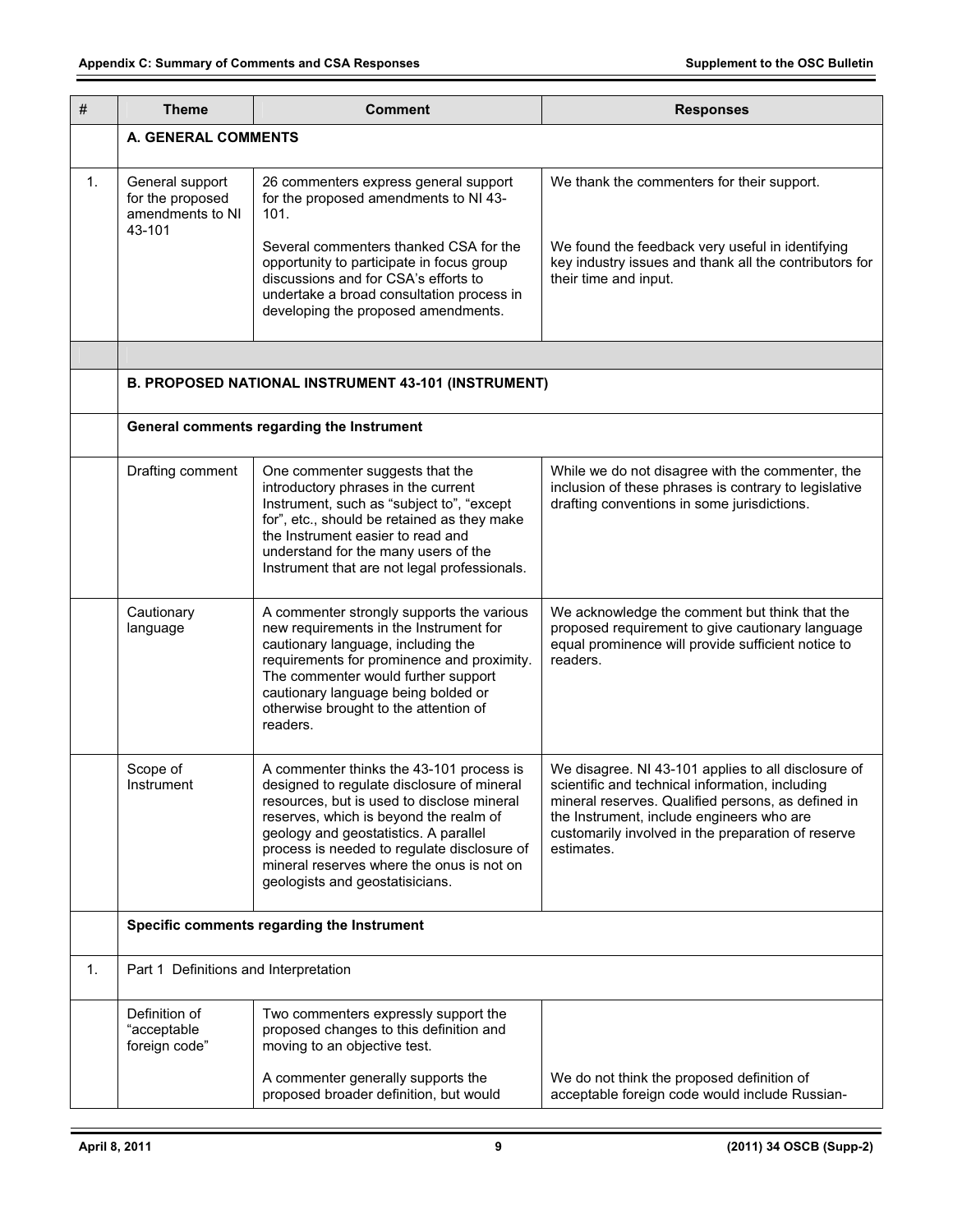| # | Theme | Comment | Responses |
|---|---|---|---|
| | **A. GENERAL COMMENTS** | | |
| 1. | General support for the proposed amendments to NI 43-101 | 26 commenters express general support for the proposed amendments to NI 43-101. | We thank the commenters for their support. |
| | | Several commenters thanked CSA for the opportunity to participate in focus group discussions and for CSA's efforts to undertake a broad consultation process in developing the proposed amendments. | We found the feedback very useful in identifying key industry issues and thank all the contributors for their time and input. |
| | | | |
| | **B. PROPOSED NATIONAL INSTRUMENT 43-101 (INSTRUMENT)** | | |
| | **General comments regarding the Instrument** | | |
| | Drafting comment | One commenter suggests that the introductory phrases in the current Instrument, such as "subject to", "except for", etc., should be retained as they make the Instrument easier to read and understand for the many users of the Instrument that are not legal professionals. | While we do not disagree with the commenter, the inclusion of these phrases is contrary to legislative drafting conventions in some jurisdictions. |
| | Cautionary language | A commenter strongly supports the various new requirements in the Instrument for cautionary language, including the requirements for prominence and proximity. The commenter would further support cautionary language being bolded or otherwise brought to the attention of readers. | We acknowledge the comment but think that the proposed requirement to give cautionary language equal prominence will provide sufficient notice to readers. |
| | Scope of Instrument | A commenter thinks the 43-101 process is designed to regulate disclosure of mineral resources, but is used to disclose mineral reserves, which is beyond the realm of geology and geostatistics. A parallel process is needed to regulate disclosure of mineral reserves where the onus is not on geologists and geostatisicians. | We disagree. NI 43-101 applies to all disclosure of scientific and technical information, including mineral reserves. Qualified persons, as defined in the Instrument, include engineers who are customarily involved in the preparation of reserve estimates. |
| | **Specific comments regarding the Instrument** | | |
| 1. | Part 1 Definitions and Interpretation | | |
| | Definition of "acceptable foreign code" | Two commenters expressly support the proposed changes to this definition and moving to an objective test. | |
| | | A commenter generally supports the proposed broader definition, but would | We do not think the proposed definition of acceptable foreign code would include Russian- |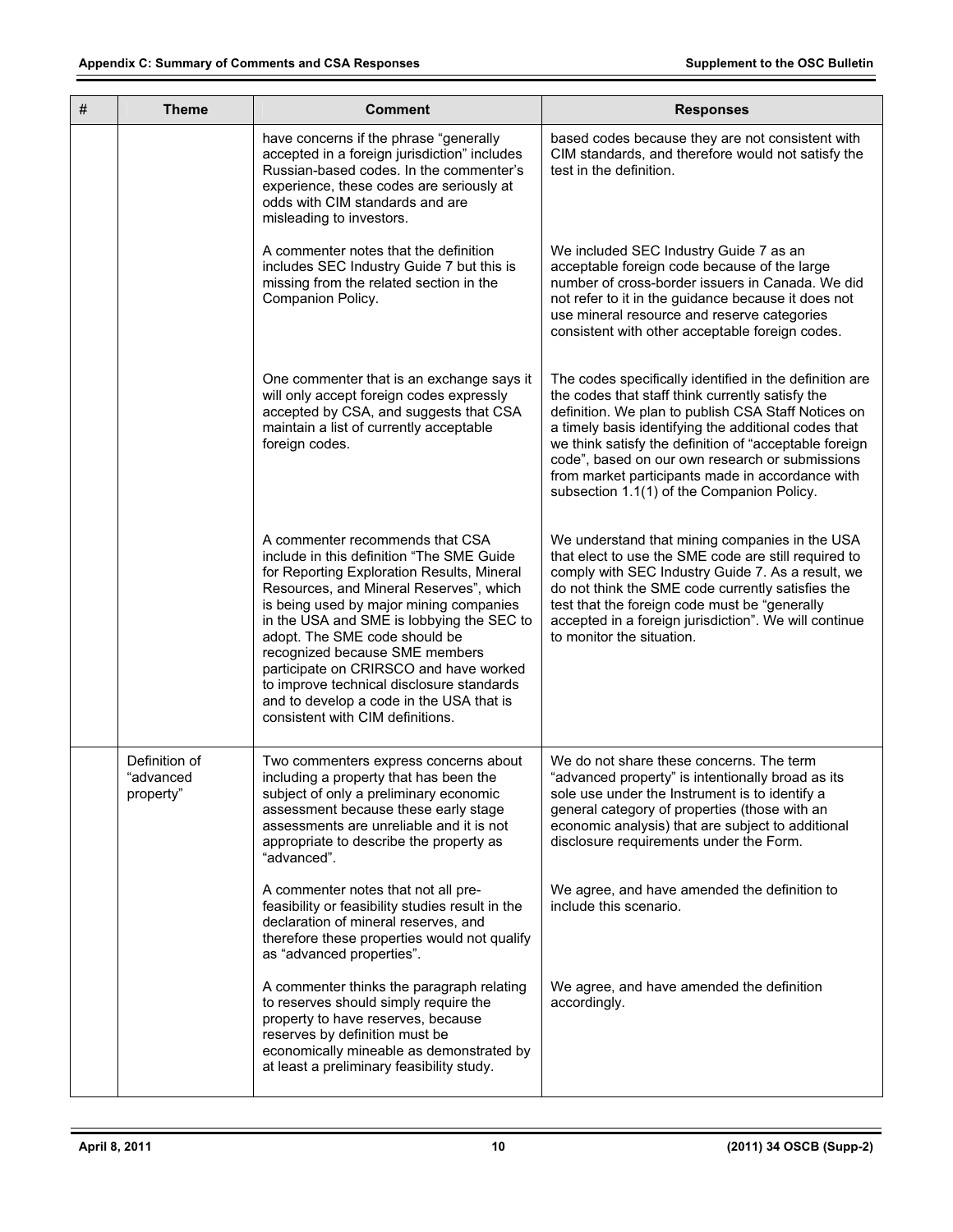| # | Theme | Comment | Responses |
|---|---|---|---|
| | | have concerns if the phrase "generally accepted in a foreign jurisdiction" includes Russian-based codes. In the commenter's experience, these codes are seriously at odds with CIM standards and are misleading to investors. | based codes because they are not consistent with CIM standards, and therefore would not satisfy the test in the definition. |
| | | A commenter notes that the definition includes SEC Industry Guide 7 but this is missing from the related section in the Companion Policy. | We included SEC Industry Guide 7 as an acceptable foreign code because of the large number of cross-border issuers in Canada. We did not refer to it in the guidance because it does not use mineral resource and reserve categories consistent with other acceptable foreign codes. |
| | | One commenter that is an exchange says it will only accept foreign codes expressly accepted by CSA, and suggests that CSA maintain a list of currently acceptable foreign codes. | The codes specifically identified in the definition are the codes that staff think currently satisfy the definition. We plan to publish CSA Staff Notices on a timely basis identifying the additional codes that we think satisfy the definition of "acceptable foreign code", based on our own research or submissions from market participants made in accordance with subsection 1.1(1) of the Companion Policy. |
| | | A commenter recommends that CSA include in this definition "The SME Guide for Reporting Exploration Results, Mineral Resources, and Mineral Reserves", which is being used by major mining companies in the USA and SME is lobbying the SEC to adopt. The SME code should be recognized because SME members participate on CRIRSCO and have worked to improve technical disclosure standards and to develop a code in the USA that is consistent with CIM definitions. | We understand that mining companies in the USA that elect to use the SME code are still required to comply with SEC Industry Guide 7. As a result, we do not think the SME code currently satisfies the test that the foreign code must be "generally accepted in a foreign jurisdiction". We will continue to monitor the situation. |
| | Definition of "advanced property" | Two commenters express concerns about including a property that has been the subject of only a preliminary economic assessment because these early stage assessments are unreliable and it is not appropriate to describe the property as "advanced". | We do not share these concerns. The term "advanced property" is intentionally broad as its sole use under the Instrument is to identify a general category of properties (those with an economic analysis) that are subject to additional disclosure requirements under the Form. |
| | | A commenter notes that not all pre-feasibility or feasibility studies result in the declaration of mineral reserves, and therefore these properties would not qualify as "advanced properties". | We agree, and have amended the definition to include this scenario. |
| | | A commenter thinks the paragraph relating to reserves should simply require the property to have reserves, because reserves by definition must be economically mineable as demonstrated by at least a preliminary feasibility study. | We agree, and have amended the definition accordingly. |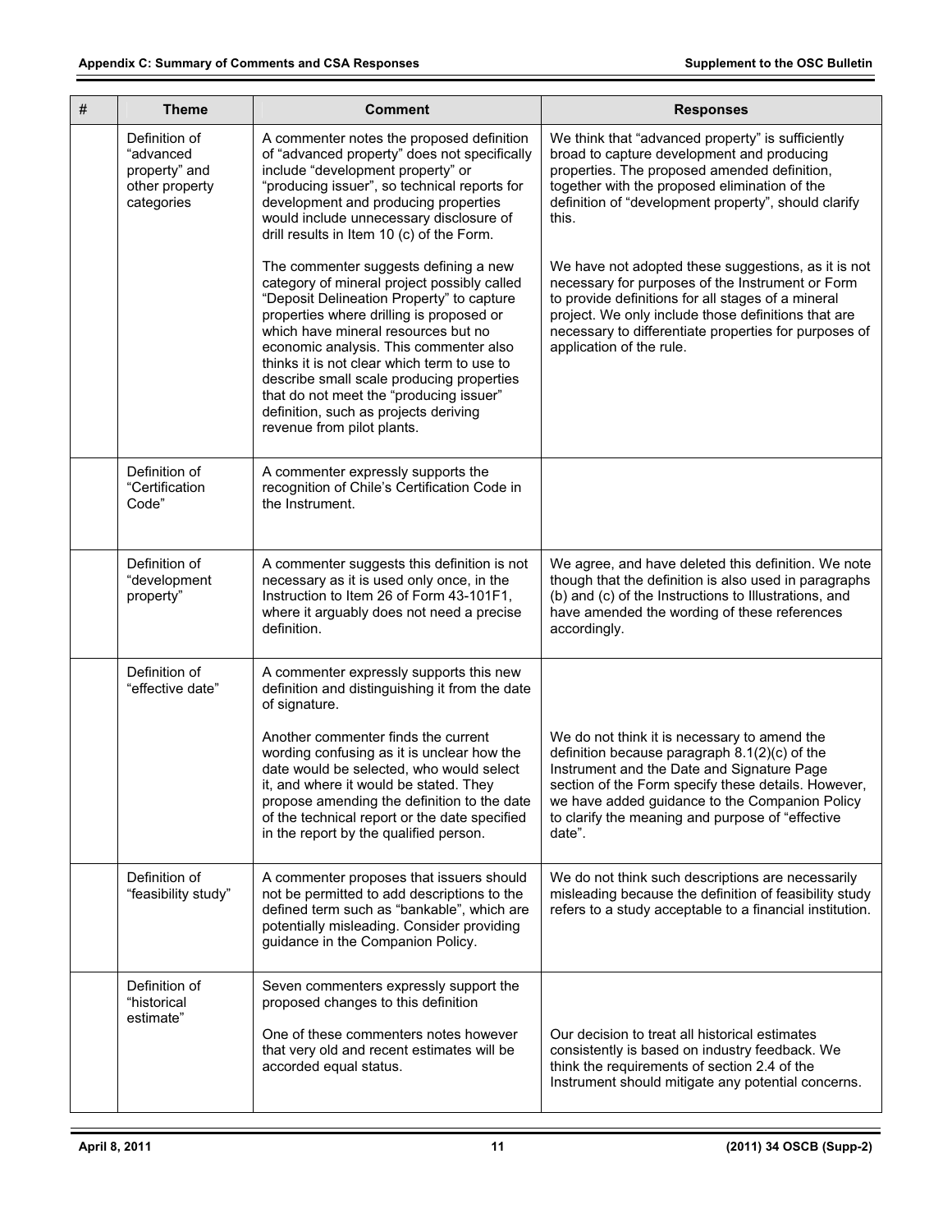| # | Theme | Comment | Responses |
|---|---|---|---|
| | Definition of "advanced property" and other property categories | A commenter notes the proposed definition of "advanced property" does not specifically include "development property" or "producing issuer", so technical reports for development and producing properties would include unnecessary disclosure of drill results in Item 10 (c) of the Form.<br><br>The commenter suggests defining a new category of mineral project possibly called "Deposit Delineation Property" to capture properties where drilling is proposed or which have mineral resources but no economic analysis. This commenter also thinks it is not clear which term to use to describe small scale producing properties that do not meet the "producing issuer" definition, such as projects deriving revenue from pilot plants. | We think that "advanced property" is sufficiently broad to capture development and producing properties. The proposed amended definition, together with the proposed elimination of the definition of "development property", should clarify this.<br><br>We have not adopted these suggestions, as it is not necessary for purposes of the Instrument or Form to provide definitions for all stages of a mineral project. We only include those definitions that are necessary to differentiate properties for purposes of application of the rule. |
| | Definition of "Certification Code" | A commenter expressly supports the recognition of Chile's Certification Code in the Instrument. | |
| | Definition of "development property" | A commenter suggests this definition is not necessary as it is used only once, in the Instruction to Item 26 of Form 43-101F1, where it arguably does not need a precise definition. | We agree, and have deleted this definition. We note though that the definition is also used in paragraphs (b) and (c) of the Instructions to Illustrations, and have amended the wording of these references accordingly. |
| | Definition of "effective date" | A commenter expressly supports this new definition and distinguishing it from the date of signature.<br><br>Another commenter finds the current wording confusing as it is unclear how the date would be selected, who would select it, and where it would be stated. They propose amending the definition to the date of the technical report or the date specified in the report by the qualified person. | <br><br><br><br>We do not think it is necessary to amend the definition because paragraph 8.1(2)(c) of the Instrument and the Date and Signature Page section of the Form specify these details. However, we have added guidance to the Companion Policy to clarify the meaning and purpose of "effective date". |
| | Definition of "feasibility study" | A commenter proposes that issuers should not be permitted to add descriptions to the defined term such as "bankable", which are potentially misleading. Consider providing guidance in the Companion Policy. | We do not think such descriptions are necessarily misleading because the definition of feasibility study refers to a study acceptable to a financial institution. |
| | Definition of "historical estimate" | Seven commenters expressly support the proposed changes to this definition<br><br>One of these commenters notes however that very old and recent estimates will be accorded equal status. | <br><br>Our decision to treat all historical estimates consistently is based on industry feedback. We think the requirements of section 2.4 of the Instrument should mitigate any potential concerns. |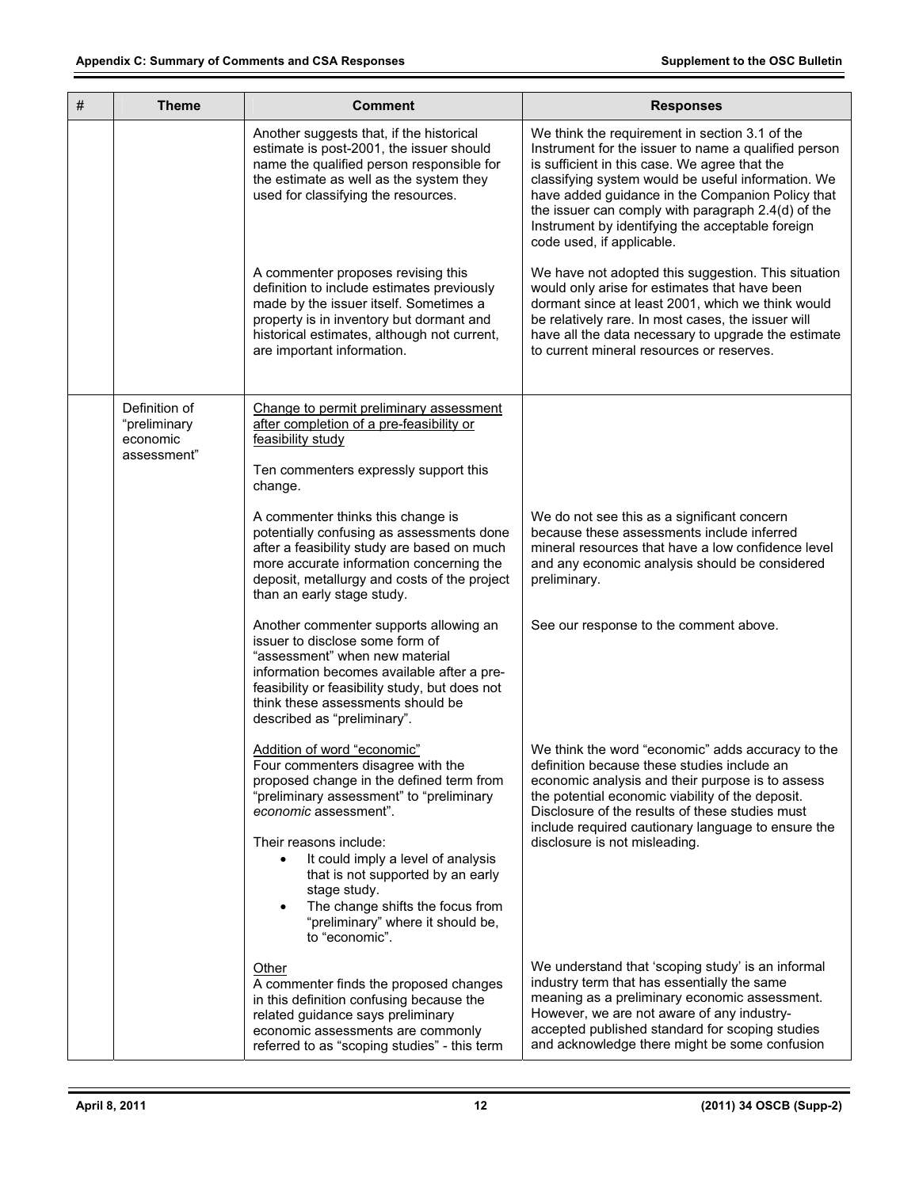| # | Theme | Comment | Responses |
|---|---|---|---|
| | | Another suggests that, if the historical estimate is post-2001, the issuer should name the qualified person responsible for the estimate as well as the system they used for classifying the resources. | We think the requirement in section 3.1 of the Instrument for the issuer to name a qualified person is sufficient in this case. We agree that the classifying system would be useful information. We have added guidance in the Companion Policy that the issuer can comply with paragraph 2.4(d) of the Instrument by identifying the acceptable foreign code used, if applicable. |
| | | A commenter proposes revising this definition to include estimates previously made by the issuer itself. Sometimes a property is in inventory but dormant and historical estimates, although not current, are important information. | We have not adopted this suggestion. This situation would only arise for estimates that have been dormant since at least 2001, which we think would be relatively rare. In most cases, the issuer will have all the data necessary to upgrade the estimate to current mineral resources or reserves. |
| | Definition of "preliminary economic assessment" | <u>Change to permit preliminary assessment after completion of a pre-feasibility or feasibility study</u><br><br>Ten commenters expressly support this change. | |
| | | A commenter thinks this change is potentially confusing as assessments done after a feasibility study are based on much more accurate information concerning the deposit, metallurgy and costs of the project than an early stage study. | We do not see this as a significant concern because these assessments include inferred mineral resources that have a low confidence level and any economic analysis should be considered preliminary. |
| | | Another commenter supports allowing an issuer to disclose some form of "assessment" when new material information becomes available after a pre-feasibility or feasibility study, but does not think these assessments should be described as "preliminary". | See our response to the comment above. |
| | | <u>Addition of word "economic"</u><br>Four commenters disagree with the proposed change in the defined term from "preliminary assessment" to "preliminary *economic* assessment".<br><br>Their reasons include:<br>• It could imply a level of analysis that is not supported by an early stage study.<br>• The change shifts the focus from "preliminary" where it should be, to "economic". | We think the word "economic" adds accuracy to the definition because these studies include an economic analysis and their purpose is to assess the potential economic viability of the deposit. Disclosure of the results of these studies must include required cautionary language to ensure the disclosure is not misleading. |
| | | <u>Other</u><br>A commenter finds the proposed changes in this definition confusing because the related guidance says preliminary economic assessments are commonly referred to as "scoping studies" - this term | We understand that 'scoping study' is an informal industry term that has essentially the same meaning as a preliminary economic assessment. However, we are not aware of any industry-accepted published standard for scoping studies and acknowledge there might be some confusion |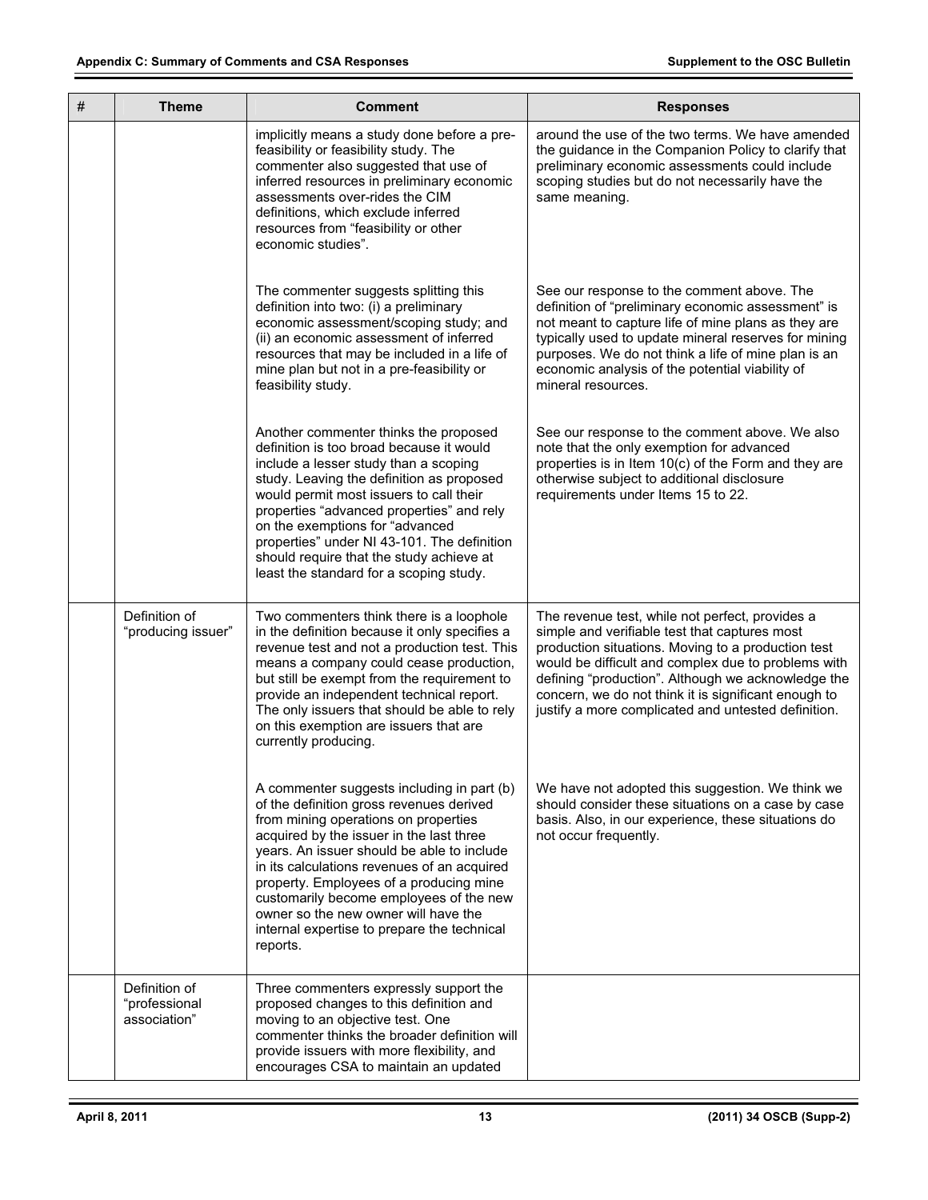| # | Theme | Comment | Responses |
|---|---|---|---|
| | | implicitly means a study done before a pre-feasibility or feasibility study. The commenter also suggested that use of inferred resources in preliminary economic assessments over-rides the CIM definitions, which exclude inferred resources from "feasibility or other economic studies". | around the use of the two terms. We have amended the guidance in the Companion Policy to clarify that preliminary economic assessments could include scoping studies but do not necessarily have the same meaning. |
| | | The commenter suggests splitting this definition into two: (i) a preliminary economic assessment/scoping study; and (ii) an economic assessment of inferred resources that may be included in a life of mine plan but not in a pre-feasibility or feasibility study. | See our response to the comment above. The definition of "preliminary economic assessment" is not meant to capture life of mine plans as they are typically used to update mineral reserves for mining purposes. We do not think a life of mine plan is an economic analysis of the potential viability of mineral resources. |
| | | Another commenter thinks the proposed definition is too broad because it would include a lesser study than a scoping study. Leaving the definition as proposed would permit most issuers to call their properties "advanced properties" and rely on the exemptions for "advanced properties" under NI 43-101. The definition should require that the study achieve at least the standard for a scoping study. | See our response to the comment above. We also note that the only exemption for advanced properties is in Item 10(c) of the Form and they are otherwise subject to additional disclosure requirements under Items 15 to 22. |
| | Definition of "producing issuer" | Two commenters think there is a loophole in the definition because it only specifies a revenue test and not a production test. This means a company could cease production, but still be exempt from the requirement to provide an independent technical report. The only issuers that should be able to rely on this exemption are issuers that are currently producing. | The revenue test, while not perfect, provides a simple and verifiable test that captures most production situations. Moving to a production test would be difficult and complex due to problems with defining "production". Although we acknowledge the concern, we do not think it is significant enough to justify a more complicated and untested definition. |
| | | A commenter suggests including in part (b) of the definition gross revenues derived from mining operations on properties acquired by the issuer in the last three years. An issuer should be able to include in its calculations revenues of an acquired property. Employees of a producing mine customarily become employees of the new owner so the new owner will have the internal expertise to prepare the technical reports. | We have not adopted this suggestion. We think we should consider these situations on a case by case basis. Also, in our experience, these situations do not occur frequently. |
| | Definition of "professional association" | Three commenters expressly support the proposed changes to this definition and moving to an objective test. One commenter thinks the broader definition will provide issuers with more flexibility, and encourages CSA to maintain an updated | |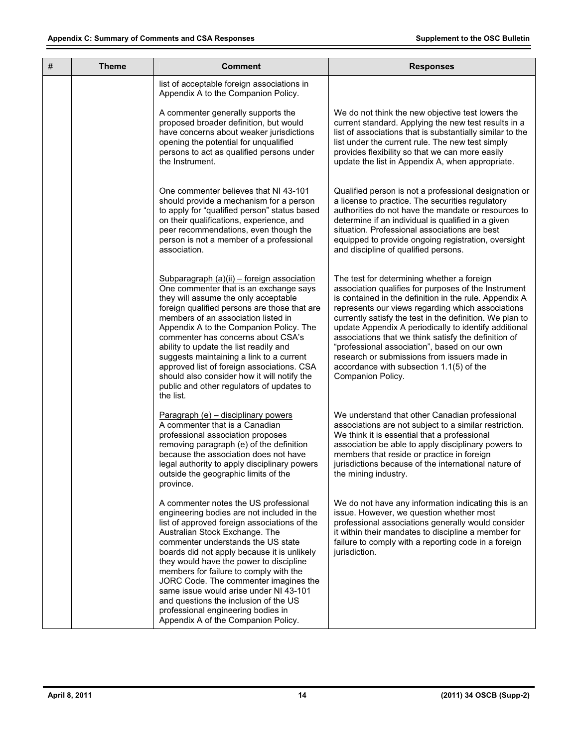| # | Theme | Comment | Responses |
|---|---|---|---|
| | | list of acceptable foreign associations in Appendix A to the Companion Policy. | |
| | | A commenter generally supports the proposed broader definition, but would have concerns about weaker jurisdictions opening the potential for unqualified persons to act as qualified persons under the Instrument. | We do not think the new objective test lowers the current standard. Applying the new test results in a list of associations that is substantially similar to the list under the current rule. The new test simply provides flexibility so that we can more easily update the list in Appendix A, when appropriate. |
| | | One commenter believes that NI 43-101 should provide a mechanism for a person to apply for "qualified person" status based on their qualifications, experience, and peer recommendations, even though the person is not a member of a professional association. | Qualified person is not a professional designation or a license to practice. The securities regulatory authorities do not have the mandate or resources to determine if an individual is qualified in a given situation. Professional associations are best equipped to provide ongoing registration, oversight and discipline of qualified persons. |
| | | Subparagraph (a)(ii) – foreign association<br>One commenter that is an exchange says they will assume the only acceptable foreign qualified persons are those that are members of an association listed in Appendix A to the Companion Policy. The commenter has concerns about CSA's ability to update the list readily and suggests maintaining a link to a current approved list of foreign associations. CSA should also consider how it will notify the public and other regulators of updates to the list. | The test for determining whether a foreign association qualifies for purposes of the Instrument is contained in the definition in the rule. Appendix A represents our views regarding which associations currently satisfy the test in the definition. We plan to update Appendix A periodically to identify additional associations that we think satisfy the definition of "professional association", based on our own research or submissions from issuers made in accordance with subsection 1.1(5) of the Companion Policy. |
| | | Paragraph (e) – disciplinary powers<br>A commenter that is a Canadian professional association proposes removing paragraph (e) of the definition because the association does not have legal authority to apply disciplinary powers outside the geographic limits of the province. | We understand that other Canadian professional associations are not subject to a similar restriction. We think it is essential that a professional association be able to apply disciplinary powers to members that reside or practice in foreign jurisdictions because of the international nature of the mining industry. |
| | | A commenter notes the US professional engineering bodies are not included in the list of approved foreign associations of the Australian Stock Exchange. The commenter understands the US state boards did not apply because it is unlikely they would have the power to discipline members for failure to comply with the JORC Code. The commenter imagines the same issue would arise under NI 43-101 and questions the inclusion of the US professional engineering bodies in Appendix A of the Companion Policy. | We do not have any information indicating this is an issue. However, we question whether most professional associations generally would consider it within their mandates to discipline a member for failure to comply with a reporting code in a foreign jurisdiction. |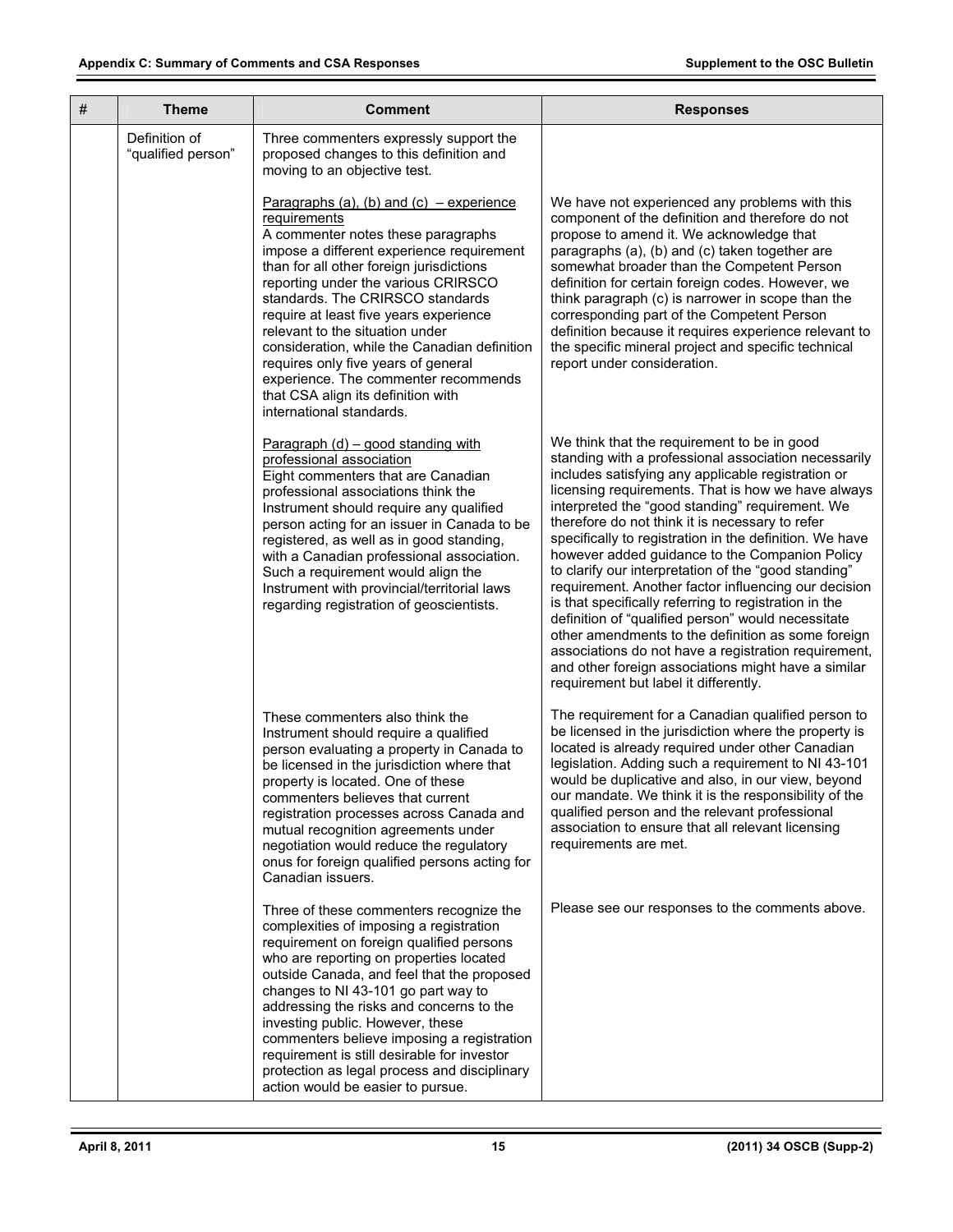| # | Theme | Comment | Responses |
|---|---|---|---|
| | Definition of "qualified person" | Three commenters expressly support the proposed changes to this definition and moving to an objective test. | |
| | | Paragraphs (a), (b) and (c) – experience requirements<br>A commenter notes these paragraphs impose a different experience requirement than for all other foreign jurisdictions reporting under the various CRIRSCO standards. The CRIRSCO standards require at least five years experience relevant to the situation under consideration, while the Canadian definition requires only five years of general experience. The commenter recommends that CSA align its definition with international standards. | We have not experienced any problems with this component of the definition and therefore do not propose to amend it. We acknowledge that paragraphs (a), (b) and (c) taken together are somewhat broader than the Competent Person definition for certain foreign codes. However, we think paragraph (c) is narrower in scope than the corresponding part of the Competent Person definition because it requires experience relevant to the specific mineral project and specific technical report under consideration. |
| | | Paragraph (d) – good standing with professional association<br>Eight commenters that are Canadian professional associations think the Instrument should require any qualified person acting for an issuer in Canada to be registered, as well as in good standing, with a Canadian professional association. Such a requirement would align the Instrument with provincial/territorial laws regarding registration of geoscientists. | We think that the requirement to be in good standing with a professional association necessarily includes satisfying any applicable registration or licensing requirements. That is how we have always interpreted the "good standing" requirement. We therefore do not think it is necessary to refer specifically to registration in the definition. We have however added guidance to the Companion Policy to clarify our interpretation of the "good standing" requirement. Another factor influencing our decision is that specifically referring to registration in the definition of "qualified person" would necessitate other amendments to the definition as some foreign associations do not have a registration requirement, and other foreign associations might have a similar requirement but label it differently. |
| | | These commenters also think the Instrument should require a qualified person evaluating a property in Canada to be licensed in the jurisdiction where that property is located. One of these commenters believes that current registration processes across Canada and mutual recognition agreements under negotiation would reduce the regulatory onus for foreign qualified persons acting for Canadian issuers. | The requirement for a Canadian qualified person to be licensed in the jurisdiction where the property is located is already required under other Canadian legislation. Adding such a requirement to NI 43-101 would be duplicative and also, in our view, beyond our mandate. We think it is the responsibility of the qualified person and the relevant professional association to ensure that all relevant licensing requirements are met. |
| | | Three of these commenters recognize the complexities of imposing a registration requirement on foreign qualified persons who are reporting on properties located outside Canada, and feel that the proposed changes to NI 43-101 go part way to addressing the risks and concerns to the investing public. However, these commenters believe imposing a registration requirement is still desirable for investor protection as legal process and disciplinary action would be easier to pursue. | Please see our responses to the comments above. |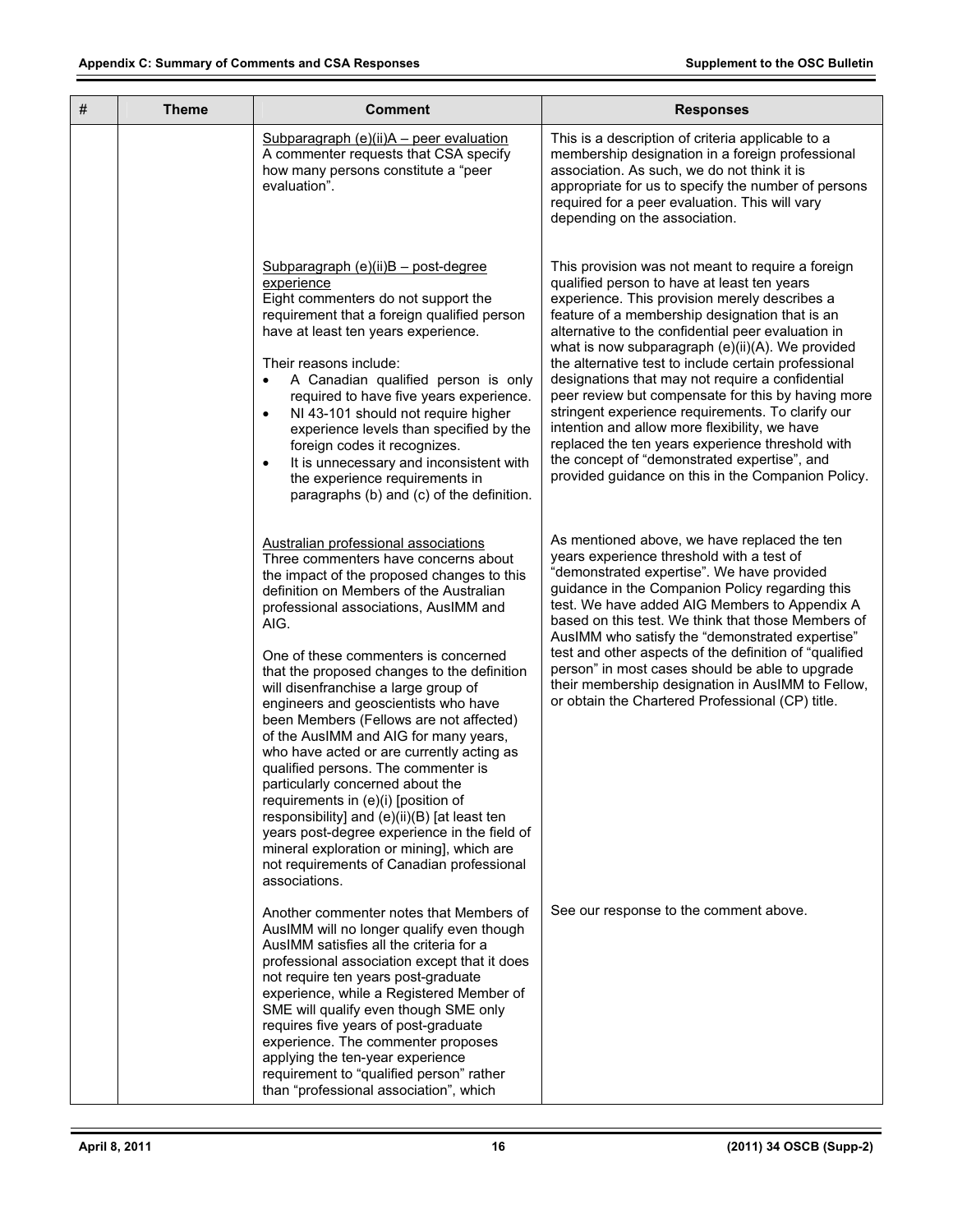| # | Theme | Comment | Responses |
|---|---|---|---|
| | | Subparagraph (e)(ii)A – peer evaluation<br>A commenter requests that CSA specify how many persons constitute a "peer evaluation". | This is a description of criteria applicable to a membership designation in a foreign professional association. As such, we do not think it is appropriate for us to specify the number of persons required for a peer evaluation. This will vary depending on the association. |
| | | Subparagraph (e)(ii)B – post-degree experience<br>Eight commenters do not support the requirement that a foreign qualified person have at least ten years experience.<br><br>Their reasons include:<br>• A Canadian qualified person is only required to have five years experience.<br>• NI 43-101 should not require higher experience levels than specified by the foreign codes it recognizes.<br>• It is unnecessary and inconsistent with the experience requirements in paragraphs (b) and (c) of the definition. | This provision was not meant to require a foreign qualified person to have at least ten years experience. This provision merely describes a feature of a membership designation that is an alternative to the confidential peer evaluation in what is now subparagraph (e)(ii)(A). We provided the alternative test to include certain professional designations that may not require a confidential peer review but compensate for this by having more stringent experience requirements. To clarify our intention and allow more flexibility, we have replaced the ten years experience threshold with the concept of "demonstrated expertise", and provided guidance on this in the Companion Policy. |
| | | Australian professional associations<br>Three commenters have concerns about the impact of the proposed changes to this definition on Members of the Australian professional associations, AusIMM and AIG.<br><br>One of these commenters is concerned that the proposed changes to the definition will disenfranchise a large group of engineers and geoscientists who have been Members (Fellows are not affected) of the AusIMM and AIG for many years, who have acted or are currently acting as qualified persons. The commenter is particularly concerned about the requirements in (e)(i) [position of responsibility] and (e)(ii)(B) [at least ten years post-degree experience in the field of mineral exploration or mining], which are not requirements of Canadian professional associations. | As mentioned above, we have replaced the ten years experience threshold with a test of "demonstrated expertise". We have provided guidance in the Companion Policy regarding this test. We have added AIG Members to Appendix A based on this test. We think that those Members of AusIMM who satisfy the "demonstrated expertise" test and other aspects of the definition of "qualified person" in most cases should be able to upgrade their membership designation in AusIMM to Fellow, or obtain the Chartered Professional (CP) title. |
| | | Another commenter notes that Members of AusIMM will no longer qualify even though AusIMM satisfies all the criteria for a professional association except that it does not require ten years post-graduate experience, while a Registered Member of SME will qualify even though SME only requires five years of post-graduate experience. The commenter proposes applying the ten-year experience requirement to "qualified person" rather than "professional association", which | See our response to the comment above. |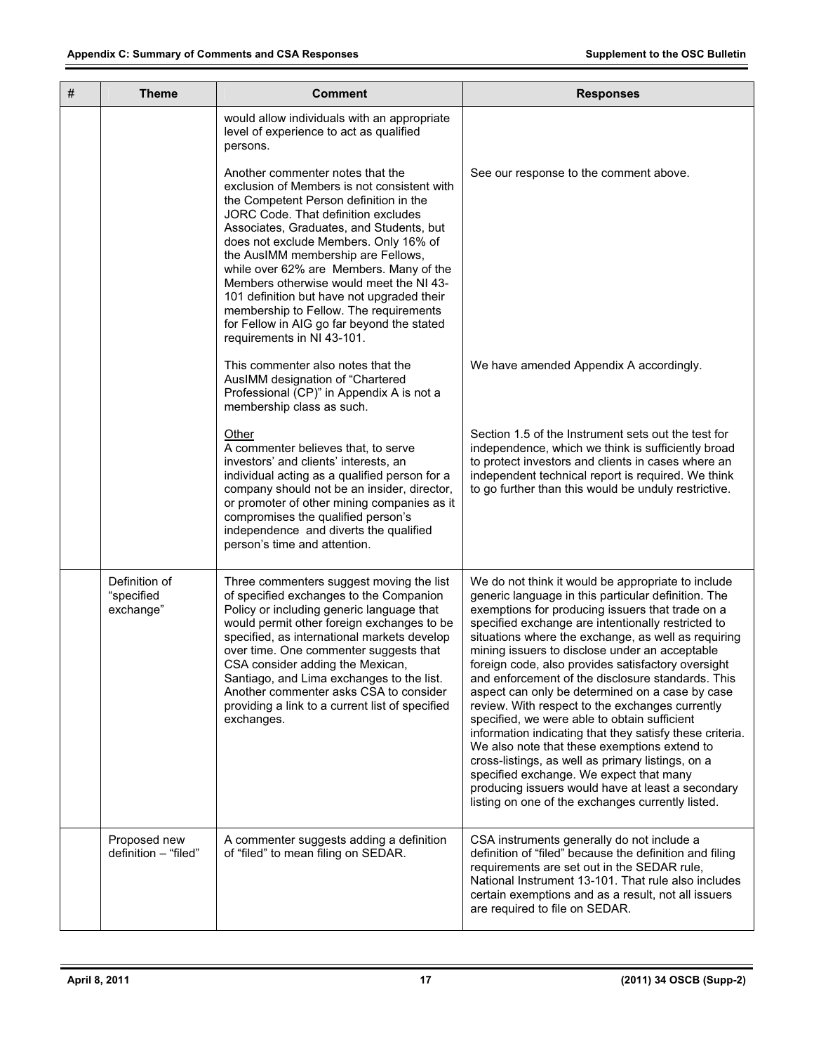| # | Theme | Comment | Responses |
|---|---|---|---|
| | | would allow individuals with an appropriate level of experience to act as qualified persons. | |
| | | Another commenter notes that the exclusion of Members is not consistent with the Competent Person definition in the JORC Code. That definition excludes Associates, Graduates, and Students, but does not exclude Members. Only 16% of the AusIMM membership are Fellows, while over 62% are Members. Many of the Members otherwise would meet the NI 43-101 definition but have not upgraded their membership to Fellow. The requirements for Fellow in AIG go far beyond the stated requirements in NI 43-101. | See our response to the comment above. |
| | | This commenter also notes that the AusIMM designation of "Chartered Professional (CP)" in Appendix A is not a membership class as such. | We have amended Appendix A accordingly. |
| | | Other<br>A commenter believes that, to serve investors' and clients' interests, an individual acting as a qualified person for a company should not be an insider, director, or promoter of other mining companies as it compromises the qualified person's independence and diverts the qualified person's time and attention. | Section 1.5 of the Instrument sets out the test for independence, which we think is sufficiently broad to protect investors and clients in cases where an independent technical report is required. We think to go further than this would be unduly restrictive. |
| | Definition of "specified exchange" | Three commenters suggest moving the list of specified exchanges to the Companion Policy or including generic language that would permit other foreign exchanges to be specified, as international markets develop over time. One commenter suggests that CSA consider adding the Mexican, Santiago, and Lima exchanges to the list. Another commenter asks CSA to consider providing a link to a current list of specified exchanges. | We do not think it would be appropriate to include generic language in this particular definition. The exemptions for producing issuers that trade on a specified exchange are intentionally restricted to situations where the exchange, as well as requiring mining issuers to disclose under an acceptable foreign code, also provides satisfactory oversight and enforcement of the disclosure standards. This aspect can only be determined on a case by case review. With respect to the exchanges currently specified, we were able to obtain sufficient information indicating that they satisfy these criteria. We also note that these exemptions extend to cross-listings, as well as primary listings, on a specified exchange. We expect that many producing issuers would have at least a secondary listing on one of the exchanges currently listed. |
| | Proposed new definition – "filed" | A commenter suggests adding a definition of "filed" to mean filing on SEDAR. | CSA instruments generally do not include a definition of "filed" because the definition and filing requirements are set out in the SEDAR rule, National Instrument 13-101. That rule also includes certain exemptions and as a result, not all issuers are required to file on SEDAR. |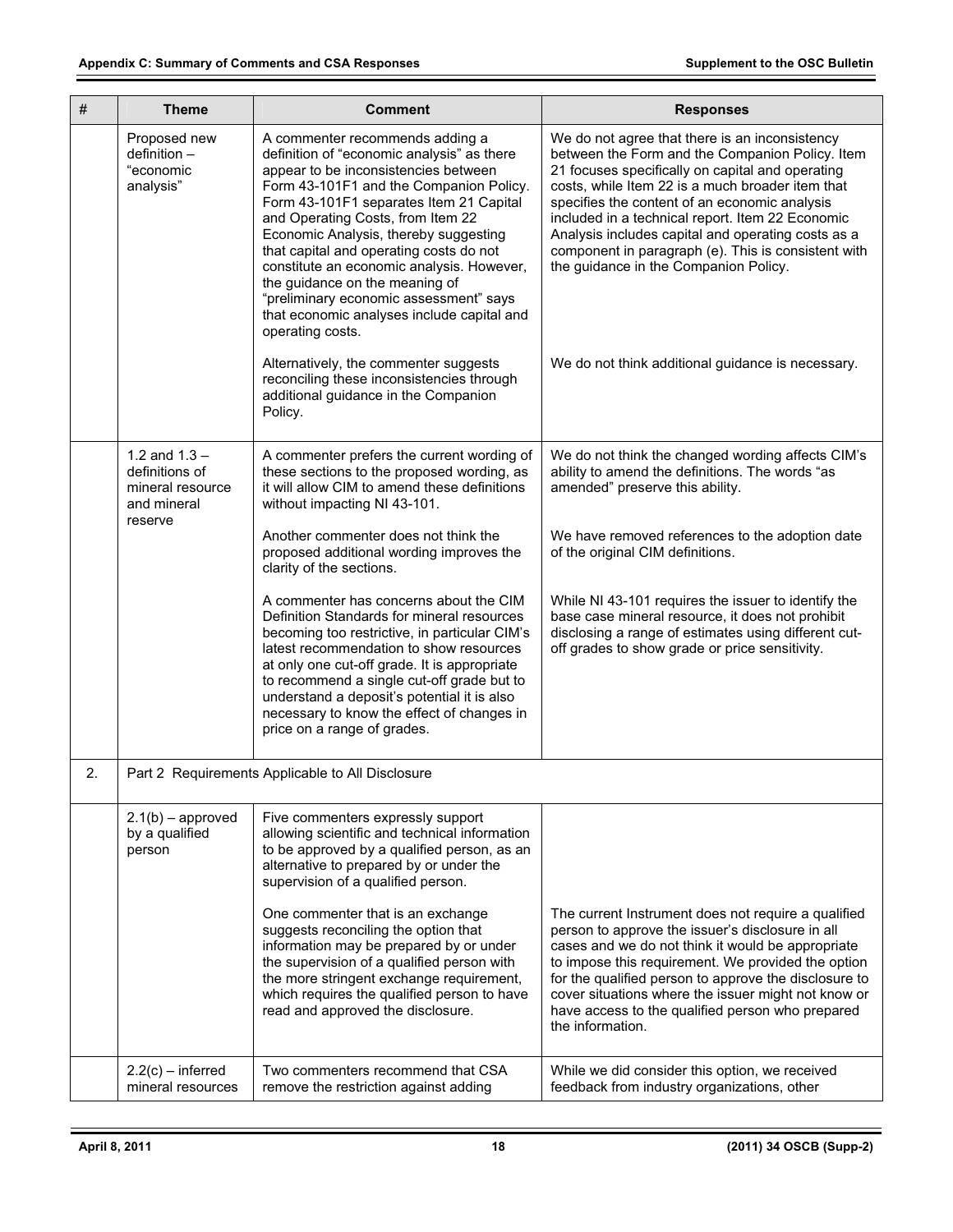| # | Theme | Comment | Responses |
|---|---|---|---|
| | Proposed new definition – "economic analysis" | A commenter recommends adding a definition of "economic analysis" as there appear to be inconsistencies between Form 43-101F1 and the Companion Policy. Form 43-101F1 separates Item 21 Capital and Operating Costs, from Item 22 Economic Analysis, thereby suggesting that capital and operating costs do not constitute an economic analysis. However, the guidance on the meaning of "preliminary economic assessment" says that economic analyses include capital and operating costs. | We do not agree that there is an inconsistency between the Form and the Companion Policy. Item 21 focuses specifically on capital and operating costs, while Item 22 is a much broader item that specifies the content of an economic analysis included in a technical report. Item 22 Economic Analysis includes capital and operating costs as a component in paragraph (e). This is consistent with the guidance in the Companion Policy. |
| | | Alternatively, the commenter suggests reconciling these inconsistencies through additional guidance in the Companion Policy. | We do not think additional guidance is necessary. |
| | 1.2 and 1.3 – definitions of mineral resource and mineral reserve | A commenter prefers the current wording of these sections to the proposed wording, as it will allow CIM to amend these definitions without impacting NI 43-101. | We do not think the changed wording affects CIM's ability to amend the definitions. The words "as amended" preserve this ability. |
| | | Another commenter does not think the proposed additional wording improves the clarity of the sections. | We have removed references to the adoption date of the original CIM definitions. |
| | | A commenter has concerns about the CIM Definition Standards for mineral resources becoming too restrictive, in particular CIM's latest recommendation to show resources at only one cut-off grade. It is appropriate to recommend a single cut-off grade but to understand a deposit's potential it is also necessary to know the effect of changes in price on a range of grades. | While NI 43-101 requires the issuer to identify the base case mineral resource, it does not prohibit disclosing a range of estimates using different cut-off grades to show grade or price sensitivity. |
| 2. | Part 2 Requirements Applicable to All Disclosure | | |
| | 2.1(b) – approved by a qualified person | Five commenters expressly support allowing scientific and technical information to be approved by a qualified person, as an alternative to prepared by or under the supervision of a qualified person. | |
| | | One commenter that is an exchange suggests reconciling the option that information may be prepared by or under the supervision of a qualified person with the more stringent exchange requirement, which requires the qualified person to have read and approved the disclosure. | The current Instrument does not require a qualified person to approve the issuer's disclosure in all cases and we do not think it would be appropriate to impose this requirement. We provided the option for the qualified person to approve the disclosure to cover situations where the issuer might not know or have access to the qualified person who prepared the information. |
| | 2.2(c) – inferred mineral resources | Two commenters recommend that CSA remove the restriction against adding | While we did consider this option, we received feedback from industry organizations, other |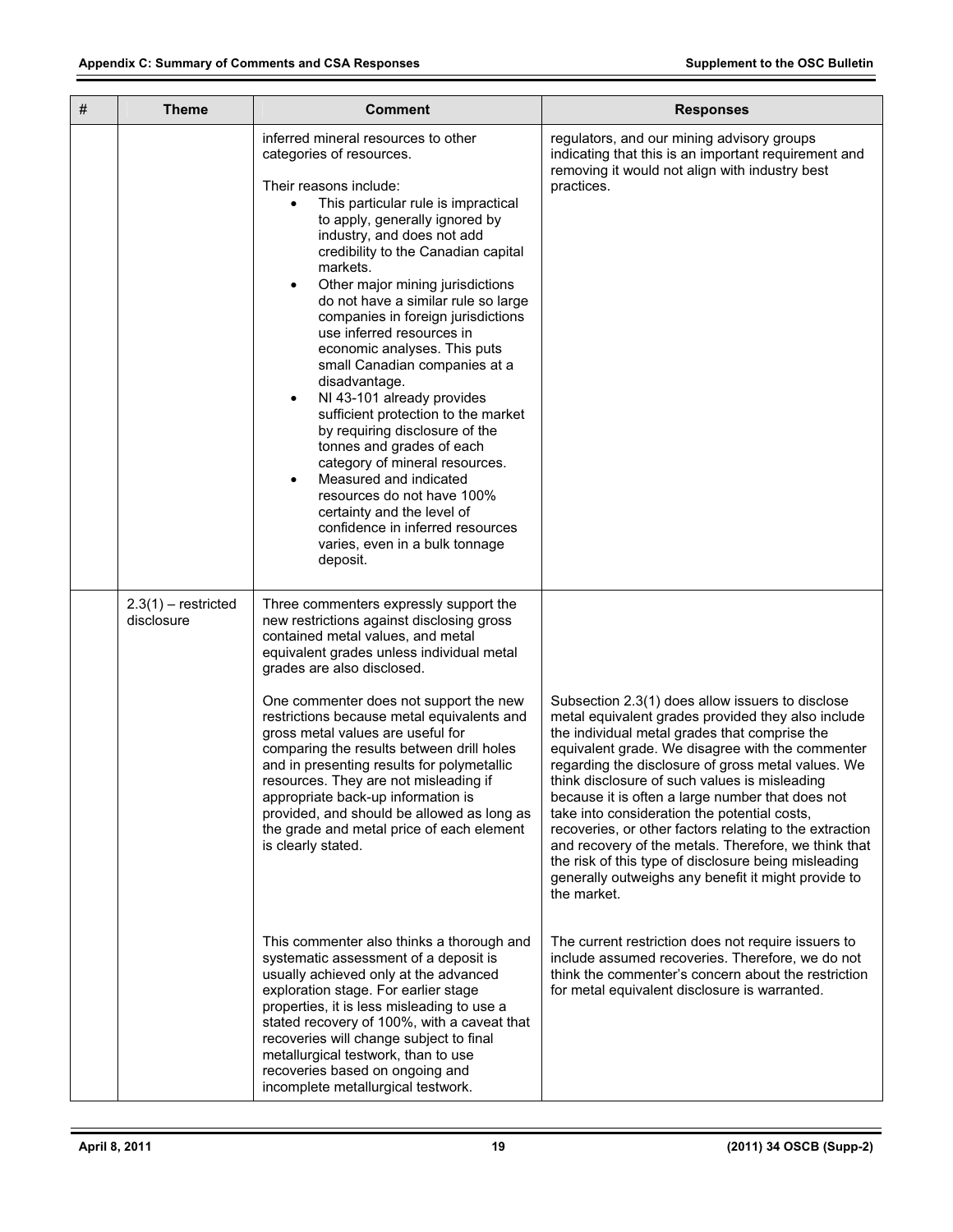| # | Theme | Comment | Responses |
| --- | --- | --- | --- |
| | | inferred mineral resources to other categories of resources.<br><br>Their reasons include:<br>• This particular rule is impractical to apply, generally ignored by industry, and does not add credibility to the Canadian capital markets.<br>• Other major mining jurisdictions do not have a similar rule so large companies in foreign jurisdictions use inferred resources in economic analyses. This puts small Canadian companies at a disadvantage.<br>• NI 43-101 already provides sufficient protection to the market by requiring disclosure of the tonnes and grades of each category of mineral resources.<br>• Measured and indicated resources do not have 100% certainty and the level of confidence in inferred resources varies, even in a bulk tonnage deposit. | regulators, and our mining advisory groups indicating that this is an important requirement and removing it would not align with industry best practices. |
| | 2.3(1) – restricted disclosure | Three commenters expressly support the new restrictions against disclosing gross contained metal values, and metal equivalent grades unless individual metal grades are also disclosed. | |
| | | One commenter does not support the new restrictions because metal equivalents and gross metal values are useful for comparing the results between drill holes and in presenting results for polymetallic resources. They are not misleading if appropriate back-up information is provided, and should be allowed as long as the grade and metal price of each element is clearly stated. | Subsection 2.3(1) does allow issuers to disclose metal equivalent grades provided they also include the individual metal grades that comprise the equivalent grade. We disagree with the commenter regarding the disclosure of gross metal values. We think disclosure of such values is misleading because it is often a large number that does not take into consideration the potential costs, recoveries, or other factors relating to the extraction and recovery of the metals. Therefore, we think that the risk of this type of disclosure being misleading generally outweighs any benefit it might provide to the market. |
| | | This commenter also thinks a thorough and systematic assessment of a deposit is usually achieved only at the advanced exploration stage. For earlier stage properties, it is less misleading to use a stated recovery of 100%, with a caveat that recoveries will change subject to final metallurgical testwork, than to use recoveries based on ongoing and incomplete metallurgical testwork. | The current restriction does not require issuers to include assumed recoveries. Therefore, we do not think the commenter's concern about the restriction for metal equivalent disclosure is warranted. |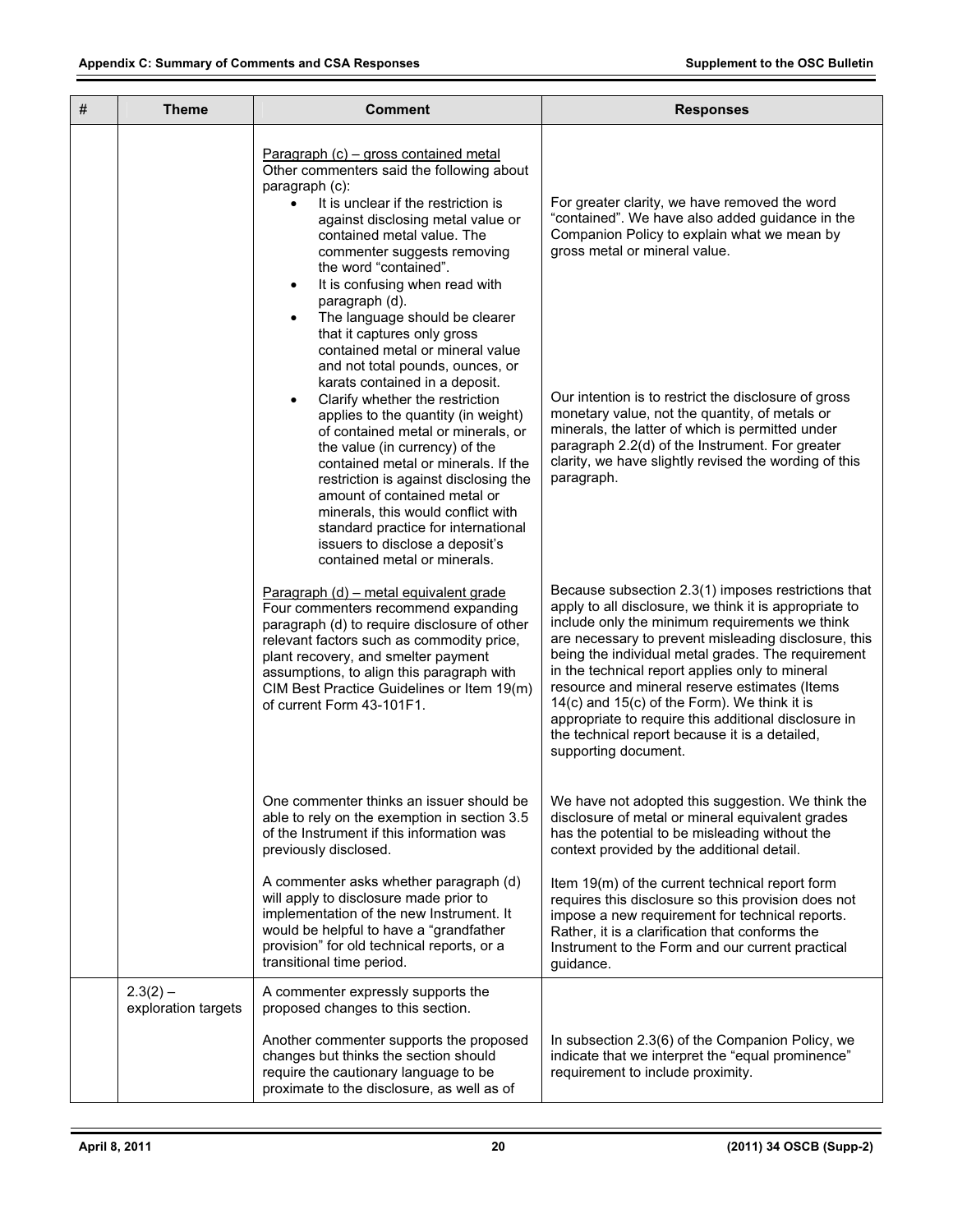| # | Theme | Comment | Responses |
|---|---|---|---|
| | | Paragraph (c) – gross contained metal<br>Other commenters said the following about paragraph (c):<br>• It is unclear if the restriction is against disclosing metal value or contained metal value. The commenter suggests removing the word "contained".<br>• It is confusing when read with paragraph (d).<br>• The language should be clearer that it captures only gross contained metal or mineral value and not total pounds, ounces, or karats contained in a deposit.<br>• Clarify whether the restriction applies to the quantity (in weight) of contained metal or minerals, or the value (in currency) of the contained metal or minerals. If the restriction is against disclosing the amount of contained metal or minerals, this would conflict with standard practice for international issuers to disclose a deposit's contained metal or minerals. | For greater clarity, we have removed the word "contained". We have also added guidance in the Companion Policy to explain what we mean by gross metal or mineral value.<br><br>Our intention is to restrict the disclosure of gross monetary value, not the quantity, of metals or minerals, the latter of which is permitted under paragraph 2.2(d) of the Instrument. For greater clarity, we have slightly revised the wording of this paragraph. |
| | | Paragraph (d) – metal equivalent grade<br>Four commenters recommend expanding paragraph (d) to require disclosure of other relevant factors such as commodity price, plant recovery, and smelter payment assumptions, to align this paragraph with CIM Best Practice Guidelines or Item 19(m) of current Form 43-101F1. | Because subsection 2.3(1) imposes restrictions that apply to all disclosure, we think it is appropriate to include only the minimum requirements we think are necessary to prevent misleading disclosure, this being the individual metal grades. The requirement in the technical report applies only to mineral resource and mineral reserve estimates (Items 14(c) and 15(c) of the Form). We think it is appropriate to require this additional disclosure in the technical report because it is a detailed, supporting document. |
| | | One commenter thinks an issuer should be able to rely on the exemption in section 3.5 of the Instrument if this information was previously disclosed.<br><br>A commenter asks whether paragraph (d) will apply to disclosure made prior to implementation of the new Instrument. It would be helpful to have a "grandfather provision" for old technical reports, or a transitional time period. | We have not adopted this suggestion. We think the disclosure of metal or mineral equivalent grades has the potential to be misleading without the context provided by the additional detail.<br><br>Item 19(m) of the current technical report form requires this disclosure so this provision does not impose a new requirement for technical reports. Rather, it is a clarification that conforms the Instrument to the Form and our current practical guidance. |
| | 2.3(2) – exploration targets | A commenter expressly supports the proposed changes to this section.<br><br>Another commenter supports the proposed changes but thinks the section should require the cautionary language to be proximate to the disclosure, as well as of | <br><br>In subsection 2.3(6) of the Companion Policy, we indicate that we interpret the "equal prominence" requirement to include proximity. |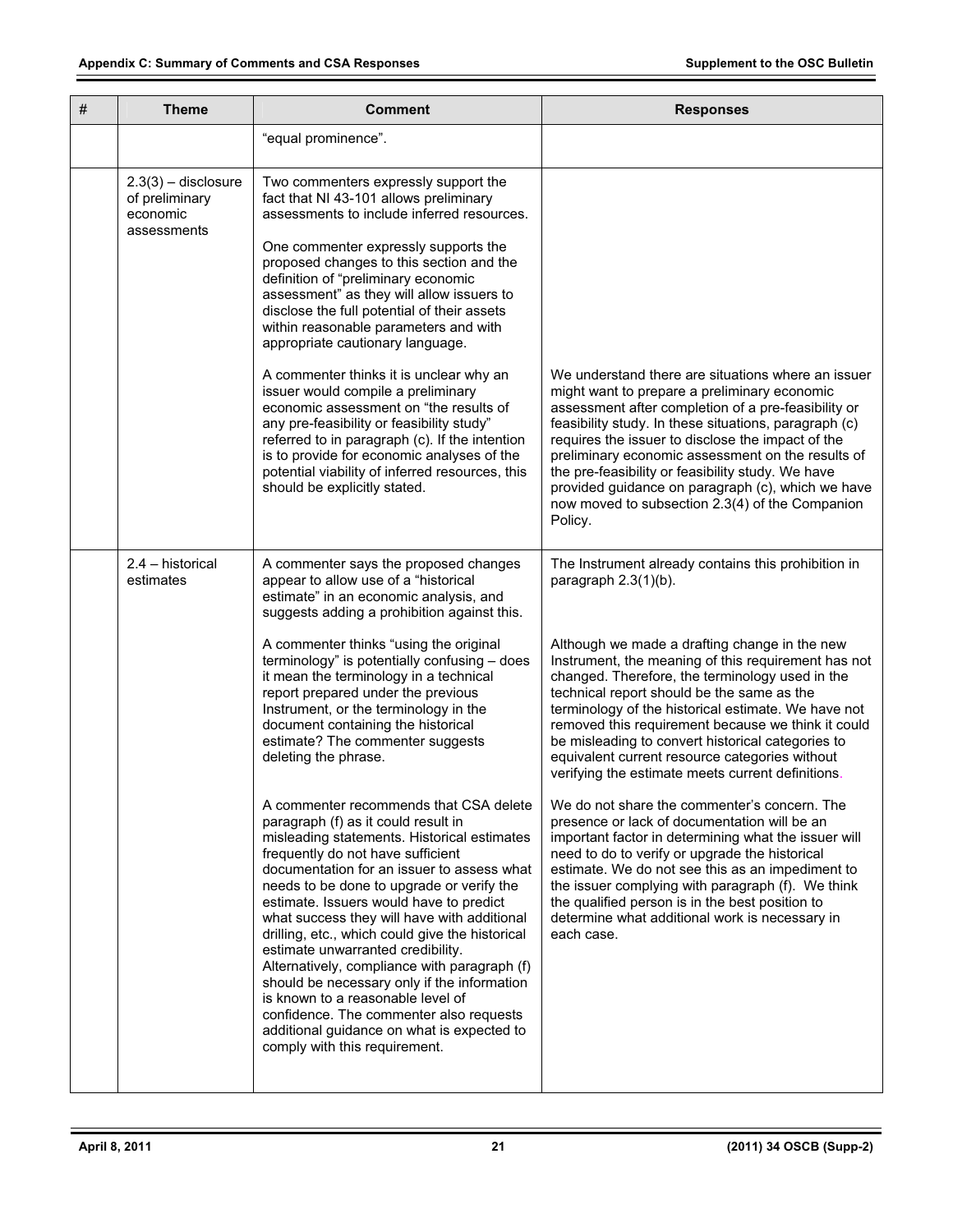| # | Theme | Comment | Responses |
|---|---|---|---|
| | | "equal prominence". | |
| | 2.3(3) – disclosure of preliminary economic assessments | Two commenters expressly support the fact that NI 43-101 allows preliminary assessments to include inferred resources.<br><br>One commenter expressly supports the proposed changes to this section and the definition of "preliminary economic assessment" as they will allow issuers to disclose the full potential of their assets within reasonable parameters and with appropriate cautionary language.<br><br>A commenter thinks it is unclear why an issuer would compile a preliminary economic assessment on "the results of any pre-feasibility or feasibility study" referred to in paragraph (c). If the intention is to provide for economic analyses of the potential viability of inferred resources, this should be explicitly stated. | We understand there are situations where an issuer might want to prepare a preliminary economic assessment after completion of a pre-feasibility or feasibility study. In these situations, paragraph (c) requires the issuer to disclose the impact of the preliminary economic assessment on the results of the pre-feasibility or feasibility study. We have provided guidance on paragraph (c), which we have now moved to subsection 2.3(4) of the Companion Policy. |
| | 2.4 – historical estimates | A commenter says the proposed changes appear to allow use of a "historical estimate" in an economic analysis, and suggests adding a prohibition against this.<br><br>A commenter thinks "using the original terminology" is potentially confusing – does it mean the terminology in a technical report prepared under the previous Instrument, or the terminology in the document containing the historical estimate? The commenter suggests deleting the phrase.<br><br>A commenter recommends that CSA delete paragraph (f) as it could result in misleading statements. Historical estimates frequently do not have sufficient documentation for an issuer to assess what needs to be done to upgrade or verify the estimate. Issuers would have to predict what success they will have with additional drilling, etc., which could give the historical estimate unwarranted credibility. Alternatively, compliance with paragraph (f) should be necessary only if the information is known to a reasonable level of confidence. The commenter also requests additional guidance on what is expected to comply with this requirement. | The Instrument already contains this prohibition in paragraph 2.3(1)(b).<br><br>Although we made a drafting change in the new Instrument, the meaning of this requirement has not changed. Therefore, the terminology used in the technical report should be the same as the terminology of the historical estimate. We have not removed this requirement because we think it could be misleading to convert historical categories to equivalent current resource categories without verifying the estimate meets current definitions.<br><br>We do not share the commenter's concern. The presence or lack of documentation will be an important factor in determining what the issuer will need to do to verify or upgrade the historical estimate. We do not see this as an impediment to the issuer complying with paragraph (f). We think the qualified person is in the best position to determine what additional work is necessary in each case. |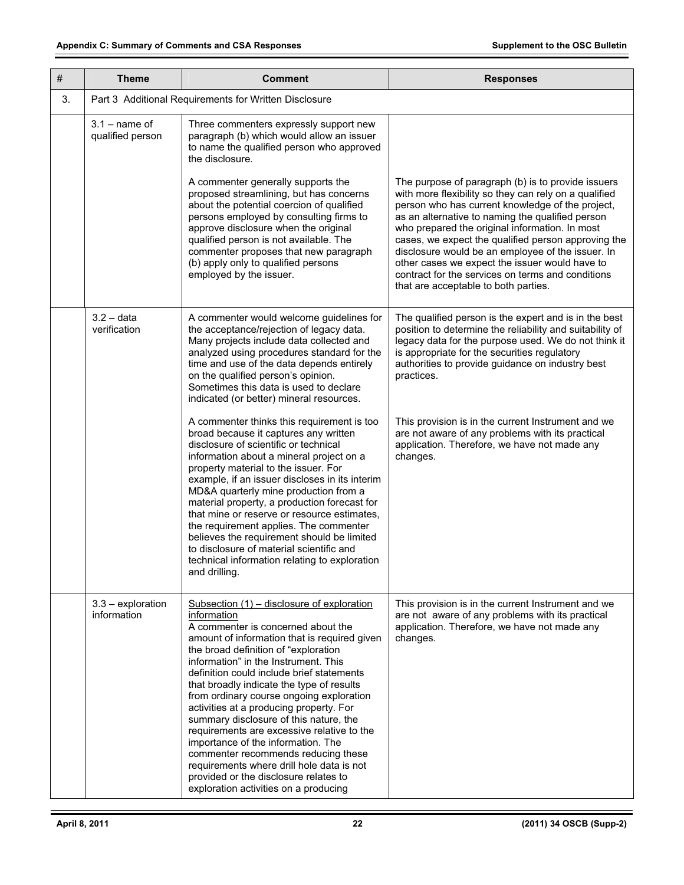| # | Theme | Comment | Responses |
|---|---|---|---|
| 3. | Part 3 Additional Requirements for Written Disclosure | | |
| | 3.1 – name of qualified person | Three commenters expressly support new paragraph (b) which would allow an issuer to name the qualified person who approved the disclosure. | |
| | | A commenter generally supports the proposed streamlining, but has concerns about the potential coercion of qualified persons employed by consulting firms to approve disclosure when the original qualified person is not available. The commenter proposes that new paragraph (b) apply only to qualified persons employed by the issuer. | The purpose of paragraph (b) is to provide issuers with more flexibility so they can rely on a qualified person who has current knowledge of the project, as an alternative to naming the qualified person who prepared the original information. In most cases, we expect the qualified person approving the disclosure would be an employee of the issuer. In other cases we expect the issuer would have to contract for the services on terms and conditions that are acceptable to both parties. |
| | 3.2 – data verification | A commenter would welcome guidelines for the acceptance/rejection of legacy data. Many projects include data collected and analyzed using procedures standard for the time and use of the data depends entirely on the qualified person's opinion. Sometimes this data is used to declare indicated (or better) mineral resources. | The qualified person is the expert and is in the best position to determine the reliability and suitability of legacy data for the purpose used. We do not think it is appropriate for the securities regulatory authorities to provide guidance on industry best practices. |
| | | A commenter thinks this requirement is too broad because it captures any written disclosure of scientific or technical information about a mineral project on a property material to the issuer. For example, if an issuer discloses in its interim MD&A quarterly mine production from a material property, a production forecast for that mine or reserve or resource estimates, the requirement applies. The commenter believes the requirement should be limited to disclosure of material scientific and technical information relating to exploration and drilling. | This provision is in the current Instrument and we are not aware of any problems with its practical application. Therefore, we have not made any changes. |
| | 3.3 – exploration information | <u>Subsection (1) – disclosure of exploration information</u><br>A commenter is concerned about the amount of information that is required given the broad definition of "exploration information" in the Instrument. This definition could include brief statements that broadly indicate the type of results from ordinary course ongoing exploration activities at a producing property. For summary disclosure of this nature, the requirements are excessive relative to the importance of the information. The commenter recommends reducing these requirements where drill hole data is not provided or the disclosure relates to exploration activities on a producing | This provision is in the current Instrument and we are not aware of any problems with its practical application. Therefore, we have not made any changes. |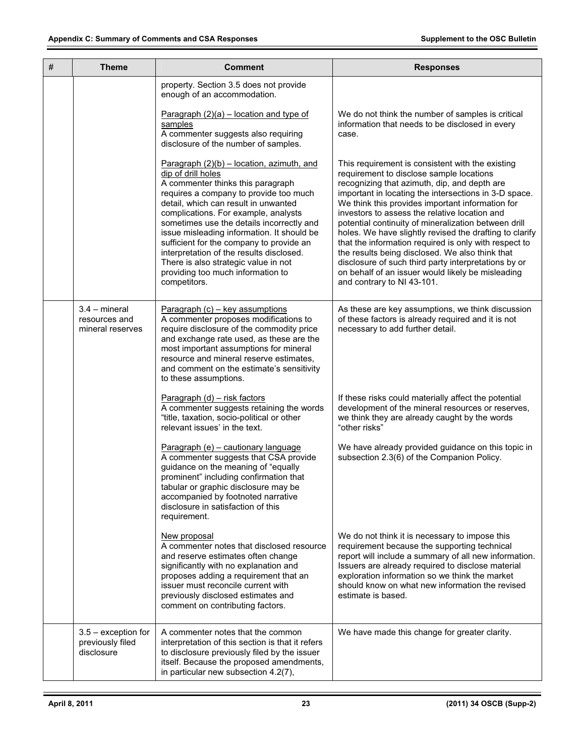| # | Theme | Comment | Responses |
|---|---|---|---|
| | | property. Section 3.5 does not provide enough of an accommodation. | |
| | | Paragraph (2)(a) – location and type of samples<br>A commenter suggests also requiring disclosure of the number of samples. | We do not think the number of samples is critical information that needs to be disclosed in every case. |
| | | Paragraph (2)(b) – location, azimuth, and dip of drill holes<br>A commenter thinks this paragraph requires a company to provide too much detail, which can result in unwanted complications. For example, analysts sometimes use the details incorrectly and issue misleading information. It should be sufficient for the company to provide an interpretation of the results disclosed. There is also strategic value in not providing too much information to competitors. | This requirement is consistent with the existing requirement to disclose sample locations recognizing that azimuth, dip, and depth are important in locating the intersections in 3-D space. We think this provides important information for investors to assess the relative location and potential continuity of mineralization between drill holes. We have slightly revised the drafting to clarify that the information required is only with respect to the results being disclosed. We also think that disclosure of such third party interpretations by or on behalf of an issuer would likely be misleading and contrary to NI 43-101. |
| | 3.4 – mineral resources and mineral reserves | Paragraph (c) – key assumptions<br>A commenter proposes modifications to require disclosure of the commodity price and exchange rate used, as these are the most important assumptions for mineral resource and mineral reserve estimates, and comment on the estimate's sensitivity to these assumptions. | As these are key assumptions, we think discussion of these factors is already required and it is not necessary to add further detail. |
| | | Paragraph (d) – risk factors<br>A commenter suggests retaining the words "title, taxation, socio-political or other relevant issues' in the text. | If these risks could materially affect the potential development of the mineral resources or reserves, we think they are already caught by the words "other risks" |
| | | Paragraph (e) – cautionary language<br>A commenter suggests that CSA provide guidance on the meaning of "equally prominent" including confirmation that tabular or graphic disclosure may be accompanied by footnoted narrative disclosure in satisfaction of this requirement. | We have already provided guidance on this topic in subsection 2.3(6) of the Companion Policy. |
| | | New proposal<br>A commenter notes that disclosed resource and reserve estimates often change significantly with no explanation and proposes adding a requirement that an issuer must reconcile current with previously disclosed estimates and comment on contributing factors. | We do not think it is necessary to impose this requirement because the supporting technical report will include a summary of all new information. Issuers are already required to disclose material exploration information so we think the market should know on what new information the revised estimate is based. |
| | 3.5 – exception for previously filed disclosure | A commenter notes that the common interpretation of this section is that it refers to disclosure previously filed by the issuer itself. Because the proposed amendments, in particular new subsection 4.2(7), | We have made this change for greater clarity. |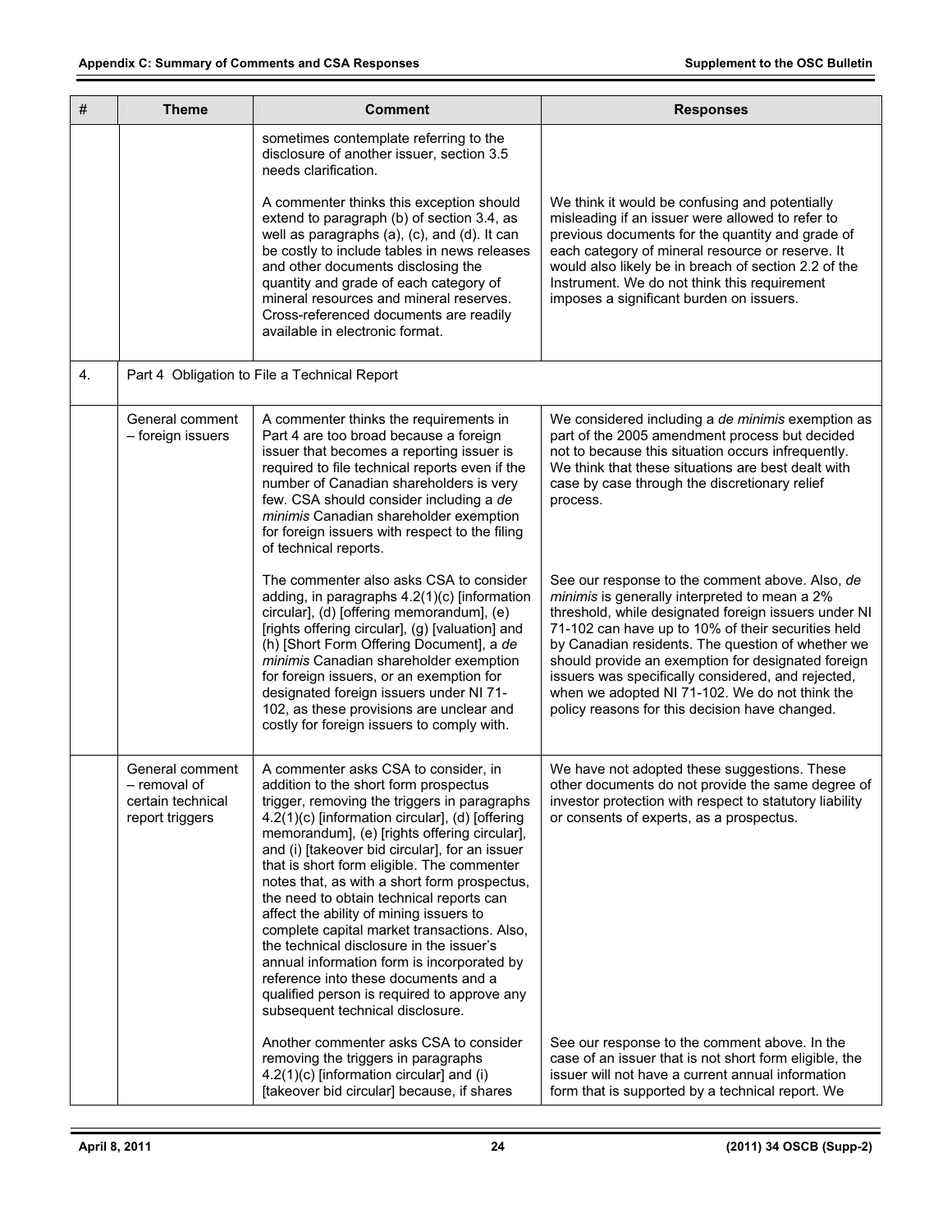| # | Theme | Comment | Responses |
|---|---|---|---|
| | | sometimes contemplate referring to the disclosure of another issuer, section 3.5 needs clarification. | |
| | | A commenter thinks this exception should extend to paragraph (b) of section 3.4, as well as paragraphs (a), (c), and (d). It can be costly to include tables in news releases and other documents disclosing the quantity and grade of each category of mineral resources and mineral reserves. Cross-referenced documents are readily available in electronic format. | We think it would be confusing and potentially misleading if an issuer were allowed to refer to previous documents for the quantity and grade of each category of mineral resource or reserve. It would also likely be in breach of section 2.2 of the Instrument. We do not think this requirement imposes a significant burden on issuers. |
| 4. | Part 4 Obligation to File a Technical Report | | |
| | General comment – foreign issuers | A commenter thinks the requirements in Part 4 are too broad because a foreign issuer that becomes a reporting issuer is required to file technical reports even if the number of Canadian shareholders is very few. CSA should consider including a *de minimis* Canadian shareholder exemption for foreign issuers with respect to the filing of technical reports. | We considered including a *de minimis* exemption as part of the 2005 amendment process but decided not to because this situation occurs infrequently. We think that these situations are best dealt with case by case through the discretionary relief process. |
| | | The commenter also asks CSA to consider adding, in paragraphs 4.2(1)(c) [information circular], (d) [offering memorandum], (e) [rights offering circular], (g) [valuation] and (h) [Short Form Offering Document], a *de minimis* Canadian shareholder exemption for foreign issuers, or an exemption for designated foreign issuers under NI 71-102, as these provisions are unclear and costly for foreign issuers to comply with. | See our response to the comment above. Also, *de minimis* is generally interpreted to mean a 2% threshold, while designated foreign issuers under NI 71-102 can have up to 10% of their securities held by Canadian residents. The question of whether we should provide an exemption for designated foreign issuers was specifically considered, and rejected, when we adopted NI 71-102. We do not think the policy reasons for this decision have changed. |
| | General comment – removal of certain technical report triggers | A commenter asks CSA to consider, in addition to the short form prospectus trigger, removing the triggers in paragraphs 4.2(1)(c) [information circular], (d) [offering memorandum], (e) [rights offering circular], and (i) [takeover bid circular], for an issuer that is short form eligible. The commenter notes that, as with a short form prospectus, the need to obtain technical reports can affect the ability of mining issuers to complete capital market transactions. Also, the technical disclosure in the issuer's annual information form is incorporated by reference into these documents and a qualified person is required to approve any subsequent technical disclosure. | We have not adopted these suggestions. These other documents do not provide the same degree of investor protection with respect to statutory liability or consents of experts, as a prospectus. |
| | | Another commenter asks CSA to consider removing the triggers in paragraphs 4.2(1)(c) [information circular] and (i) [takeover bid circular] because, if shares | See our response to the comment above. In the case of an issuer that is not short form eligible, the issuer will not have a current annual information form that is supported by a technical report. We |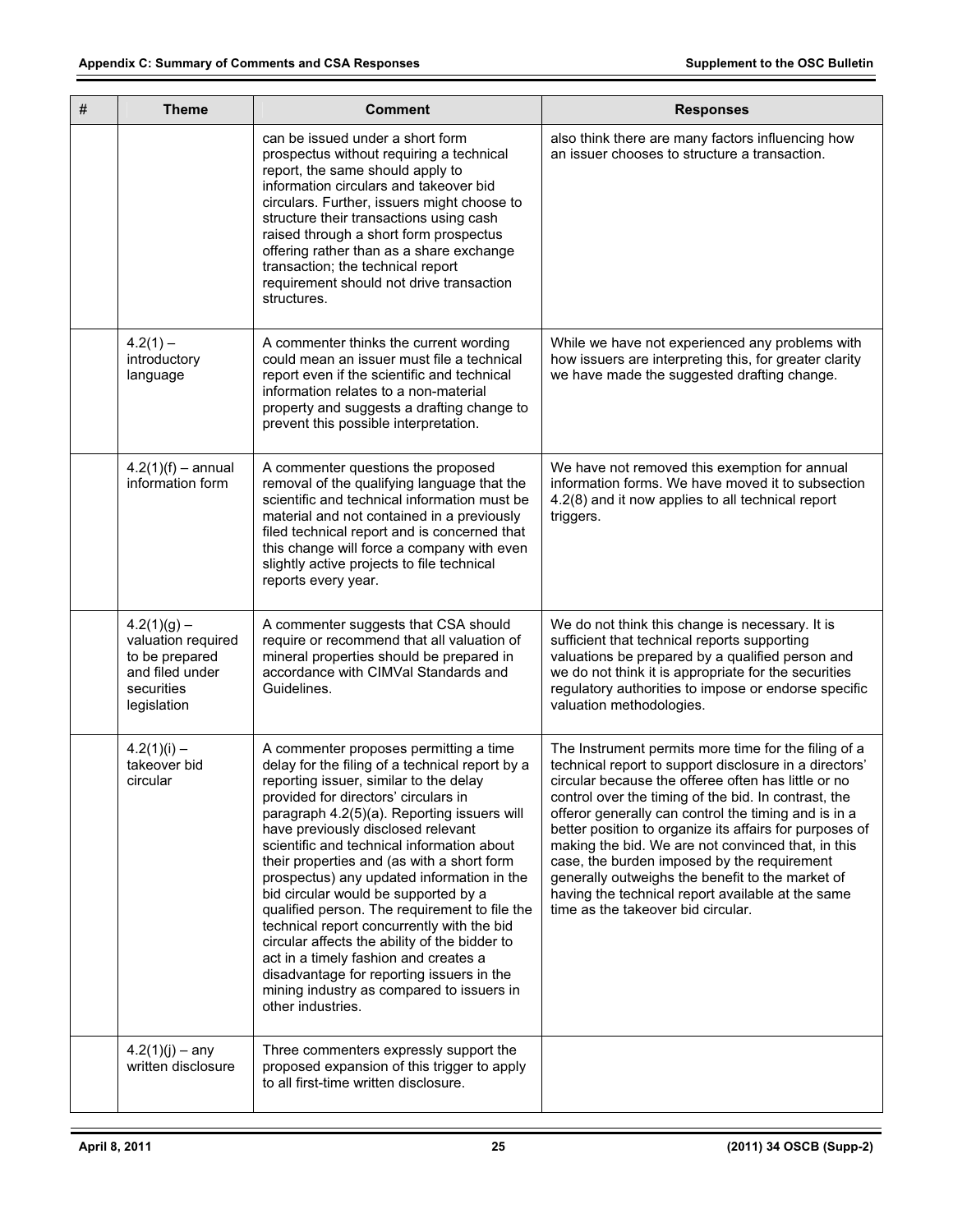| # | Theme | Comment | Responses |
|---|---|---|---|
| | | can be issued under a short form prospectus without requiring a technical report, the same should apply to information circulars and takeover bid circulars. Further, issuers might choose to structure their transactions using cash raised through a short form prospectus offering rather than as a share exchange transaction; the technical report requirement should not drive transaction structures. | also think there are many factors influencing how an issuer chooses to structure a transaction. |
| | 4.2(1) – introductory language | A commenter thinks the current wording could mean an issuer must file a technical report even if the scientific and technical information relates to a non-material property and suggests a drafting change to prevent this possible interpretation. | While we have not experienced any problems with how issuers are interpreting this, for greater clarity we have made the suggested drafting change. |
| | 4.2(1)(f) – annual information form | A commenter questions the proposed removal of the qualifying language that the scientific and technical information must be material and not contained in a previously filed technical report and is concerned that this change will force a company with even slightly active projects to file technical reports every year. | We have not removed this exemption for annual information forms. We have moved it to subsection 4.2(8) and it now applies to all technical report triggers. |
| | 4.2(1)(g) – valuation required to be prepared and filed under securities legislation | A commenter suggests that CSA should require or recommend that all valuation of mineral properties should be prepared in accordance with CIMVal Standards and Guidelines. | We do not think this change is necessary. It is sufficient that technical reports supporting valuations be prepared by a qualified person and we do not think it is appropriate for the securities regulatory authorities to impose or endorse specific valuation methodologies. |
| | 4.2(1)(i) – takeover bid circular | A commenter proposes permitting a time delay for the filing of a technical report by a reporting issuer, similar to the delay provided for directors' circulars in paragraph 4.2(5)(a). Reporting issuers will have previously disclosed relevant scientific and technical information about their properties and (as with a short form prospectus) any updated information in the bid circular would be supported by a qualified person. The requirement to file the technical report concurrently with the bid circular affects the ability of the bidder to act in a timely fashion and creates a disadvantage for reporting issuers in the mining industry as compared to issuers in other industries. | The Instrument permits more time for the filing of a technical report to support disclosure in a directors' circular because the offeree often has little or no control over the timing of the bid. In contrast, the offeror generally can control the timing and is in a better position to organize its affairs for purposes of making the bid. We are not convinced that, in this case, the burden imposed by the requirement generally outweighs the benefit to the market of having the technical report available at the same time as the takeover bid circular. |
| | 4.2(1)(j) – any written disclosure | Three commenters expressly support the proposed expansion of this trigger to apply to all first-time written disclosure. | |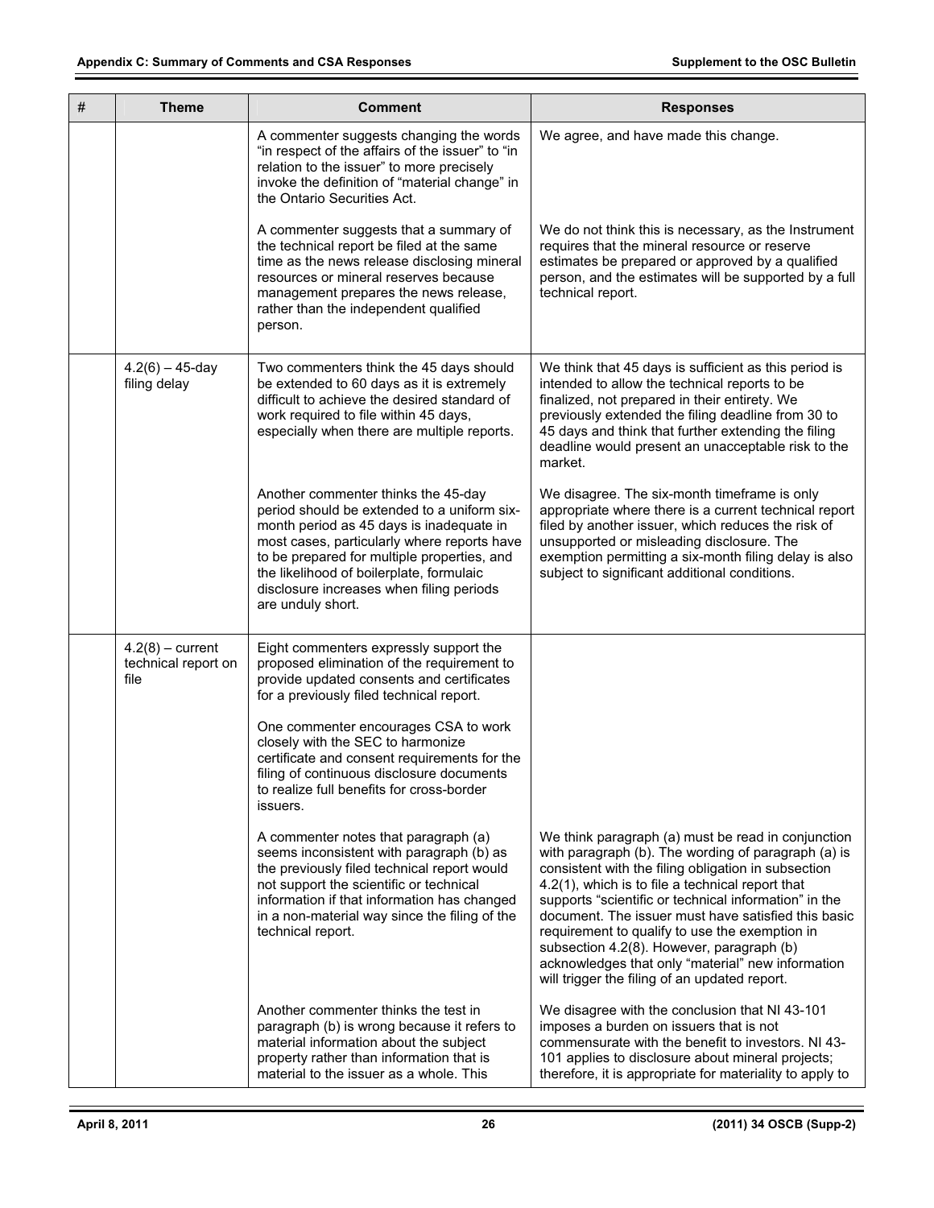| # | Theme | Comment | Responses |
|---|---|---|---|
| | | A commenter suggests changing the words "in respect of the affairs of the issuer" to "in relation to the issuer" to more precisely invoke the definition of "material change" in the Ontario Securities Act. | We agree, and have made this change. |
| | | A commenter suggests that a summary of the technical report be filed at the same time as the news release disclosing mineral resources or mineral reserves because management prepares the news release, rather than the independent qualified person. | We do not think this is necessary, as the Instrument requires that the mineral resource or reserve estimates be prepared or approved by a qualified person, and the estimates will be supported by a full technical report. |
| | 4.2(6) – 45-day filing delay | Two commenters think the 45 days should be extended to 60 days as it is extremely difficult to achieve the desired standard of work required to file within 45 days, especially when there are multiple reports. | We think that 45 days is sufficient as this period is intended to allow the technical reports to be finalized, not prepared in their entirety. We previously extended the filing deadline from 30 to 45 days and think that further extending the filing deadline would present an unacceptable risk to the market. |
| | | Another commenter thinks the 45-day period should be extended to a uniform six-month period as 45 days is inadequate in most cases, particularly where reports have to be prepared for multiple properties, and the likelihood of boilerplate, formulaic disclosure increases when filing periods are unduly short. | We disagree. The six-month timeframe is only appropriate where there is a current technical report filed by another issuer, which reduces the risk of unsupported or misleading disclosure. The exemption permitting a six-month filing delay is also subject to significant additional conditions. |
| | 4.2(8) – current technical report on file | Eight commenters expressly support the proposed elimination of the requirement to provide updated consents and certificates for a previously filed technical report. | |
| | | One commenter encourages CSA to work closely with the SEC to harmonize certificate and consent requirements for the filing of continuous disclosure documents to realize full benefits for cross-border issuers. | |
| | | A commenter notes that paragraph (a) seems inconsistent with paragraph (b) as the previously filed technical report would not support the scientific or technical information if that information has changed in a non-material way since the filing of the technical report. | We think paragraph (a) must be read in conjunction with paragraph (b). The wording of paragraph (a) is consistent with the filing obligation in subsection 4.2(1), which is to file a technical report that supports "scientific or technical information" in the document. The issuer must have satisfied this basic requirement to qualify to use the exemption in subsection 4.2(8). However, paragraph (b) acknowledges that only "material" new information will trigger the filing of an updated report. |
| | | Another commenter thinks the test in paragraph (b) is wrong because it refers to material information about the subject property rather than information that is material to the issuer as a whole. This | We disagree with the conclusion that NI 43-101 imposes a burden on issuers that is not commensurate with the benefit to investors. NI 43-101 applies to disclosure about mineral projects; therefore, it is appropriate for materiality to apply to |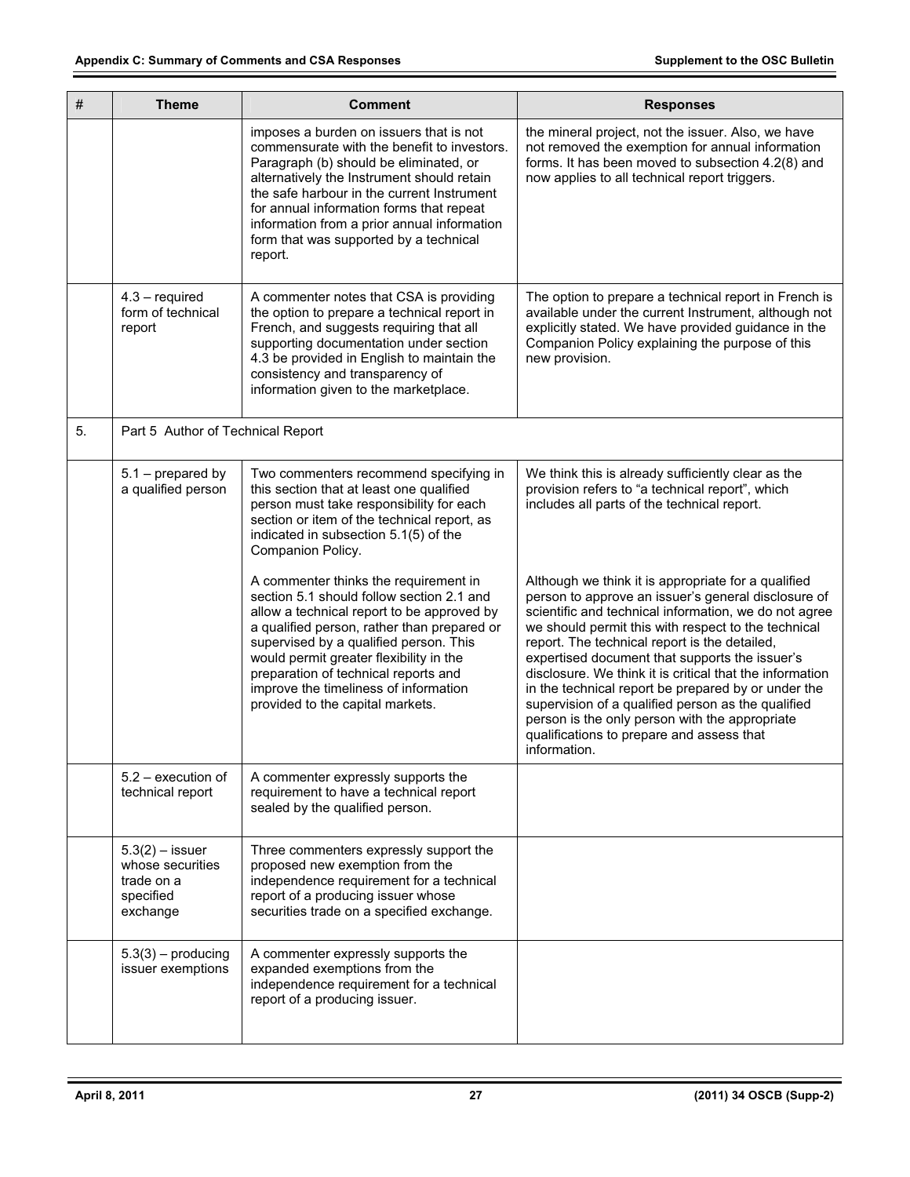| # | Theme | Comment | Responses |
|---|---|---|---|
| | | imposes a burden on issuers that is not commensurate with the benefit to investors. Paragraph (b) should be eliminated, or alternatively the Instrument should retain the safe harbour in the current Instrument for annual information forms that repeat information from a prior annual information form that was supported by a technical report. | the mineral project, not the issuer. Also, we have not removed the exemption for annual information forms. It has been moved to subsection 4.2(8) and now applies to all technical report triggers. |
| | 4.3 – required form of technical report | A commenter notes that CSA is providing the option to prepare a technical report in French, and suggests requiring that all supporting documentation under section 4.3 be provided in English to maintain the consistency and transparency of information given to the marketplace. | The option to prepare a technical report in French is available under the current Instrument, although not explicitly stated. We have provided guidance in the Companion Policy explaining the purpose of this new provision. |
| 5. | Part 5 Author of Technical Report | | |
| | 5.1 – prepared by a qualified person | Two commenters recommend specifying in this section that at least one qualified person must take responsibility for each section or item of the technical report, as indicated in subsection 5.1(5) of the Companion Policy. | We think this is already sufficiently clear as the provision refers to "a technical report", which includes all parts of the technical report. |
| | | A commenter thinks the requirement in section 5.1 should follow section 2.1 and allow a technical report to be approved by a qualified person, rather than prepared or supervised by a qualified person. This would permit greater flexibility in the preparation of technical reports and improve the timeliness of information provided to the capital markets. | Although we think it is appropriate for a qualified person to approve an issuer's general disclosure of scientific and technical information, we do not agree we should permit this with respect to the technical report. The technical report is the detailed, expertised document that supports the issuer's disclosure. We think it is critical that the information in the technical report be prepared by or under the supervision of a qualified person as the qualified person is the only person with the appropriate qualifications to prepare and assess that information. |
| | 5.2 – execution of technical report | A commenter expressly supports the requirement to have a technical report sealed by the qualified person. | |
| | 5.3(2) – issuer whose securities trade on a specified exchange | Three commenters expressly support the proposed new exemption from the independence requirement for a technical report of a producing issuer whose securities trade on a specified exchange. | |
| | 5.3(3) – producing issuer exemptions | A commenter expressly supports the expanded exemptions from the independence requirement for a technical report of a producing issuer. | |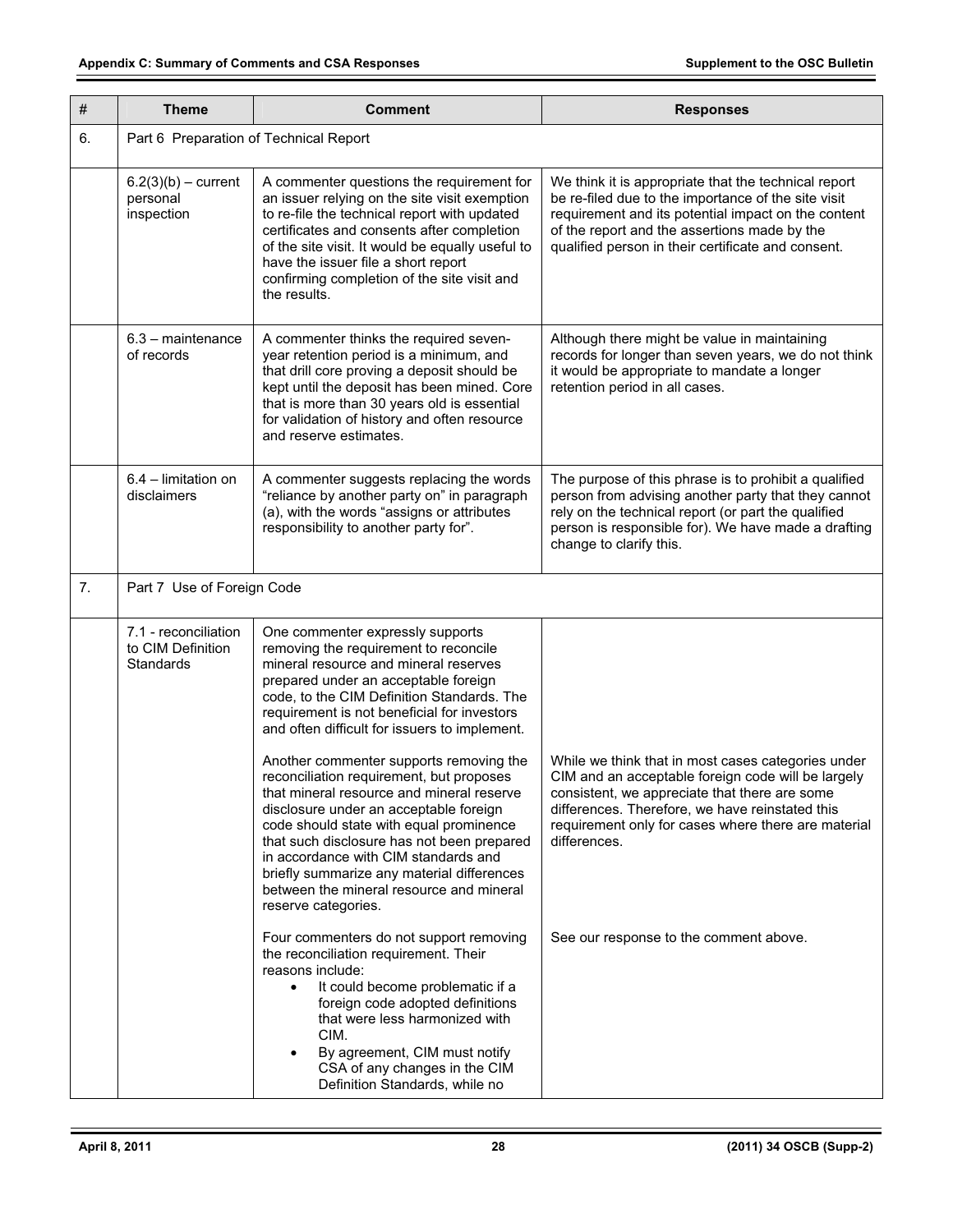| # | Theme | Comment | Responses |
|---|---|---|---|
| 6. | Part 6 Preparation of Technical Report | | |
| | 6.2(3)(b) – current personal inspection | A commenter questions the requirement for an issuer relying on the site visit exemption to re-file the technical report with updated certificates and consents after completion of the site visit. It would be equally useful to have the issuer file a short report confirming completion of the site visit and the results. | We think it is appropriate that the technical report be re-filed due to the importance of the site visit requirement and its potential impact on the content of the report and the assertions made by the qualified person in their certificate and consent. |
| | 6.3 – maintenance of records | A commenter thinks the required seven-year retention period is a minimum, and that drill core proving a deposit should be kept until the deposit has been mined. Core that is more than 30 years old is essential for validation of history and often resource and reserve estimates. | Although there might be value in maintaining records for longer than seven years, we do not think it would be appropriate to mandate a longer retention period in all cases. |
| | 6.4 – limitation on disclaimers | A commenter suggests replacing the words "reliance by another party on" in paragraph (a), with the words "assigns or attributes responsibility to another party for". | The purpose of this phrase is to prohibit a qualified person from advising another party that they cannot rely on the technical report (or part the qualified person is responsible for). We have made a drafting change to clarify this. |
| 7. | Part 7 Use of Foreign Code | | |
| | 7.1 - reconciliation to CIM Definition Standards | One commenter expressly supports removing the requirement to reconcile mineral resource and mineral reserves prepared under an acceptable foreign code, to the CIM Definition Standards. The requirement is not beneficial for investors and often difficult for issuers to implement.<br><br>Another commenter supports removing the reconciliation requirement, but proposes that mineral resource and mineral reserve disclosure under an acceptable foreign code should state with equal prominence that such disclosure has not been prepared in accordance with CIM standards and briefly summarize any material differences between the mineral resource and mineral reserve categories. | While we think that in most cases categories under CIM and an acceptable foreign code will be largely consistent, we appreciate that there are some differences. Therefore, we have reinstated this requirement only for cases where there are material differences. |
| | | Four commenters do not support removing the reconciliation requirement. Their reasons include:<br>• It could become problematic if a foreign code adopted definitions that were less harmonized with CIM.<br>• By agreement, CIM must notify CSA of any changes in the CIM Definition Standards, while no | See our response to the comment above. |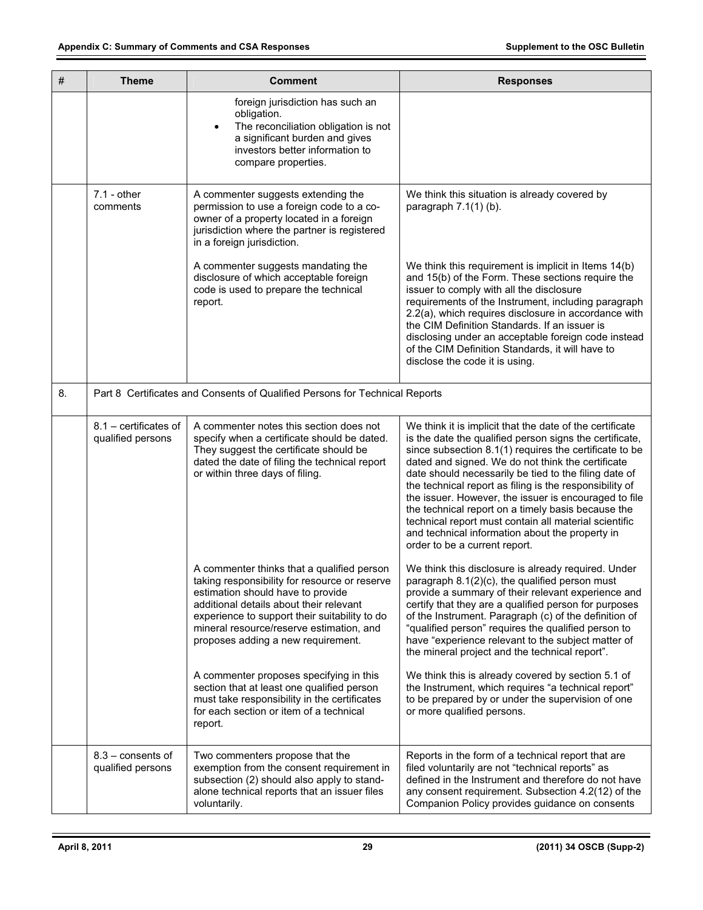| # | Theme | Comment | Responses |
|---|---|---|---|
| | | foreign jurisdiction has such an obligation.<br>• The reconciliation obligation is not a significant burden and gives investors better information to compare properties. | |
| | 7.1 - other comments | A commenter suggests extending the permission to use a foreign code to a co-owner of a property located in a foreign jurisdiction where the partner is registered in a foreign jurisdiction. | We think this situation is already covered by paragraph 7.1(1) (b). |
| | | A commenter suggests mandating the disclosure of which acceptable foreign code is used to prepare the technical report. | We think this requirement is implicit in Items 14(b) and 15(b) of the Form. These sections require the issuer to comply with all the disclosure requirements of the Instrument, including paragraph 2.2(a), which requires disclosure in accordance with the CIM Definition Standards. If an issuer is disclosing under an acceptable foreign code instead of the CIM Definition Standards, it will have to disclose the code it is using. |
| 8. | Part 8 Certificates and Consents of Qualified Persons for Technical Reports | | |
| | 8.1 – certificates of qualified persons | A commenter notes this section does not specify when a certificate should be dated. They suggest the certificate should be dated the date of filing the technical report or within three days of filing. | We think it is implicit that the date of the certificate is the date the qualified person signs the certificate, since subsection 8.1(1) requires the certificate to be dated and signed. We do not think the certificate date should necessarily be tied to the filing date of the technical report as filing is the responsibility of the issuer. However, the issuer is encouraged to file the technical report on a timely basis because the technical report must contain all material scientific and technical information about the property in order to be a current report. |
| | | A commenter thinks that a qualified person taking responsibility for resource or reserve estimation should have to provide additional details about their relevant experience to support their suitability to do mineral resource/reserve estimation, and proposes adding a new requirement. | We think this disclosure is already required. Under paragraph 8.1(2)(c), the qualified person must provide a summary of their relevant experience and certify that they are a qualified person for purposes of the Instrument. Paragraph (c) of the definition of "qualified person" requires the qualified person to have "experience relevant to the subject matter of the mineral project and the technical report". |
| | | A commenter proposes specifying in this section that at least one qualified person must take responsibility in the certificates for each section or item of a technical report. | We think this is already covered by section 5.1 of the Instrument, which requires "a technical report" to be prepared by or under the supervision of one or more qualified persons. |
| | 8.3 – consents of qualified persons | Two commenters propose that the exemption from the consent requirement in subsection (2) should also apply to stand-alone technical reports that an issuer files voluntarily. | Reports in the form of a technical report that are filed voluntarily are not "technical reports" as defined in the Instrument and therefore do not have any consent requirement. Subsection 4.2(12) of the Companion Policy provides guidance on consents |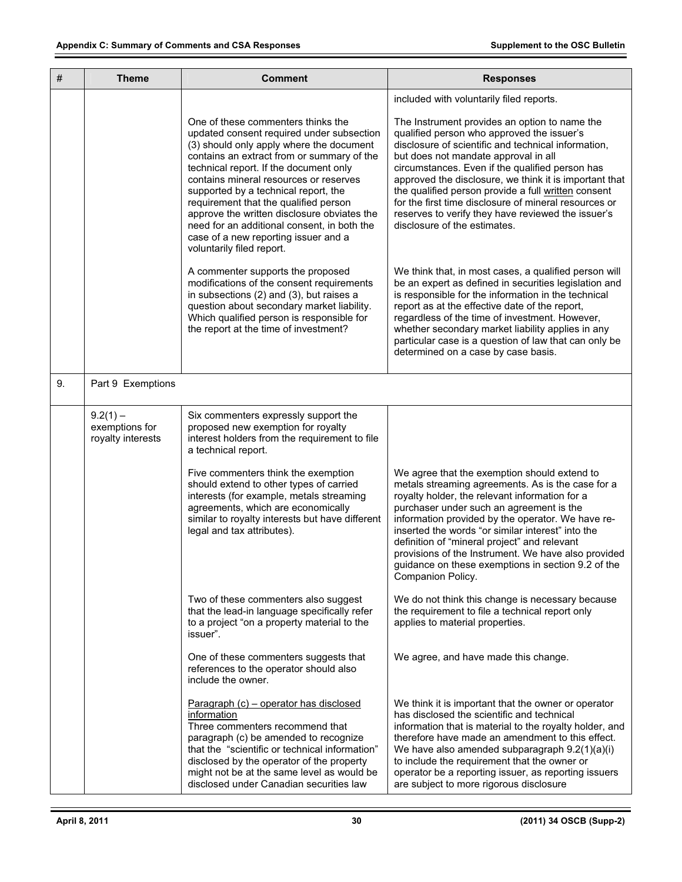| # | Theme | Comment | Responses |
|---|---|---|---|
| | | | included with voluntarily filed reports. |
| | | One of these commenters thinks the updated consent required under subsection (3) should only apply where the document contains an extract from or summary of the technical report. If the document only contains mineral resources or reserves supported by a technical report, the requirement that the qualified person approve the written disclosure obviates the need for an additional consent, in both the case of a new reporting issuer and a voluntarily filed report. | The Instrument provides an option to name the qualified person who approved the issuer's disclosure of scientific and technical information, but does not mandate approval in all circumstances. Even if the qualified person has approved the disclosure, we think it is important that the qualified person provide a full <u>written</u> consent for the first time disclosure of mineral resources or reserves to verify they have reviewed the issuer's disclosure of the estimates. |
| | | A commenter supports the proposed modifications of the consent requirements in subsections (2) and (3), but raises a question about secondary market liability. Which qualified person is responsible for the report at the time of investment? | We think that, in most cases, a qualified person will be an expert as defined in securities legislation and is responsible for the information in the technical report as at the effective date of the report, regardless of the time of investment. However, whether secondary market liability applies in any particular case is a question of law that can only be determined on a case by case basis. |
| 9. | Part 9 Exemptions | | |
| | 9.2(1) – exemptions for royalty interests | Six commenters expressly support the proposed new exemption for royalty interest holders from the requirement to file a technical report. | |
| | | Five commenters think the exemption should extend to other types of carried interests (for example, metals streaming agreements, which are economically similar to royalty interests but have different legal and tax attributes). | We agree that the exemption should extend to metals streaming agreements. As is the case for a royalty holder, the relevant information for a purchaser under such an agreement is the information provided by the operator. We have re-inserted the words "or similar interest" into the definition of "mineral project" and relevant provisions of the Instrument. We have also provided guidance on these exemptions in section 9.2 of the Companion Policy. |
| | | Two of these commenters also suggest that the lead-in language specifically refer to a project "on a property material to the issuer". | We do not think this change is necessary because the requirement to file a technical report only applies to material properties. |
| | | One of these commenters suggests that references to the operator should also include the owner. | We agree, and have made this change. |
| | | <u>Paragraph (c) – operator has disclosed information</u><br>Three commenters recommend that paragraph (c) be amended to recognize that the "scientific or technical information" disclosed by the operator of the property might not be at the same level as would be disclosed under Canadian securities law | We think it is important that the owner or operator has disclosed the scientific and technical information that is material to the royalty holder, and therefore have made an amendment to this effect. We have also amended subparagraph 9.2(1)(a)(i) to include the requirement that the owner or operator be a reporting issuer, as reporting issuers are subject to more rigorous disclosure |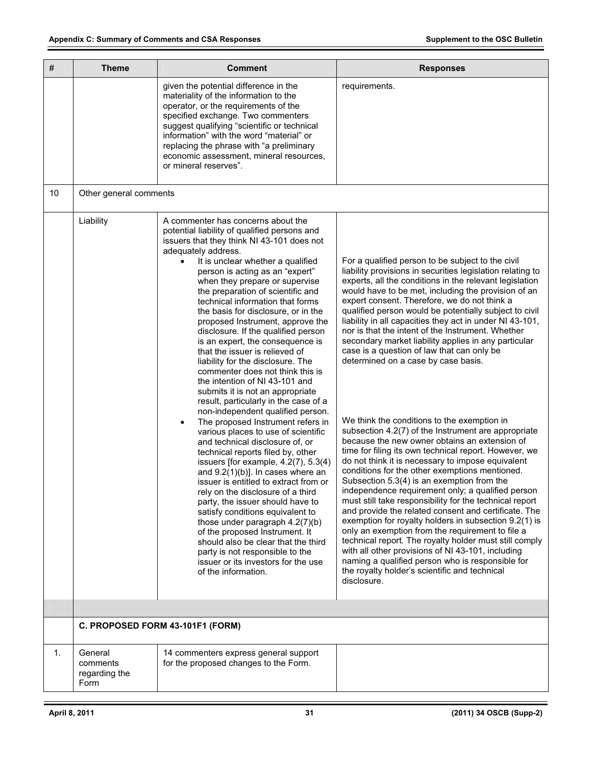| # | Theme | Comment | Responses |
|---|---|---|---|
| | | given the potential difference in the materiality of the information to the operator, or the requirements of the specified exchange. Two commenters suggest qualifying "scientific or technical information" with the word "material" or replacing the phrase with "a preliminary economic assessment, mineral resources, or mineral reserves". | requirements. |
| 10 | Other general comments | | |
| | Liability | A commenter has concerns about the potential liability of qualified persons and issuers that they think NI 43-101 does not adequately address.<br>• It is unclear whether a qualified person is acting as an "expert" when they prepare or supervise the preparation of scientific and technical information that forms the basis for disclosure, or in the proposed Instrument, approve the disclosure. If the qualified person is an expert, the consequence is that the issuer is relieved of liability for the disclosure. The commenter does not think this is the intention of NI 43-101 and submits it is not an appropriate result, particularly in the case of a non-independent qualified person.<br>• The proposed Instrument refers in various places to use of scientific and technical disclosure of, or technical reports filed by, other issuers [for example, 4.2(7), 5.3(4) and 9.2(1)(b)]. In cases where an issuer is entitled to extract from or rely on the disclosure of a third party, the issuer should have to satisfy conditions equivalent to those under paragraph 4.2(7)(b) of the proposed Instrument. It should also be clear that the third party is not responsible to the issuer or its investors for the use of the information. | For a qualified person to be subject to the civil liability provisions in securities legislation relating to experts, all the conditions in the relevant legislation would have to be met, including the provision of an expert consent. Therefore, we do not think a qualified person would be potentially subject to civil liability in all capacities they act in under NI 43-101, nor is that the intent of the Instrument. Whether secondary market liability applies in any particular case is a question of law that can only be determined on a case by case basis.<br><br>We think the conditions to the exemption in subsection 4.2(7) of the Instrument are appropriate because the new owner obtains an extension of time for filing its own technical report. However, we do not think it is necessary to impose equivalent conditions for the other exemptions mentioned. Subsection 5.3(4) is an exemption from the independence requirement only; a qualified person must still take responsibility for the technical report and provide the related consent and certificate. The exemption for royalty holders in subsection 9.2(1) is only an exemption from the requirement to file a technical report. The royalty holder must still comply with all other provisions of NI 43-101, including naming a qualified person who is responsible for the royalty holder's scientific and technical disclosure. |
| | | | |
| | **C. PROPOSED FORM 43-101F1 (FORM)** | | |
| 1. | General comments regarding the Form | 14 commenters express general support for the proposed changes to the Form. | |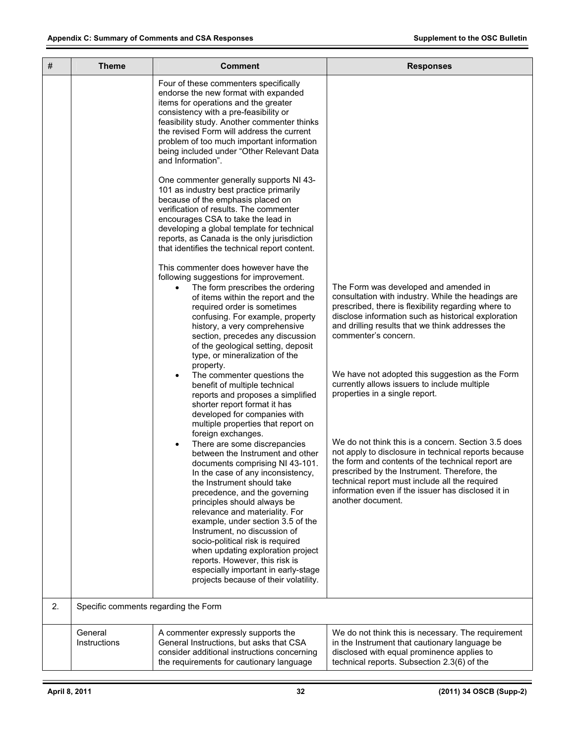| # | Theme | Comment | Responses |
|---|---|---|---|
| | | Four of these commenters specifically endorse the new format with expanded items for operations and the greater consistency with a pre-feasibility or feasibility study. Another commenter thinks the revised Form will address the current problem of too much important information being included under "Other Relevant Data and Information".<br><br>One commenter generally supports NI 43-101 as industry best practice primarily because of the emphasis placed on verification of results. The commenter encourages CSA to take the lead in developing a global template for technical reports, as Canada is the only jurisdiction that identifies the technical report content.<br><br>This commenter does however have the following suggestions for improvement. | |
| | | • The form prescribes the ordering of items within the report and the required order is sometimes confusing. For example, property history, a very comprehensive section, precedes any discussion of the geological setting, deposit type, or mineralization of the property. | The Form was developed and amended in consultation with industry. While the headings are prescribed, there is flexibility regarding where to disclose information such as historical exploration and drilling results that we think addresses the commenter's concern. |
| | | • The commenter questions the benefit of multiple technical reports and proposes a simplified shorter report format it has developed for companies with multiple properties that report on foreign exchanges. | We have not adopted this suggestion as the Form currently allows issuers to include multiple properties in a single report. |
| | | • There are some discrepancies between the Instrument and other documents comprising NI 43-101. In the case of any inconsistency, the Instrument should take precedence, and the governing principles should always be relevance and materiality. For example, under section 3.5 of the Instrument, no discussion of socio-political risk is required when updating exploration project reports. However, this risk is especially important in early-stage projects because of their volatility. | We do not think this is a concern. Section 3.5 does not apply to disclosure in technical reports because the form and contents of the technical report are prescribed by the Instrument. Therefore, the technical report must include all the required information even if the issuer has disclosed it in another document. |
| 2. | Specific comments regarding the Form | | |
| | General Instructions | A commenter expressly supports the General Instructions, but asks that CSA consider additional instructions concerning the requirements for cautionary language | We do not think this is necessary. The requirement in the Instrument that cautionary language be disclosed with equal prominence applies to technical reports. Subsection 2.3(6) of the |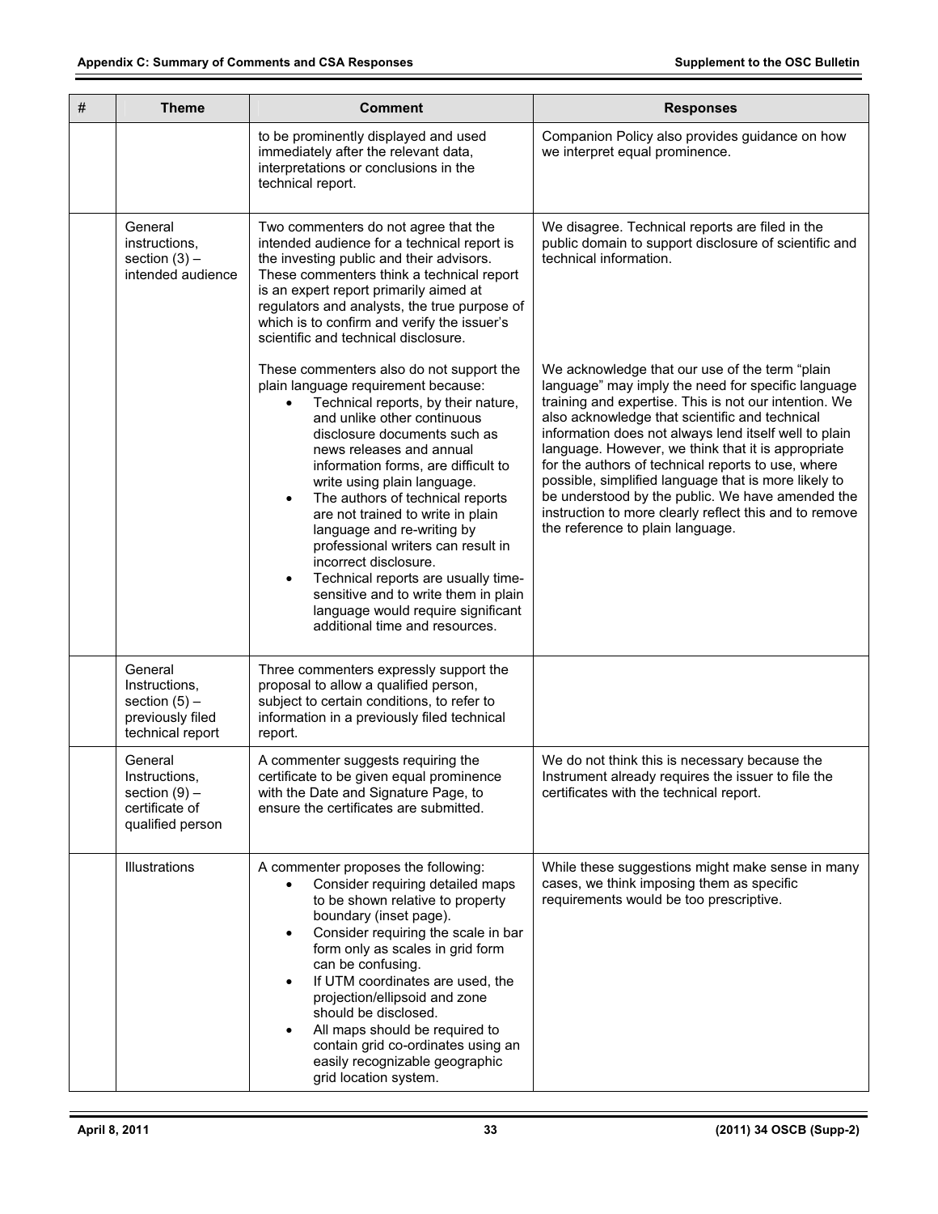| # | Theme | Comment | Responses |
|---|---|---|---|
| | | to be prominently displayed and used immediately after the relevant data, interpretations or conclusions in the technical report. | Companion Policy also provides guidance on how we interpret equal prominence. |
| | General instructions, section (3) – intended audience | Two commenters do not agree that the intended audience for a technical report is the investing public and their advisors. These commenters think a technical report is an expert report primarily aimed at regulators and analysts, the true purpose of which is to confirm and verify the issuer's scientific and technical disclosure.<br><br>These commenters also do not support the plain language requirement because:<br>• Technical reports, by their nature, and unlike other continuous disclosure documents such as news releases and annual information forms, are difficult to write using plain language.<br>• The authors of technical reports are not trained to write in plain language and re-writing by professional writers can result in incorrect disclosure.<br>• Technical reports are usually time-sensitive and to write them in plain language would require significant additional time and resources. | We disagree. Technical reports are filed in the public domain to support disclosure of scientific and technical information.<br><br>We acknowledge that our use of the term "plain language" may imply the need for specific language training and expertise. This is not our intention. We also acknowledge that scientific and technical information does not always lend itself well to plain language. However, we think that it is appropriate for the authors of technical reports to use, where possible, simplified language that is more likely to be understood by the public. We have amended the instruction to more clearly reflect this and to remove the reference to plain language. |
| | General Instructions, section (5) – previously filed technical report | Three commenters expressly support the proposal to allow a qualified person, subject to certain conditions, to refer to information in a previously filed technical report. | |
| | General Instructions, section (9) – certificate of qualified person | A commenter suggests requiring the certificate to be given equal prominence with the Date and Signature Page, to ensure the certificates are submitted. | We do not think this is necessary because the Instrument already requires the issuer to file the certificates with the technical report. |
| | Illustrations | A commenter proposes the following:<br>• Consider requiring detailed maps to be shown relative to property boundary (inset page).<br>• Consider requiring the scale in bar form only as scales in grid form can be confusing.<br>• If UTM coordinates are used, the projection/ellipsoid and zone should be disclosed.<br>• All maps should be required to contain grid co-ordinates using an easily recognizable geographic grid location system. | While these suggestions might make sense in many cases, we think imposing them as specific requirements would be too prescriptive. |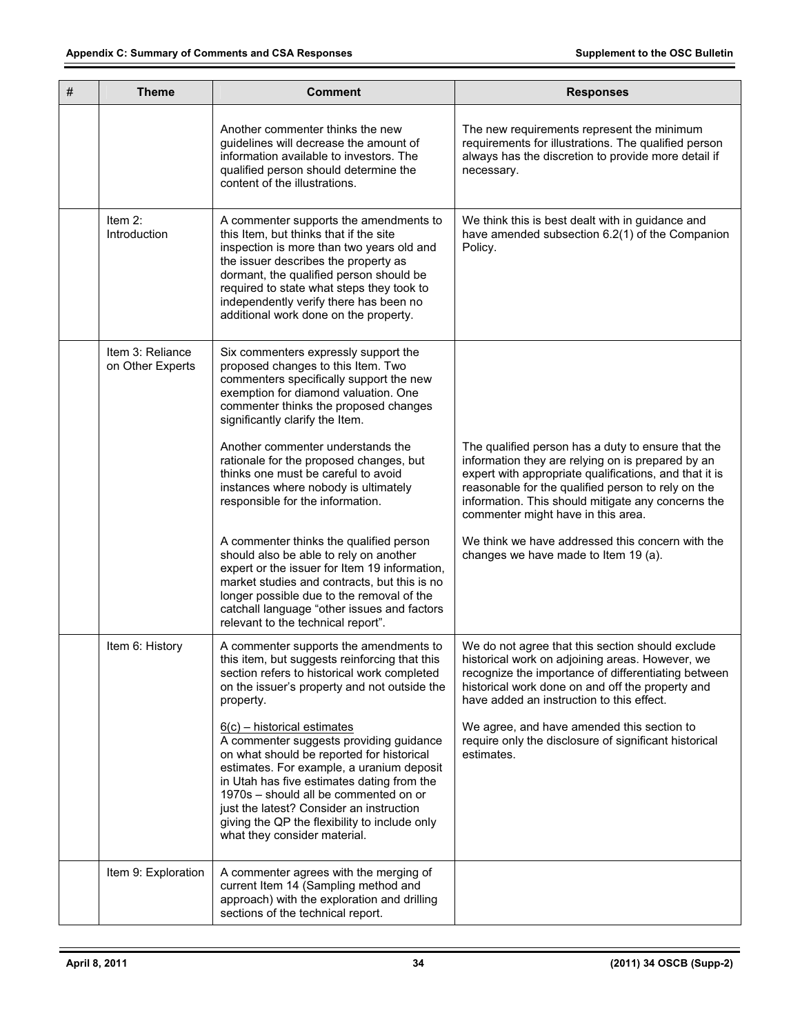| # | Theme | Comment | Responses |
|---|---|---|---|
| | | Another commenter thinks the new guidelines will decrease the amount of information available to investors. The qualified person should determine the content of the illustrations. | The new requirements represent the minimum requirements for illustrations. The qualified person always has the discretion to provide more detail if necessary. |
| | Item 2: Introduction | A commenter supports the amendments to this Item, but thinks that if the site inspection is more than two years old and the issuer describes the property as dormant, the qualified person should be required to state what steps they took to independently verify there has been no additional work done on the property. | We think this is best dealt with in guidance and have amended subsection 6.2(1) of the Companion Policy. |
| | Item 3: Reliance on Other Experts | Six commenters expressly support the proposed changes to this Item. Two commenters specifically support the new exemption for diamond valuation. One commenter thinks the proposed changes significantly clarify the Item. | |
| | | Another commenter understands the rationale for the proposed changes, but thinks one must be careful to avoid instances where nobody is ultimately responsible for the information. | The qualified person has a duty to ensure that the information they are relying on is prepared by an expert with appropriate qualifications, and that it is reasonable for the qualified person to rely on the information. This should mitigate any concerns the commenter might have in this area. |
| | | A commenter thinks the qualified person should also be able to rely on another expert or the issuer for Item 19 information, market studies and contracts, but this is no longer possible due to the removal of the catchall language "other issues and factors relevant to the technical report". | We think we have addressed this concern with the changes we have made to Item 19 (a). |
| | Item 6: History | A commenter supports the amendments to this item, but suggests reinforcing that this section refers to historical work completed on the issuer's property and not outside the property. | We do not agree that this section should exclude historical work on adjoining areas. However, we recognize the importance of differentiating between historical work done on and off the property and have added an instruction to this effect. |
| | | <u>6(c) – historical estimates</u><br>A commenter suggests providing guidance on what should be reported for historical estimates. For example, a uranium deposit in Utah has five estimates dating from the 1970s – should all be commented on or just the latest? Consider an instruction giving the QP the flexibility to include only what they consider material. | We agree, and have amended this section to require only the disclosure of significant historical estimates. |
| | Item 9: Exploration | A commenter agrees with the merging of current Item 14 (Sampling method and approach) with the exploration and drilling sections of the technical report. | |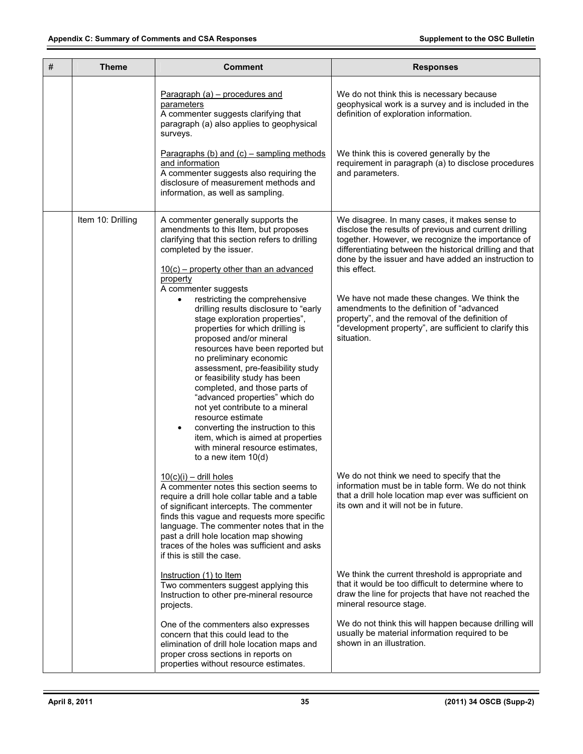| # | Theme | Comment | Responses |
|---|---|---|---|
| | | Paragraph (a) – procedures and parameters<br>A commenter suggests clarifying that paragraph (a) also applies to geophysical surveys. | We do not think this is necessary because geophysical work is a survey and is included in the definition of exploration information. |
| | | Paragraphs (b) and (c) – sampling methods and information<br>A commenter suggests also requiring the disclosure of measurement methods and information, as well as sampling. | We think this is covered generally by the requirement in paragraph (a) to disclose procedures and parameters. |
| | Item 10: Drilling | A commenter generally supports the amendments to this Item, but proposes clarifying that this section refers to drilling completed by the issuer. | We disagree. In many cases, it makes sense to disclose the results of previous and current drilling together. However, we recognize the importance of differentiating between the historical drilling and that done by the issuer and have added an instruction to this effect. |
| | | 10(c) – property other than an advanced property<br>A commenter suggests<br>• restricting the comprehensive drilling results disclosure to "early stage exploration properties", properties for which drilling is proposed and/or mineral resources have been reported but no preliminary economic assessment, pre-feasibility study or feasibility study has been completed, and those parts of "advanced properties" which do not yet contribute to a mineral resource estimate<br>• converting the instruction to this item, which is aimed at properties with mineral resource estimates, to a new item 10(d) | We have not made these changes. We think the amendments to the definition of "advanced property", and the removal of the definition of "development property", are sufficient to clarify this situation. |
| | | 10(c)(i) – drill holes<br>A commenter notes this section seems to require a drill hole collar table and a table of significant intercepts. The commenter finds this vague and requests more specific language. The commenter notes that in the past a drill hole location map showing traces of the holes was sufficient and asks if this is still the case. | We do not think we need to specify that the information must be in table form. We do not think that a drill hole location map ever was sufficient on its own and it will not be in future. |
| | | Instruction (1) to Item<br>Two commenters suggest applying this Instruction to other pre-mineral resource projects. | We think the current threshold is appropriate and that it would be too difficult to determine where to draw the line for projects that have not reached the mineral resource stage. |
| | | One of the commenters also expresses concern that this could lead to the elimination of drill hole location maps and proper cross sections in reports on properties without resource estimates. | We do not think this will happen because drilling will usually be material information required to be shown in an illustration. |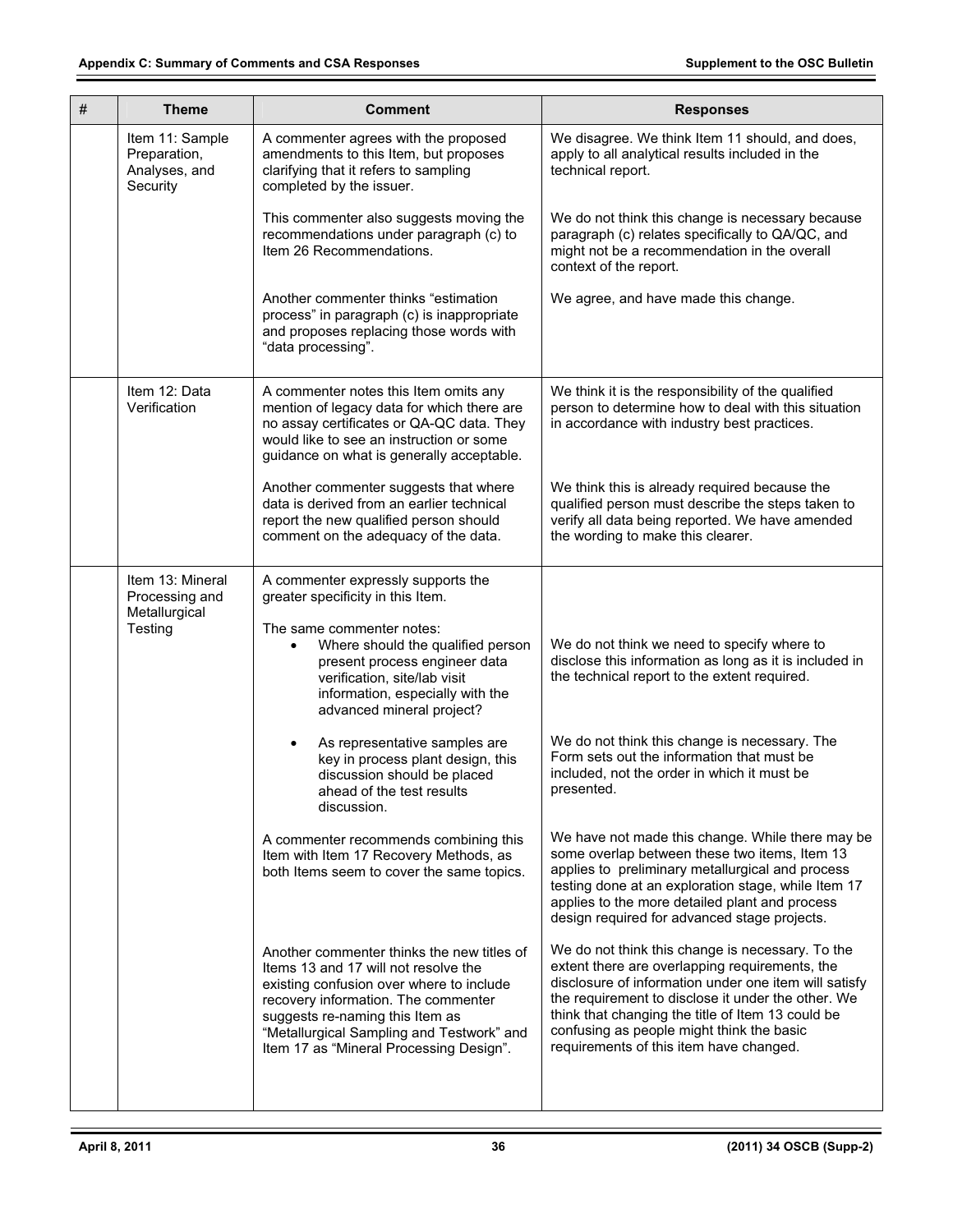| # | Theme | Comment | Responses |
|---|---|---|---|
| | Item 11: Sample Preparation, Analyses, and Security | A commenter agrees with the proposed amendments to this Item, but proposes clarifying that it refers to sampling completed by the issuer. | We disagree. We think Item 11 should, and does, apply to all analytical results included in the technical report. |
| | | This commenter also suggests moving the recommendations under paragraph (c) to Item 26 Recommendations. | We do not think this change is necessary because paragraph (c) relates specifically to QA/QC, and might not be a recommendation in the overall context of the report. |
| | | Another commenter thinks "estimation process" in paragraph (c) is inappropriate and proposes replacing those words with "data processing". | We agree, and have made this change. |
| | Item 12: Data Verification | A commenter notes this Item omits any mention of legacy data for which there are no assay certificates or QA-QC data. They would like to see an instruction or some guidance on what is generally acceptable. | We think it is the responsibility of the qualified person to determine how to deal with this situation in accordance with industry best practices. |
| | | Another commenter suggests that where data is derived from an earlier technical report the new qualified person should comment on the adequacy of the data. | We think this is already required because the qualified person must describe the steps taken to verify all data being reported. We have amended the wording to make this clearer. |
| | Item 13: Mineral Processing and Metallurgical Testing | A commenter expressly supports the greater specificity in this Item. | |
| | | The same commenter notes:<br>• Where should the qualified person present process engineer data verification, site/lab visit information, especially with the advanced mineral project? | We do not think we need to specify where to disclose this information as long as it is included in the technical report to the extent required. |
| | | • As representative samples are key in process plant design, this discussion should be placed ahead of the test results discussion. | We do not think this change is necessary. The Form sets out the information that must be included, not the order in which it must be presented. |
| | | A commenter recommends combining this Item with Item 17 Recovery Methods, as both Items seem to cover the same topics. | We have not made this change. While there may be some overlap between these two items, Item 13 applies to preliminary metallurgical and process testing done at an exploration stage, while Item 17 applies to the more detailed plant and process design required for advanced stage projects. |
| | | Another commenter thinks the new titles of Items 13 and 17 will not resolve the existing confusion over where to include recovery information. The commenter suggests re-naming this Item as "Metallurgical Sampling and Testwork" and Item 17 as "Mineral Processing Design". | We do not think this change is necessary. To the extent there are overlapping requirements, the disclosure of information under one item will satisfy the requirement to disclose it under the other. We think that changing the title of Item 13 could be confusing as people might think the basic requirements of this item have changed. |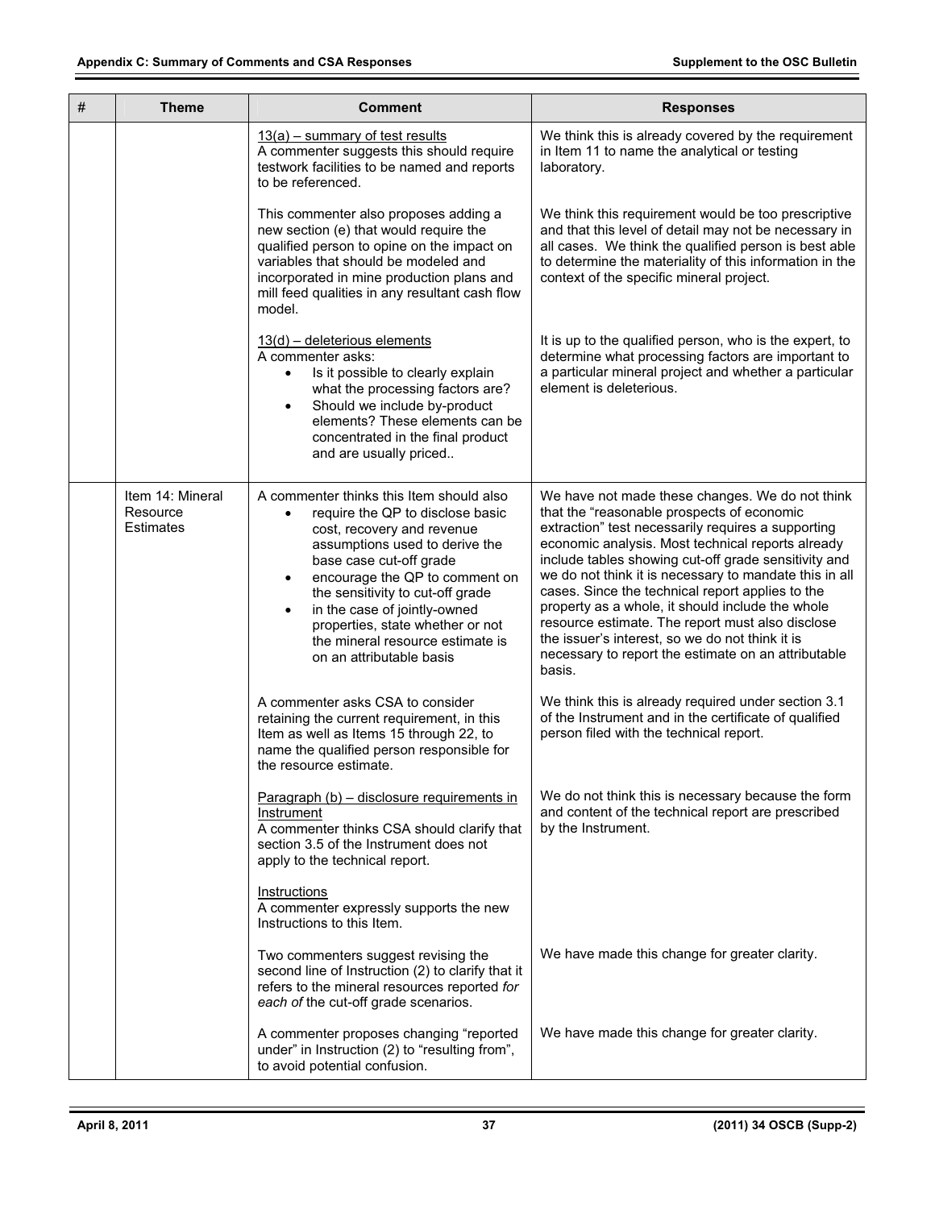| # | Theme | Comment | Responses |
|---|---|---|---|
| | | <u>13(a) – summary of test results</u><br>A commenter suggests this should require testwork facilities to be named and reports to be referenced. | We think this is already covered by the requirement in Item 11 to name the analytical or testing laboratory. |
| | | This commenter also proposes adding a new section (e) that would require the qualified person to opine on the impact on variables that should be modeled and incorporated in mine production plans and mill feed qualities in any resultant cash flow model. | We think this requirement would be too prescriptive and that this level of detail may not be necessary in all cases. We think the qualified person is best able to determine the materiality of this information in the context of the specific mineral project. |
| | | <u>13(d) – deleterious elements</u><br>A commenter asks:<br>• Is it possible to clearly explain what the processing factors are?<br>• Should we include by-product elements? These elements can be concentrated in the final product and are usually priced.. | It is up to the qualified person, who is the expert, to determine what processing factors are important to a particular mineral project and whether a particular element is deleterious. |
| | Item 14: Mineral Resource Estimates | A commenter thinks this Item should also<br>• require the QP to disclose basic cost, recovery and revenue assumptions used to derive the base case cut-off grade<br>• encourage the QP to comment on the sensitivity to cut-off grade<br>• in the case of jointly-owned properties, state whether or not the mineral resource estimate is on an attributable basis | We have not made these changes. We do not think that the "reasonable prospects of economic extraction" test necessarily requires a supporting economic analysis. Most technical reports already include tables showing cut-off grade sensitivity and we do not think it is necessary to mandate this in all cases. Since the technical report applies to the property as a whole, it should include the whole resource estimate. The report must also disclose the issuer's interest, so we do not think it is necessary to report the estimate on an attributable basis. |
| | | A commenter asks CSA to consider retaining the current requirement, in this Item as well as Items 15 through 22, to name the qualified person responsible for the resource estimate. | We think this is already required under section 3.1 of the Instrument and in the certificate of qualified person filed with the technical report. |
| | | <u>Paragraph (b) – disclosure requirements in Instrument</u><br>A commenter thinks CSA should clarify that section 3.5 of the Instrument does not apply to the technical report. | We do not think this is necessary because the form and content of the technical report are prescribed by the Instrument. |
| | | <u>Instructions</u><br>A commenter expressly supports the new Instructions to this Item. | |
| | | Two commenters suggest revising the second line of Instruction (2) to clarify that it refers to the mineral resources reported *for each of* the cut-off grade scenarios. | We have made this change for greater clarity. |
| | | A commenter proposes changing "reported under" in Instruction (2) to "resulting from", to avoid potential confusion. | We have made this change for greater clarity. |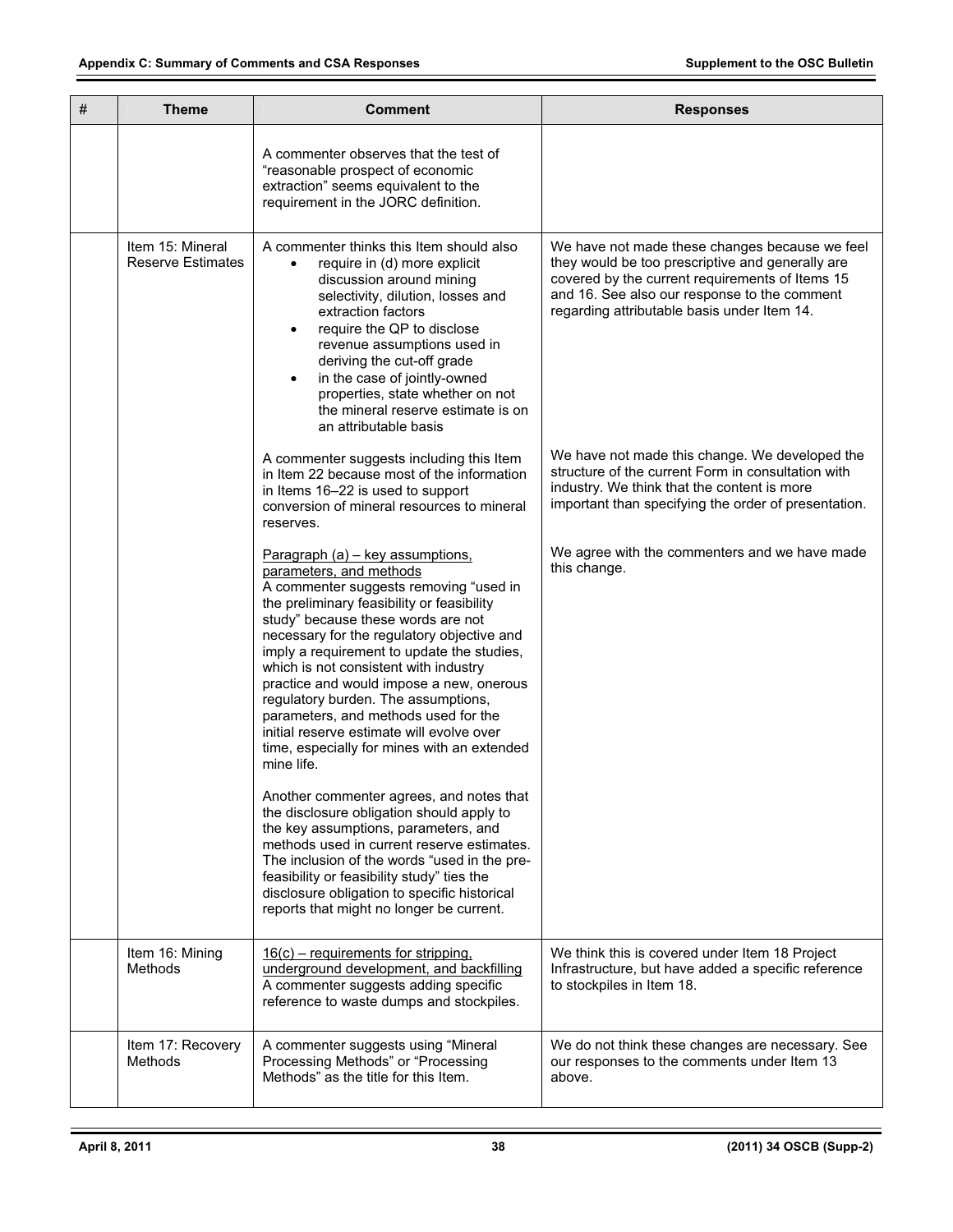| # | Theme | Comment | Responses |
|---|---|---|---|
| | | A commenter observes that the test of "reasonable prospect of economic extraction" seems equivalent to the requirement in the JORC definition. | |
| | Item 15: Mineral Reserve Estimates | A commenter thinks this Item should also<br>• require in (d) more explicit discussion around mining selectivity, dilution, losses and extraction factors<br>• require the QP to disclose revenue assumptions used in deriving the cut-off grade<br>• in the case of jointly-owned properties, state whether on not the mineral reserve estimate is on an attributable basis | We have not made these changes because we feel they would be too prescriptive and generally are covered by the current requirements of Items 15 and 16. See also our response to the comment regarding attributable basis under Item 14. |
| | | A commenter suggests including this Item in Item 22 because most of the information in Items 16–22 is used to support conversion of mineral resources to mineral reserves. | We have not made this change. We developed the structure of the current Form in consultation with industry. We think that the content is more important than specifying the order of presentation. |
| | | <u>Paragraph (a) – key assumptions, parameters, and methods</u><br>A commenter suggests removing "used in the preliminary feasibility or feasibility study" because these words are not necessary for the regulatory objective and imply a requirement to update the studies, which is not consistent with industry practice and would impose a new, onerous regulatory burden. The assumptions, parameters, and methods used for the initial reserve estimate will evolve over time, especially for mines with an extended mine life.<br><br>Another commenter agrees, and notes that the disclosure obligation should apply to the key assumptions, parameters, and methods used in current reserve estimates. The inclusion of the words "used in the pre-feasibility or feasibility study" ties the disclosure obligation to specific historical reports that might no longer be current. | We agree with the commenters and we have made this change. |
| | Item 16: Mining Methods | <u>16(c) – requirements for stripping, underground development, and backfilling</u><br>A commenter suggests adding specific reference to waste dumps and stockpiles. | We think this is covered under Item 18 Project Infrastructure, but have added a specific reference to stockpiles in Item 18. |
| | Item 17: Recovery Methods | A commenter suggests using "Mineral Processing Methods" or "Processing Methods" as the title for this Item. | We do not think these changes are necessary. See our responses to the comments under Item 13 above. |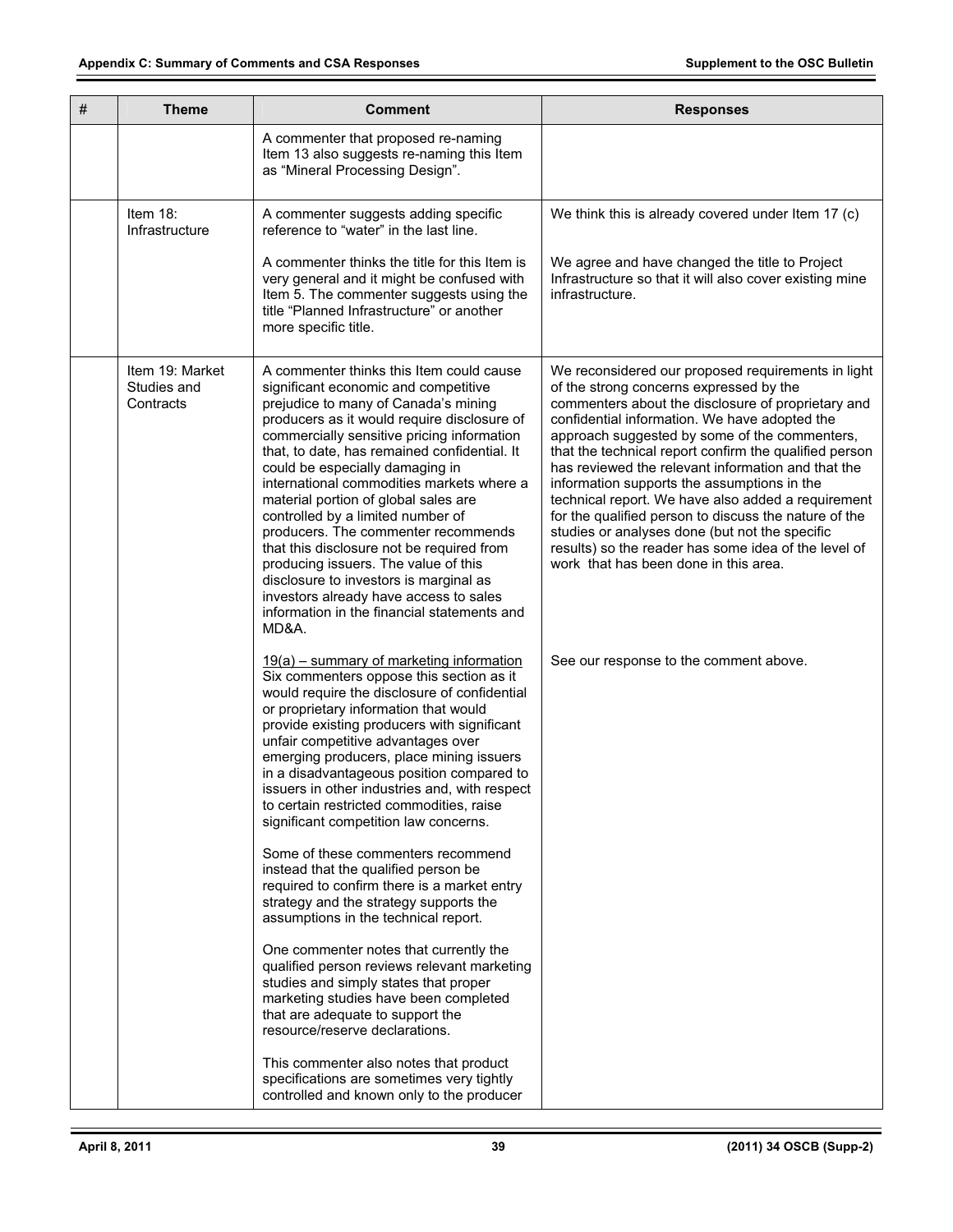| # | Theme | Comment | Responses |
|---|---|---|---|
| | | A commenter that proposed re-naming Item 13 also suggests re-naming this Item as "Mineral Processing Design". | |
| | Item 18: Infrastructure | A commenter suggests adding specific reference to "water" in the last line.<br><br>A commenter thinks the title for this Item is very general and it might be confused with Item 5. The commenter suggests using the title "Planned Infrastructure" or another more specific title. | We think this is already covered under Item 17 (c)<br><br>We agree and have changed the title to Project Infrastructure so that it will also cover existing mine infrastructure. |
| | Item 19: Market Studies and Contracts | A commenter thinks this Item could cause significant economic and competitive prejudice to many of Canada's mining producers as it would require disclosure of commercially sensitive pricing information that, to date, has remained confidential. It could be especially damaging in international commodities markets where a material portion of global sales are controlled by a limited number of producers. The commenter recommends that this disclosure not be required from producing issuers. The value of this disclosure to investors is marginal as investors already have access to sales information in the financial statements and MD&A. | We reconsidered our proposed requirements in light of the strong concerns expressed by the commenters about the disclosure of proprietary and confidential information. We have adopted the approach suggested by some of the commenters, that the technical report confirm the qualified person has reviewed the relevant information and that the information supports the assumptions in the technical report. We have also added a requirement for the qualified person to discuss the nature of the studies or analyses done (but not the specific results) so the reader has some idea of the level of work that has been done in this area. |
| | | <u>19(a) – summary of marketing information</u><br>Six commenters oppose this section as it would require the disclosure of confidential or proprietary information that would provide existing producers with significant unfair competitive advantages over emerging producers, place mining issuers in a disadvantageous position compared to issuers in other industries and, with respect to certain restricted commodities, raise significant competition law concerns.<br><br>Some of these commenters recommend instead that the qualified person be required to confirm there is a market entry strategy and the strategy supports the assumptions in the technical report.<br><br>One commenter notes that currently the qualified person reviews relevant marketing studies and simply states that proper marketing studies have been completed that are adequate to support the resource/reserve declarations.<br><br>This commenter also notes that product specifications are sometimes very tightly controlled and known only to the producer | See our response to the comment above. |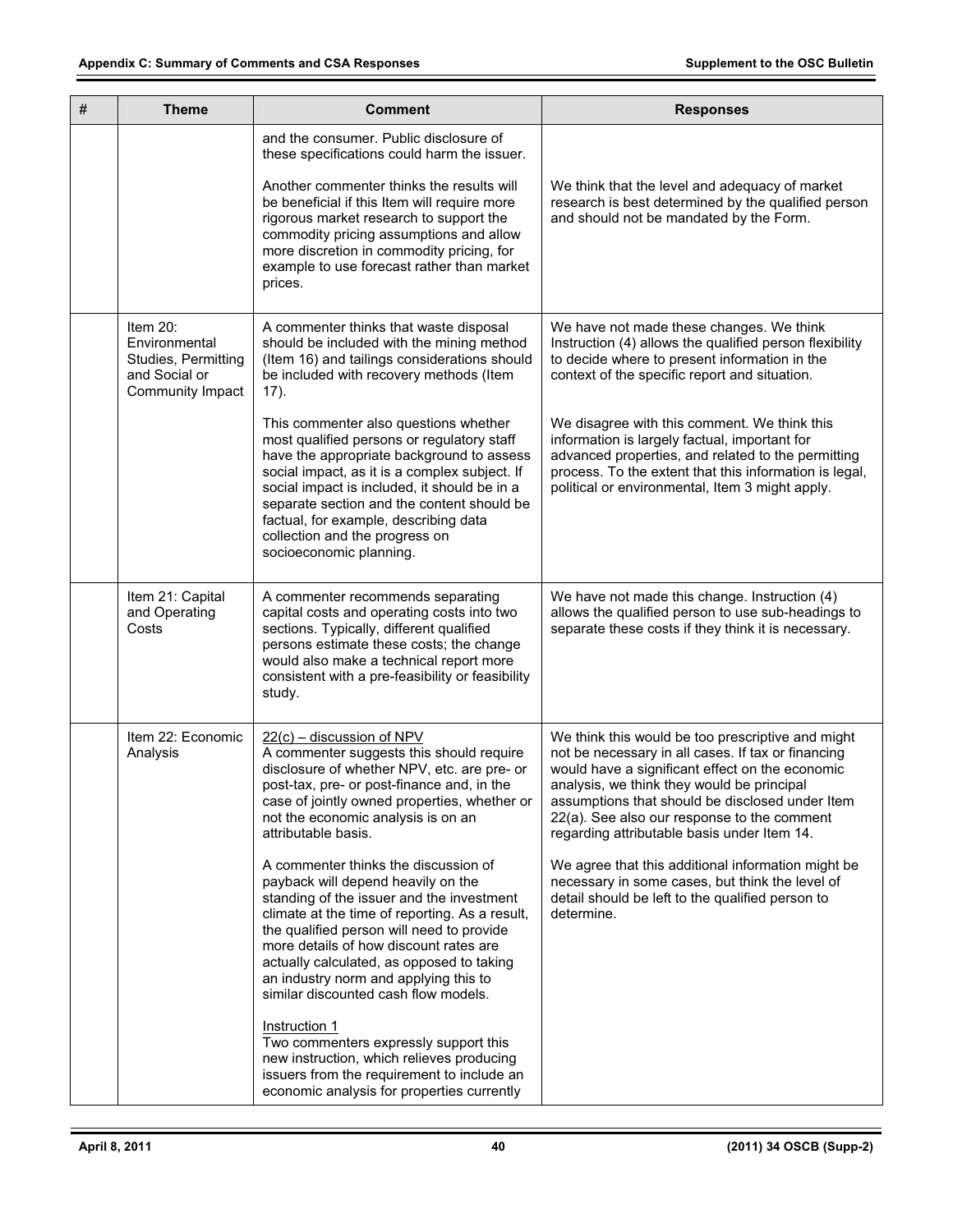| # | Theme | Comment | Responses |
|---|---|---|---|
| | | and the consumer. Public disclosure of these specifications could harm the issuer.<br><br>Another commenter thinks the results will be beneficial if this Item will require more rigorous market research to support the commodity pricing assumptions and allow more discretion in commodity pricing, for example to use forecast rather than market prices. | We think that the level and adequacy of market research is best determined by the qualified person and should not be mandated by the Form. |
| | Item 20: Environmental Studies, Permitting and Social or Community Impact | A commenter thinks that waste disposal should be included with the mining method (Item 16) and tailings considerations should be included with recovery methods (Item 17).<br><br>This commenter also questions whether most qualified persons or regulatory staff have the appropriate background to assess social impact, as it is a complex subject. If social impact is included, it should be in a separate section and the content should be factual, for example, describing data collection and the progress on socioeconomic planning. | We have not made these changes. We think Instruction (4) allows the qualified person flexibility to decide where to present information in the context of the specific report and situation.<br><br>We disagree with this comment. We think this information is largely factual, important for advanced properties, and related to the permitting process. To the extent that this information is legal, political or environmental, Item 3 might apply. |
| | Item 21: Capital and Operating Costs | A commenter recommends separating capital costs and operating costs into two sections. Typically, different qualified persons estimate these costs; the change would also make a technical report more consistent with a pre-feasibility or feasibility study. | We have not made this change. Instruction (4) allows the qualified person to use sub-headings to separate these costs if they think it is necessary. |
| | Item 22: Economic Analysis | <u>22(c) – discussion of NPV</u><br>A commenter suggests this should require disclosure of whether NPV, etc. are pre- or post-tax, pre- or post-finance and, in the case of jointly owned properties, whether or not the economic analysis is on an attributable basis.<br><br>A commenter thinks the discussion of payback will depend heavily on the standing of the issuer and the investment climate at the time of reporting. As a result, the qualified person will need to provide more details of how discount rates are actually calculated, as opposed to taking an industry norm and applying this to similar discounted cash flow models.<br><br><u>Instruction 1</u><br>Two commenters expressly support this new instruction, which relieves producing issuers from the requirement to include an economic analysis for properties currently | We think this would be too prescriptive and might not be necessary in all cases. If tax or financing would have a significant effect on the economic analysis, we think they would be principal assumptions that should be disclosed under Item 22(a). See also our response to the comment regarding attributable basis under Item 14.<br><br>We agree that this additional information might be necessary in some cases, but think the level of detail should be left to the qualified person to determine. |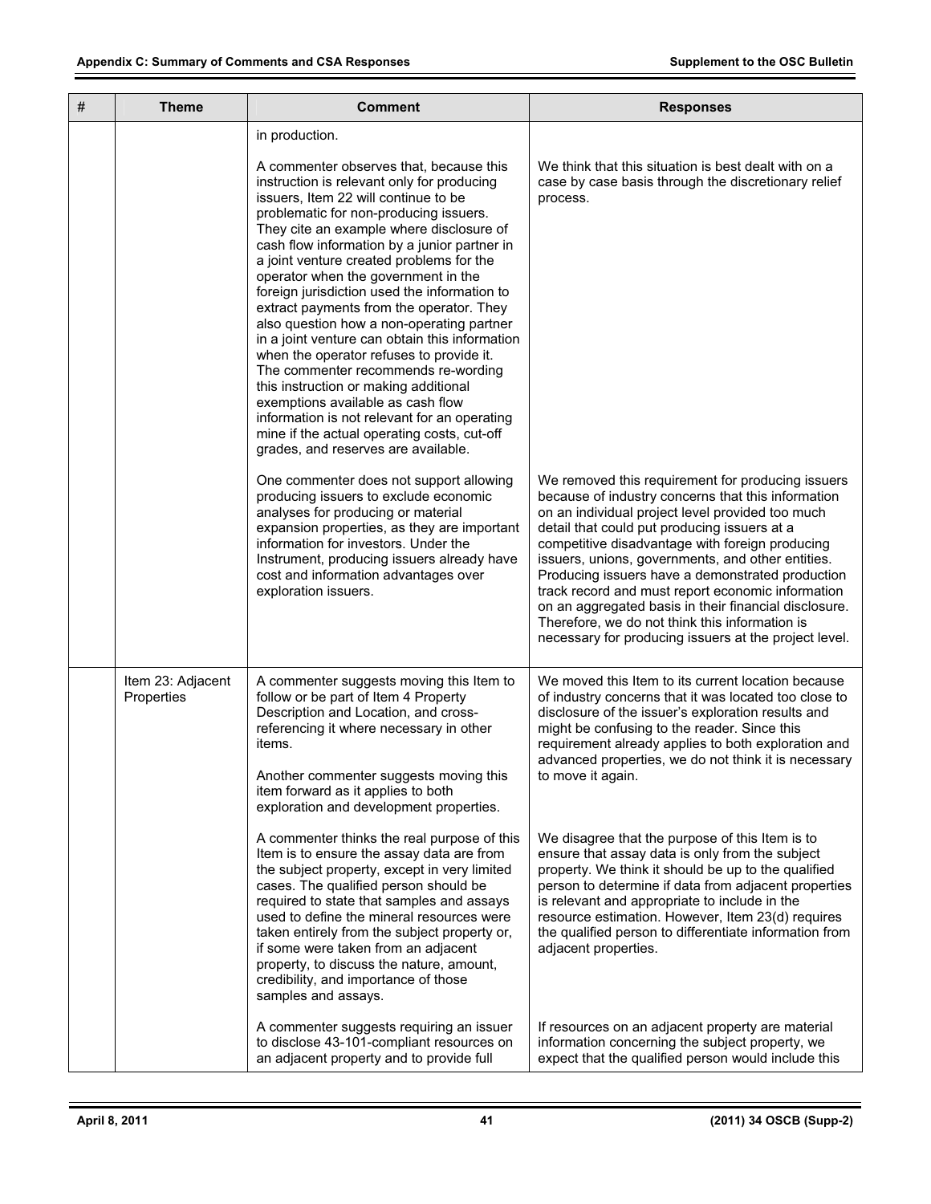| # | Theme | Comment | Responses |
|---|---|---|---|
| | | in production.<br><br>A commenter observes that, because this instruction is relevant only for producing issuers, Item 22 will continue to be problematic for non-producing issuers. They cite an example where disclosure of cash flow information by a junior partner in a joint venture created problems for the operator when the government in the foreign jurisdiction used the information to extract payments from the operator. They also question how a non-operating partner in a joint venture can obtain this information when the operator refuses to provide it. The commenter recommends re-wording this instruction or making additional exemptions available as cash flow information is not relevant for an operating mine if the actual operating costs, cut-off grades, and reserves are available. | We think that this situation is best dealt with on a case by case basis through the discretionary relief process. |
| | | One commenter does not support allowing producing issuers to exclude economic analyses for producing or material expansion properties, as they are important information for investors. Under the Instrument, producing issuers already have cost and information advantages over exploration issuers. | We removed this requirement for producing issuers because of industry concerns that this information on an individual project level provided too much detail that could put producing issuers at a competitive disadvantage with foreign producing issuers, unions, governments, and other entities. Producing issuers have a demonstrated production track record and must report economic information on an aggregated basis in their financial disclosure. Therefore, we do not think this information is necessary for producing issuers at the project level. |
| | Item 23: Adjacent Properties | A commenter suggests moving this Item to follow or be part of Item 4 Property Description and Location, and cross-referencing it where necessary in other items.<br><br>Another commenter suggests moving this item forward as it applies to both exploration and development properties. | We moved this Item to its current location because of industry concerns that it was located too close to disclosure of the issuer's exploration results and might be confusing to the reader. Since this requirement already applies to both exploration and advanced properties, we do not think it is necessary to move it again. |
| | | A commenter thinks the real purpose of this Item is to ensure the assay data are from the subject property, except in very limited cases. The qualified person should be required to state that samples and assays used to define the mineral resources were taken entirely from the subject property or, if some were taken from an adjacent property, to discuss the nature, amount, credibility, and importance of those samples and assays. | We disagree that the purpose of this Item is to ensure that assay data is only from the subject property. We think it should be up to the qualified person to determine if data from adjacent properties is relevant and appropriate to include in the resource estimation. However, Item 23(d) requires the qualified person to differentiate information from adjacent properties. |
| | | A commenter suggests requiring an issuer to disclose 43-101-compliant resources on an adjacent property and to provide full | If resources on an adjacent property are material information concerning the subject property, we expect that the qualified person would include this |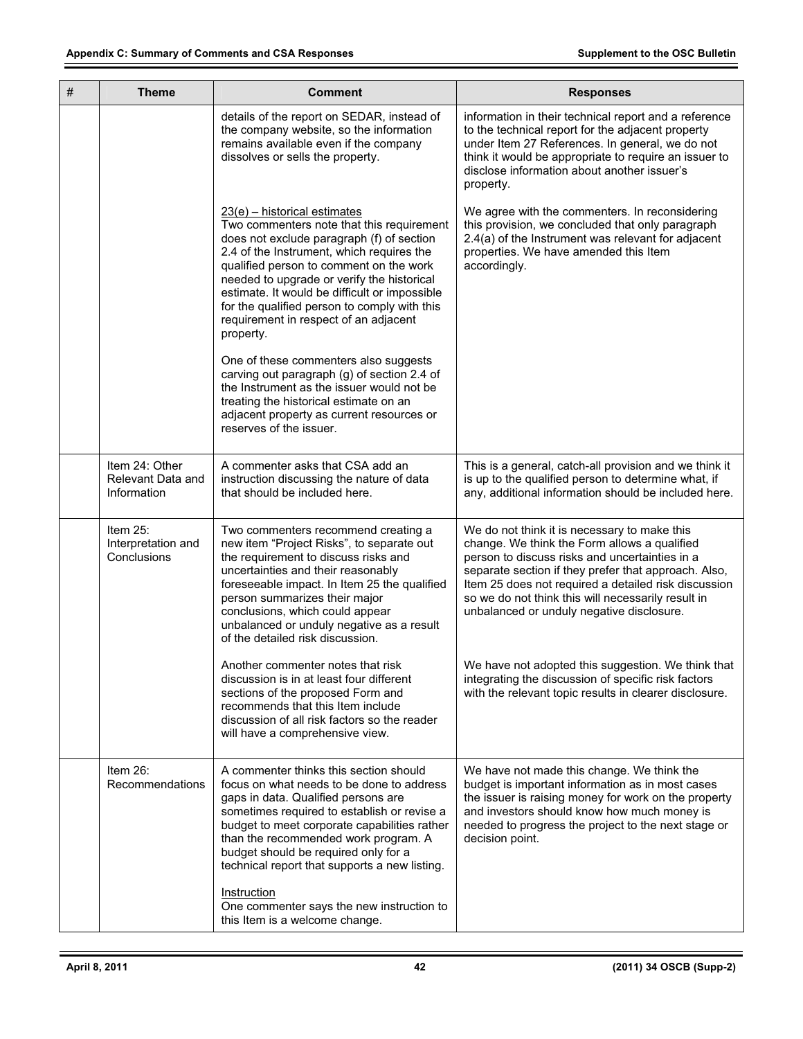| # | Theme | Comment | Responses |
|---|---|---|---|
| | | details of the report on SEDAR, instead of the company website, so the information remains available even if the company dissolves or sells the property.<br><br>23(e) – historical estimates<br>Two commenters note that this requirement does not exclude paragraph (f) of section 2.4 of the Instrument, which requires the qualified person to comment on the work needed to upgrade or verify the historical estimate. It would be difficult or impossible for the qualified person to comply with this requirement in respect of an adjacent property.<br><br>One of these commenters also suggests carving out paragraph (g) of section 2.4 of the Instrument as the issuer would not be treating the historical estimate on an adjacent property as current resources or reserves of the issuer. | information in their technical report and a reference to the technical report for the adjacent property under Item 27 References. In general, we do not think it would be appropriate to require an issuer to disclose information about another issuer's property.<br><br>We agree with the commenters. In reconsidering this provision, we concluded that only paragraph 2.4(a) of the Instrument was relevant for adjacent properties. We have amended this Item accordingly. |
| | Item 24: Other Relevant Data and Information | A commenter asks that CSA add an instruction discussing the nature of data that should be included here. | This is a general, catch-all provision and we think it is up to the qualified person to determine what, if any, additional information should be included here. |
| | Item 25: Interpretation and Conclusions | Two commenters recommend creating a new item "Project Risks", to separate out the requirement to discuss risks and uncertainties and their reasonably foreseeable impact. In Item 25 the qualified person summarizes their major conclusions, which could appear unbalanced or unduly negative as a result of the detailed risk discussion.<br><br>Another commenter notes that risk discussion is in at least four different sections of the proposed Form and recommends that this Item include discussion of all risk factors so the reader will have a comprehensive view. | We do not think it is necessary to make this change. We think the Form allows a qualified person to discuss risks and uncertainties in a separate section if they prefer that approach. Also, Item 25 does not required a detailed risk discussion so we do not think this will necessarily result in unbalanced or unduly negative disclosure.<br><br>We have not adopted this suggestion. We think that integrating the discussion of specific risk factors with the relevant topic results in clearer disclosure. |
| | Item 26: Recommendations | A commenter thinks this section should focus on what needs to be done to address gaps in data. Qualified persons are sometimes required to establish or revise a budget to meet corporate capabilities rather than the recommended work program. A budget should be required only for a technical report that supports a new listing.<br><br>Instruction<br>One commenter says the new instruction to this Item is a welcome change. | We have not made this change. We think the budget is important information as in most cases the issuer is raising money for work on the property and investors should know how much money is needed to progress the project to the next stage or decision point. |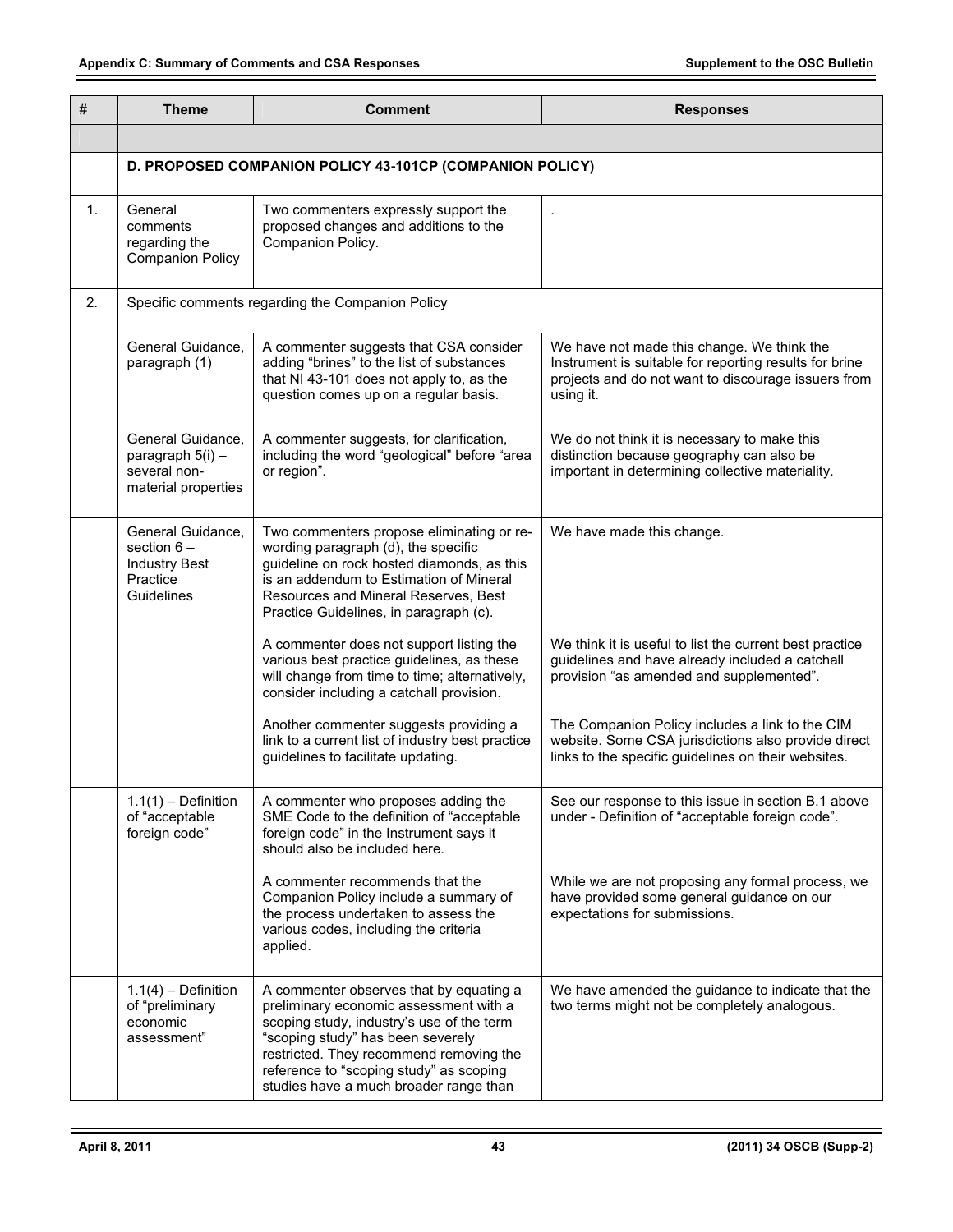| # | Theme | Comment | Responses |
|---|---|---|---|
| | | | |
| | D. PROPOSED COMPANION POLICY 43-101CP (COMPANION POLICY) | | |
| 1. | General comments regarding the Companion Policy | Two commenters expressly support the proposed changes and additions to the Companion Policy. | . |
| 2. | Specific comments regarding the Companion Policy | | |
| | General Guidance, paragraph (1) | A commenter suggests that CSA consider adding "brines" to the list of substances that NI 43-101 does not apply to, as the question comes up on a regular basis. | We have not made this change. We think the Instrument is suitable for reporting results for brine projects and do not want to discourage issuers from using it. |
| | General Guidance, paragraph 5(i) – several non-material properties | A commenter suggests, for clarification, including the word "geological" before "area or region". | We do not think it is necessary to make this distinction because geography can also be important in determining collective materiality. |
| | General Guidance, section 6 – Industry Best Practice Guidelines | Two commenters propose eliminating or re-wording paragraph (d), the specific guideline on rock hosted diamonds, as this is an addendum to Estimation of Mineral Resources and Mineral Reserves, Best Practice Guidelines, in paragraph (c). | We have made this change. |
| | | A commenter does not support listing the various best practice guidelines, as these will change from time to time; alternatively, consider including a catchall provision. | We think it is useful to list the current best practice guidelines and have already included a catchall provision "as amended and supplemented". |
| | | Another commenter suggests providing a link to a current list of industry best practice guidelines to facilitate updating. | The Companion Policy includes a link to the CIM website. Some CSA jurisdictions also provide direct links to the specific guidelines on their websites. |
| | 1.1(1) – Definition of "acceptable foreign code" | A commenter who proposes adding the SME Code to the definition of "acceptable foreign code" in the Instrument says it should also be included here. | See our response to this issue in section B.1 above under - Definition of "acceptable foreign code". |
| | | A commenter recommends that the Companion Policy include a summary of the process undertaken to assess the various codes, including the criteria applied. | While we are not proposing any formal process, we have provided some general guidance on our expectations for submissions. |
| | 1.1(4) – Definition of "preliminary economic assessment" | A commenter observes that by equating a preliminary economic assessment with a scoping study, industry's use of the term "scoping study" has been severely restricted. They recommend removing the reference to "scoping study" as scoping studies have a much broader range than | We have amended the guidance to indicate that the two terms might not be completely analogous. |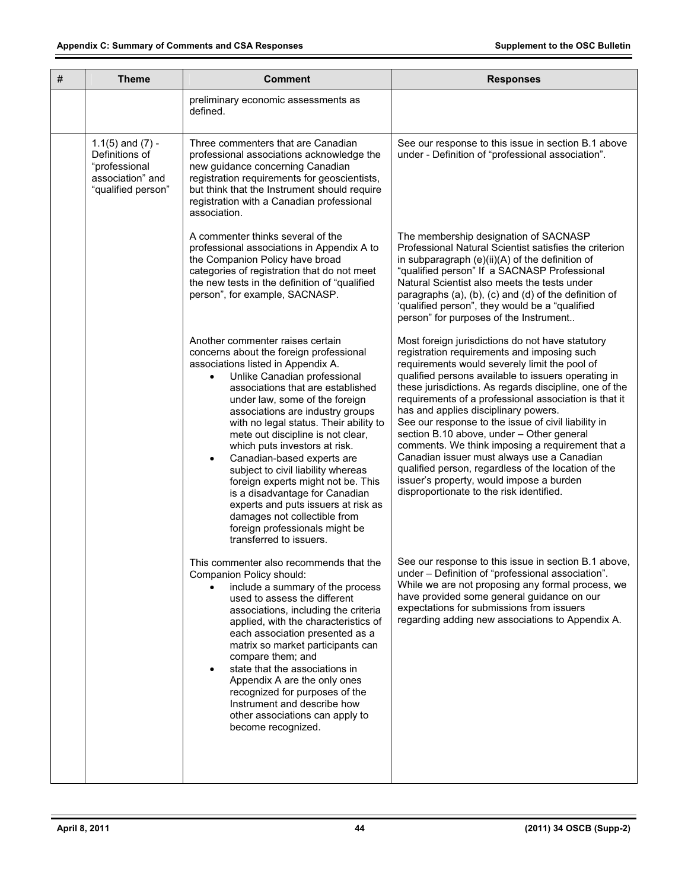| # | Theme | Comment | Responses |
|---|---|---|---|
| | | preliminary economic assessments as defined. | |
| | 1.1(5) and (7) - Definitions of "professional association" and "qualified person" | Three commenters that are Canadian professional associations acknowledge the new guidance concerning Canadian registration requirements for geoscientists, but think that the Instrument should require registration with a Canadian professional association. | See our response to this issue in section B.1 above under - Definition of "professional association". |
| | | A commenter thinks several of the professional associations in Appendix A to the Companion Policy have broad categories of registration that do not meet the new tests in the definition of "qualified person", for example, SACNASP. | The membership designation of SACNASP Professional Natural Scientist satisfies the criterion in subparagraph (e)(ii)(A) of the definition of "qualified person" If a SACNASP Professional Natural Scientist also meets the tests under paragraphs (a), (b), (c) and (d) of the definition of 'qualified person", they would be a "qualified person" for purposes of the Instrument.. |
| | | Another commenter raises certain concerns about the foreign professional associations listed in Appendix A.<br>• Unlike Canadian professional associations that are established under law, some of the foreign associations are industry groups with no legal status. Their ability to mete out discipline is not clear, which puts investors at risk.<br>• Canadian-based experts are subject to civil liability whereas foreign experts might not be. This is a disadvantage for Canadian experts and puts issuers at risk as damages not collectible from foreign professionals might be transferred to issuers. | Most foreign jurisdictions do not have statutory registration requirements and imposing such requirements would severely limit the pool of qualified persons available to issuers operating in these jurisdictions. As regards discipline, one of the requirements of a professional association is that it has and applies disciplinary powers.<br>See our response to the issue of civil liability in section B.10 above, under – Other general comments. We think imposing a requirement that a Canadian issuer must always use a Canadian qualified person, regardless of the location of the issuer's property, would impose a burden disproportionate to the risk identified. |
| | | This commenter also recommends that the Companion Policy should:<br>• include a summary of the process used to assess the different associations, including the criteria applied, with the characteristics of each association presented as a matrix so market participants can compare them; and<br>• state that the associations in Appendix A are the only ones recognized for purposes of the Instrument and describe how other associations can apply to become recognized. | See our response to this issue in section B.1 above, under – Definition of "professional association". While we are not proposing any formal process, we have provided some general guidance on our expectations for submissions from issuers regarding adding new associations to Appendix A. |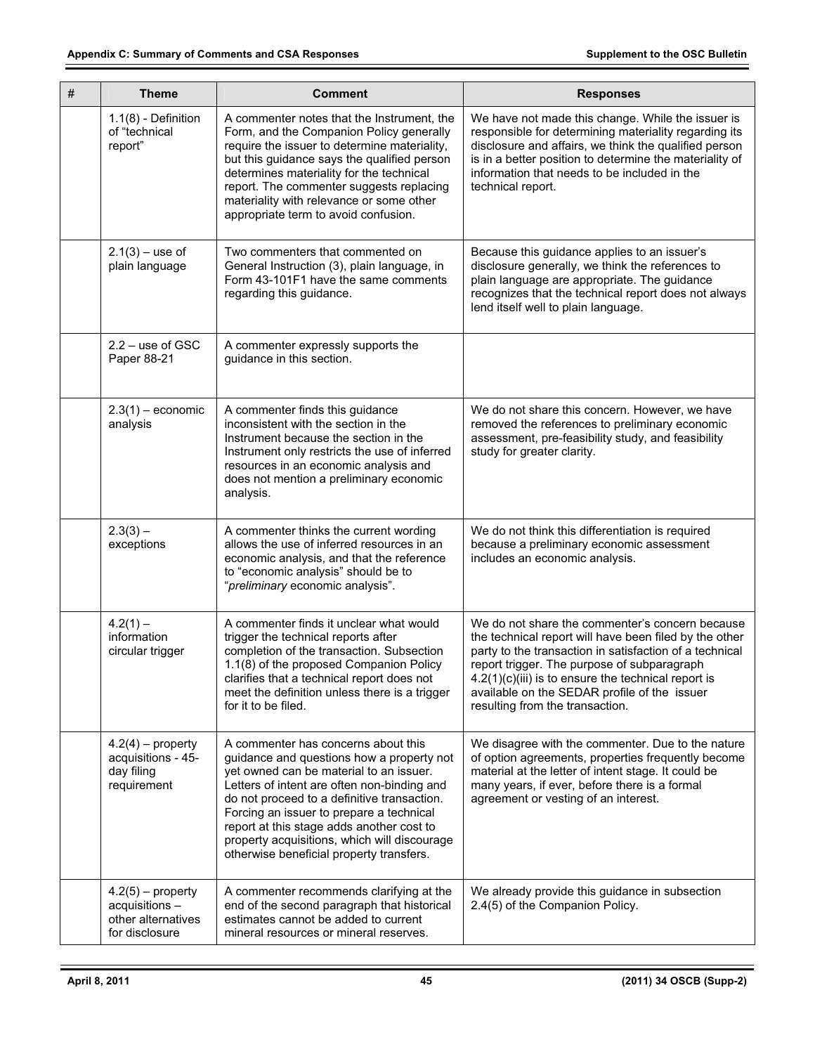| # | Theme | Comment | Responses |
|---|---|---|---|
| | 1.1(8) - Definition of "technical report" | A commenter notes that the Instrument, the Form, and the Companion Policy generally require the issuer to determine materiality, but this guidance says the qualified person determines materiality for the technical report. The commenter suggests replacing materiality with relevance or some other appropriate term to avoid confusion. | We have not made this change. While the issuer is responsible for determining materiality regarding its disclosure and affairs, we think the qualified person is in a better position to determine the materiality of information that needs to be included in the technical report. |
| | 2.1(3) – use of plain language | Two commenters that commented on General Instruction (3), plain language, in Form 43-101F1 have the same comments regarding this guidance. | Because this guidance applies to an issuer's disclosure generally, we think the references to plain language are appropriate. The guidance recognizes that the technical report does not always lend itself well to plain language. |
| | 2.2 – use of GSC Paper 88-21 | A commenter expressly supports the guidance in this section. | |
| | 2.3(1) – economic analysis | A commenter finds this guidance inconsistent with the section in the Instrument because the section in the Instrument only restricts the use of inferred resources in an economic analysis and does not mention a preliminary economic analysis. | We do not share this concern. However, we have removed the references to preliminary economic assessment, pre-feasibility study, and feasibility study for greater clarity. |
| | 2.3(3) – exceptions | A commenter thinks the current wording allows the use of inferred resources in an economic analysis, and that the reference to "economic analysis" should be to "*preliminary* economic analysis". | We do not think this differentiation is required because a preliminary economic assessment includes an economic analysis. |
| | 4.2(1) – information circular trigger | A commenter finds it unclear what would trigger the technical reports after completion of the transaction. Subsection 1.1(8) of the proposed Companion Policy clarifies that a technical report does not meet the definition unless there is a trigger for it to be filed. | We do not share the commenter's concern because the technical report will have been filed by the other party to the transaction in satisfaction of a technical report trigger. The purpose of subparagraph 4.2(1)(c)(iii) is to ensure the technical report is available on the SEDAR profile of the issuer resulting from the transaction. |
| | 4.2(4) – property acquisitions - 45-day filing requirement | A commenter has concerns about this guidance and questions how a property not yet owned can be material to an issuer. Letters of intent are often non-binding and do not proceed to a definitive transaction. Forcing an issuer to prepare a technical report at this stage adds another cost to property acquisitions, which will discourage otherwise beneficial property transfers. | We disagree with the commenter. Due to the nature of option agreements, properties frequently become material at the letter of intent stage. It could be many years, if ever, before there is a formal agreement or vesting of an interest. |
| | 4.2(5) – property acquisitions – other alternatives for disclosure | A commenter recommends clarifying at the end of the second paragraph that historical estimates cannot be added to current mineral resources or mineral reserves. | We already provide this guidance in subsection 2.4(5) of the Companion Policy. |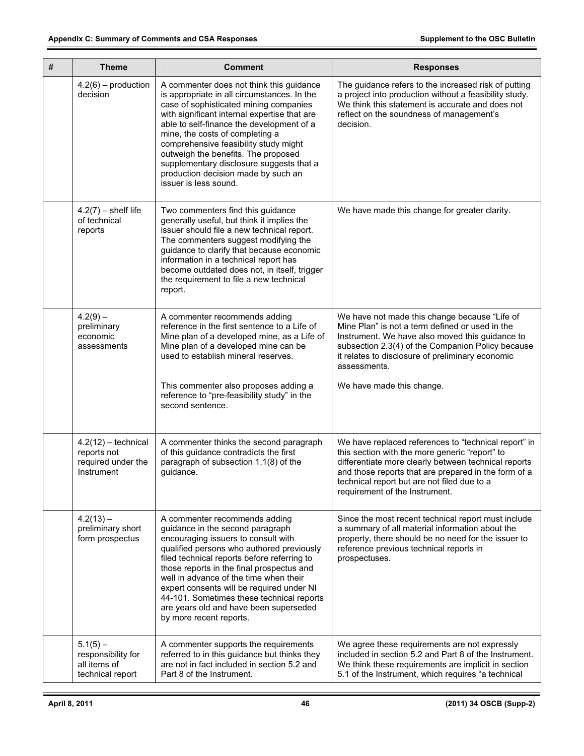| # | Theme | Comment | Responses |
|---|---|---|---|
| | 4.2(6) – production decision | A commenter does not think this guidance is appropriate in all circumstances. In the case of sophisticated mining companies with significant internal expertise that are able to self-finance the development of a mine, the costs of completing a comprehensive feasibility study might outweigh the benefits. The proposed supplementary disclosure suggests that a production decision made by such an issuer is less sound. | The guidance refers to the increased risk of putting a project into production without a feasibility study. We think this statement is accurate and does not reflect on the soundness of management's decision. |
| | 4.2(7) – shelf life of technical reports | Two commenters find this guidance generally useful, but think it implies the issuer should file a new technical report. The commenters suggest modifying the guidance to clarify that because economic information in a technical report has become outdated does not, in itself, trigger the requirement to file a new technical report. | We have made this change for greater clarity. |
| | 4.2(9) – preliminary economic assessments | A commenter recommends adding reference in the first sentence to a Life of Mine plan of a developed mine, as a Life of Mine plan of a developed mine can be used to establish mineral reserves.<br><br>This commenter also proposes adding a reference to "pre-feasibility study" in the second sentence. | We have not made this change because "Life of Mine Plan" is not a term defined or used in the Instrument. We have also moved this guidance to subsection 2.3(4) of the Companion Policy because it relates to disclosure of preliminary economic assessments.<br><br>We have made this change. |
| | 4.2(12) – technical reports not required under the Instrument | A commenter thinks the second paragraph of this guidance contradicts the first paragraph of subsection 1.1(8) of the guidance. | We have replaced references to "technical report" in this section with the more generic "report" to differentiate more clearly between technical reports and those reports that are prepared in the form of a technical report but are not filed due to a requirement of the Instrument. |
| | 4.2(13) – preliminary short form prospectus | A commenter recommends adding guidance in the second paragraph encouraging issuers to consult with qualified persons who authored previously filed technical reports before referring to those reports in the final prospectus and well in advance of the time when their expert consents will be required under NI 44-101. Sometimes these technical reports are years old and have been superseded by more recent reports. | Since the most recent technical report must include a summary of all material information about the property, there should be no need for the issuer to reference previous technical reports in prospectuses. |
| | 5.1(5) – responsibility for all items of technical report | A commenter supports the requirements referred to in this guidance but thinks they are not in fact included in section 5.2 and Part 8 of the Instrument. | We agree these requirements are not expressly included in section 5.2 and Part 8 of the Instrument. We think these requirements are implicit in section 5.1 of the Instrument, which requires "a technical |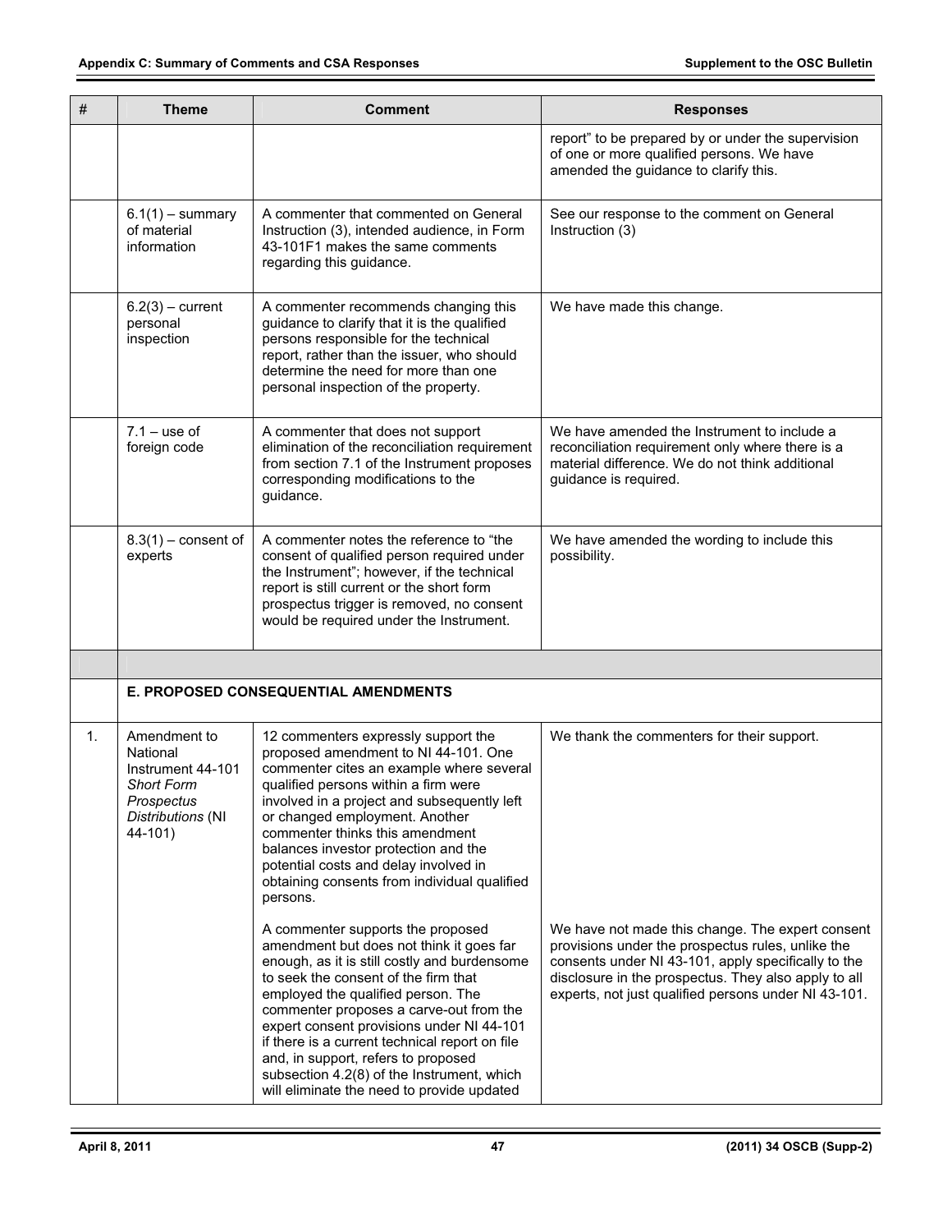| # | Theme | Comment | Responses |
|---|---|---|---|
| | | | report" to be prepared by or under the supervision of one or more qualified persons. We have amended the guidance to clarify this. |
| | 6.1(1) – summary of material information | A commenter that commented on General Instruction (3), intended audience, in Form 43-101F1 makes the same comments regarding this guidance. | See our response to the comment on General Instruction (3) |
| | 6.2(3) – current personal inspection | A commenter recommends changing this guidance to clarify that it is the qualified persons responsible for the technical report, rather than the issuer, who should determine the need for more than one personal inspection of the property. | We have made this change. |
| | 7.1 – use of foreign code | A commenter that does not support elimination of the reconciliation requirement from section 7.1 of the Instrument proposes corresponding modifications to the guidance. | We have amended the Instrument to include a reconciliation requirement only where there is a material difference. We do not think additional guidance is required. |
| | 8.3(1) – consent of experts | A commenter notes the reference to "the consent of qualified person required under the Instrument"; however, if the technical report is still current or the short form prospectus trigger is removed, no consent would be required under the Instrument. | We have amended the wording to include this possibility. |
| | | | |
| | **E. PROPOSED CONSEQUENTIAL AMENDMENTS** | | |
| 1. | Amendment to National Instrument 44-101 *Short Form Prospectus Distributions* (NI 44-101) | 12 commenters expressly support the proposed amendment to NI 44-101. One commenter cites an example where several qualified persons within a firm were involved in a project and subsequently left or changed employment. Another commenter thinks this amendment balances investor protection and the potential costs and delay involved in obtaining consents from individual qualified persons. | We thank the commenters for their support. |
| | | A commenter supports the proposed amendment but does not think it goes far enough, as it is still costly and burdensome to seek the consent of the firm that employed the qualified person. The commenter proposes a carve-out from the expert consent provisions under NI 44-101 if there is a current technical report on file and, in support, refers to proposed subsection 4.2(8) of the Instrument, which will eliminate the need to provide updated | We have not made this change. The expert consent provisions under the prospectus rules, unlike the consents under NI 43-101, apply specifically to the disclosure in the prospectus. They also apply to all experts, not just qualified persons under NI 43-101. |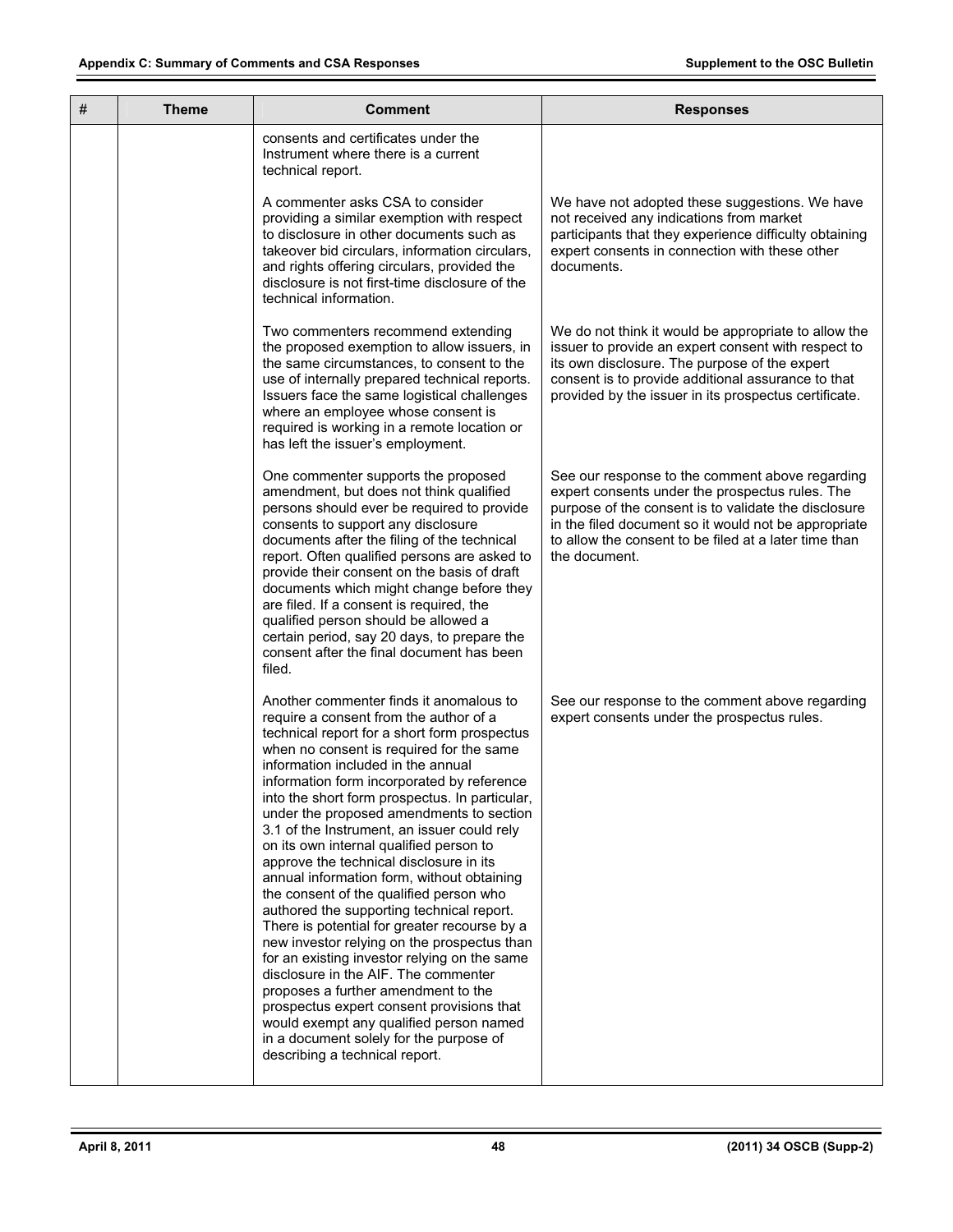| # | Theme | Comment | Responses |
|---|---|---|---|
| | | consents and certificates under the Instrument where there is a current technical report. | |
| | | A commenter asks CSA to consider providing a similar exemption with respect to disclosure in other documents such as takeover bid circulars, information circulars, and rights offering circulars, provided the disclosure is not first-time disclosure of the technical information. | We have not adopted these suggestions. We have not received any indications from market participants that they experience difficulty obtaining expert consents in connection with these other documents. |
| | | Two commenters recommend extending the proposed exemption to allow issuers, in the same circumstances, to consent to the use of internally prepared technical reports. Issuers face the same logistical challenges where an employee whose consent is required is working in a remote location or has left the issuer's employment. | We do not think it would be appropriate to allow the issuer to provide an expert consent with respect to its own disclosure. The purpose of the expert consent is to provide additional assurance to that provided by the issuer in its prospectus certificate. |
| | | One commenter supports the proposed amendment, but does not think qualified persons should ever be required to provide consents to support any disclosure documents after the filing of the technical report. Often qualified persons are asked to provide their consent on the basis of draft documents which might change before they are filed. If a consent is required, the qualified person should be allowed a certain period, say 20 days, to prepare the consent after the final document has been filed. | See our response to the comment above regarding expert consents under the prospectus rules. The purpose of the consent is to validate the disclosure in the filed document so it would not be appropriate to allow the consent to be filed at a later time than the document. |
| | | Another commenter finds it anomalous to require a consent from the author of a technical report for a short form prospectus when no consent is required for the same information included in the annual information form incorporated by reference into the short form prospectus. In particular, under the proposed amendments to section 3.1 of the Instrument, an issuer could rely on its own internal qualified person to approve the technical disclosure in its annual information form, without obtaining the consent of the qualified person who authored the supporting technical report. There is potential for greater recourse by a new investor relying on the prospectus than for an existing investor relying on the same disclosure in the AIF. The commenter proposes a further amendment to the prospectus expert consent provisions that would exempt any qualified person named in a document solely for the purpose of describing a technical report. | See our response to the comment above regarding expert consents under the prospectus rules. |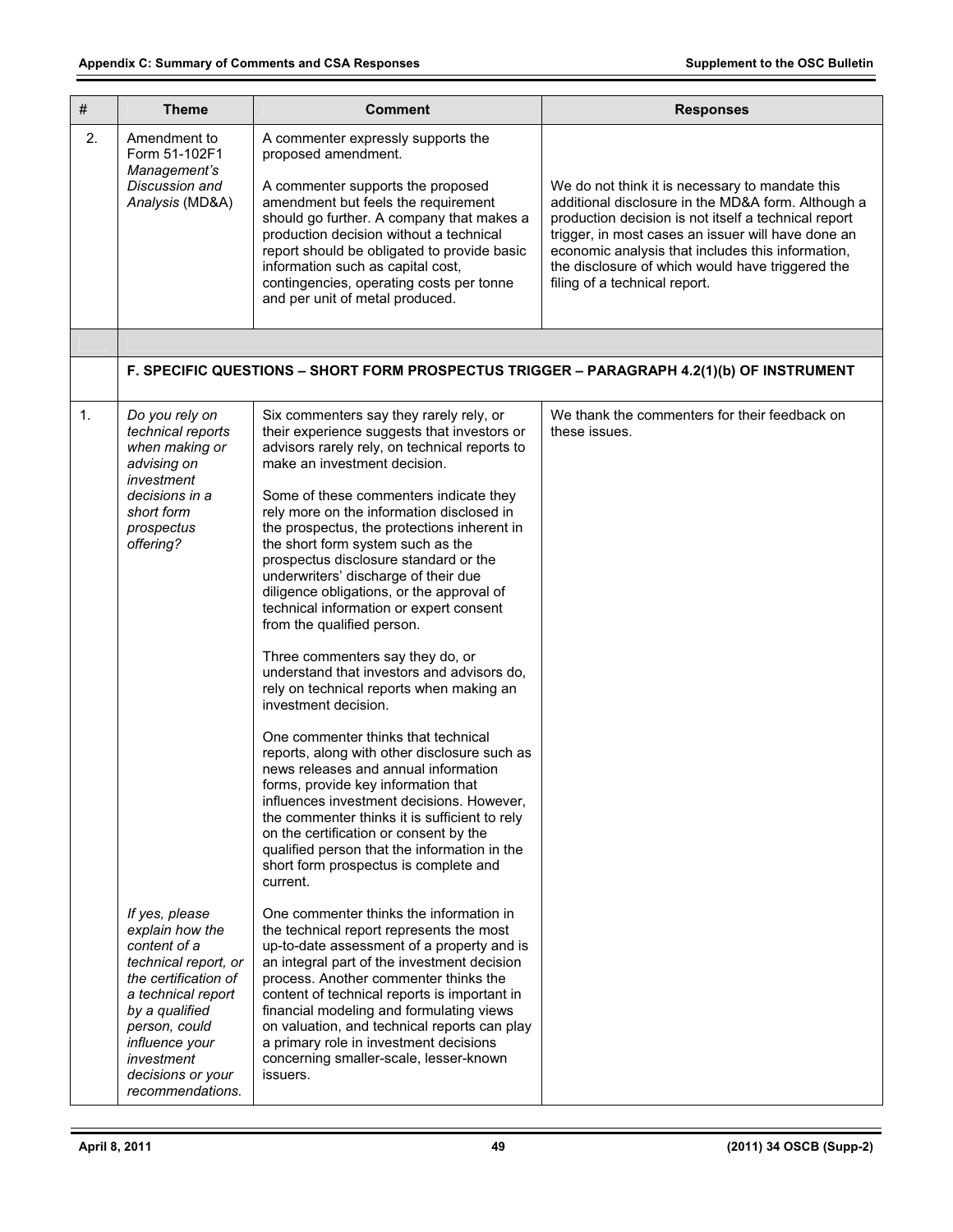| # | Theme | Comment | Responses |
|---|---|---|---|
| 2. | Amendment to Form 51-102F1 *Management's Discussion and Analysis* (MD&A) | A commenter expressly supports the proposed amendment.<br><br>A commenter supports the proposed amendment but feels the requirement should go further. A company that makes a production decision without a technical report should be obligated to provide basic information such as capital cost, contingencies, operating costs per tonne and per unit of metal produced. | We do not think it is necessary to mandate this additional disclosure in the MD&A form. Although a production decision is not itself a technical report trigger, in most cases an issuer will have done an economic analysis that includes this information, the disclosure of which would have triggered the filing of a technical report. |
| | | | |
| | **F. SPECIFIC QUESTIONS – SHORT FORM PROSPECTUS TRIGGER – PARAGRAPH 4.2(1)(b) OF INSTRUMENT** | | |
| 1. | *Do you rely on technical reports when making or advising on investment decisions in a short form prospectus offering?* | Six commenters say they rarely rely, or their experience suggests that investors or advisors rarely rely, on technical reports to make an investment decision.<br><br>Some of these commenters indicate they rely more on the information disclosed in the prospectus, the protections inherent in the short form system such as the prospectus disclosure standard or the underwriters' discharge of their due diligence obligations, or the approval of technical information or expert consent from the qualified person.<br><br>Three commenters say they do, or understand that investors and advisors do, rely on technical reports when making an investment decision.<br><br>One commenter thinks that technical reports, along with other disclosure such as news releases and annual information forms, provide key information that influences investment decisions. However, the commenter thinks it is sufficient to rely on the certification or consent by the qualified person that the information in the short form prospectus is complete and current. | We thank the commenters for their feedback on these issues. |
| | *If yes, please explain how the content of a technical report, or the certification of a technical report by a qualified person, could influence your investment decisions or your recommendations.* | One commenter thinks the information in the technical report represents the most up-to-date assessment of a property and is an integral part of the investment decision process. Another commenter thinks the content of technical reports is important in financial modeling and formulating views on valuation, and technical reports can play a primary role in investment decisions concerning smaller-scale, lesser-known issuers. | |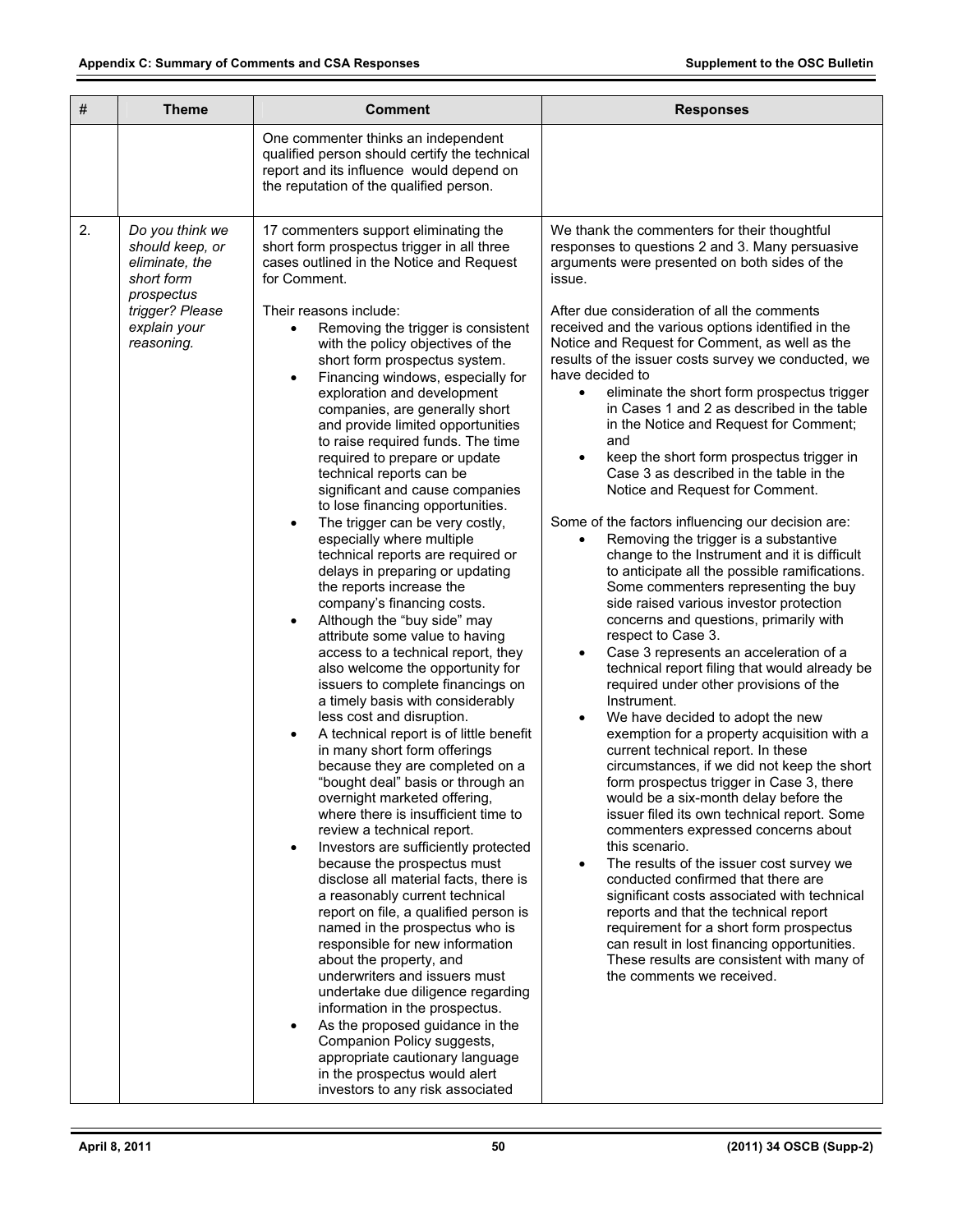| # | Theme | Comment | Responses |
|---|---|---|---|
| | | One commenter thinks an independent qualified person should certify the technical report and its influence would depend on the reputation of the qualified person. | |
| 2. | *Do you think we should keep, or eliminate, the short form prospectus trigger? Please explain your reasoning.* | 17 commenters support eliminating the short form prospectus trigger in all three cases outlined in the Notice and Request for Comment.<br><br>Their reasons include:<br>• Removing the trigger is consistent with the policy objectives of the short form prospectus system.<br>• Financing windows, especially for exploration and development companies, are generally short and provide limited opportunities to raise required funds. The time required to prepare or update technical reports can be significant and cause companies to lose financing opportunities.<br>• The trigger can be very costly, especially where multiple technical reports are required or delays in preparing or updating the reports increase the company's financing costs.<br>• Although the "buy side" may attribute some value to having access to a technical report, they also welcome the opportunity for issuers to complete financings on a timely basis with considerably less cost and disruption.<br>• A technical report is of little benefit in many short form offerings because they are completed on a "bought deal" basis or through an overnight marketed offering, where there is insufficient time to review a technical report.<br>• Investors are sufficiently protected because the prospectus must disclose all material facts, there is a reasonably current technical report on file, a qualified person is named in the prospectus who is responsible for new information about the property, and underwriters and issuers must undertake due diligence regarding information in the prospectus.<br>• As the proposed guidance in the Companion Policy suggests, appropriate cautionary language in the prospectus would alert investors to any risk associated | We thank the commenters for their thoughtful responses to questions 2 and 3. Many persuasive arguments were presented on both sides of the issue.<br><br>After due consideration of all the comments received and the various options identified in the Notice and Request for Comment, as well as the results of the issuer costs survey we conducted, we have decided to<br>• eliminate the short form prospectus trigger in Cases 1 and 2 as described in the table in the Notice and Request for Comment; and<br>• keep the short form prospectus trigger in Case 3 as described in the table in the Notice and Request for Comment.<br><br>Some of the factors influencing our decision are:<br>• Removing the trigger is a substantive change to the Instrument and it is difficult to anticipate all the possible ramifications. Some commenters representing the buy side raised various investor protection concerns and questions, primarily with respect to Case 3.<br>• Case 3 represents an acceleration of a technical report filing that would already be required under other provisions of the Instrument.<br>• We have decided to adopt the new exemption for a property acquisition with a current technical report. In these circumstances, if we did not keep the short form prospectus trigger in Case 3, there would be a six-month delay before the issuer filed its own technical report. Some commenters expressed concerns about this scenario.<br>• The results of the issuer cost survey we conducted confirmed that there are significant costs associated with technical reports and that the technical report requirement for a short form prospectus can result in lost financing opportunities. These results are consistent with many of the comments we received. |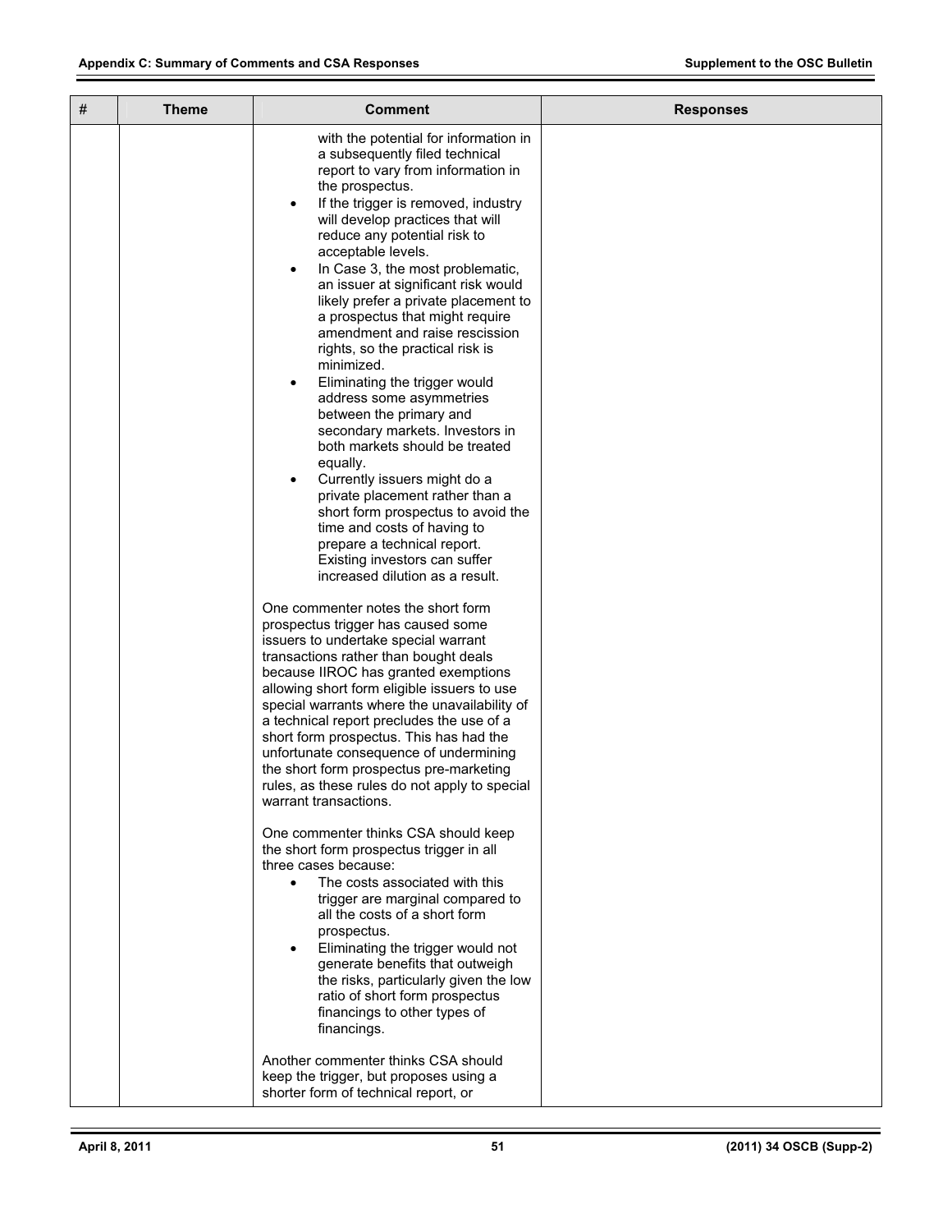| # | Theme | Comment | Responses |
| --- | --- | --- | --- |
| | | with the potential for information in a subsequently filed technical report to vary from information in the prospectus.<br>• If the trigger is removed, industry will develop practices that will reduce any potential risk to acceptable levels.<br>• In Case 3, the most problematic, an issuer at significant risk would likely prefer a private placement to a prospectus that might require amendment and raise rescission rights, so the practical risk is minimized.<br>• Eliminating the trigger would address some asymmetries between the primary and secondary markets. Investors in both markets should be treated equally.<br>• Currently issuers might do a private placement rather than a short form prospectus to avoid the time and costs of having to prepare a technical report. Existing investors can suffer increased dilution as a result.<br><br>One commenter notes the short form prospectus trigger has caused some issuers to undertake special warrant transactions rather than bought deals because IIROC has granted exemptions allowing short form eligible issuers to use special warrants where the unavailability of a technical report precludes the use of a short form prospectus. This has had the unfortunate consequence of undermining the short form prospectus pre-marketing rules, as these rules do not apply to special warrant transactions.<br><br>One commenter thinks CSA should keep the short form prospectus trigger in all three cases because:<br>• The costs associated with this trigger are marginal compared to all the costs of a short form prospectus.<br>• Eliminating the trigger would not generate benefits that outweigh the risks, particularly given the low ratio of short form prospectus financings to other types of financings.<br><br>Another commenter thinks CSA should keep the trigger, but proposes using a shorter form of technical report, or | |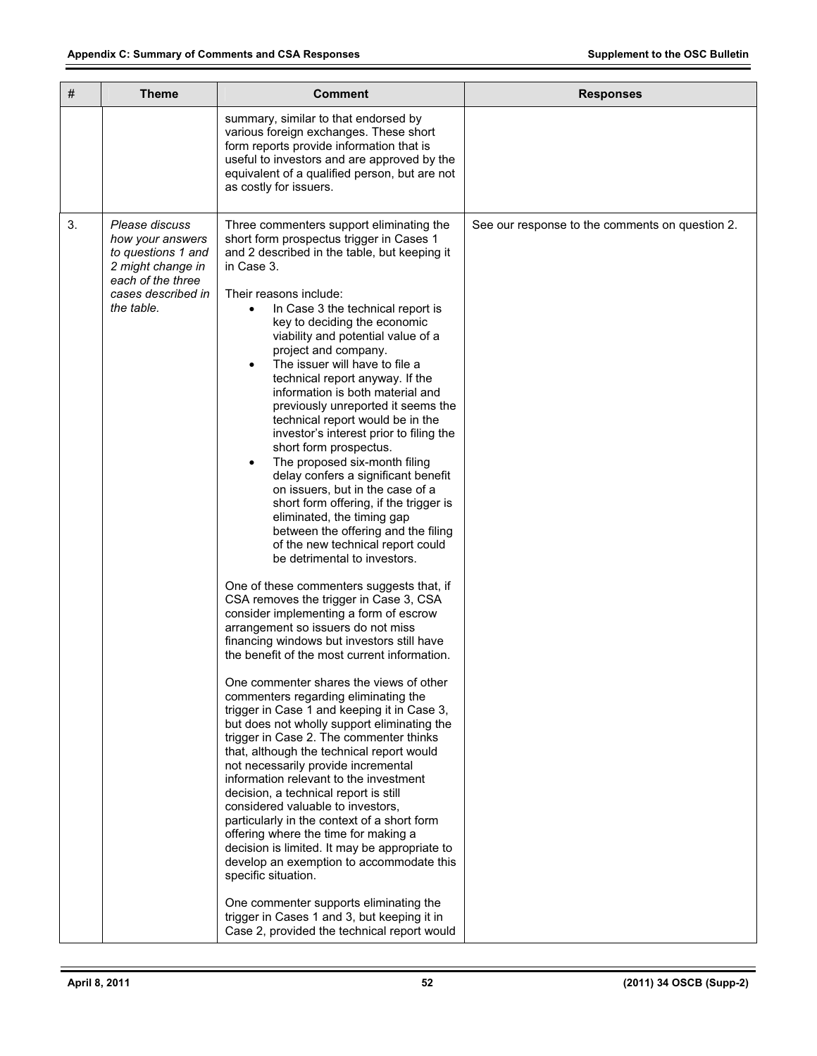| # | Theme | Comment | Responses |
|---|---|---|---|
| | | summary, similar to that endorsed by various foreign exchanges. These short form reports provide information that is useful to investors and are approved by the equivalent of a qualified person, but are not as costly for issuers. | |
| 3. | *Please discuss how your answers to questions 1 and 2 might change in each of the three cases described in the table.* | Three commenters support eliminating the short form prospectus trigger in Cases 1 and 2 described in the table, but keeping it in Case 3.<br><br>Their reasons include:<br>• In Case 3 the technical report is key to deciding the economic viability and potential value of a project and company.<br>• The issuer will have to file a technical report anyway. If the information is both material and previously unreported it seems the technical report would be in the investor's interest prior to filing the short form prospectus.<br>• The proposed six-month filing delay confers a significant benefit on issuers, but in the case of a short form offering, if the trigger is eliminated, the timing gap between the offering and the filing of the new technical report could be detrimental to investors.<br><br>One of these commenters suggests that, if CSA removes the trigger in Case 3, CSA consider implementing a form of escrow arrangement so issuers do not miss financing windows but investors still have the benefit of the most current information.<br><br>One commenter shares the views of other commenters regarding eliminating the trigger in Case 1 and keeping it in Case 3, but does not wholly support eliminating the trigger in Case 2. The commenter thinks that, although the technical report would not necessarily provide incremental information relevant to the investment decision, a technical report is still considered valuable to investors, particularly in the context of a short form offering where the time for making a decision is limited. It may be appropriate to develop an exemption to accommodate this specific situation.<br><br>One commenter supports eliminating the trigger in Cases 1 and 3, but keeping it in Case 2, provided the technical report would | See our response to the comments on question 2. |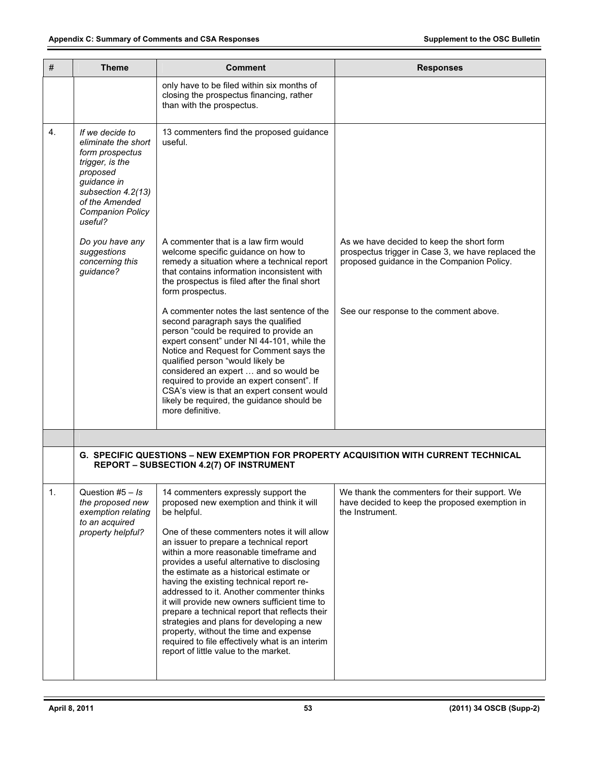| # | Theme | Comment | Responses |
|---|---|---|---|
| | | only have to be filed within six months of closing the prospectus financing, rather than with the prospectus. | |
| 4. | *If we decide to eliminate the short form prospectus trigger, is the proposed guidance in subsection 4.2(13) of the Amended Companion Policy useful?* | 13 commenters find the proposed guidance useful. | |
| | *Do you have any suggestions concerning this guidance?* | A commenter that is a law firm would welcome specific guidance on how to remedy a situation where a technical report that contains information inconsistent with the prospectus is filed after the final short form prospectus. | As we have decided to keep the short form prospectus trigger in Case 3, we have replaced the proposed guidance in the Companion Policy. |
| | | A commenter notes the last sentence of the second paragraph says the qualified person "could be required to provide an expert consent" under NI 44-101, while the Notice and Request for Comment says the qualified person "would likely be considered an expert … and so would be required to provide an expert consent". If CSA's view is that an expert consent would likely be required, the guidance should be more definitive. | See our response to the comment above. |
| | | | |
| | **G. SPECIFIC QUESTIONS – NEW EXEMPTION FOR PROPERTY ACQUISITION WITH CURRENT TECHNICAL REPORT – SUBSECTION 4.2(7) OF INSTRUMENT** | | |
| 1. | Question #5 – *Is the proposed new exemption relating to an acquired property helpful?* | 14 commenters expressly support the proposed new exemption and think it will be helpful.<br><br>One of these commenters notes it will allow an issuer to prepare a technical report within a more reasonable timeframe and provides a useful alternative to disclosing the estimate as a historical estimate or having the existing technical report re-addressed to it. Another commenter thinks it will provide new owners sufficient time to prepare a technical report that reflects their strategies and plans for developing a new property, without the time and expense required to file effectively what is an interim report of little value to the market. | We thank the commenters for their support. We have decided to keep the proposed exemption in the Instrument. |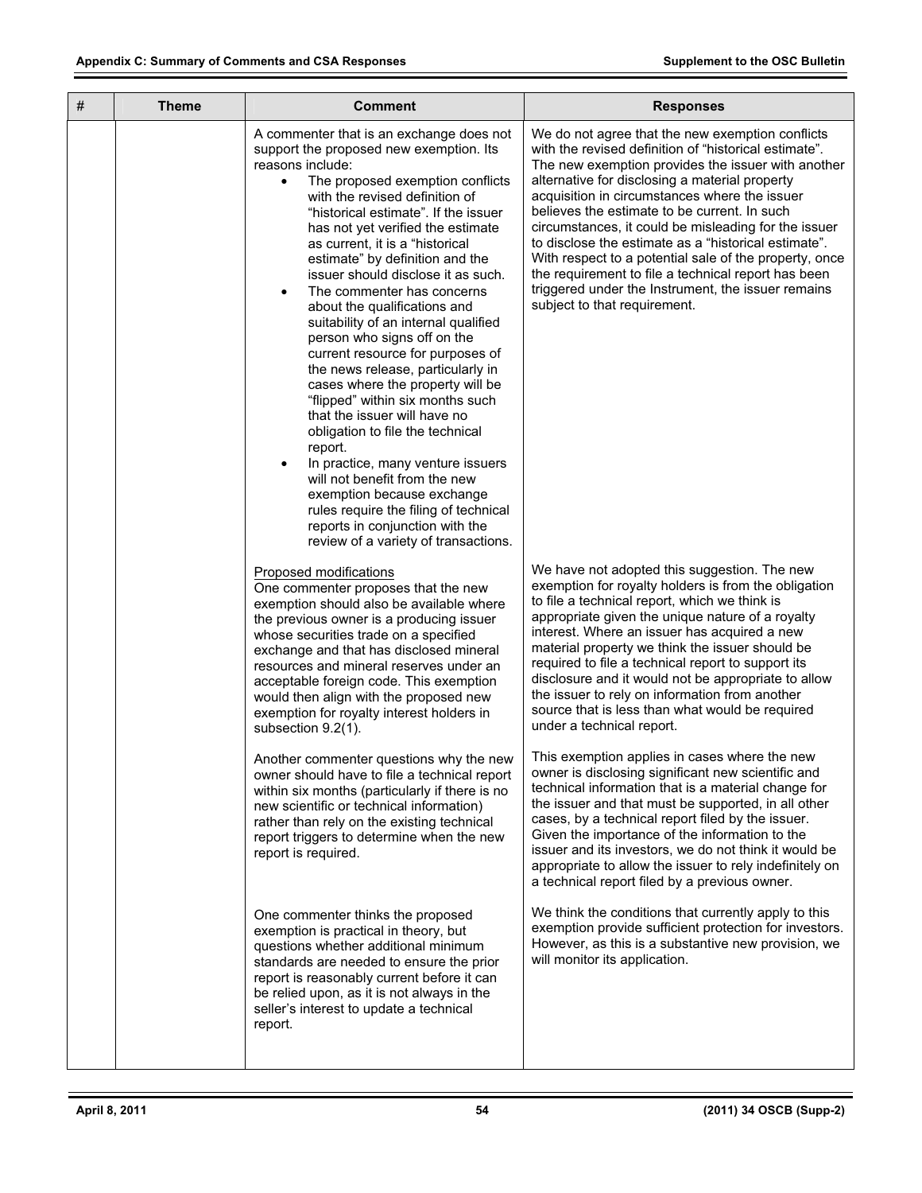| # | Theme | Comment | Responses |
|---|---|---|---|
| | | A commenter that is an exchange does not support the proposed new exemption. Its reasons include:<br>• The proposed exemption conflicts with the revised definition of "historical estimate". If the issuer has not yet verified the estimate as current, it is a "historical estimate" by definition and the issuer should disclose it as such.<br>• The commenter has concerns about the qualifications and suitability of an internal qualified person who signs off on the current resource for purposes of the news release, particularly in cases where the property will be "flipped" within six months such that the issuer will have no obligation to file the technical report.<br>• In practice, many venture issuers will not benefit from the new exemption because exchange rules require the filing of technical reports in conjunction with the review of a variety of transactions. | We do not agree that the new exemption conflicts with the revised definition of "historical estimate". The new exemption provides the issuer with another alternative for disclosing a material property acquisition in circumstances where the issuer believes the estimate to be current. In such circumstances, it could be misleading for the issuer to disclose the estimate as a "historical estimate". With respect to a potential sale of the property, once the requirement to file a technical report has been triggered under the Instrument, the issuer remains subject to that requirement. |
| | | Proposed modifications<br>One commenter proposes that the new exemption should also be available where the previous owner is a producing issuer whose securities trade on a specified exchange and that has disclosed mineral resources and mineral reserves under an acceptable foreign code. This exemption would then align with the proposed new exemption for royalty interest holders in subsection 9.2(1). | We have not adopted this suggestion. The new exemption for royalty holders is from the obligation to file a technical report, which we think is appropriate given the unique nature of a royalty interest. Where an issuer has acquired a new material property we think the issuer should be required to file a technical report to support its disclosure and it would not be appropriate to allow the issuer to rely on information from another source that is less than what would be required under a technical report. |
| | | Another commenter questions why the new owner should have to file a technical report within six months (particularly if there is no new scientific or technical information) rather than rely on the existing technical report triggers to determine when the new report is required. | This exemption applies in cases where the new owner is disclosing significant new scientific and technical information that is a material change for the issuer and that must be supported, in all other cases, by a technical report filed by the issuer. Given the importance of the information to the issuer and its investors, we do not think it would be appropriate to allow the issuer to rely indefinitely on a technical report filed by a previous owner. |
| | | One commenter thinks the proposed exemption is practical in theory, but questions whether additional minimum standards are needed to ensure the prior report is reasonably current before it can be relied upon, as it is not always in the seller's interest to update a technical report. | We think the conditions that currently apply to this exemption provide sufficient protection for investors. However, as this is a substantive new provision, we will monitor its application. |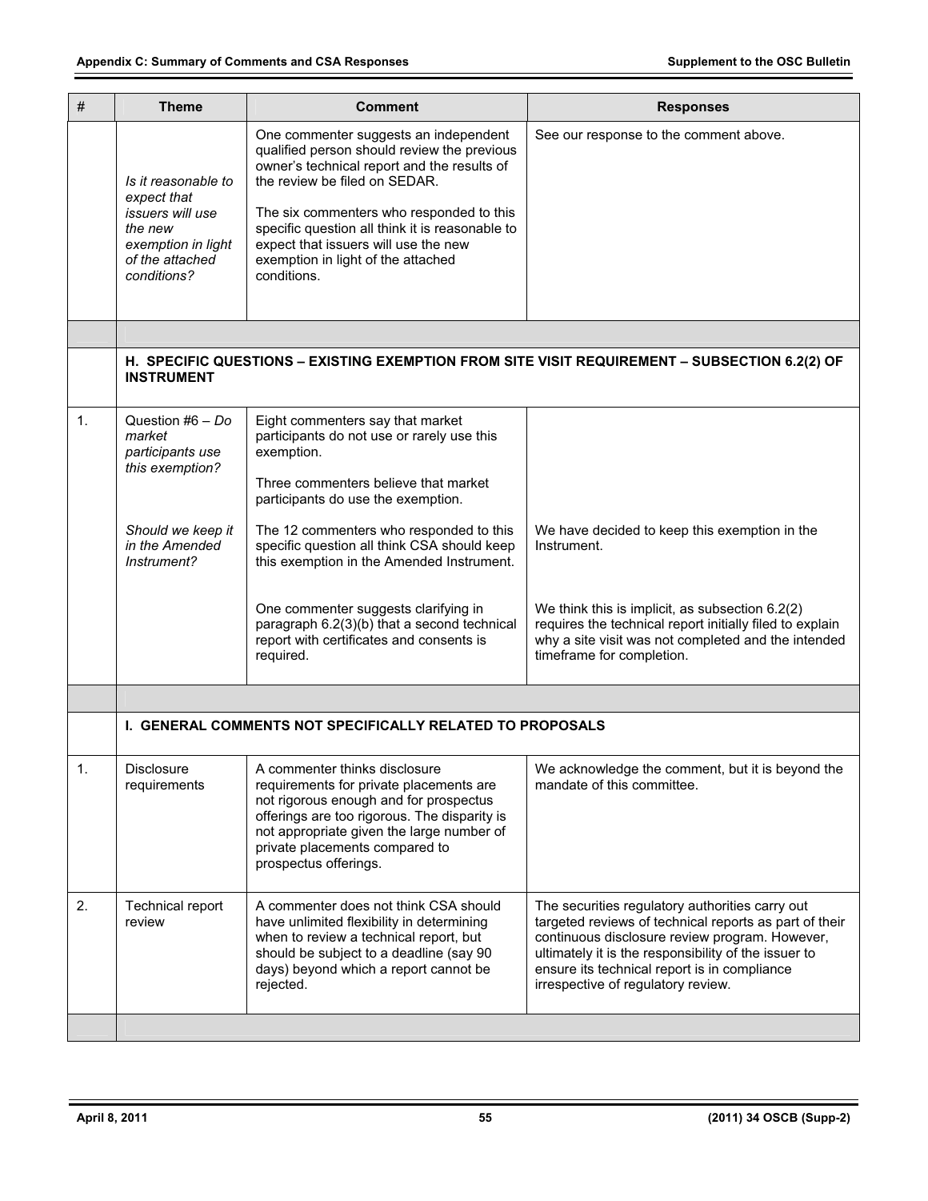| # | Theme | Comment | Responses |
|---|---|---|---|
| | *Is it reasonable to expect that issuers will use the new exemption in light of the attached conditions?* | One commenter suggests an independent qualified person should review the previous owner's technical report and the results of the review be filed on SEDAR.<br><br>The six commenters who responded to this specific question all think it is reasonable to expect that issuers will use the new exemption in light of the attached conditions. | See our response to the comment above. |
| | | | |
| | **H. SPECIFIC QUESTIONS – EXISTING EXEMPTION FROM SITE VISIT REQUIREMENT – SUBSECTION 6.2(2) OF INSTRUMENT** | | |
| 1. | Question #6 – *Do market participants use this exemption?* | Eight commenters say that market participants do not use or rarely use this exemption.<br><br>Three commenters believe that market participants do use the exemption. | |
| | *Should we keep it in the Amended Instrument?* | The 12 commenters who responded to this specific question all think CSA should keep this exemption in the Amended Instrument. | We have decided to keep this exemption in the Instrument. |
| | | One commenter suggests clarifying in paragraph 6.2(3)(b) that a second technical report with certificates and consents is required. | We think this is implicit, as subsection 6.2(2) requires the technical report initially filed to explain why a site visit was not completed and the intended timeframe for completion. |
| | | | |
| | **I. GENERAL COMMENTS NOT SPECIFICALLY RELATED TO PROPOSALS** | | |
| 1. | Disclosure requirements | A commenter thinks disclosure requirements for private placements are not rigorous enough and for prospectus offerings are too rigorous. The disparity is not appropriate given the large number of private placements compared to prospectus offerings. | We acknowledge the comment, but it is beyond the mandate of this committee. |
| 2. | Technical report review | A commenter does not think CSA should have unlimited flexibility in determining when to review a technical report, but should be subject to a deadline (say 90 days) beyond which a report cannot be rejected. | The securities regulatory authorities carry out targeted reviews of technical reports as part of their continuous disclosure review program. However, ultimately it is the responsibility of the issuer to ensure its technical report is in compliance irrespective of regulatory review. |
| | | | |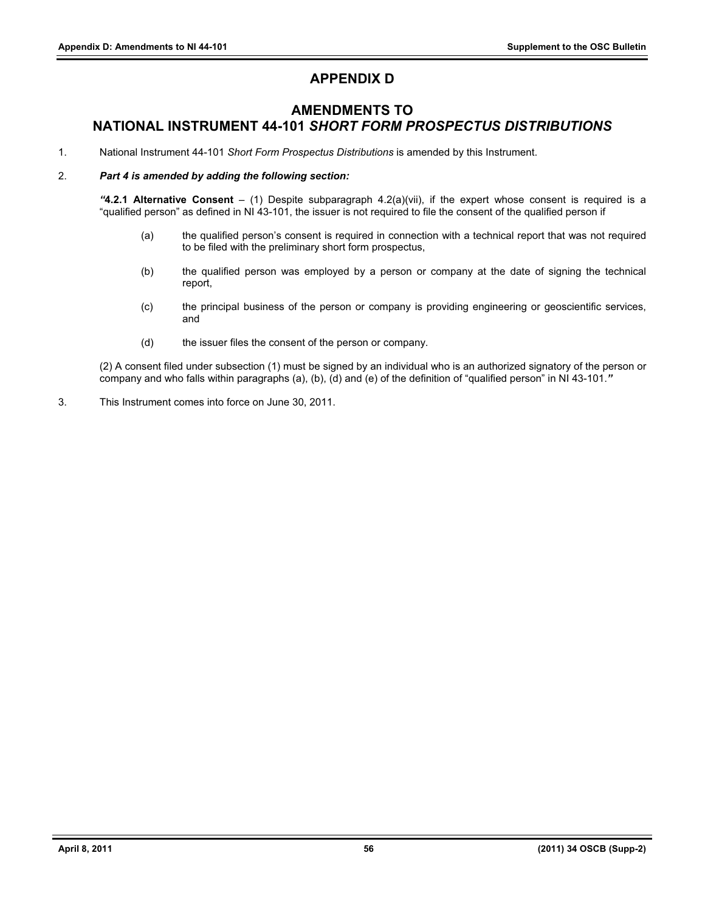# APPENDIX D

## AMENDMENTS TO NATIONAL INSTRUMENT 44-101 *SHORT FORM PROSPECTUS DISTRIBUTIONS*

1. National Instrument 44-101 *Short Form Prospectus Distributions* is amended by this Instrument.

2. ***Part 4 is amended by adding the following section:***

   ***"*4.2.1 Alternative Consent** – (1) Despite subparagraph 4.2(a)(vii), if the expert whose consent is required is a "qualified person" as defined in NI 43-101, the issuer is not required to file the consent of the qualified person if

   (a) the qualified person's consent is required in connection with a technical report that was not required to be filed with the preliminary short form prospectus,

   (b) the qualified person was employed by a person or company at the date of signing the technical report,

   (c) the principal business of the person or company is providing engineering or geoscientific services, and

   (d) the issuer files the consent of the person or company.

   (2) A consent filed under subsection (1) must be signed by an individual who is an authorized signatory of the person or company and who falls within paragraphs (a), (b), (d) and (e) of the definition of "qualified person" in NI 43-101.***"***

3. This Instrument comes into force on June 30, 2011.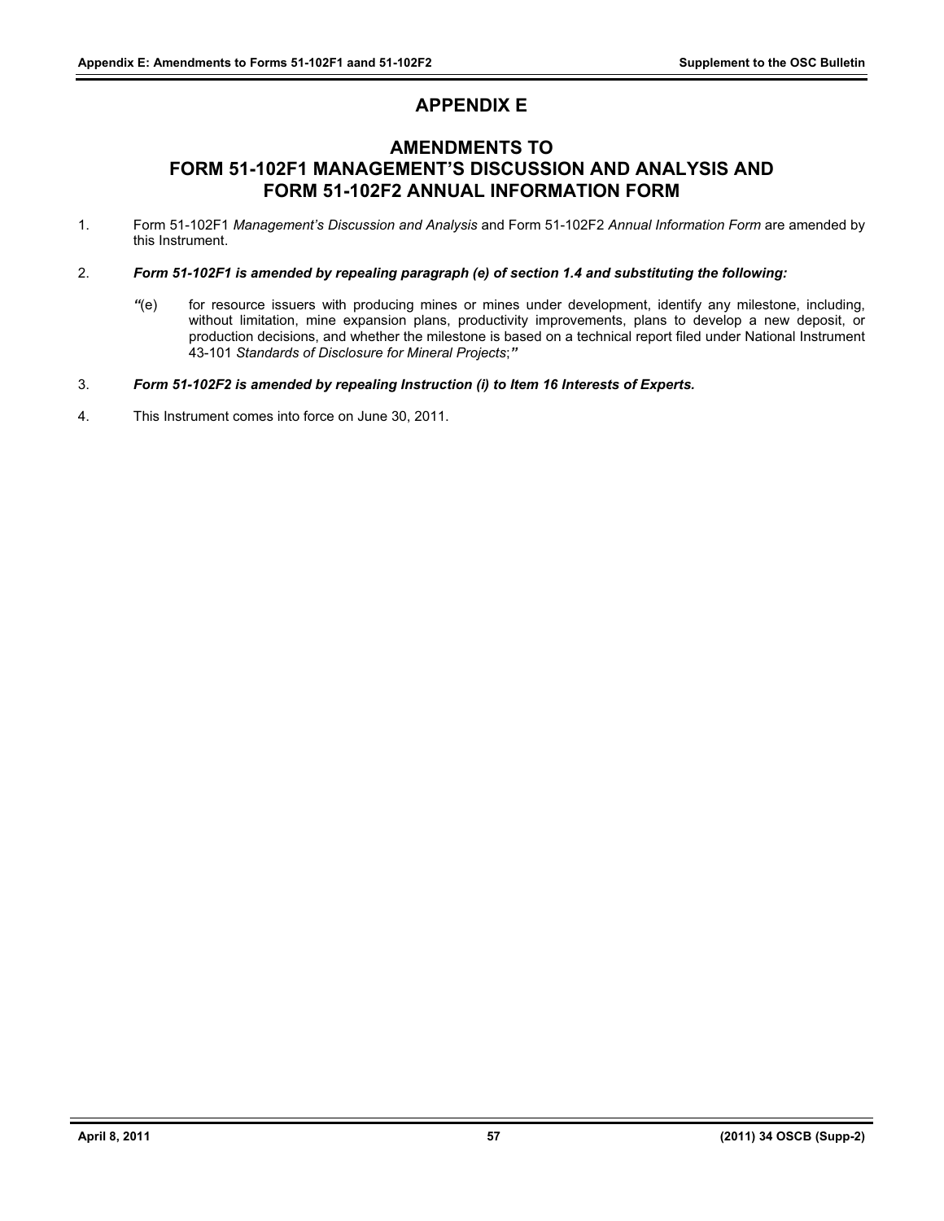# APPENDIX E

## AMENDMENTS TO FORM 51-102F1 MANAGEMENT'S DISCUSSION AND ANALYSIS AND FORM 51-102F2 ANNUAL INFORMATION FORM

1. Form 51-102F1 *Management's Discussion and Analysis* and Form 51-102F2 *Annual Information Form* are amended by this Instrument.

2. ***Form 51-102F1 is amended by repealing paragraph (e) of section 1.4 and substituting the following:***

   ***"***(e) for resource issuers with producing mines or mines under development, identify any milestone, including, without limitation, mine expansion plans, productivity improvements, plans to develop a new deposit, or production decisions, and whether the milestone is based on a technical report filed under National Instrument 43-101 *Standards of Disclosure for Mineral Projects*;***"***

3. ***Form 51-102F2 is amended by repealing Instruction (i) to Item 16 Interests of Experts.***

4. This Instrument comes into force on June 30, 2011.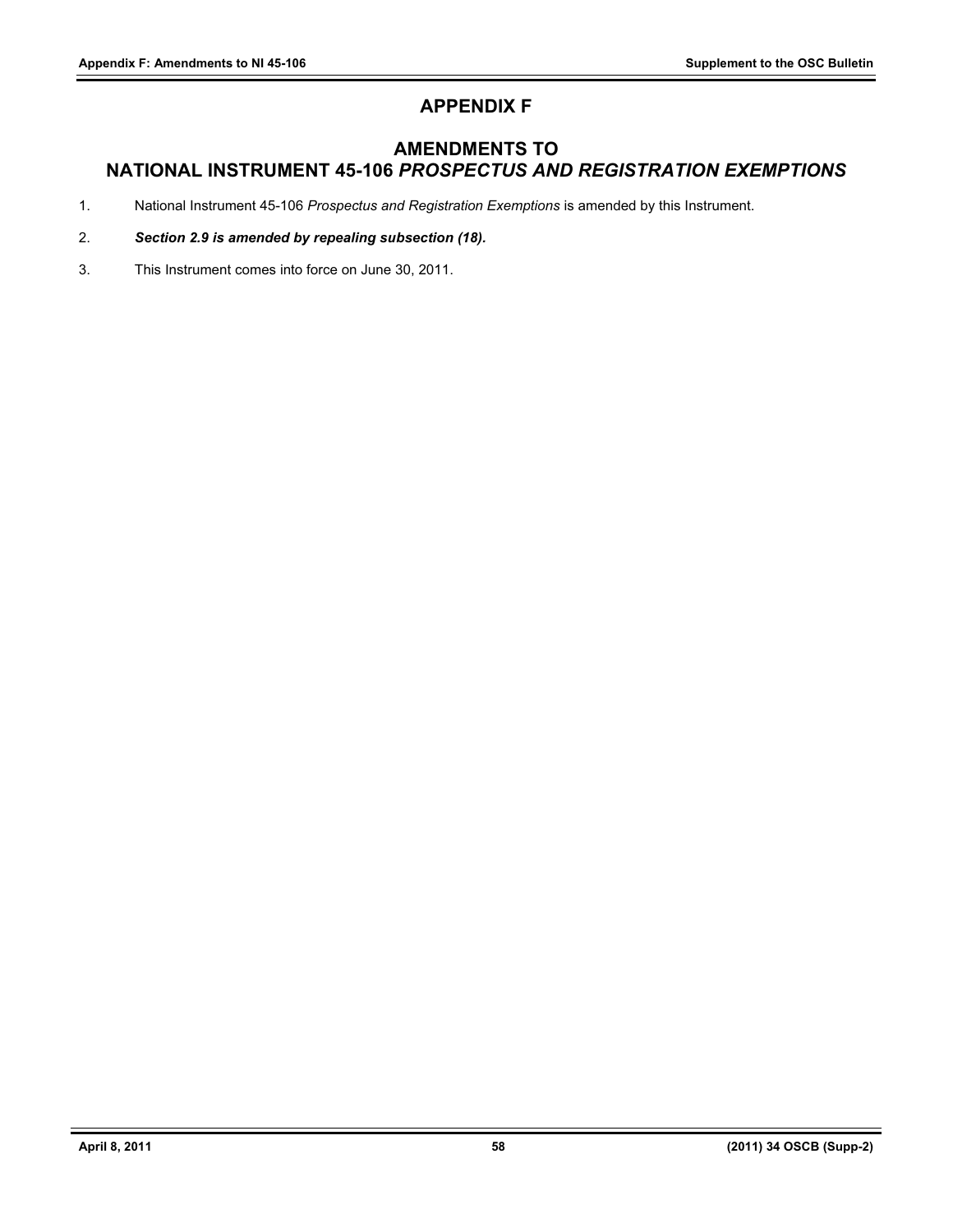# APPENDIX F

## AMENDMENTS TO NATIONAL INSTRUMENT 45-106 *PROSPECTUS AND REGISTRATION EXEMPTIONS*

1. National Instrument 45-106 *Prospectus and Registration Exemptions* is amended by this Instrument.

2. ***Section 2.9 is amended by repealing subsection (18).***

3. This Instrument comes into force on June 30, 2011.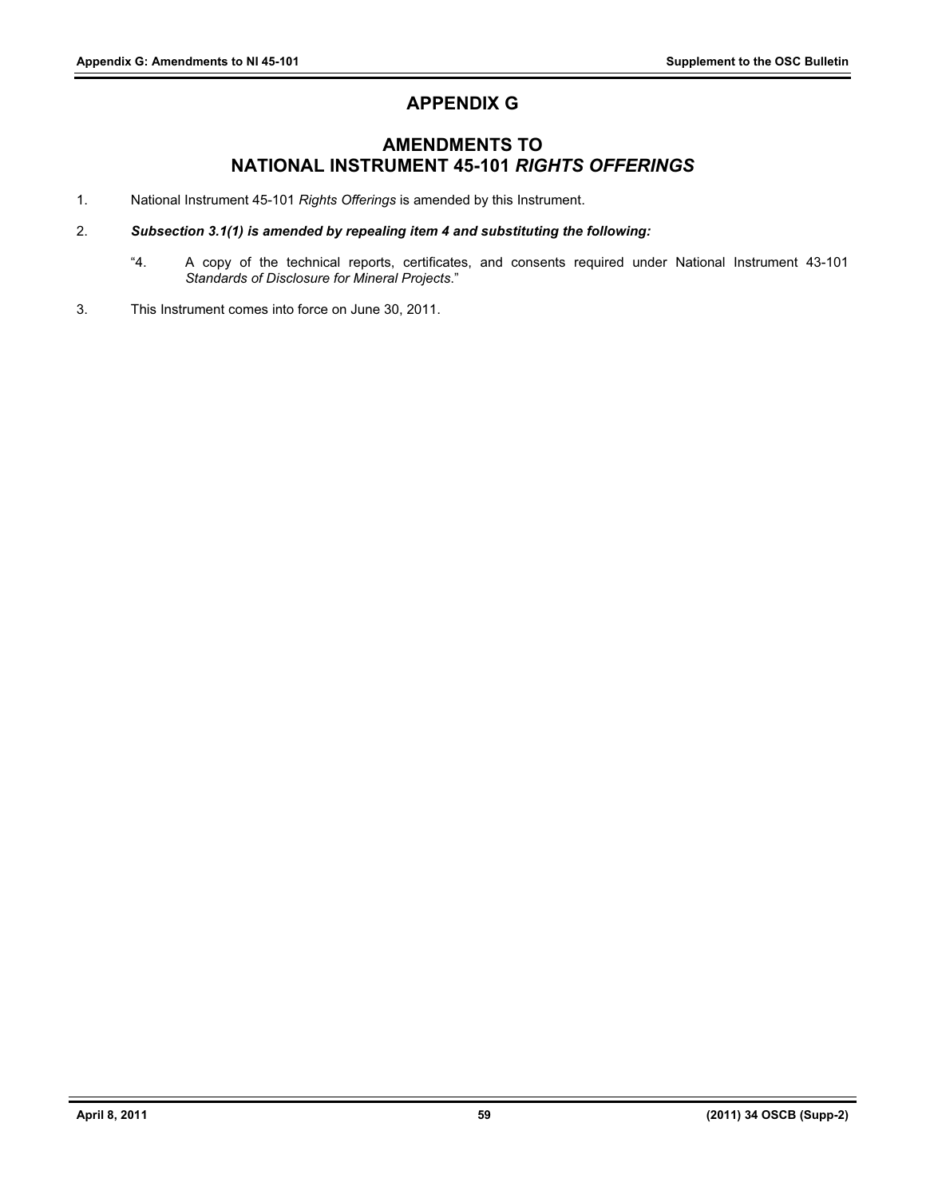# APPENDIX G

## AMENDMENTS TO NATIONAL INSTRUMENT 45-101 *RIGHTS OFFERINGS*

1. National Instrument 45-101 *Rights Offerings* is amended by this Instrument.

2. ***Subsection 3.1(1) is amended by repealing item 4 and substituting the following:***

   "4. A copy of the technical reports, certificates, and consents required under National Instrument 43-101 *Standards of Disclosure for Mineral Projects*."

3. This Instrument comes into force on June 30, 2011.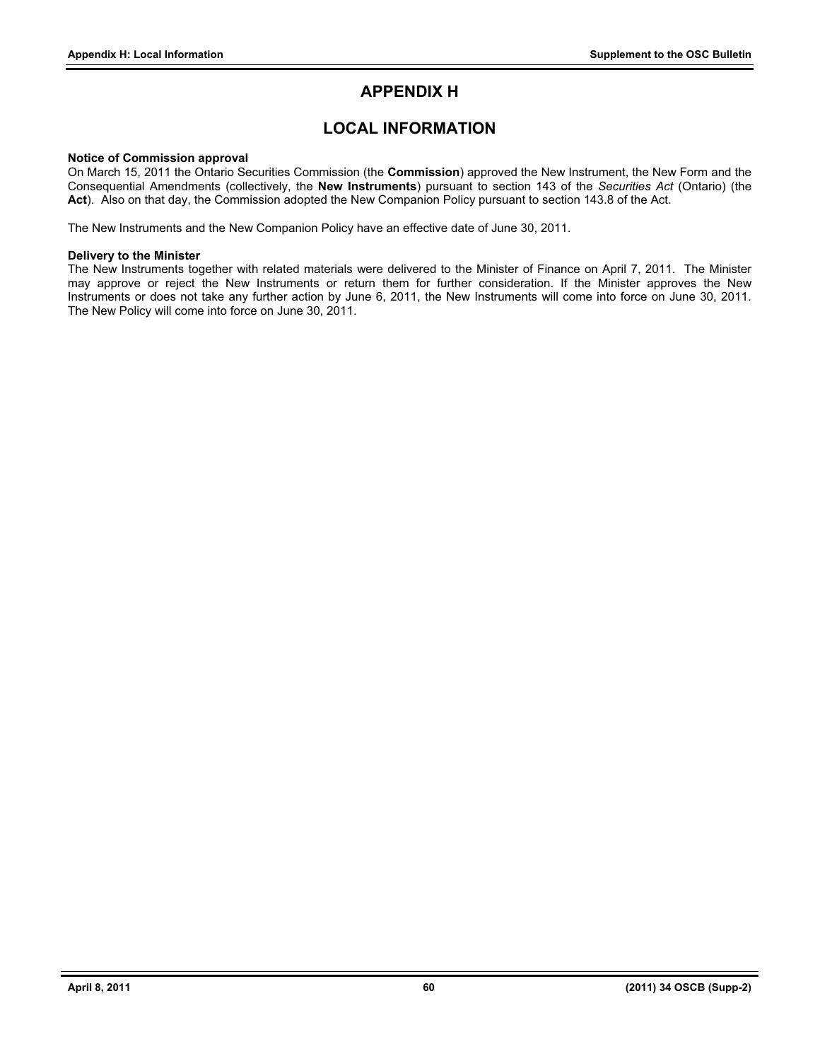# APPENDIX H

# LOCAL INFORMATION

**Notice of Commission approval**

On March 15, 2011 the Ontario Securities Commission (the **Commission**) approved the New Instrument, the New Form and the Consequential Amendments (collectively, the **New Instruments**) pursuant to section 143 of the *Securities Act* (Ontario) (the **Act**). Also on that day, the Commission adopted the New Companion Policy pursuant to section 143.8 of the Act.

The New Instruments and the New Companion Policy have an effective date of June 30, 2011.

**Delivery to the Minister**

The New Instruments together with related materials were delivered to the Minister of Finance on April 7, 2011. The Minister may approve or reject the New Instruments or return them for further consideration. If the Minister approves the New Instruments or does not take any further action by June 6, 2011, the New Instruments will come into force on June 30, 2011. The New Policy will come into force on June 30, 2011.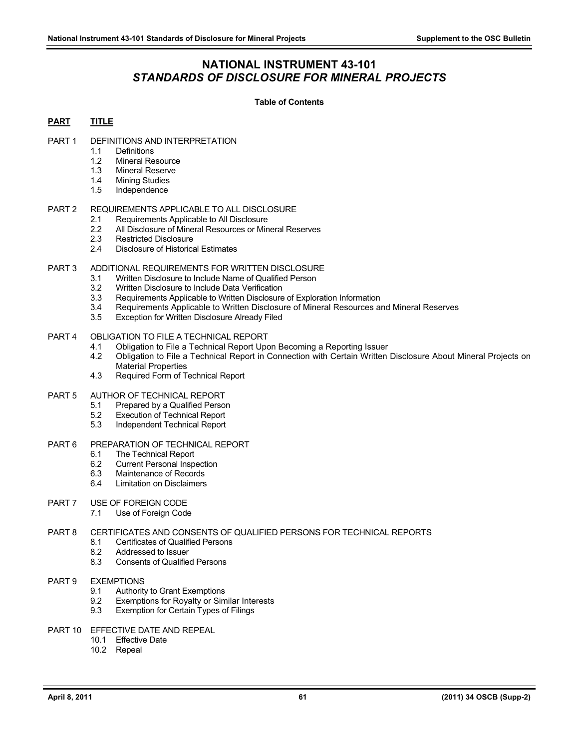# NATIONAL INSTRUMENT 43-101
## *STANDARDS OF DISCLOSURE FOR MINERAL PROJECTS*

**Table of Contents**

**PART TITLE**

PART 1 DEFINITIONS AND INTERPRETATION
- 1.1 Definitions
- 1.2 Mineral Resource
- 1.3 Mineral Reserve
- 1.4 Mining Studies
- 1.5 Independence

PART 2 REQUIREMENTS APPLICABLE TO ALL DISCLOSURE
- 2.1 Requirements Applicable to All Disclosure
- 2.2 All Disclosure of Mineral Resources or Mineral Reserves
- 2.3 Restricted Disclosure
- 2.4 Disclosure of Historical Estimates

PART 3 ADDITIONAL REQUIREMENTS FOR WRITTEN DISCLOSURE
- 3.1 Written Disclosure to Include Name of Qualified Person
- 3.2 Written Disclosure to Include Data Verification
- 3.3 Requirements Applicable to Written Disclosure of Exploration Information
- 3.4 Requirements Applicable to Written Disclosure of Mineral Resources and Mineral Reserves
- 3.5 Exception for Written Disclosure Already Filed

PART 4 OBLIGATION TO FILE A TECHNICAL REPORT
- 4.1 Obligation to File a Technical Report Upon Becoming a Reporting Issuer
- 4.2 Obligation to File a Technical Report in Connection with Certain Written Disclosure About Mineral Projects on Material Properties
- 4.3 Required Form of Technical Report

PART 5 AUTHOR OF TECHNICAL REPORT
- 5.1 Prepared by a Qualified Person
- 5.2 Execution of Technical Report
- 5.3 Independent Technical Report

PART 6 PREPARATION OF TECHNICAL REPORT
- 6.1 The Technical Report
- 6.2 Current Personal Inspection
- 6.3 Maintenance of Records
- 6.4 Limitation on Disclaimers

PART 7 USE OF FOREIGN CODE
- 7.1 Use of Foreign Code

PART 8 CERTIFICATES AND CONSENTS OF QUALIFIED PERSONS FOR TECHNICAL REPORTS
- 8.1 Certificates of Qualified Persons
- 8.2 Addressed to Issuer
- 8.3 Consents of Qualified Persons

PART 9 EXEMPTIONS
- 9.1 Authority to Grant Exemptions
- 9.2 Exemptions for Royalty or Similar Interests
- 9.3 Exemption for Certain Types of Filings

PART 10 EFFECTIVE DATE AND REPEAL
- 10.1 Effective Date
- 10.2 Repeal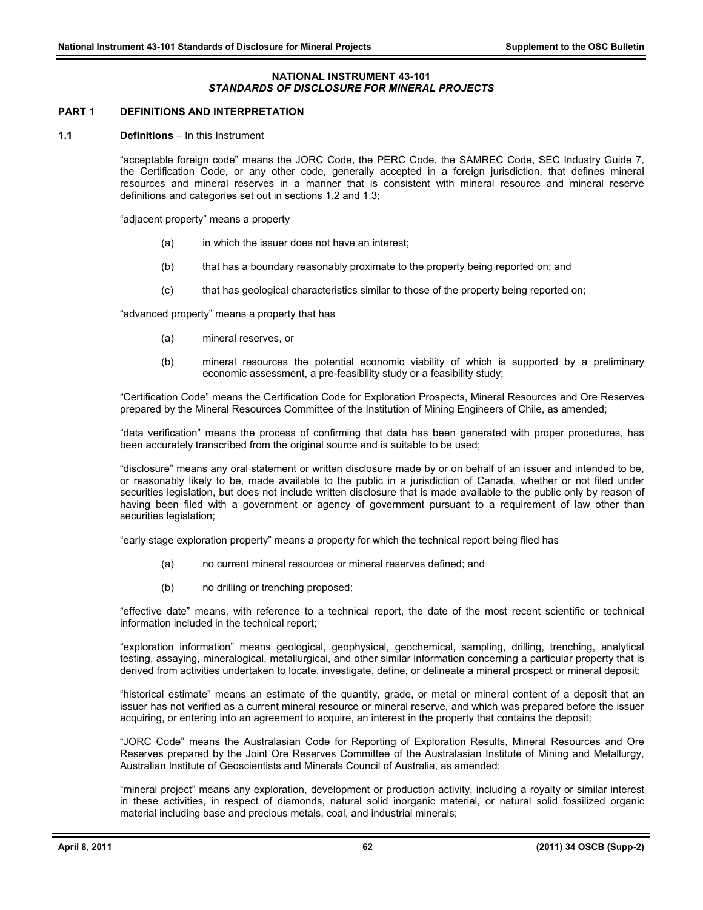# NATIONAL INSTRUMENT 43-101
## *STANDARDS OF DISCLOSURE FOR MINERAL PROJECTS*

## PART 1 DEFINITIONS AND INTERPRETATION

**1.1 Definitions** – In this Instrument

"acceptable foreign code" means the JORC Code, the PERC Code, the SAMREC Code, SEC Industry Guide 7, the Certification Code, or any other code, generally accepted in a foreign jurisdiction, that defines mineral resources and mineral reserves in a manner that is consistent with mineral resource and mineral reserve definitions and categories set out in sections 1.2 and 1.3;

"adjacent property" means a property

(a) in which the issuer does not have an interest;

(b) that has a boundary reasonably proximate to the property being reported on; and

(c) that has geological characteristics similar to those of the property being reported on;

"advanced property" means a property that has

(a) mineral reserves, or

(b) mineral resources the potential economic viability of which is supported by a preliminary economic assessment, a pre-feasibility study or a feasibility study;

"Certification Code" means the Certification Code for Exploration Prospects, Mineral Resources and Ore Reserves prepared by the Mineral Resources Committee of the Institution of Mining Engineers of Chile, as amended;

"data verification" means the process of confirming that data has been generated with proper procedures, has been accurately transcribed from the original source and is suitable to be used;

"disclosure" means any oral statement or written disclosure made by or on behalf of an issuer and intended to be, or reasonably likely to be, made available to the public in a jurisdiction of Canada, whether or not filed under securities legislation, but does not include written disclosure that is made available to the public only by reason of having been filed with a government or agency of government pursuant to a requirement of law other than securities legislation;

"early stage exploration property" means a property for which the technical report being filed has

(a) no current mineral resources or mineral reserves defined; and

(b) no drilling or trenching proposed;

"effective date" means, with reference to a technical report, the date of the most recent scientific or technical information included in the technical report;

"exploration information" means geological, geophysical, geochemical, sampling, drilling, trenching, analytical testing, assaying, mineralogical, metallurgical, and other similar information concerning a particular property that is derived from activities undertaken to locate, investigate, define, or delineate a mineral prospect or mineral deposit;

"historical estimate" means an estimate of the quantity, grade, or metal or mineral content of a deposit that an issuer has not verified as a current mineral resource or mineral reserve, and which was prepared before the issuer acquiring, or entering into an agreement to acquire, an interest in the property that contains the deposit;

"JORC Code" means the Australasian Code for Reporting of Exploration Results, Mineral Resources and Ore Reserves prepared by the Joint Ore Reserves Committee of the Australasian Institute of Mining and Metallurgy, Australian Institute of Geoscientists and Minerals Council of Australia, as amended;

"mineral project" means any exploration, development or production activity, including a royalty or similar interest in these activities, in respect of diamonds, natural solid inorganic material, or natural solid fossilized organic material including base and precious metals, coal, and industrial minerals;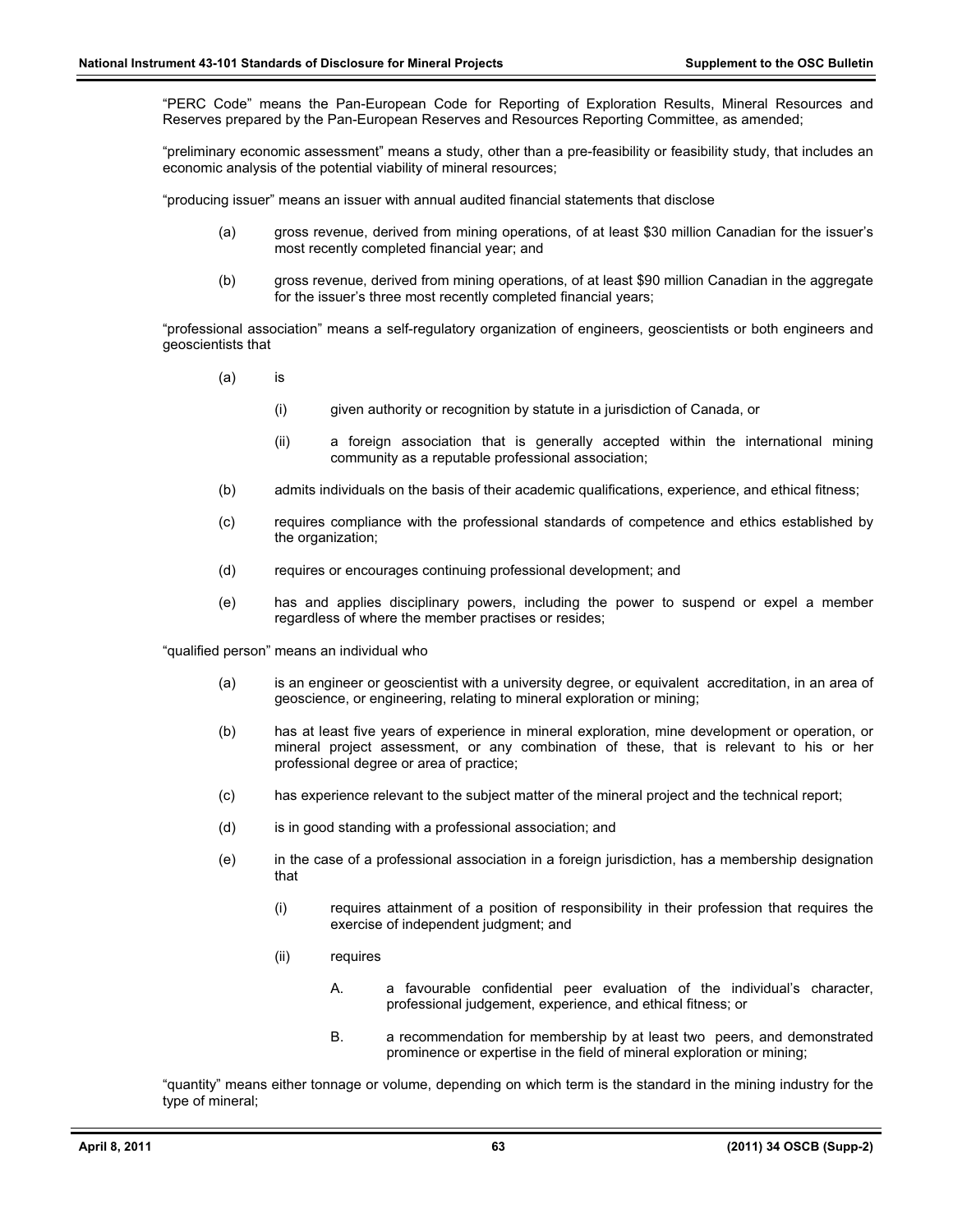"PERC Code" means the Pan-European Code for Reporting of Exploration Results, Mineral Resources and Reserves prepared by the Pan-European Reserves and Resources Reporting Committee, as amended;

"preliminary economic assessment" means a study, other than a pre-feasibility or feasibility study, that includes an economic analysis of the potential viability of mineral resources;

"producing issuer" means an issuer with annual audited financial statements that disclose

(a) gross revenue, derived from mining operations, of at least $30 million Canadian for the issuer's most recently completed financial year; and

(b) gross revenue, derived from mining operations, of at least $90 million Canadian in the aggregate for the issuer's three most recently completed financial years;

"professional association" means a self-regulatory organization of engineers, geoscientists or both engineers and geoscientists that

(a) is

(i) given authority or recognition by statute in a jurisdiction of Canada, or

(ii) a foreign association that is generally accepted within the international mining community as a reputable professional association;

(b) admits individuals on the basis of their academic qualifications, experience, and ethical fitness;

(c) requires compliance with the professional standards of competence and ethics established by the organization;

(d) requires or encourages continuing professional development; and

(e) has and applies disciplinary powers, including the power to suspend or expel a member regardless of where the member practises or resides;

"qualified person" means an individual who

(a) is an engineer or geoscientist with a university degree, or equivalent accreditation, in an area of geoscience, or engineering, relating to mineral exploration or mining;

(b) has at least five years of experience in mineral exploration, mine development or operation, or mineral project assessment, or any combination of these, that is relevant to his or her professional degree or area of practice;

(c) has experience relevant to the subject matter of the mineral project and the technical report;

(d) is in good standing with a professional association; and

(e) in the case of a professional association in a foreign jurisdiction, has a membership designation that

(i) requires attainment of a position of responsibility in their profession that requires the exercise of independent judgment; and

(ii) requires

A. a favourable confidential peer evaluation of the individual's character, professional judgement, experience, and ethical fitness; or

B. a recommendation for membership by at least two peers, and demonstrated prominence or expertise in the field of mineral exploration or mining;

"quantity" means either tonnage or volume, depending on which term is the standard in the mining industry for the type of mineral;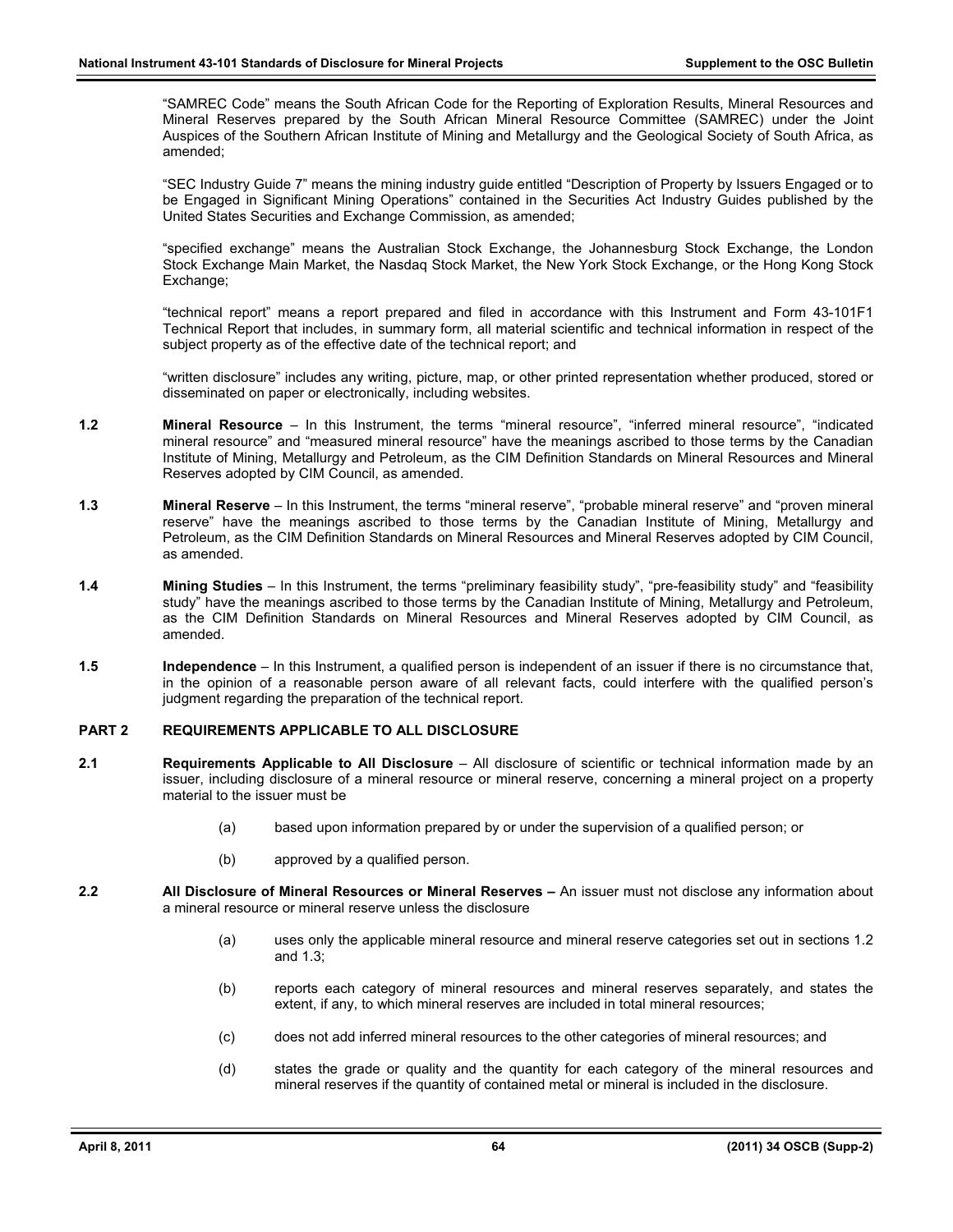"SAMREC Code" means the South African Code for the Reporting of Exploration Results, Mineral Resources and Mineral Reserves prepared by the South African Mineral Resource Committee (SAMREC) under the Joint Auspices of the Southern African Institute of Mining and Metallurgy and the Geological Society of South Africa, as amended;

"SEC Industry Guide 7" means the mining industry guide entitled "Description of Property by Issuers Engaged or to be Engaged in Significant Mining Operations" contained in the Securities Act Industry Guides published by the United States Securities and Exchange Commission, as amended;

"specified exchange" means the Australian Stock Exchange, the Johannesburg Stock Exchange, the London Stock Exchange Main Market, the Nasdaq Stock Market, the New York Stock Exchange, or the Hong Kong Stock Exchange;

"technical report" means a report prepared and filed in accordance with this Instrument and Form 43-101F1 Technical Report that includes, in summary form, all material scientific and technical information in respect of the subject property as of the effective date of the technical report; and

"written disclosure" includes any writing, picture, map, or other printed representation whether produced, stored or disseminated on paper or electronically, including websites.

**1.2** **Mineral Resource** – In this Instrument, the terms "mineral resource", "inferred mineral resource", "indicated mineral resource" and "measured mineral resource" have the meanings ascribed to those terms by the Canadian Institute of Mining, Metallurgy and Petroleum, as the CIM Definition Standards on Mineral Resources and Mineral Reserves adopted by CIM Council, as amended.

**1.3** **Mineral Reserve** – In this Instrument, the terms "mineral reserve", "probable mineral reserve" and "proven mineral reserve" have the meanings ascribed to those terms by the Canadian Institute of Mining, Metallurgy and Petroleum, as the CIM Definition Standards on Mineral Resources and Mineral Reserves adopted by CIM Council, as amended.

**1.4** **Mining Studies** – In this Instrument, the terms "preliminary feasibility study", "pre-feasibility study" and "feasibility study" have the meanings ascribed to those terms by the Canadian Institute of Mining, Metallurgy and Petroleum, as the CIM Definition Standards on Mineral Resources and Mineral Reserves adopted by CIM Council, as amended.

**1.5** **Independence** – In this Instrument, a qualified person is independent of an issuer if there is no circumstance that, in the opinion of a reasonable person aware of all relevant facts, could interfere with the qualified person's judgment regarding the preparation of the technical report.

## PART 2 REQUIREMENTS APPLICABLE TO ALL DISCLOSURE

**2.1** **Requirements Applicable to All Disclosure** – All disclosure of scientific or technical information made by an issuer, including disclosure of a mineral resource or mineral reserve, concerning a mineral project on a property material to the issuer must be

(a) based upon information prepared by or under the supervision of a qualified person; or

(b) approved by a qualified person.

**2.2** **All Disclosure of Mineral Resources or Mineral Reserves –** An issuer must not disclose any information about a mineral resource or mineral reserve unless the disclosure

(a) uses only the applicable mineral resource and mineral reserve categories set out in sections 1.2 and 1.3;

(b) reports each category of mineral resources and mineral reserves separately, and states the extent, if any, to which mineral reserves are included in total mineral resources;

(c) does not add inferred mineral resources to the other categories of mineral resources; and

(d) states the grade or quality and the quantity for each category of the mineral resources and mineral reserves if the quantity of contained metal or mineral is included in the disclosure.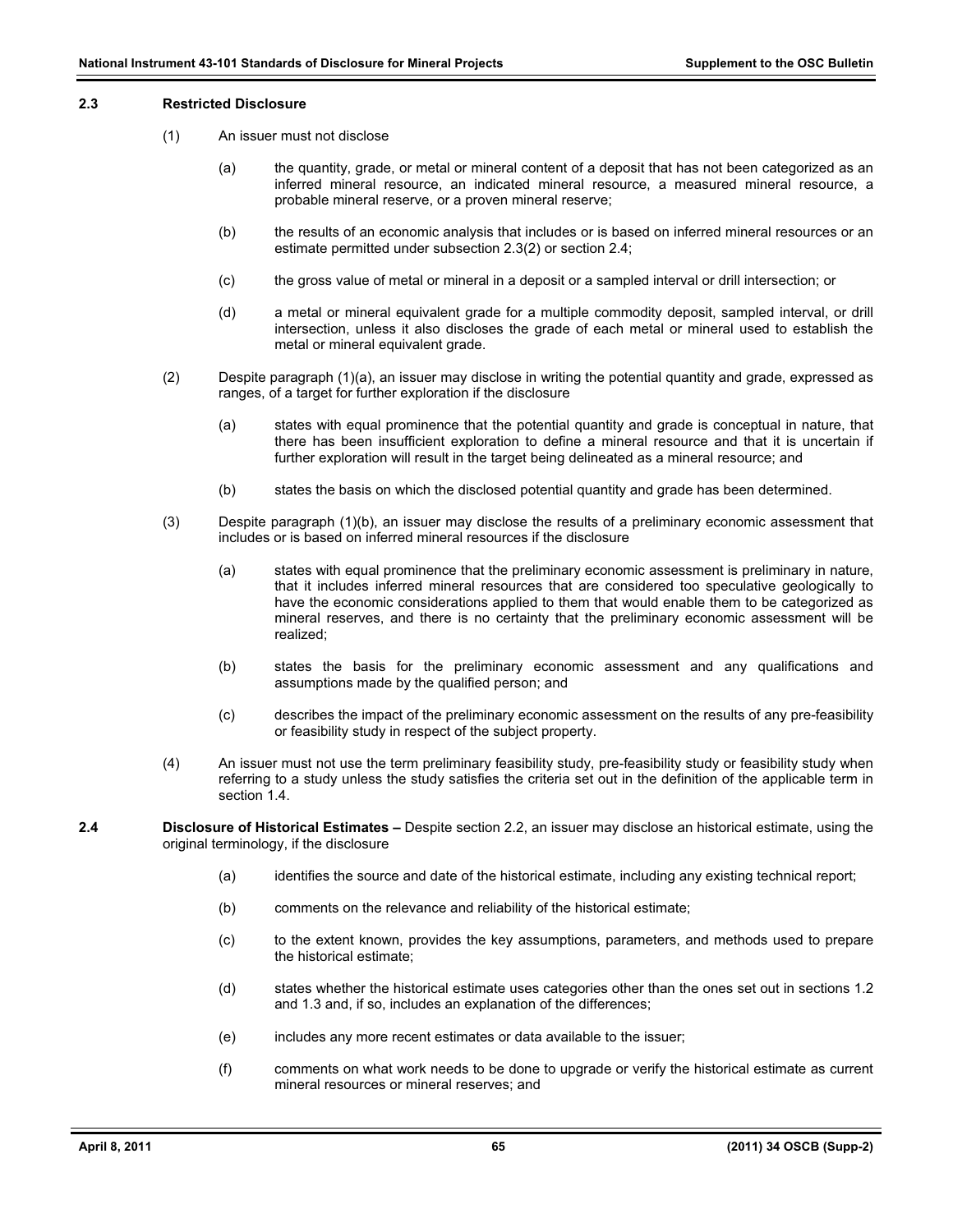**2.3 Restricted Disclosure**

(1) An issuer must not disclose

(a) the quantity, grade, or metal or mineral content of a deposit that has not been categorized as an inferred mineral resource, an indicated mineral resource, a measured mineral resource, a probable mineral reserve, or a proven mineral reserve;

(b) the results of an economic analysis that includes or is based on inferred mineral resources or an estimate permitted under subsection 2.3(2) or section 2.4;

(c) the gross value of metal or mineral in a deposit or a sampled interval or drill intersection; or

(d) a metal or mineral equivalent grade for a multiple commodity deposit, sampled interval, or drill intersection, unless it also discloses the grade of each metal or mineral used to establish the metal or mineral equivalent grade.

(2) Despite paragraph (1)(a), an issuer may disclose in writing the potential quantity and grade, expressed as ranges, of a target for further exploration if the disclosure

(a) states with equal prominence that the potential quantity and grade is conceptual in nature, that there has been insufficient exploration to define a mineral resource and that it is uncertain if further exploration will result in the target being delineated as a mineral resource; and

(b) states the basis on which the disclosed potential quantity and grade has been determined.

(3) Despite paragraph (1)(b), an issuer may disclose the results of a preliminary economic assessment that includes or is based on inferred mineral resources if the disclosure

(a) states with equal prominence that the preliminary economic assessment is preliminary in nature, that it includes inferred mineral resources that are considered too speculative geologically to have the economic considerations applied to them that would enable them to be categorized as mineral reserves, and there is no certainty that the preliminary economic assessment will be realized;

(b) states the basis for the preliminary economic assessment and any qualifications and assumptions made by the qualified person; and

(c) describes the impact of the preliminary economic assessment on the results of any pre-feasibility or feasibility study in respect of the subject property.

(4) An issuer must not use the term preliminary feasibility study, pre-feasibility study or feasibility study when referring to a study unless the study satisfies the criteria set out in the definition of the applicable term in section 1.4.

**2.4 Disclosure of Historical Estimates –** Despite section 2.2, an issuer may disclose an historical estimate, using the original terminology, if the disclosure

(a) identifies the source and date of the historical estimate, including any existing technical report;

(b) comments on the relevance and reliability of the historical estimate;

(c) to the extent known, provides the key assumptions, parameters, and methods used to prepare the historical estimate;

(d) states whether the historical estimate uses categories other than the ones set out in sections 1.2 and 1.3 and, if so, includes an explanation of the differences;

(e) includes any more recent estimates or data available to the issuer;

(f) comments on what work needs to be done to upgrade or verify the historical estimate as current mineral resources or mineral reserves; and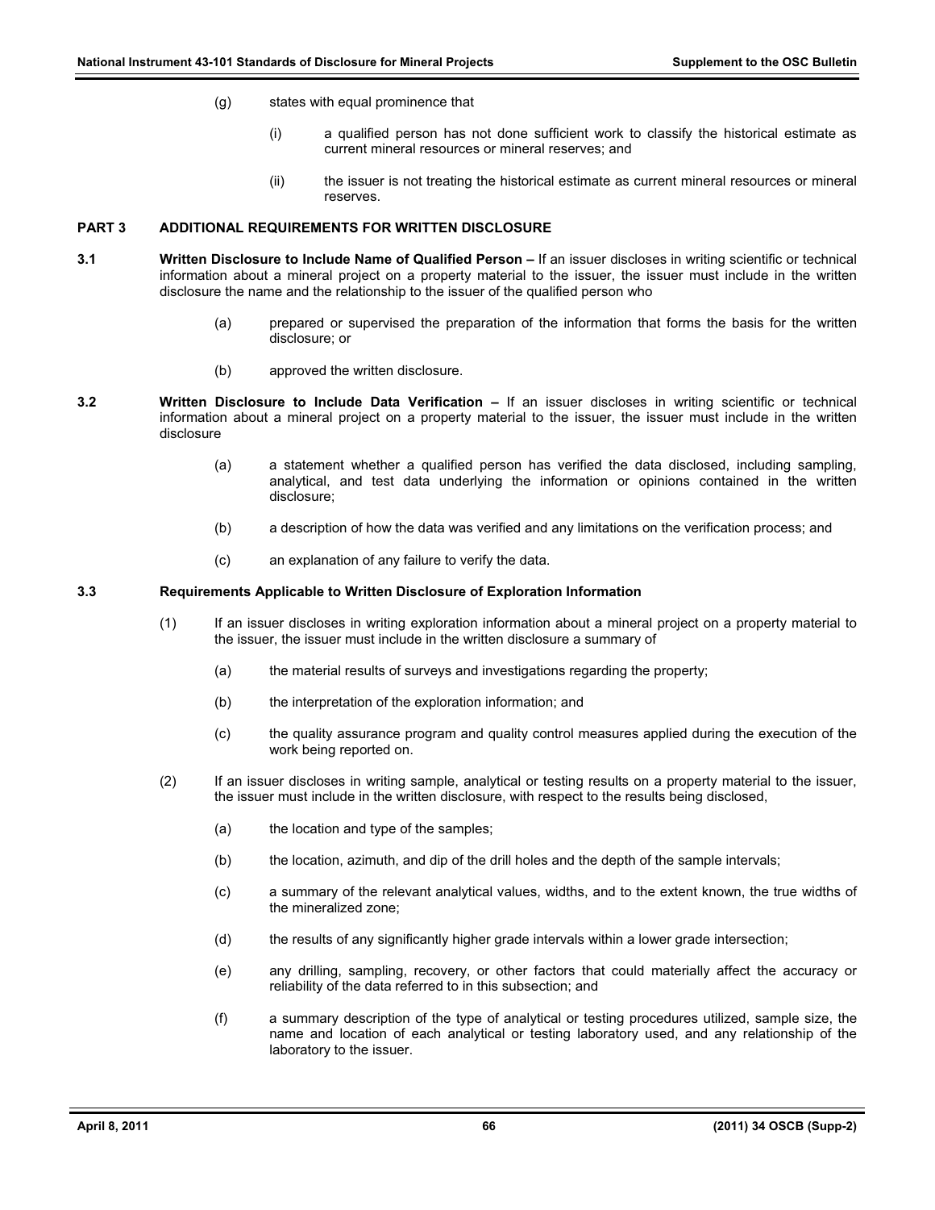(g) states with equal prominence that

   (i) a qualified person has not done sufficient work to classify the historical estimate as current mineral resources or mineral reserves; and

   (ii) the issuer is not treating the historical estimate as current mineral resources or mineral reserves.

## PART 3 ADDITIONAL REQUIREMENTS FOR WRITTEN DISCLOSURE

**3.1 Written Disclosure to Include Name of Qualified Person –** If an issuer discloses in writing scientific or technical information about a mineral project on a property material to the issuer, the issuer must include in the written disclosure the name and the relationship to the issuer of the qualified person who

(a) prepared or supervised the preparation of the information that forms the basis for the written disclosure; or

(b) approved the written disclosure.

**3.2 Written Disclosure to Include Data Verification –** If an issuer discloses in writing scientific or technical information about a mineral project on a property material to the issuer, the issuer must include in the written disclosure

(a) a statement whether a qualified person has verified the data disclosed, including sampling, analytical, and test data underlying the information or opinions contained in the written disclosure;

(b) a description of how the data was verified and any limitations on the verification process; and

(c) an explanation of any failure to verify the data.

**3.3 Requirements Applicable to Written Disclosure of Exploration Information**

(1) If an issuer discloses in writing exploration information about a mineral project on a property material to the issuer, the issuer must include in the written disclosure a summary of

   (a) the material results of surveys and investigations regarding the property;

   (b) the interpretation of the exploration information; and

   (c) the quality assurance program and quality control measures applied during the execution of the work being reported on.

(2) If an issuer discloses in writing sample, analytical or testing results on a property material to the issuer, the issuer must include in the written disclosure, with respect to the results being disclosed,

   (a) the location and type of the samples;

   (b) the location, azimuth, and dip of the drill holes and the depth of the sample intervals;

   (c) a summary of the relevant analytical values, widths, and to the extent known, the true widths of the mineralized zone;

   (d) the results of any significantly higher grade intervals within a lower grade intersection;

   (e) any drilling, sampling, recovery, or other factors that could materially affect the accuracy or reliability of the data referred to in this subsection; and

   (f) a summary description of the type of analytical or testing procedures utilized, sample size, the name and location of each analytical or testing laboratory used, and any relationship of the laboratory to the issuer.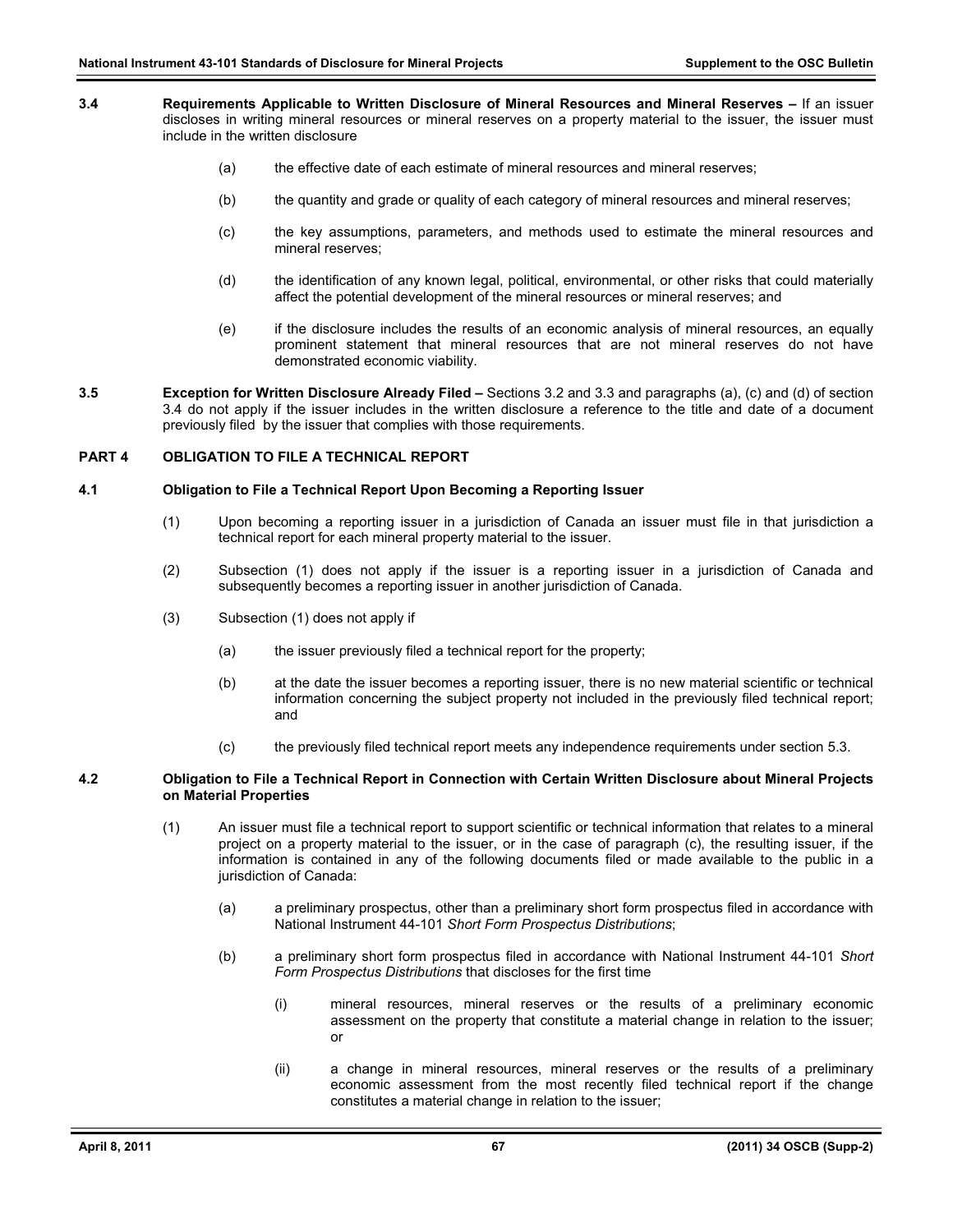**3.4 Requirements Applicable to Written Disclosure of Mineral Resources and Mineral Reserves –** If an issuer discloses in writing mineral resources or mineral reserves on a property material to the issuer, the issuer must include in the written disclosure

(a) the effective date of each estimate of mineral resources and mineral reserves;

(b) the quantity and grade or quality of each category of mineral resources and mineral reserves;

(c) the key assumptions, parameters, and methods used to estimate the mineral resources and mineral reserves;

(d) the identification of any known legal, political, environmental, or other risks that could materially affect the potential development of the mineral resources or mineral reserves; and

(e) if the disclosure includes the results of an economic analysis of mineral resources, an equally prominent statement that mineral resources that are not mineral reserves do not have demonstrated economic viability.

**3.5 Exception for Written Disclosure Already Filed –** Sections 3.2 and 3.3 and paragraphs (a), (c) and (d) of section 3.4 do not apply if the issuer includes in the written disclosure a reference to the title and date of a document previously filed by the issuer that complies with those requirements.

## PART 4 OBLIGATION TO FILE A TECHNICAL REPORT

### 4.1 Obligation to File a Technical Report Upon Becoming a Reporting Issuer

(1) Upon becoming a reporting issuer in a jurisdiction of Canada an issuer must file in that jurisdiction a technical report for each mineral property material to the issuer.

(2) Subsection (1) does not apply if the issuer is a reporting issuer in a jurisdiction of Canada and subsequently becomes a reporting issuer in another jurisdiction of Canada.

(3) Subsection (1) does not apply if

(a) the issuer previously filed a technical report for the property;

(b) at the date the issuer becomes a reporting issuer, there is no new material scientific or technical information concerning the subject property not included in the previously filed technical report; and

(c) the previously filed technical report meets any independence requirements under section 5.3.

### 4.2 Obligation to File a Technical Report in Connection with Certain Written Disclosure about Mineral Projects on Material Properties

(1) An issuer must file a technical report to support scientific or technical information that relates to a mineral project on a property material to the issuer, or in the case of paragraph (c), the resulting issuer, if the information is contained in any of the following documents filed or made available to the public in a jurisdiction of Canada:

(a) a preliminary prospectus, other than a preliminary short form prospectus filed in accordance with National Instrument 44-101 *Short Form Prospectus Distributions*;

(b) a preliminary short form prospectus filed in accordance with National Instrument 44-101 *Short Form Prospectus Distributions* that discloses for the first time

(i) mineral resources, mineral reserves or the results of a preliminary economic assessment on the property that constitute a material change in relation to the issuer; or

(ii) a change in mineral resources, mineral reserves or the results of a preliminary economic assessment from the most recently filed technical report if the change constitutes a material change in relation to the issuer;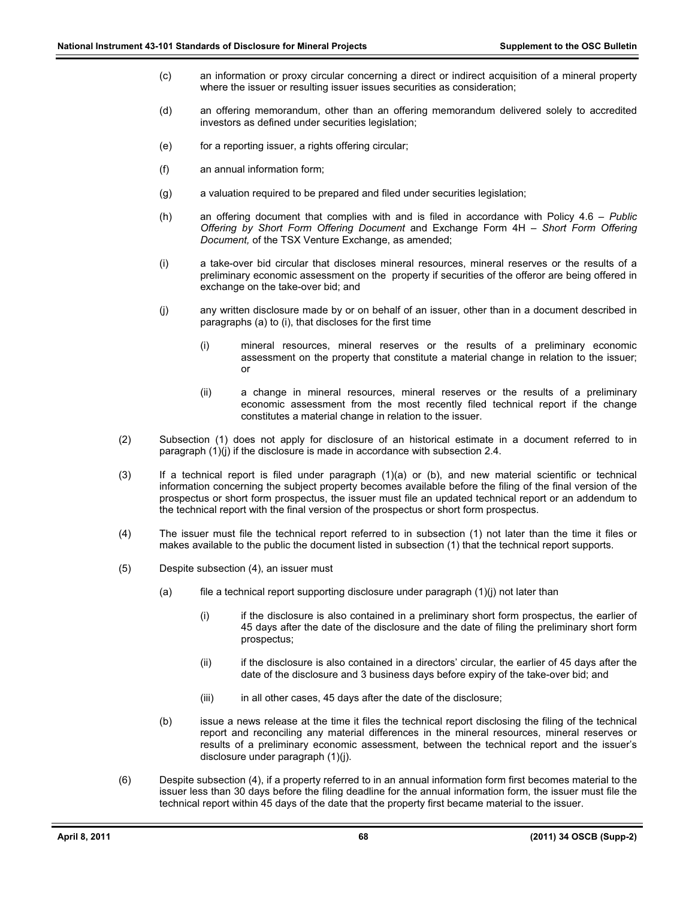(c) an information or proxy circular concerning a direct or indirect acquisition of a mineral property where the issuer or resulting issuer issues securities as consideration;

(d) an offering memorandum, other than an offering memorandum delivered solely to accredited investors as defined under securities legislation;

(e) for a reporting issuer, a rights offering circular;

(f) an annual information form;

(g) a valuation required to be prepared and filed under securities legislation;

(h) an offering document that complies with and is filed in accordance with Policy 4.6 – *Public Offering by Short Form Offering Document* and Exchange Form 4H – *Short Form Offering Document,* of the TSX Venture Exchange, as amended;

(i) a take-over bid circular that discloses mineral resources, mineral reserves or the results of a preliminary economic assessment on the property if securities of the offeror are being offered in exchange on the take-over bid; and

(j) any written disclosure made by or on behalf of an issuer, other than in a document described in paragraphs (a) to (i), that discloses for the first time

   (i) mineral resources, mineral reserves or the results of a preliminary economic assessment on the property that constitute a material change in relation to the issuer; or

   (ii) a change in mineral resources, mineral reserves or the results of a preliminary economic assessment from the most recently filed technical report if the change constitutes a material change in relation to the issuer.

(2) Subsection (1) does not apply for disclosure of an historical estimate in a document referred to in paragraph (1)(j) if the disclosure is made in accordance with subsection 2.4.

(3) If a technical report is filed under paragraph (1)(a) or (b), and new material scientific or technical information concerning the subject property becomes available before the filing of the final version of the prospectus or short form prospectus, the issuer must file an updated technical report or an addendum to the technical report with the final version of the prospectus or short form prospectus.

(4) The issuer must file the technical report referred to in subsection (1) not later than the time it files or makes available to the public the document listed in subsection (1) that the technical report supports.

(5) Despite subsection (4), an issuer must

(a) file a technical report supporting disclosure under paragraph (1)(j) not later than

   (i) if the disclosure is also contained in a preliminary short form prospectus, the earlier of 45 days after the date of the disclosure and the date of filing the preliminary short form prospectus;

   (ii) if the disclosure is also contained in a directors' circular, the earlier of 45 days after the date of the disclosure and 3 business days before expiry of the take-over bid; and

   (iii) in all other cases, 45 days after the date of the disclosure;

(b) issue a news release at the time it files the technical report disclosing the filing of the technical report and reconciling any material differences in the mineral resources, mineral reserves or results of a preliminary economic assessment, between the technical report and the issuer's disclosure under paragraph (1)(j).

(6) Despite subsection (4), if a property referred to in an annual information form first becomes material to the issuer less than 30 days before the filing deadline for the annual information form, the issuer must file the technical report within 45 days of the date that the property first became material to the issuer.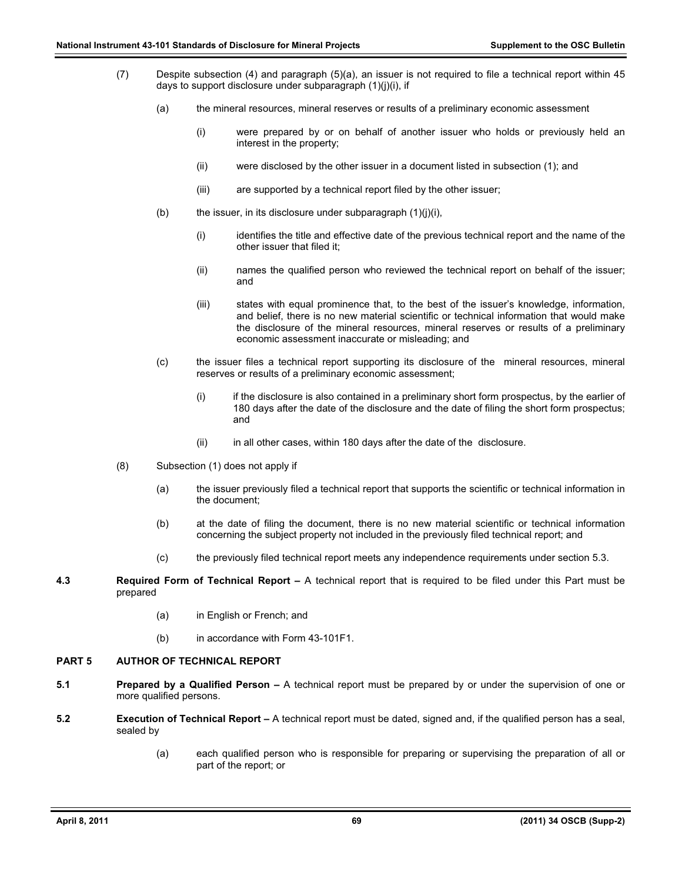(7) Despite subsection (4) and paragraph (5)(a), an issuer is not required to file a technical report within 45 days to support disclosure under subparagraph (1)(j)(i), if

(a) the mineral resources, mineral reserves or results of a preliminary economic assessment

(i) were prepared by or on behalf of another issuer who holds or previously held an interest in the property;

(ii) were disclosed by the other issuer in a document listed in subsection (1); and

(iii) are supported by a technical report filed by the other issuer;

(b) the issuer, in its disclosure under subparagraph (1)(j)(i),

(i) identifies the title and effective date of the previous technical report and the name of the other issuer that filed it;

(ii) names the qualified person who reviewed the technical report on behalf of the issuer; and

(iii) states with equal prominence that, to the best of the issuer's knowledge, information, and belief, there is no new material scientific or technical information that would make the disclosure of the mineral resources, mineral reserves or results of a preliminary economic assessment inaccurate or misleading; and

(c) the issuer files a technical report supporting its disclosure of the mineral resources, mineral reserves or results of a preliminary economic assessment;

(i) if the disclosure is also contained in a preliminary short form prospectus, by the earlier of 180 days after the date of the disclosure and the date of filing the short form prospectus; and

(ii) in all other cases, within 180 days after the date of the disclosure.

(8) Subsection (1) does not apply if

(a) the issuer previously filed a technical report that supports the scientific or technical information in the document;

(b) at the date of filing the document, there is no new material scientific or technical information concerning the subject property not included in the previously filed technical report; and

(c) the previously filed technical report meets any independence requirements under section 5.3.

**4.3 Required Form of Technical Report –** A technical report that is required to be filed under this Part must be prepared

(a) in English or French; and

(b) in accordance with Form 43-101F1.

## PART 5 AUTHOR OF TECHNICAL REPORT

**5.1 Prepared by a Qualified Person –** A technical report must be prepared by or under the supervision of one or more qualified persons.

**5.2 Execution of Technical Report –** A technical report must be dated, signed and, if the qualified person has a seal, sealed by

(a) each qualified person who is responsible for preparing or supervising the preparation of all or part of the report; or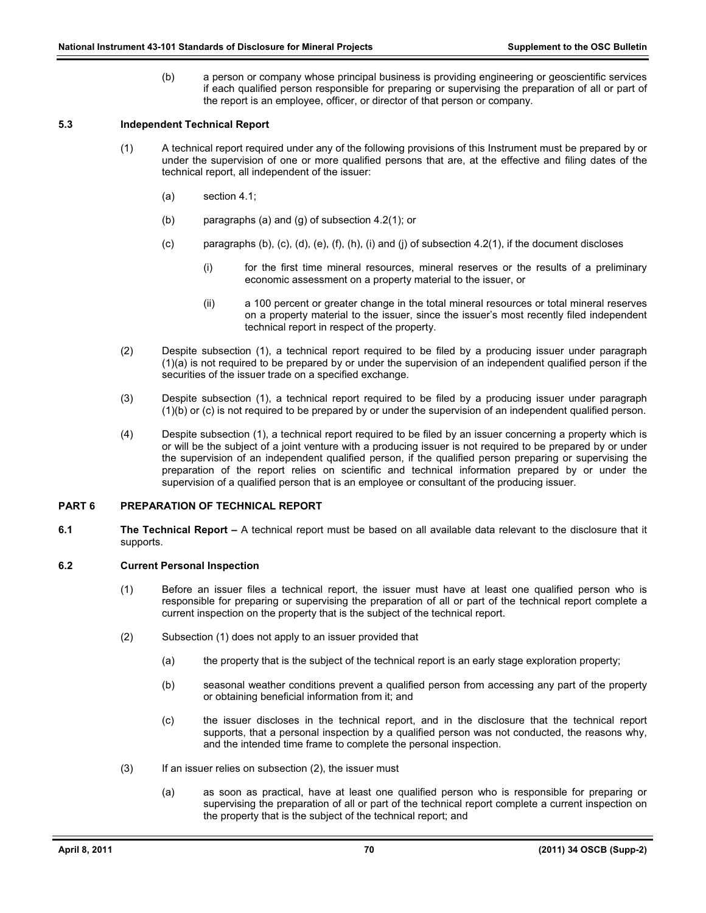(b) a person or company whose principal business is providing engineering or geoscientific services if each qualified person responsible for preparing or supervising the preparation of all or part of the report is an employee, officer, or director of that person or company.

**5.3 Independent Technical Report**

(1) A technical report required under any of the following provisions of this Instrument must be prepared by or under the supervision of one or more qualified persons that are, at the effective and filing dates of the technical report, all independent of the issuer:

(a) section 4.1;

(b) paragraphs (a) and (g) of subsection 4.2(1); or

(c) paragraphs (b), (c), (d), (e), (f), (h), (i) and (j) of subsection 4.2(1), if the document discloses

(i) for the first time mineral resources, mineral reserves or the results of a preliminary economic assessment on a property material to the issuer, or

(ii) a 100 percent or greater change in the total mineral resources or total mineral reserves on a property material to the issuer, since the issuer's most recently filed independent technical report in respect of the property.

(2) Despite subsection (1), a technical report required to be filed by a producing issuer under paragraph (1)(a) is not required to be prepared by or under the supervision of an independent qualified person if the securities of the issuer trade on a specified exchange.

(3) Despite subsection (1), a technical report required to be filed by a producing issuer under paragraph (1)(b) or (c) is not required to be prepared by or under the supervision of an independent qualified person.

(4) Despite subsection (1), a technical report required to be filed by an issuer concerning a property which is or will be the subject of a joint venture with a producing issuer is not required to be prepared by or under the supervision of an independent qualified person, if the qualified person preparing or supervising the preparation of the report relies on scientific and technical information prepared by or under the supervision of a qualified person that is an employee or consultant of the producing issuer.

## PART 6 PREPARATION OF TECHNICAL REPORT

**6.1 The Technical Report –** A technical report must be based on all available data relevant to the disclosure that it supports.

**6.2 Current Personal Inspection**

(1) Before an issuer files a technical report, the issuer must have at least one qualified person who is responsible for preparing or supervising the preparation of all or part of the technical report complete a current inspection on the property that is the subject of the technical report.

(2) Subsection (1) does not apply to an issuer provided that

(a) the property that is the subject of the technical report is an early stage exploration property;

(b) seasonal weather conditions prevent a qualified person from accessing any part of the property or obtaining beneficial information from it; and

(c) the issuer discloses in the technical report, and in the disclosure that the technical report supports, that a personal inspection by a qualified person was not conducted, the reasons why, and the intended time frame to complete the personal inspection.

(3) If an issuer relies on subsection (2), the issuer must

(a) as soon as practical, have at least one qualified person who is responsible for preparing or supervising the preparation of all or part of the technical report complete a current inspection on the property that is the subject of the technical report; and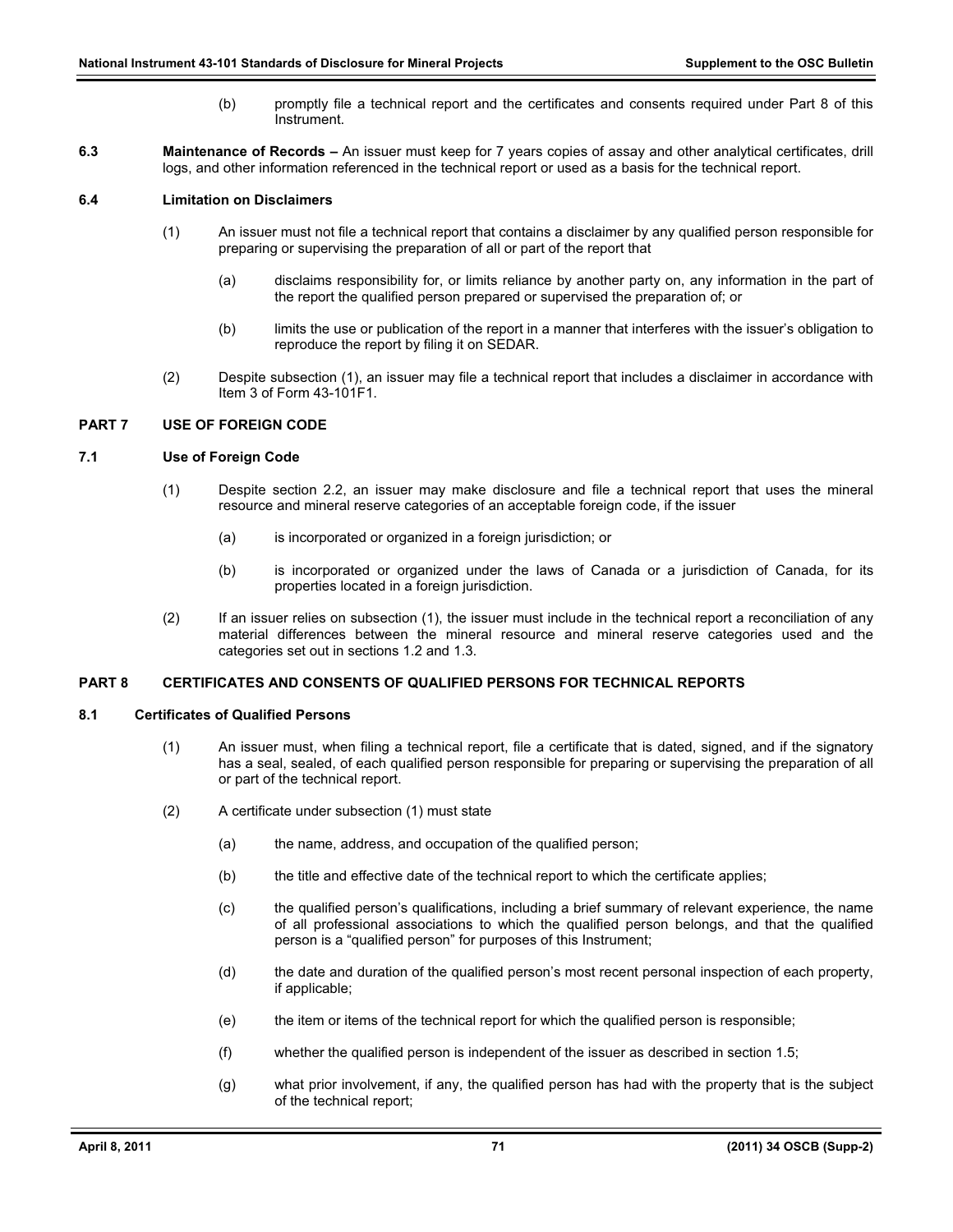(b) promptly file a technical report and the certificates and consents required under Part 8 of this Instrument.

**6.3 Maintenance of Records –** An issuer must keep for 7 years copies of assay and other analytical certificates, drill logs, and other information referenced in the technical report or used as a basis for the technical report.

**6.4 Limitation on Disclaimers**

(1) An issuer must not file a technical report that contains a disclaimer by any qualified person responsible for preparing or supervising the preparation of all or part of the report that

(a) disclaims responsibility for, or limits reliance by another party on, any information in the part of the report the qualified person prepared or supervised the preparation of; or

(b) limits the use or publication of the report in a manner that interferes with the issuer's obligation to reproduce the report by filing it on SEDAR.

(2) Despite subsection (1), an issuer may file a technical report that includes a disclaimer in accordance with Item 3 of Form 43-101F1.

## PART 7 USE OF FOREIGN CODE

**7.1 Use of Foreign Code**

(1) Despite section 2.2, an issuer may make disclosure and file a technical report that uses the mineral resource and mineral reserve categories of an acceptable foreign code, if the issuer

(a) is incorporated or organized in a foreign jurisdiction; or

(b) is incorporated or organized under the laws of Canada or a jurisdiction of Canada, for its properties located in a foreign jurisdiction.

(2) If an issuer relies on subsection (1), the issuer must include in the technical report a reconciliation of any material differences between the mineral resource and mineral reserve categories used and the categories set out in sections 1.2 and 1.3.

## PART 8 CERTIFICATES AND CONSENTS OF QUALIFIED PERSONS FOR TECHNICAL REPORTS

**8.1 Certificates of Qualified Persons**

(1) An issuer must, when filing a technical report, file a certificate that is dated, signed, and if the signatory has a seal, sealed, of each qualified person responsible for preparing or supervising the preparation of all or part of the technical report.

(2) A certificate under subsection (1) must state

(a) the name, address, and occupation of the qualified person;

(b) the title and effective date of the technical report to which the certificate applies;

(c) the qualified person's qualifications, including a brief summary of relevant experience, the name of all professional associations to which the qualified person belongs, and that the qualified person is a "qualified person" for purposes of this Instrument;

(d) the date and duration of the qualified person's most recent personal inspection of each property, if applicable;

(e) the item or items of the technical report for which the qualified person is responsible;

(f) whether the qualified person is independent of the issuer as described in section 1.5;

(g) what prior involvement, if any, the qualified person has had with the property that is the subject of the technical report;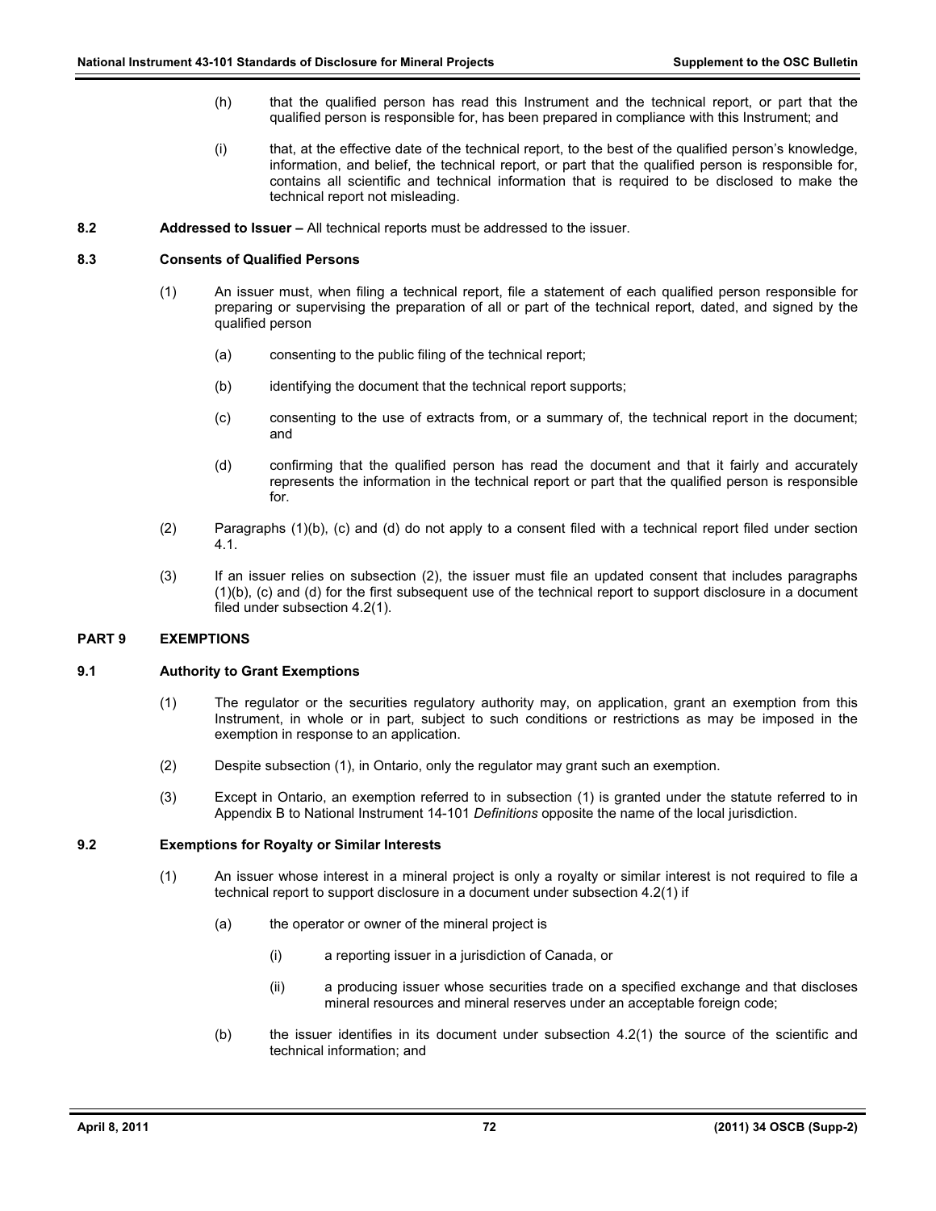(h) that the qualified person has read this Instrument and the technical report, or part that the qualified person is responsible for, has been prepared in compliance with this Instrument; and

(i) that, at the effective date of the technical report, to the best of the qualified person's knowledge, information, and belief, the technical report, or part that the qualified person is responsible for, contains all scientific and technical information that is required to be disclosed to make the technical report not misleading.

**8.2 Addressed to Issuer –** All technical reports must be addressed to the issuer.

**8.3 Consents of Qualified Persons**

(1) An issuer must, when filing a technical report, file a statement of each qualified person responsible for preparing or supervising the preparation of all or part of the technical report, dated, and signed by the qualified person

(a) consenting to the public filing of the technical report;

(b) identifying the document that the technical report supports;

(c) consenting to the use of extracts from, or a summary of, the technical report in the document; and

(d) confirming that the qualified person has read the document and that it fairly and accurately represents the information in the technical report or part that the qualified person is responsible for.

(2) Paragraphs (1)(b), (c) and (d) do not apply to a consent filed with a technical report filed under section 4.1.

(3) If an issuer relies on subsection (2), the issuer must file an updated consent that includes paragraphs (1)(b), (c) and (d) for the first subsequent use of the technical report to support disclosure in a document filed under subsection 4.2(1).

## PART 9 EXEMPTIONS

**9.1 Authority to Grant Exemptions**

(1) The regulator or the securities regulatory authority may, on application, grant an exemption from this Instrument, in whole or in part, subject to such conditions or restrictions as may be imposed in the exemption in response to an application.

(2) Despite subsection (1), in Ontario, only the regulator may grant such an exemption.

(3) Except in Ontario, an exemption referred to in subsection (1) is granted under the statute referred to in Appendix B to National Instrument 14-101 *Definitions* opposite the name of the local jurisdiction.

**9.2 Exemptions for Royalty or Similar Interests**

(1) An issuer whose interest in a mineral project is only a royalty or similar interest is not required to file a technical report to support disclosure in a document under subsection 4.2(1) if

(a) the operator or owner of the mineral project is

(i) a reporting issuer in a jurisdiction of Canada, or

(ii) a producing issuer whose securities trade on a specified exchange and that discloses mineral resources and mineral reserves under an acceptable foreign code;

(b) the issuer identifies in its document under subsection 4.2(1) the source of the scientific and technical information; and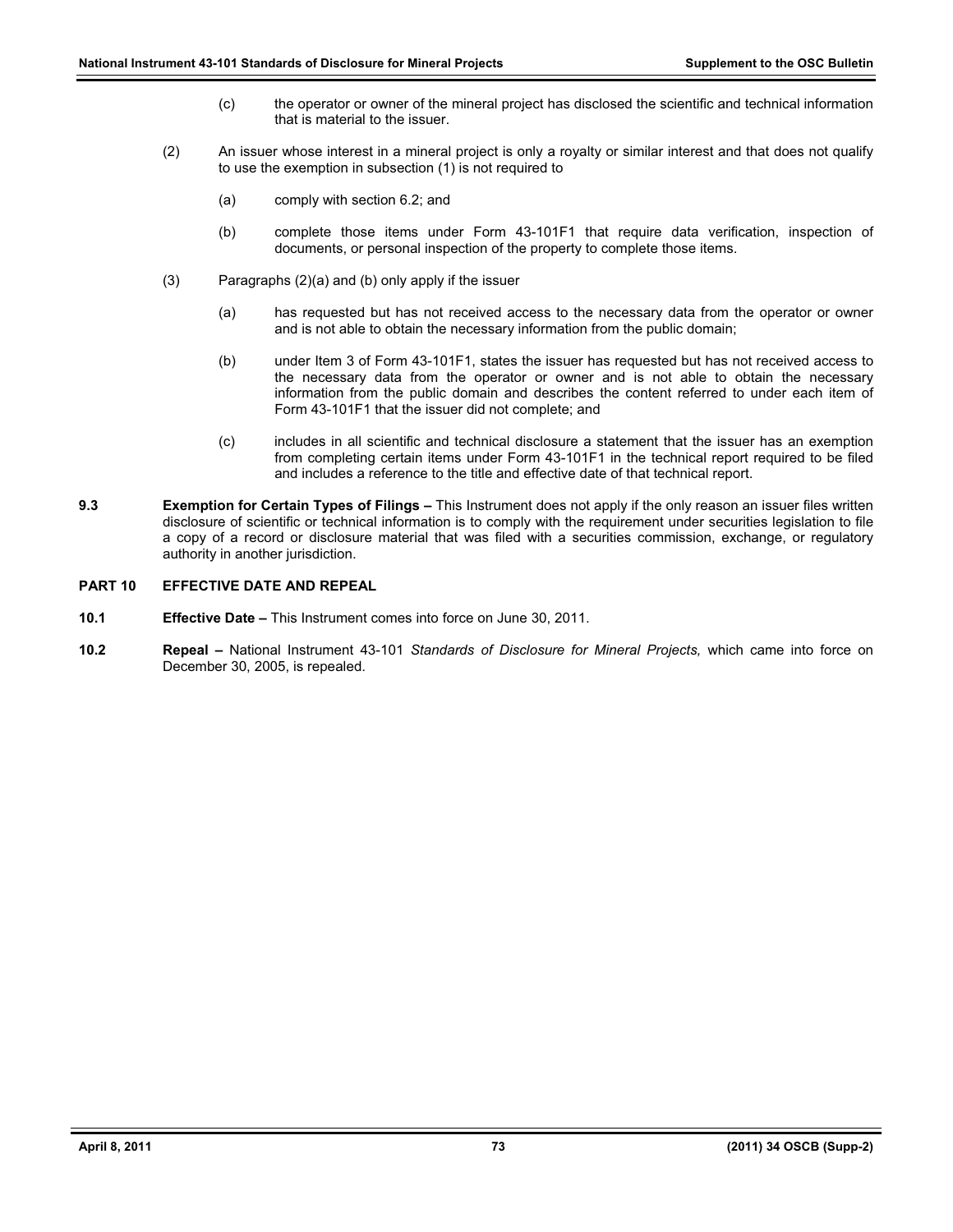(c) the operator or owner of the mineral project has disclosed the scientific and technical information that is material to the issuer.

(2) An issuer whose interest in a mineral project is only a royalty or similar interest and that does not qualify to use the exemption in subsection (1) is not required to

(a) comply with section 6.2; and

(b) complete those items under Form 43-101F1 that require data verification, inspection of documents, or personal inspection of the property to complete those items.

(3) Paragraphs (2)(a) and (b) only apply if the issuer

(a) has requested but has not received access to the necessary data from the operator or owner and is not able to obtain the necessary information from the public domain;

(b) under Item 3 of Form 43-101F1, states the issuer has requested but has not received access to the necessary data from the operator or owner and is not able to obtain the necessary information from the public domain and describes the content referred to under each item of Form 43-101F1 that the issuer did not complete; and

(c) includes in all scientific and technical disclosure a statement that the issuer has an exemption from completing certain items under Form 43-101F1 in the technical report required to be filed and includes a reference to the title and effective date of that technical report.

**9.3 Exemption for Certain Types of Filings –** This Instrument does not apply if the only reason an issuer files written disclosure of scientific or technical information is to comply with the requirement under securities legislation to file a copy of a record or disclosure material that was filed with a securities commission, exchange, or regulatory authority in another jurisdiction.

## PART 10 EFFECTIVE DATE AND REPEAL

**10.1 Effective Date –** This Instrument comes into force on June 30, 2011.

**10.2 Repeal –** National Instrument 43-101 *Standards of Disclosure for Mineral Projects,* which came into force on December 30, 2005, is repealed.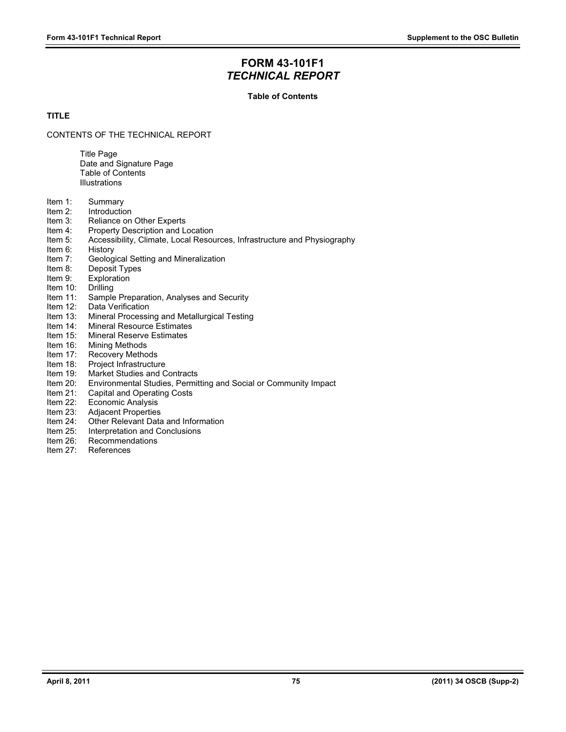# FORM 43-101F1
## *TECHNICAL REPORT*

**Table of Contents**

**TITLE**

CONTENTS OF THE TECHNICAL REPORT

Title Page
Date and Signature Page
Table of Contents
Illustrations

Item 1: Summary
Item 2: Introduction
Item 3: Reliance on Other Experts
Item 4: Property Description and Location
Item 5: Accessibility, Climate, Local Resources, Infrastructure and Physiography
Item 6: History
Item 7: Geological Setting and Mineralization
Item 8: Deposit Types
Item 9: Exploration
Item 10: Drilling
Item 11: Sample Preparation, Analyses and Security
Item 12: Data Verification
Item 13: Mineral Processing and Metallurgical Testing
Item 14: Mineral Resource Estimates
Item 15: Mineral Reserve Estimates
Item 16: Mining Methods
Item 17: Recovery Methods
Item 18: Project Infrastructure
Item 19: Market Studies and Contracts
Item 20: Environmental Studies, Permitting and Social or Community Impact
Item 21: Capital and Operating Costs
Item 22: Economic Analysis
Item 23: Adjacent Properties
Item 24: Other Relevant Data and Information
Item 25: Interpretation and Conclusions
Item 26: Recommendations
Item 27: References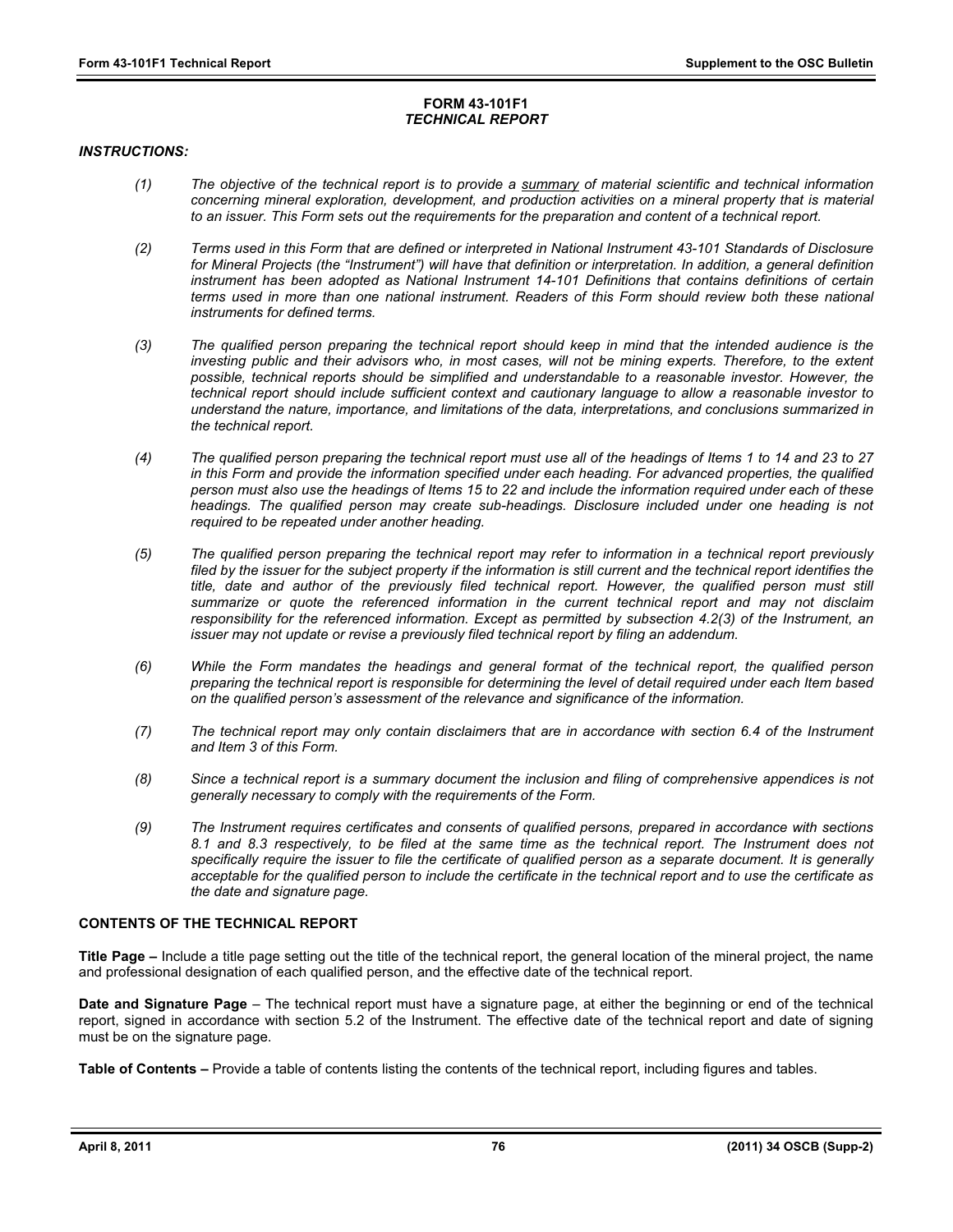**FORM 43-101F1**
***TECHNICAL REPORT***

***INSTRUCTIONS:***

*(1) The objective of the technical report is to provide a <u>summary</u> of material scientific and technical information concerning mineral exploration, development, and production activities on a mineral property that is material to an issuer. This Form sets out the requirements for the preparation and content of a technical report.*

*(2) Terms used in this Form that are defined or interpreted in National Instrument 43-101 Standards of Disclosure for Mineral Projects (the "Instrument") will have that definition or interpretation. In addition, a general definition instrument has been adopted as National Instrument 14-101 Definitions that contains definitions of certain terms used in more than one national instrument. Readers of this Form should review both these national instruments for defined terms.*

*(3) The qualified person preparing the technical report should keep in mind that the intended audience is the investing public and their advisors who, in most cases, will not be mining experts. Therefore, to the extent possible, technical reports should be simplified and understandable to a reasonable investor. However, the technical report should include sufficient context and cautionary language to allow a reasonable investor to understand the nature, importance, and limitations of the data, interpretations, and conclusions summarized in the technical report.*

*(4) The qualified person preparing the technical report must use all of the headings of Items 1 to 14 and 23 to 27 in this Form and provide the information specified under each heading. For advanced properties, the qualified person must also use the headings of Items 15 to 22 and include the information required under each of these headings. The qualified person may create sub-headings. Disclosure included under one heading is not required to be repeated under another heading.*

*(5) The qualified person preparing the technical report may refer to information in a technical report previously filed by the issuer for the subject property if the information is still current and the technical report identifies the title, date and author of the previously filed technical report. However, the qualified person must still summarize or quote the referenced information in the current technical report and may not disclaim responsibility for the referenced information. Except as permitted by subsection 4.2(3) of the Instrument, an issuer may not update or revise a previously filed technical report by filing an addendum.*

*(6) While the Form mandates the headings and general format of the technical report, the qualified person preparing the technical report is responsible for determining the level of detail required under each Item based on the qualified person's assessment of the relevance and significance of the information.*

*(7) The technical report may only contain disclaimers that are in accordance with section 6.4 of the Instrument and Item 3 of this Form.*

*(8) Since a technical report is a summary document the inclusion and filing of comprehensive appendices is not generally necessary to comply with the requirements of the Form.*

*(9) The Instrument requires certificates and consents of qualified persons, prepared in accordance with sections 8.1 and 8.3 respectively, to be filed at the same time as the technical report. The Instrument does not specifically require the issuer to file the certificate of qualified person as a separate document. It is generally acceptable for the qualified person to include the certificate in the technical report and to use the certificate as the date and signature page.*

**CONTENTS OF THE TECHNICAL REPORT**

**Title Page –** Include a title page setting out the title of the technical report, the general location of the mineral project, the name and professional designation of each qualified person, and the effective date of the technical report.

**Date and Signature Page** – The technical report must have a signature page, at either the beginning or end of the technical report, signed in accordance with section 5.2 of the Instrument. The effective date of the technical report and date of signing must be on the signature page.

**Table of Contents –** Provide a table of contents listing the contents of the technical report, including figures and tables.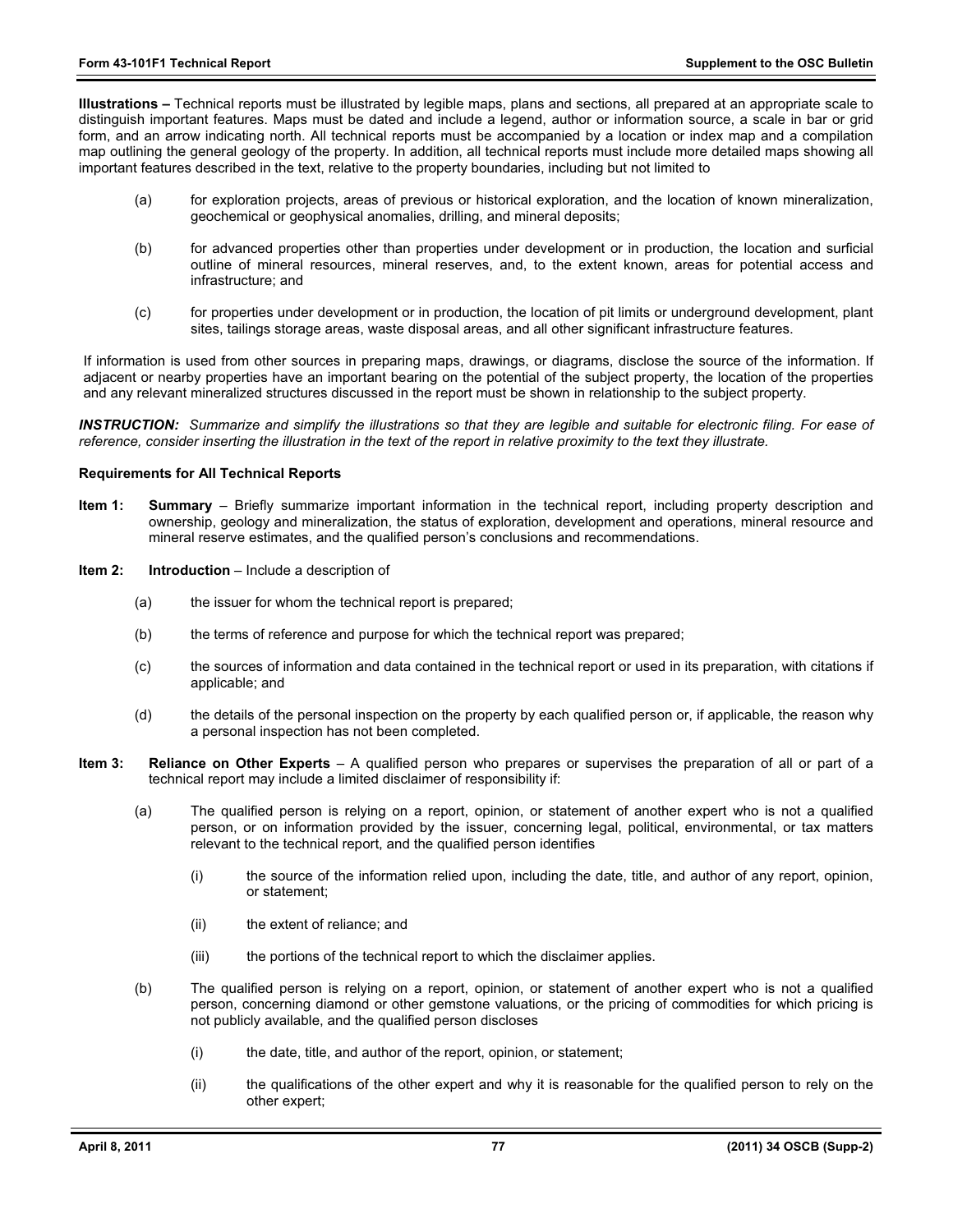**Illustrations –** Technical reports must be illustrated by legible maps, plans and sections, all prepared at an appropriate scale to distinguish important features. Maps must be dated and include a legend, author or information source, a scale in bar or grid form, and an arrow indicating north. All technical reports must be accompanied by a location or index map and a compilation map outlining the general geology of the property. In addition, all technical reports must include more detailed maps showing all important features described in the text, relative to the property boundaries, including but not limited to

(a) for exploration projects, areas of previous or historical exploration, and the location of known mineralization, geochemical or geophysical anomalies, drilling, and mineral deposits;

(b) for advanced properties other than properties under development or in production, the location and surficial outline of mineral resources, mineral reserves, and, to the extent known, areas for potential access and infrastructure; and

(c) for properties under development or in production, the location of pit limits or underground development, plant sites, tailings storage areas, waste disposal areas, and all other significant infrastructure features.

If information is used from other sources in preparing maps, drawings, or diagrams, disclose the source of the information. If adjacent or nearby properties have an important bearing on the potential of the subject property, the location of the properties and any relevant mineralized structures discussed in the report must be shown in relationship to the subject property.

***INSTRUCTION:*** *Summarize and simplify the illustrations so that they are legible and suitable for electronic filing. For ease of reference, consider inserting the illustration in the text of the report in relative proximity to the text they illustrate.*

**Requirements for All Technical Reports**

**Item 1: Summary** – Briefly summarize important information in the technical report, including property description and ownership, geology and mineralization, the status of exploration, development and operations, mineral resource and mineral reserve estimates, and the qualified person's conclusions and recommendations.

**Item 2: Introduction** – Include a description of

(a) the issuer for whom the technical report is prepared;

(b) the terms of reference and purpose for which the technical report was prepared;

(c) the sources of information and data contained in the technical report or used in its preparation, with citations if applicable; and

(d) the details of the personal inspection on the property by each qualified person or, if applicable, the reason why a personal inspection has not been completed.

**Item 3: Reliance on Other Experts** – A qualified person who prepares or supervises the preparation of all or part of a technical report may include a limited disclaimer of responsibility if:

(a) The qualified person is relying on a report, opinion, or statement of another expert who is not a qualified person, or on information provided by the issuer, concerning legal, political, environmental, or tax matters relevant to the technical report, and the qualified person identifies

  (i) the source of the information relied upon, including the date, title, and author of any report, opinion, or statement;

  (ii) the extent of reliance; and

  (iii) the portions of the technical report to which the disclaimer applies.

(b) The qualified person is relying on a report, opinion, or statement of another expert who is not a qualified person, concerning diamond or other gemstone valuations, or the pricing of commodities for which pricing is not publicly available, and the qualified person discloses

  (i) the date, title, and author of the report, opinion, or statement;

  (ii) the qualifications of the other expert and why it is reasonable for the qualified person to rely on the other expert;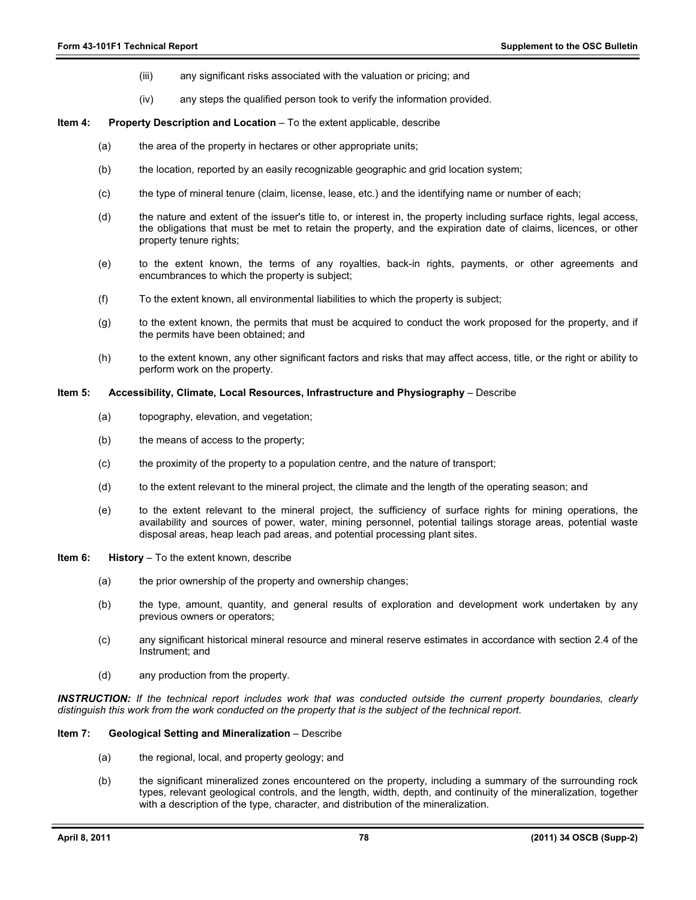(iii) any significant risks associated with the valuation or pricing; and

(iv) any steps the qualified person took to verify the information provided.

**Item 4: Property Description and Location** – To the extent applicable, describe

(a) the area of the property in hectares or other appropriate units;

(b) the location, reported by an easily recognizable geographic and grid location system;

(c) the type of mineral tenure (claim, license, lease, etc.) and the identifying name or number of each;

(d) the nature and extent of the issuer's title to, or interest in, the property including surface rights, legal access, the obligations that must be met to retain the property, and the expiration date of claims, licences, or other property tenure rights;

(e) to the extent known, the terms of any royalties, back-in rights, payments, or other agreements and encumbrances to which the property is subject;

(f) To the extent known, all environmental liabilities to which the property is subject;

(g) to the extent known, the permits that must be acquired to conduct the work proposed for the property, and if the permits have been obtained; and

(h) to the extent known, any other significant factors and risks that may affect access, title, or the right or ability to perform work on the property.

**Item 5: Accessibility, Climate, Local Resources, Infrastructure and Physiography** – Describe

(a) topography, elevation, and vegetation;

(b) the means of access to the property;

(c) the proximity of the property to a population centre, and the nature of transport;

(d) to the extent relevant to the mineral project, the climate and the length of the operating season; and

(e) to the extent relevant to the mineral project, the sufficiency of surface rights for mining operations, the availability and sources of power, water, mining personnel, potential tailings storage areas, potential waste disposal areas, heap leach pad areas, and potential processing plant sites.

**Item 6: History** – To the extent known, describe

(a) the prior ownership of the property and ownership changes;

(b) the type, amount, quantity, and general results of exploration and development work undertaken by any previous owners or operators;

(c) any significant historical mineral resource and mineral reserve estimates in accordance with section 2.4 of the Instrument; and

(d) any production from the property.

***INSTRUCTION:*** *If the technical report includes work that was conducted outside the current property boundaries, clearly distinguish this work from the work conducted on the property that is the subject of the technical report.*

**Item 7: Geological Setting and Mineralization** – Describe

(a) the regional, local, and property geology; and

(b) the significant mineralized zones encountered on the property, including a summary of the surrounding rock types, relevant geological controls, and the length, width, depth, and continuity of the mineralization, together with a description of the type, character, and distribution of the mineralization.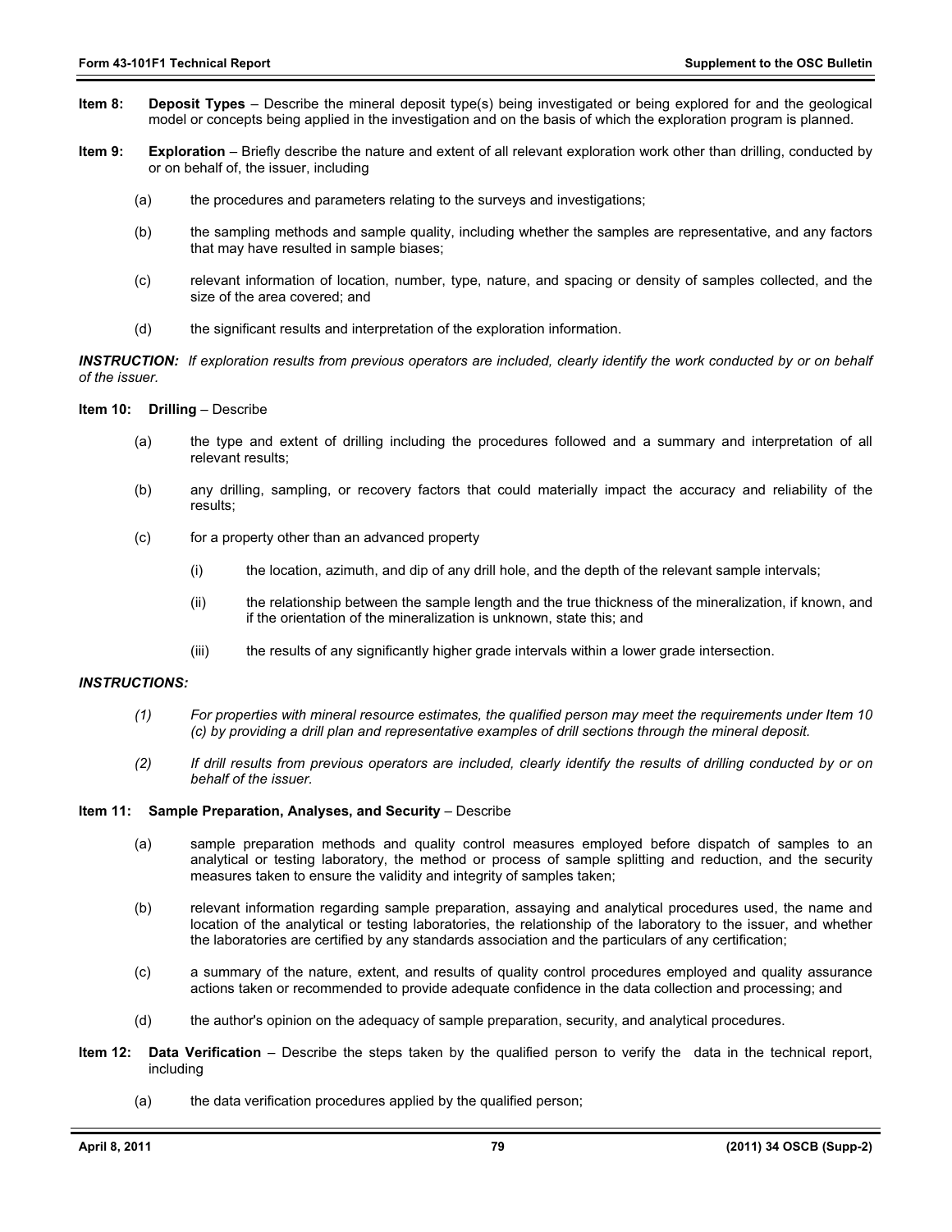**Item 8:** **Deposit Types** – Describe the mineral deposit type(s) being investigated or being explored for and the geological model or concepts being applied in the investigation and on the basis of which the exploration program is planned.

**Item 9:** **Exploration** – Briefly describe the nature and extent of all relevant exploration work other than drilling, conducted by or on behalf of, the issuer, including

(a) the procedures and parameters relating to the surveys and investigations;

(b) the sampling methods and sample quality, including whether the samples are representative, and any factors that may have resulted in sample biases;

(c) relevant information of location, number, type, nature, and spacing or density of samples collected, and the size of the area covered; and

(d) the significant results and interpretation of the exploration information.

***INSTRUCTION:*** *If exploration results from previous operators are included, clearly identify the work conducted by or on behalf of the issuer.*

**Item 10:** **Drilling** – Describe

(a) the type and extent of drilling including the procedures followed and a summary and interpretation of all relevant results;

(b) any drilling, sampling, or recovery factors that could materially impact the accuracy and reliability of the results;

(c) for a property other than an advanced property

(i) the location, azimuth, and dip of any drill hole, and the depth of the relevant sample intervals;

(ii) the relationship between the sample length and the true thickness of the mineralization, if known, and if the orientation of the mineralization is unknown, state this; and

(iii) the results of any significantly higher grade intervals within a lower grade intersection.

***INSTRUCTIONS:***

*(1) For properties with mineral resource estimates, the qualified person may meet the requirements under Item 10 (c) by providing a drill plan and representative examples of drill sections through the mineral deposit.*

*(2) If drill results from previous operators are included, clearly identify the results of drilling conducted by or on behalf of the issuer.*

**Item 11:** **Sample Preparation, Analyses, and Security** – Describe

(a) sample preparation methods and quality control measures employed before dispatch of samples to an analytical or testing laboratory, the method or process of sample splitting and reduction, and the security measures taken to ensure the validity and integrity of samples taken;

(b) relevant information regarding sample preparation, assaying and analytical procedures used, the name and location of the analytical or testing laboratories, the relationship of the laboratory to the issuer, and whether the laboratories are certified by any standards association and the particulars of any certification;

(c) a summary of the nature, extent, and results of quality control procedures employed and quality assurance actions taken or recommended to provide adequate confidence in the data collection and processing; and

(d) the author's opinion on the adequacy of sample preparation, security, and analytical procedures.

**Item 12:** **Data Verification** – Describe the steps taken by the qualified person to verify the data in the technical report, including

(a) the data verification procedures applied by the qualified person;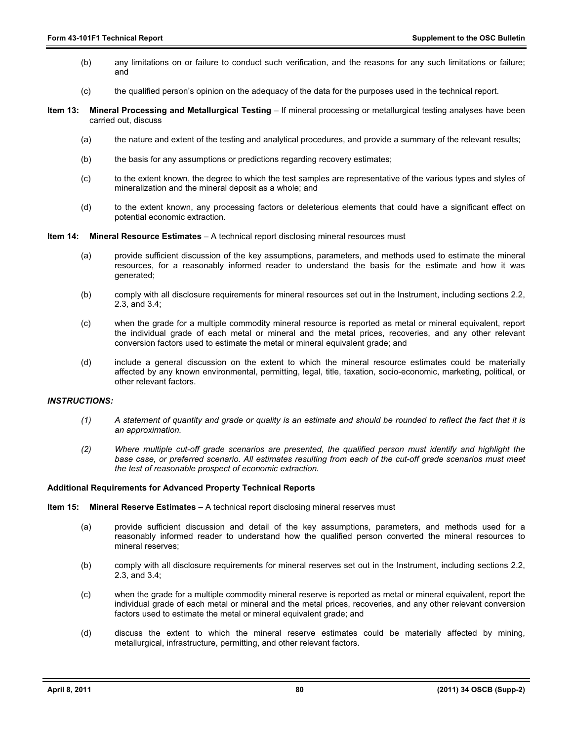(b) any limitations on or failure to conduct such verification, and the reasons for any such limitations or failure; and

(c) the qualified person's opinion on the adequacy of the data for the purposes used in the technical report.

**Item 13: Mineral Processing and Metallurgical Testing** – If mineral processing or metallurgical testing analyses have been carried out, discuss

(a) the nature and extent of the testing and analytical procedures, and provide a summary of the relevant results;

(b) the basis for any assumptions or predictions regarding recovery estimates;

(c) to the extent known, the degree to which the test samples are representative of the various types and styles of mineralization and the mineral deposit as a whole; and

(d) to the extent known, any processing factors or deleterious elements that could have a significant effect on potential economic extraction.

**Item 14: Mineral Resource Estimates** – A technical report disclosing mineral resources must

(a) provide sufficient discussion of the key assumptions, parameters, and methods used to estimate the mineral resources, for a reasonably informed reader to understand the basis for the estimate and how it was generated;

(b) comply with all disclosure requirements for mineral resources set out in the Instrument, including sections 2.2, 2.3, and 3.4;

(c) when the grade for a multiple commodity mineral resource is reported as metal or mineral equivalent, report the individual grade of each metal or mineral and the metal prices, recoveries, and any other relevant conversion factors used to estimate the metal or mineral equivalent grade; and

(d) include a general discussion on the extent to which the mineral resource estimates could be materially affected by any known environmental, permitting, legal, title, taxation, socio-economic, marketing, political, or other relevant factors.

***INSTRUCTIONS:***

*(1) A statement of quantity and grade or quality is an estimate and should be rounded to reflect the fact that it is an approximation.*

*(2) Where multiple cut-off grade scenarios are presented, the qualified person must identify and highlight the base case, or preferred scenario. All estimates resulting from each of the cut-off grade scenarios must meet the test of reasonable prospect of economic extraction.*

**Additional Requirements for Advanced Property Technical Reports**

**Item 15: Mineral Reserve Estimates** – A technical report disclosing mineral reserves must

(a) provide sufficient discussion and detail of the key assumptions, parameters, and methods used for a reasonably informed reader to understand how the qualified person converted the mineral resources to mineral reserves;

(b) comply with all disclosure requirements for mineral reserves set out in the Instrument, including sections 2.2, 2.3, and 3.4;

(c) when the grade for a multiple commodity mineral reserve is reported as metal or mineral equivalent, report the individual grade of each metal or mineral and the metal prices, recoveries, and any other relevant conversion factors used to estimate the metal or mineral equivalent grade; and

(d) discuss the extent to which the mineral reserve estimates could be materially affected by mining, metallurgical, infrastructure, permitting, and other relevant factors.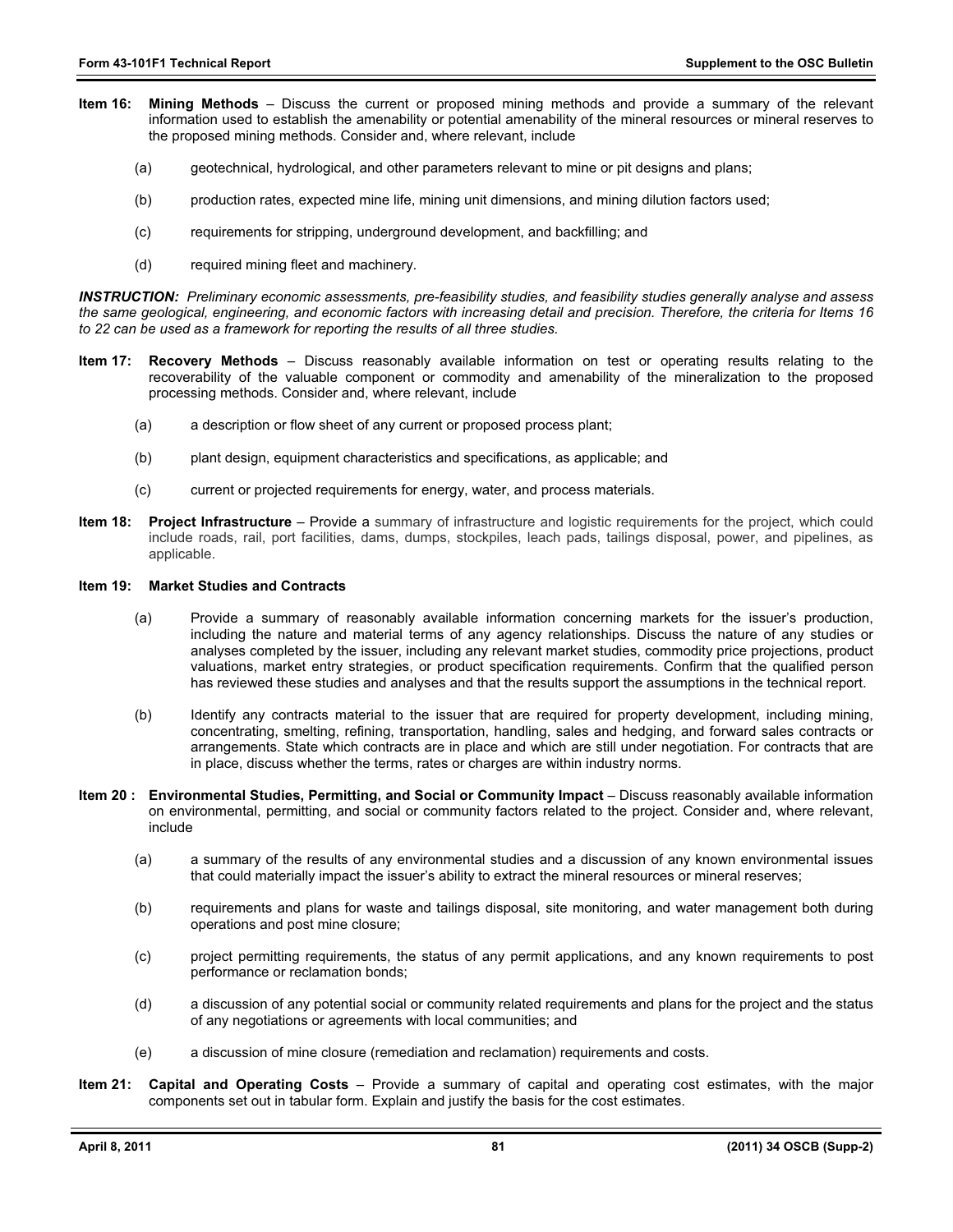**Item 16: Mining Methods** – Discuss the current or proposed mining methods and provide a summary of the relevant information used to establish the amenability or potential amenability of the mineral resources or mineral reserves to the proposed mining methods. Consider and, where relevant, include

(a) geotechnical, hydrological, and other parameters relevant to mine or pit designs and plans;

(b) production rates, expected mine life, mining unit dimensions, and mining dilution factors used;

(c) requirements for stripping, underground development, and backfilling; and

(d) required mining fleet and machinery.

***INSTRUCTION:*** *Preliminary economic assessments, pre-feasibility studies, and feasibility studies generally analyse and assess the same geological, engineering, and economic factors with increasing detail and precision. Therefore, the criteria for Items 16 to 22 can be used as a framework for reporting the results of all three studies.*

**Item 17: Recovery Methods** – Discuss reasonably available information on test or operating results relating to the recoverability of the valuable component or commodity and amenability of the mineralization to the proposed processing methods. Consider and, where relevant, include

(a) a description or flow sheet of any current or proposed process plant;

(b) plant design, equipment characteristics and specifications, as applicable; and

(c) current or projected requirements for energy, water, and process materials.

**Item 18: Project Infrastructure** – Provide a summary of infrastructure and logistic requirements for the project, which could include roads, rail, port facilities, dams, dumps, stockpiles, leach pads, tailings disposal, power, and pipelines, as applicable.

**Item 19: Market Studies and Contracts**

(a) Provide a summary of reasonably available information concerning markets for the issuer's production, including the nature and material terms of any agency relationships. Discuss the nature of any studies or analyses completed by the issuer, including any relevant market studies, commodity price projections, product valuations, market entry strategies, or product specification requirements. Confirm that the qualified person has reviewed these studies and analyses and that the results support the assumptions in the technical report.

(b) Identify any contracts material to the issuer that are required for property development, including mining, concentrating, smelting, refining, transportation, handling, sales and hedging, and forward sales contracts or arrangements. State which contracts are in place and which are still under negotiation. For contracts that are in place, discuss whether the terms, rates or charges are within industry norms.

**Item 20 : Environmental Studies, Permitting, and Social or Community Impact** – Discuss reasonably available information on environmental, permitting, and social or community factors related to the project. Consider and, where relevant, include

(a) a summary of the results of any environmental studies and a discussion of any known environmental issues that could materially impact the issuer's ability to extract the mineral resources or mineral reserves;

(b) requirements and plans for waste and tailings disposal, site monitoring, and water management both during operations and post mine closure;

(c) project permitting requirements, the status of any permit applications, and any known requirements to post performance or reclamation bonds;

(d) a discussion of any potential social or community related requirements and plans for the project and the status of any negotiations or agreements with local communities; and

(e) a discussion of mine closure (remediation and reclamation) requirements and costs.

**Item 21: Capital and Operating Costs** – Provide a summary of capital and operating cost estimates, with the major components set out in tabular form. Explain and justify the basis for the cost estimates.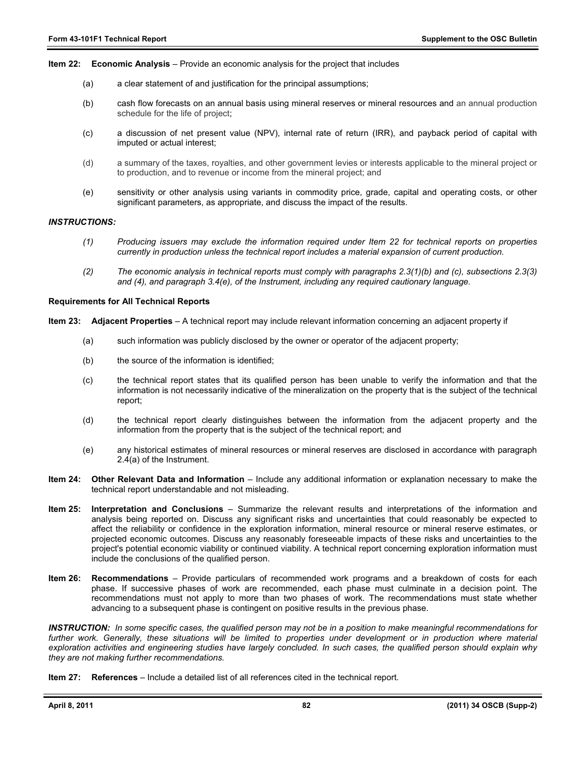**Item 22: Economic Analysis** – Provide an economic analysis for the project that includes

(a) a clear statement of and justification for the principal assumptions;

(b) cash flow forecasts on an annual basis using mineral reserves or mineral resources and an annual production schedule for the life of project;

(c) a discussion of net present value (NPV), internal rate of return (IRR), and payback period of capital with imputed or actual interest;

(d) a summary of the taxes, royalties, and other government levies or interests applicable to the mineral project or to production, and to revenue or income from the mineral project; and

(e) sensitivity or other analysis using variants in commodity price, grade, capital and operating costs, or other significant parameters, as appropriate, and discuss the impact of the results.

***INSTRUCTIONS:***

*(1) Producing issuers may exclude the information required under Item 22 for technical reports on properties currently in production unless the technical report includes a material expansion of current production.*

*(2) The economic analysis in technical reports must comply with paragraphs 2.3(1)(b) and (c), subsections 2.3(3) and (4), and paragraph 3.4(e), of the Instrument, including any required cautionary language.*

**Requirements for All Technical Reports**

**Item 23: Adjacent Properties** – A technical report may include relevant information concerning an adjacent property if

(a) such information was publicly disclosed by the owner or operator of the adjacent property;

(b) the source of the information is identified;

(c) the technical report states that its qualified person has been unable to verify the information and that the information is not necessarily indicative of the mineralization on the property that is the subject of the technical report;

(d) the technical report clearly distinguishes between the information from the adjacent property and the information from the property that is the subject of the technical report; and

(e) any historical estimates of mineral resources or mineral reserves are disclosed in accordance with paragraph 2.4(a) of the Instrument.

**Item 24: Other Relevant Data and Information** – Include any additional information or explanation necessary to make the technical report understandable and not misleading.

**Item 25: Interpretation and Conclusions** – Summarize the relevant results and interpretations of the information and analysis being reported on. Discuss any significant risks and uncertainties that could reasonably be expected to affect the reliability or confidence in the exploration information, mineral resource or mineral reserve estimates, or projected economic outcomes. Discuss any reasonably foreseeable impacts of these risks and uncertainties to the project's potential economic viability or continued viability. A technical report concerning exploration information must include the conclusions of the qualified person.

**Item 26: Recommendations** – Provide particulars of recommended work programs and a breakdown of costs for each phase. If successive phases of work are recommended, each phase must culminate in a decision point. The recommendations must not apply to more than two phases of work. The recommendations must state whether advancing to a subsequent phase is contingent on positive results in the previous phase.

***INSTRUCTION:*** *In some specific cases, the qualified person may not be in a position to make meaningful recommendations for further work. Generally, these situations will be limited to properties under development or in production where material exploration activities and engineering studies have largely concluded. In such cases, the qualified person should explain why they are not making further recommendations.*

**Item 27: References** – Include a detailed list of all references cited in the technical report.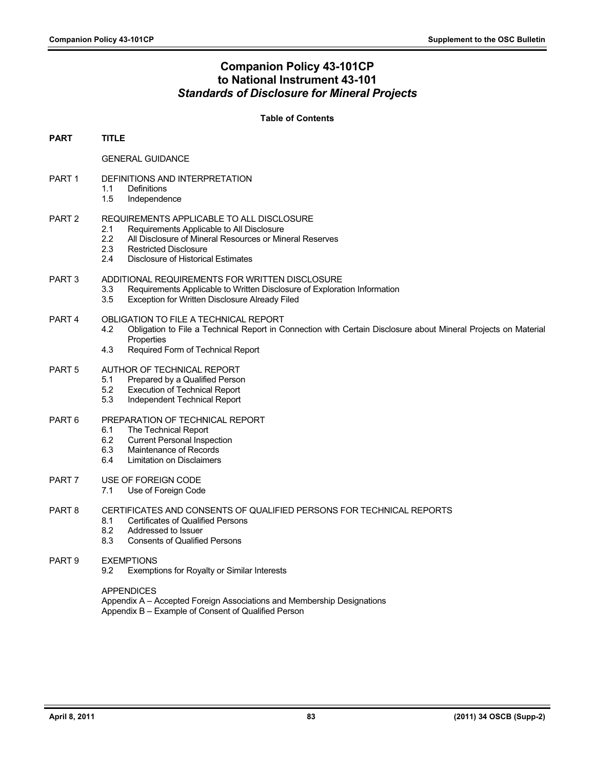# Companion Policy 43-101CP
# to National Instrument 43-101
# *Standards of Disclosure for Mineral Projects*

**Table of Contents**

**PART** **TITLE**

GENERAL GUIDANCE

PART 1 DEFINITIONS AND INTERPRETATION
- 1.1 Definitions
- 1.5 Independence

PART 2 REQUIREMENTS APPLICABLE TO ALL DISCLOSURE
- 2.1 Requirements Applicable to All Disclosure
- 2.2 All Disclosure of Mineral Resources or Mineral Reserves
- 2.3 Restricted Disclosure
- 2.4 Disclosure of Historical Estimates

PART 3 ADDITIONAL REQUIREMENTS FOR WRITTEN DISCLOSURE
- 3.3 Requirements Applicable to Written Disclosure of Exploration Information
- 3.5 Exception for Written Disclosure Already Filed

PART 4 OBLIGATION TO FILE A TECHNICAL REPORT
- 4.2 Obligation to File a Technical Report in Connection with Certain Disclosure about Mineral Projects on Material Properties
- 4.3 Required Form of Technical Report

PART 5 AUTHOR OF TECHNICAL REPORT
- 5.1 Prepared by a Qualified Person
- 5.2 Execution of Technical Report
- 5.3 Independent Technical Report

PART 6 PREPARATION OF TECHNICAL REPORT
- 6.1 The Technical Report
- 6.2 Current Personal Inspection
- 6.3 Maintenance of Records
- 6.4 Limitation on Disclaimers

PART 7 USE OF FOREIGN CODE
- 7.1 Use of Foreign Code

PART 8 CERTIFICATES AND CONSENTS OF QUALIFIED PERSONS FOR TECHNICAL REPORTS
- 8.1 Certificates of Qualified Persons
- 8.2 Addressed to Issuer
- 8.3 Consents of Qualified Persons

PART 9 EXEMPTIONS
- 9.2 Exemptions for Royalty or Similar Interests

APPENDICES

Appendix A – Accepted Foreign Associations and Membership Designations

Appendix B – Example of Consent of Qualified Person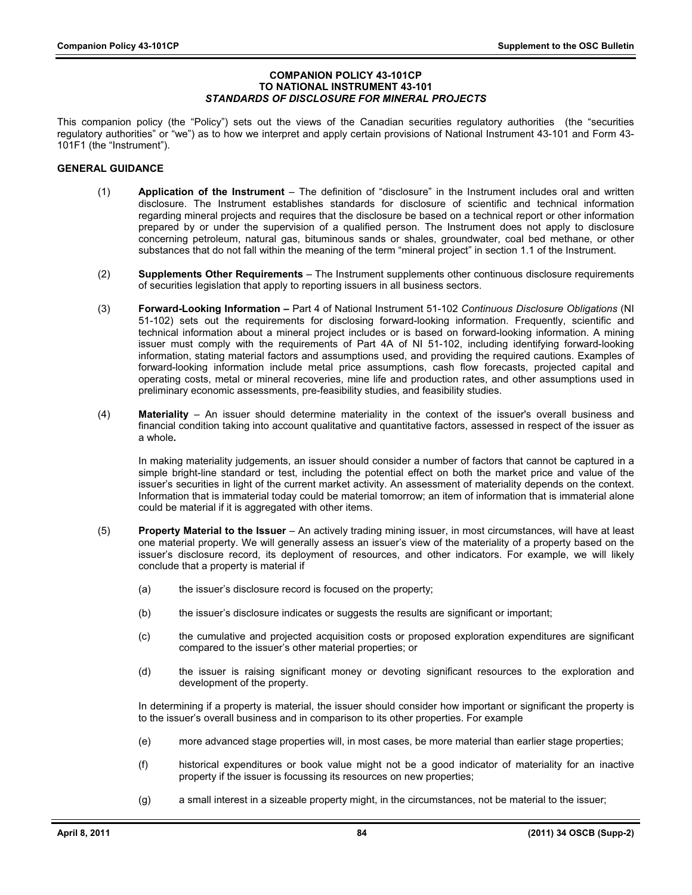**COMPANION POLICY 43-101CP**
**TO NATIONAL INSTRUMENT 43-101**
***STANDARDS OF DISCLOSURE FOR MINERAL PROJECTS***

This companion policy (the "Policy") sets out the views of the Canadian securities regulatory authorities (the "securities regulatory authorities" or "we") as to how we interpret and apply certain provisions of National Instrument 43-101 and Form 43-101F1 (the "Instrument").

**GENERAL GUIDANCE**

(1) **Application of the Instrument** – The definition of "disclosure" in the Instrument includes oral and written disclosure. The Instrument establishes standards for disclosure of scientific and technical information regarding mineral projects and requires that the disclosure be based on a technical report or other information prepared by or under the supervision of a qualified person. The Instrument does not apply to disclosure concerning petroleum, natural gas, bituminous sands or shales, groundwater, coal bed methane, or other substances that do not fall within the meaning of the term "mineral project" in section 1.1 of the Instrument.

(2) **Supplements Other Requirements** – The Instrument supplements other continuous disclosure requirements of securities legislation that apply to reporting issuers in all business sectors.

(3) **Forward-Looking Information –** Part 4 of National Instrument 51-102 *Continuous Disclosure Obligations* (NI 51-102) sets out the requirements for disclosing forward-looking information. Frequently, scientific and technical information about a mineral project includes or is based on forward-looking information. A mining issuer must comply with the requirements of Part 4A of NI 51-102, including identifying forward-looking information, stating material factors and assumptions used, and providing the required cautions. Examples of forward-looking information include metal price assumptions, cash flow forecasts, projected capital and operating costs, metal or mineral recoveries, mine life and production rates, and other assumptions used in preliminary economic assessments, pre-feasibility studies, and feasibility studies.

(4) **Materiality** – An issuer should determine materiality in the context of the issuer's overall business and financial condition taking into account qualitative and quantitative factors, assessed in respect of the issuer as a whole**.**

In making materiality judgements, an issuer should consider a number of factors that cannot be captured in a simple bright-line standard or test, including the potential effect on both the market price and value of the issuer's securities in light of the current market activity. An assessment of materiality depends on the context. Information that is immaterial today could be material tomorrow; an item of information that is immaterial alone could be material if it is aggregated with other items.

(5) **Property Material to the Issuer** – An actively trading mining issuer, in most circumstances, will have at least one material property. We will generally assess an issuer's view of the materiality of a property based on the issuer's disclosure record, its deployment of resources, and other indicators. For example, we will likely conclude that a property is material if

(a) the issuer's disclosure record is focused on the property;

(b) the issuer's disclosure indicates or suggests the results are significant or important;

(c) the cumulative and projected acquisition costs or proposed exploration expenditures are significant compared to the issuer's other material properties; or

(d) the issuer is raising significant money or devoting significant resources to the exploration and development of the property.

In determining if a property is material, the issuer should consider how important or significant the property is to the issuer's overall business and in comparison to its other properties. For example

(e) more advanced stage properties will, in most cases, be more material than earlier stage properties;

(f) historical expenditures or book value might not be a good indicator of materiality for an inactive property if the issuer is focussing its resources on new properties;

(g) a small interest in a sizeable property might, in the circumstances, not be material to the issuer;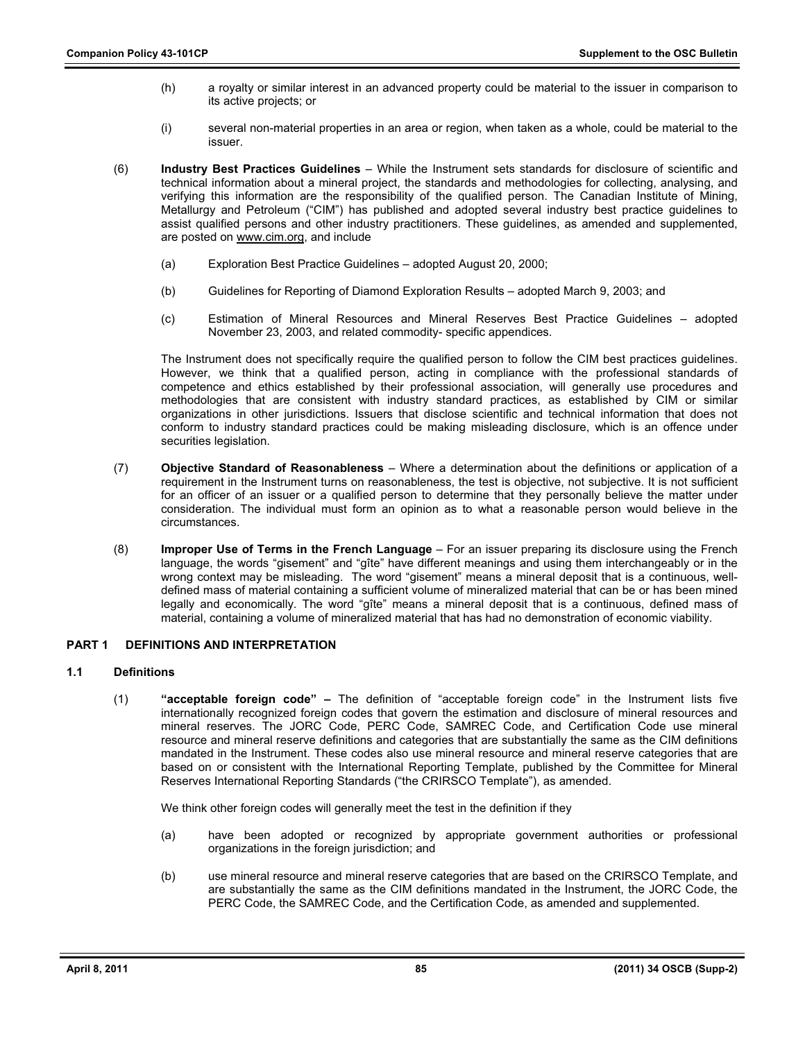(h) a royalty or similar interest in an advanced property could be material to the issuer in comparison to its active projects; or

(i) several non-material properties in an area or region, when taken as a whole, could be material to the issuer.

(6) **Industry Best Practices Guidelines** – While the Instrument sets standards for disclosure of scientific and technical information about a mineral project, the standards and methodologies for collecting, analysing, and verifying this information are the responsibility of the qualified person. The Canadian Institute of Mining, Metallurgy and Petroleum ("CIM") has published and adopted several industry best practice guidelines to assist qualified persons and other industry practitioners. These guidelines, as amended and supplemented, are posted on www.cim.org, and include

(a) Exploration Best Practice Guidelines – adopted August 20, 2000;

(b) Guidelines for Reporting of Diamond Exploration Results – adopted March 9, 2003; and

(c) Estimation of Mineral Resources and Mineral Reserves Best Practice Guidelines – adopted November 23, 2003, and related commodity- specific appendices.

The Instrument does not specifically require the qualified person to follow the CIM best practices guidelines. However, we think that a qualified person, acting in compliance with the professional standards of competence and ethics established by their professional association, will generally use procedures and methodologies that are consistent with industry standard practices, as established by CIM or similar organizations in other jurisdictions. Issuers that disclose scientific and technical information that does not conform to industry standard practices could be making misleading disclosure, which is an offence under securities legislation.

(7) **Objective Standard of Reasonableness** – Where a determination about the definitions or application of a requirement in the Instrument turns on reasonableness, the test is objective, not subjective. It is not sufficient for an officer of an issuer or a qualified person to determine that they personally believe the matter under consideration. The individual must form an opinion as to what a reasonable person would believe in the circumstances.

(8) **Improper Use of Terms in the French Language** – For an issuer preparing its disclosure using the French language, the words "gisement" and "gîte" have different meanings and using them interchangeably or in the wrong context may be misleading. The word "gisement" means a mineral deposit that is a continuous, well-defined mass of material containing a sufficient volume of mineralized material that can be or has been mined legally and economically. The word "gîte" means a mineral deposit that is a continuous, defined mass of material, containing a volume of mineralized material that has had no demonstration of economic viability.

## PART 1 DEFINITIONS AND INTERPRETATION

### 1.1 Definitions

(1) **"acceptable foreign code" –** The definition of "acceptable foreign code" in the Instrument lists five internationally recognized foreign codes that govern the estimation and disclosure of mineral resources and mineral reserves. The JORC Code, PERC Code, SAMREC Code, and Certification Code use mineral resource and mineral reserve definitions and categories that are substantially the same as the CIM definitions mandated in the Instrument. These codes also use mineral resource and mineral reserve categories that are based on or consistent with the International Reporting Template, published by the Committee for Mineral Reserves International Reporting Standards ("the CRIRSCO Template"), as amended.

We think other foreign codes will generally meet the test in the definition if they

(a) have been adopted or recognized by appropriate government authorities or professional organizations in the foreign jurisdiction; and

(b) use mineral resource and mineral reserve categories that are based on the CRIRSCO Template, and are substantially the same as the CIM definitions mandated in the Instrument, the JORC Code, the PERC Code, the SAMREC Code, and the Certification Code, as amended and supplemented.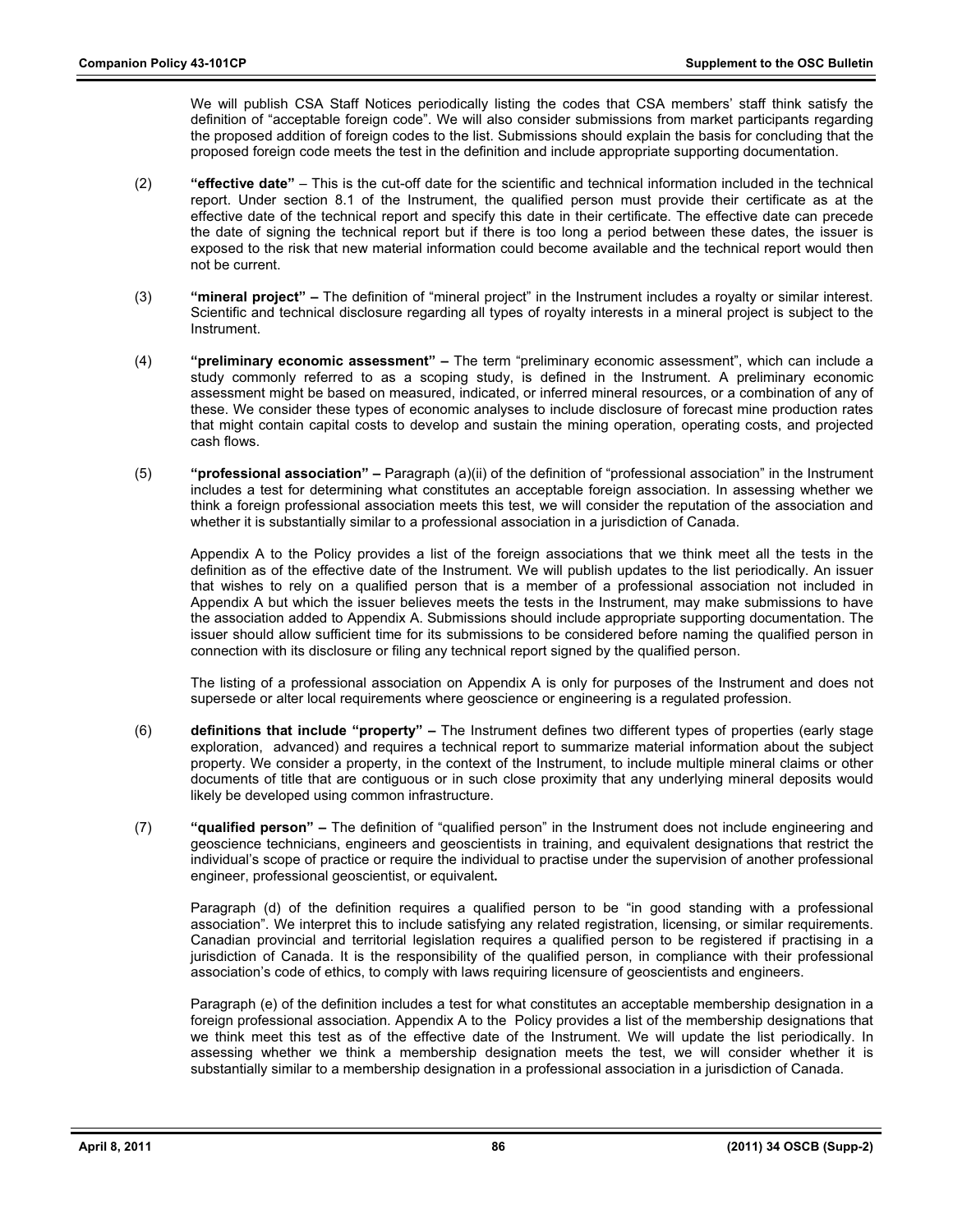We will publish CSA Staff Notices periodically listing the codes that CSA members' staff think satisfy the definition of "acceptable foreign code". We will also consider submissions from market participants regarding the proposed addition of foreign codes to the list. Submissions should explain the basis for concluding that the proposed foreign code meets the test in the definition and include appropriate supporting documentation.

(2) **"effective date"** – This is the cut-off date for the scientific and technical information included in the technical report. Under section 8.1 of the Instrument, the qualified person must provide their certificate as at the effective date of the technical report and specify this date in their certificate. The effective date can precede the date of signing the technical report but if there is too long a period between these dates, the issuer is exposed to the risk that new material information could become available and the technical report would then not be current.

(3) **"mineral project" –** The definition of "mineral project" in the Instrument includes a royalty or similar interest. Scientific and technical disclosure regarding all types of royalty interests in a mineral project is subject to the Instrument.

(4) **"preliminary economic assessment" –** The term "preliminary economic assessment", which can include a study commonly referred to as a scoping study, is defined in the Instrument. A preliminary economic assessment might be based on measured, indicated, or inferred mineral resources, or a combination of any of these. We consider these types of economic analyses to include disclosure of forecast mine production rates that might contain capital costs to develop and sustain the mining operation, operating costs, and projected cash flows.

(5) **"professional association" –** Paragraph (a)(ii) of the definition of "professional association" in the Instrument includes a test for determining what constitutes an acceptable foreign association. In assessing whether we think a foreign professional association meets this test, we will consider the reputation of the association and whether it is substantially similar to a professional association in a jurisdiction of Canada.

Appendix A to the Policy provides a list of the foreign associations that we think meet all the tests in the definition as of the effective date of the Instrument. We will publish updates to the list periodically. An issuer that wishes to rely on a qualified person that is a member of a professional association not included in Appendix A but which the issuer believes meets the tests in the Instrument, may make submissions to have the association added to Appendix A. Submissions should include appropriate supporting documentation. The issuer should allow sufficient time for its submissions to be considered before naming the qualified person in connection with its disclosure or filing any technical report signed by the qualified person.

The listing of a professional association on Appendix A is only for purposes of the Instrument and does not supersede or alter local requirements where geoscience or engineering is a regulated profession.

(6) **definitions that include "property" –** The Instrument defines two different types of properties (early stage exploration, advanced) and requires a technical report to summarize material information about the subject property. We consider a property, in the context of the Instrument, to include multiple mineral claims or other documents of title that are contiguous or in such close proximity that any underlying mineral deposits would likely be developed using common infrastructure.

(7) **"qualified person" –** The definition of "qualified person" in the Instrument does not include engineering and geoscience technicians, engineers and geoscientists in training, and equivalent designations that restrict the individual's scope of practice or require the individual to practise under the supervision of another professional engineer, professional geoscientist, or equivalent**.**

Paragraph (d) of the definition requires a qualified person to be "in good standing with a professional association". We interpret this to include satisfying any related registration, licensing, or similar requirements. Canadian provincial and territorial legislation requires a qualified person to be registered if practising in a jurisdiction of Canada. It is the responsibility of the qualified person, in compliance with their professional association's code of ethics, to comply with laws requiring licensure of geoscientists and engineers.

Paragraph (e) of the definition includes a test for what constitutes an acceptable membership designation in a foreign professional association. Appendix A to the Policy provides a list of the membership designations that we think meet this test as of the effective date of the Instrument. We will update the list periodically. In assessing whether we think a membership designation meets the test, we will consider whether it is substantially similar to a membership designation in a professional association in a jurisdiction of Canada.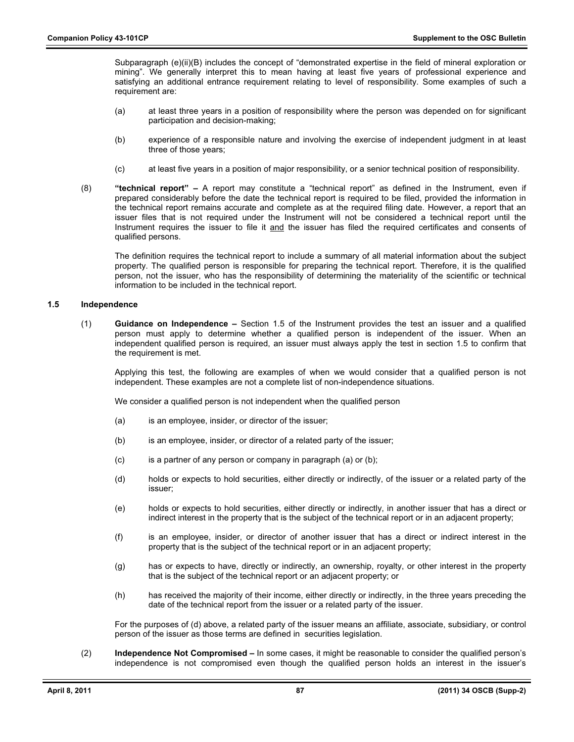Subparagraph (e)(ii)(B) includes the concept of "demonstrated expertise in the field of mineral exploration or mining". We generally interpret this to mean having at least five years of professional experience and satisfying an additional entrance requirement relating to level of responsibility. Some examples of such a requirement are:

(a) at least three years in a position of responsibility where the person was depended on for significant participation and decision-making;

(b) experience of a responsible nature and involving the exercise of independent judgment in at least three of those years;

(c) at least five years in a position of major responsibility, or a senior technical position of responsibility.

(8) **"technical report" –** A report may constitute a "technical report" as defined in the Instrument, even if prepared considerably before the date the technical report is required to be filed, provided the information in the technical report remains accurate and complete as at the required filing date. However, a report that an issuer files that is not required under the Instrument will not be considered a technical report until the Instrument requires the issuer to file it <u>and</u> the issuer has filed the required certificates and consents of qualified persons.

The definition requires the technical report to include a summary of all material information about the subject property. The qualified person is responsible for preparing the technical report. Therefore, it is the qualified person, not the issuer, who has the responsibility of determining the materiality of the scientific or technical information to be included in the technical report.

### 1.5 Independence

(1) **Guidance on Independence –** Section 1.5 of the Instrument provides the test an issuer and a qualified person must apply to determine whether a qualified person is independent of the issuer. When an independent qualified person is required, an issuer must always apply the test in section 1.5 to confirm that the requirement is met.

Applying this test, the following are examples of when we would consider that a qualified person is not independent. These examples are not a complete list of non-independence situations.

We consider a qualified person is not independent when the qualified person

(a) is an employee, insider, or director of the issuer;

(b) is an employee, insider, or director of a related party of the issuer;

(c) is a partner of any person or company in paragraph (a) or (b);

(d) holds or expects to hold securities, either directly or indirectly, of the issuer or a related party of the issuer;

(e) holds or expects to hold securities, either directly or indirectly, in another issuer that has a direct or indirect interest in the property that is the subject of the technical report or in an adjacent property;

(f) is an employee, insider, or director of another issuer that has a direct or indirect interest in the property that is the subject of the technical report or in an adjacent property;

(g) has or expects to have, directly or indirectly, an ownership, royalty, or other interest in the property that is the subject of the technical report or an adjacent property; or

(h) has received the majority of their income, either directly or indirectly, in the three years preceding the date of the technical report from the issuer or a related party of the issuer.

For the purposes of (d) above, a related party of the issuer means an affiliate, associate, subsidiary, or control person of the issuer as those terms are defined in securities legislation.

(2) **Independence Not Compromised –** In some cases, it might be reasonable to consider the qualified person's independence is not compromised even though the qualified person holds an interest in the issuer's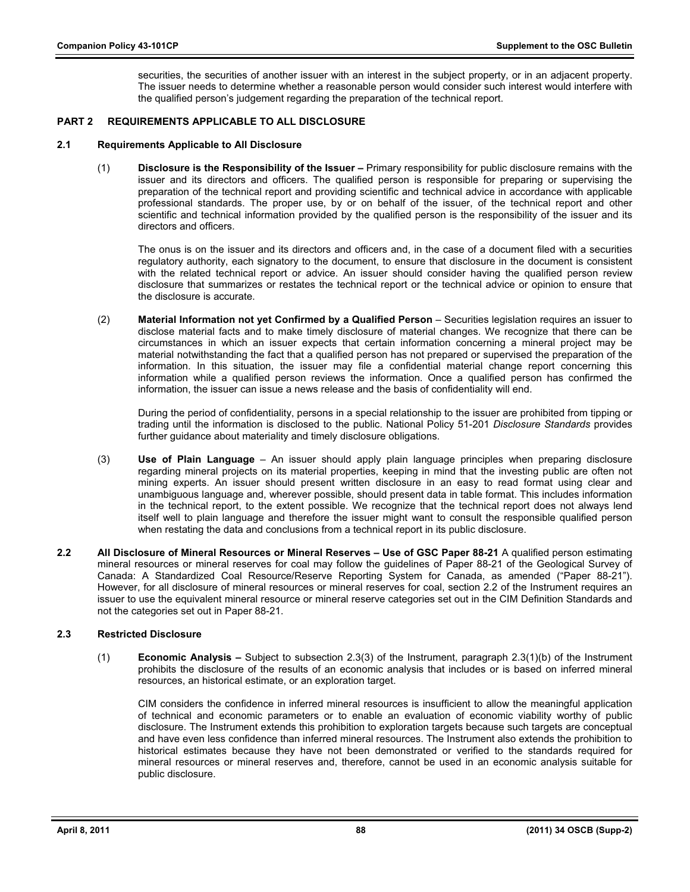securities, the securities of another issuer with an interest in the subject property, or in an adjacent property. The issuer needs to determine whether a reasonable person would consider such interest would interfere with the qualified person's judgement regarding the preparation of the technical report.

## PART 2 REQUIREMENTS APPLICABLE TO ALL DISCLOSURE

### 2.1 Requirements Applicable to All Disclosure

(1) **Disclosure is the Responsibility of the Issuer –** Primary responsibility for public disclosure remains with the issuer and its directors and officers. The qualified person is responsible for preparing or supervising the preparation of the technical report and providing scientific and technical advice in accordance with applicable professional standards. The proper use, by or on behalf of the issuer, of the technical report and other scientific and technical information provided by the qualified person is the responsibility of the issuer and its directors and officers.

The onus is on the issuer and its directors and officers and, in the case of a document filed with a securities regulatory authority, each signatory to the document, to ensure that disclosure in the document is consistent with the related technical report or advice. An issuer should consider having the qualified person review disclosure that summarizes or restates the technical report or the technical advice or opinion to ensure that the disclosure is accurate.

(2) **Material Information not yet Confirmed by a Qualified Person** – Securities legislation requires an issuer to disclose material facts and to make timely disclosure of material changes. We recognize that there can be circumstances in which an issuer expects that certain information concerning a mineral project may be material notwithstanding the fact that a qualified person has not prepared or supervised the preparation of the information. In this situation, the issuer may file a confidential material change report concerning this information while a qualified person reviews the information. Once a qualified person has confirmed the information, the issuer can issue a news release and the basis of confidentiality will end.

During the period of confidentiality, persons in a special relationship to the issuer are prohibited from tipping or trading until the information is disclosed to the public. National Policy 51-201 *Disclosure Standards* provides further guidance about materiality and timely disclosure obligations.

(3) **Use of Plain Language** – An issuer should apply plain language principles when preparing disclosure regarding mineral projects on its material properties, keeping in mind that the investing public are often not mining experts. An issuer should present written disclosure in an easy to read format using clear and unambiguous language and, wherever possible, should present data in table format. This includes information in the technical report, to the extent possible. We recognize that the technical report does not always lend itself well to plain language and therefore the issuer might want to consult the responsible qualified person when restating the data and conclusions from a technical report in its public disclosure.

### 2.2 All Disclosure of Mineral Resources or Mineral Reserves – Use of GSC Paper 88-21

A qualified person estimating mineral resources or mineral reserves for coal may follow the guidelines of Paper 88-21 of the Geological Survey of Canada: A Standardized Coal Resource/Reserve Reporting System for Canada, as amended ("Paper 88-21"). However, for all disclosure of mineral resources or mineral reserves for coal, section 2.2 of the Instrument requires an issuer to use the equivalent mineral resource or mineral reserve categories set out in the CIM Definition Standards and not the categories set out in Paper 88-21.

### 2.3 Restricted Disclosure

(1) **Economic Analysis –** Subject to subsection 2.3(3) of the Instrument, paragraph 2.3(1)(b) of the Instrument prohibits the disclosure of the results of an economic analysis that includes or is based on inferred mineral resources, an historical estimate, or an exploration target.

CIM considers the confidence in inferred mineral resources is insufficient to allow the meaningful application of technical and economic parameters or to enable an evaluation of economic viability worthy of public disclosure. The Instrument extends this prohibition to exploration targets because such targets are conceptual and have even less confidence than inferred mineral resources. The Instrument also extends the prohibition to historical estimates because they have not been demonstrated or verified to the standards required for mineral resources or mineral reserves and, therefore, cannot be used in an economic analysis suitable for public disclosure.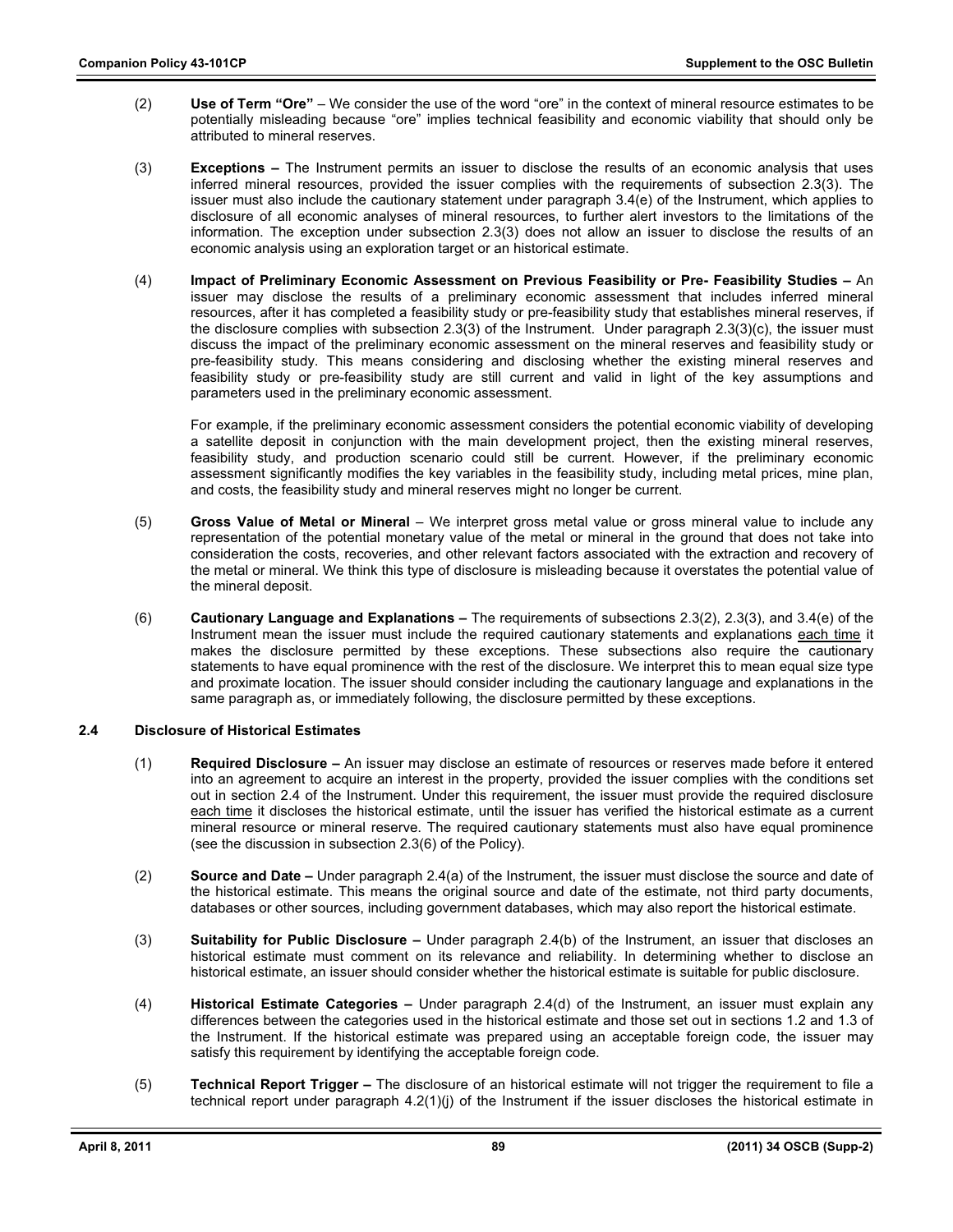(2) **Use of Term "Ore"** – We consider the use of the word "ore" in the context of mineral resource estimates to be potentially misleading because "ore" implies technical feasibility and economic viability that should only be attributed to mineral reserves.

(3) **Exceptions –** The Instrument permits an issuer to disclose the results of an economic analysis that uses inferred mineral resources, provided the issuer complies with the requirements of subsection 2.3(3). The issuer must also include the cautionary statement under paragraph 3.4(e) of the Instrument, which applies to disclosure of all economic analyses of mineral resources, to further alert investors to the limitations of the information. The exception under subsection 2.3(3) does not allow an issuer to disclose the results of an economic analysis using an exploration target or an historical estimate.

(4) **Impact of Preliminary Economic Assessment on Previous Feasibility or Pre- Feasibility Studies –** An issuer may disclose the results of a preliminary economic assessment that includes inferred mineral resources, after it has completed a feasibility study or pre-feasibility study that establishes mineral reserves, if the disclosure complies with subsection 2.3(3) of the Instrument. Under paragraph 2.3(3)(c), the issuer must discuss the impact of the preliminary economic assessment on the mineral reserves and feasibility study or pre-feasibility study. This means considering and disclosing whether the existing mineral reserves and feasibility study or pre-feasibility study are still current and valid in light of the key assumptions and parameters used in the preliminary economic assessment.

For example, if the preliminary economic assessment considers the potential economic viability of developing a satellite deposit in conjunction with the main development project, then the existing mineral reserves, feasibility study, and production scenario could still be current. However, if the preliminary economic assessment significantly modifies the key variables in the feasibility study, including metal prices, mine plan, and costs, the feasibility study and mineral reserves might no longer be current.

(5) **Gross Value of Metal or Mineral** – We interpret gross metal value or gross mineral value to include any representation of the potential monetary value of the metal or mineral in the ground that does not take into consideration the costs, recoveries, and other relevant factors associated with the extraction and recovery of the metal or mineral. We think this type of disclosure is misleading because it overstates the potential value of the mineral deposit.

(6) **Cautionary Language and Explanations –** The requirements of subsections 2.3(2), 2.3(3), and 3.4(e) of the Instrument mean the issuer must include the required cautionary statements and explanations each time it makes the disclosure permitted by these exceptions. These subsections also require the cautionary statements to have equal prominence with the rest of the disclosure. We interpret this to mean equal size type and proximate location. The issuer should consider including the cautionary language and explanations in the same paragraph as, or immediately following, the disclosure permitted by these exceptions.

### 2.4 Disclosure of Historical Estimates

(1) **Required Disclosure –** An issuer may disclose an estimate of resources or reserves made before it entered into an agreement to acquire an interest in the property, provided the issuer complies with the conditions set out in section 2.4 of the Instrument. Under this requirement, the issuer must provide the required disclosure each time it discloses the historical estimate, until the issuer has verified the historical estimate as a current mineral resource or mineral reserve. The required cautionary statements must also have equal prominence (see the discussion in subsection 2.3(6) of the Policy).

(2) **Source and Date –** Under paragraph 2.4(a) of the Instrument, the issuer must disclose the source and date of the historical estimate. This means the original source and date of the estimate, not third party documents, databases or other sources, including government databases, which may also report the historical estimate.

(3) **Suitability for Public Disclosure –** Under paragraph 2.4(b) of the Instrument, an issuer that discloses an historical estimate must comment on its relevance and reliability. In determining whether to disclose an historical estimate, an issuer should consider whether the historical estimate is suitable for public disclosure.

(4) **Historical Estimate Categories –** Under paragraph 2.4(d) of the Instrument, an issuer must explain any differences between the categories used in the historical estimate and those set out in sections 1.2 and 1.3 of the Instrument. If the historical estimate was prepared using an acceptable foreign code, the issuer may satisfy this requirement by identifying the acceptable foreign code.

(5) **Technical Report Trigger –** The disclosure of an historical estimate will not trigger the requirement to file a technical report under paragraph 4.2(1)(j) of the Instrument if the issuer discloses the historical estimate in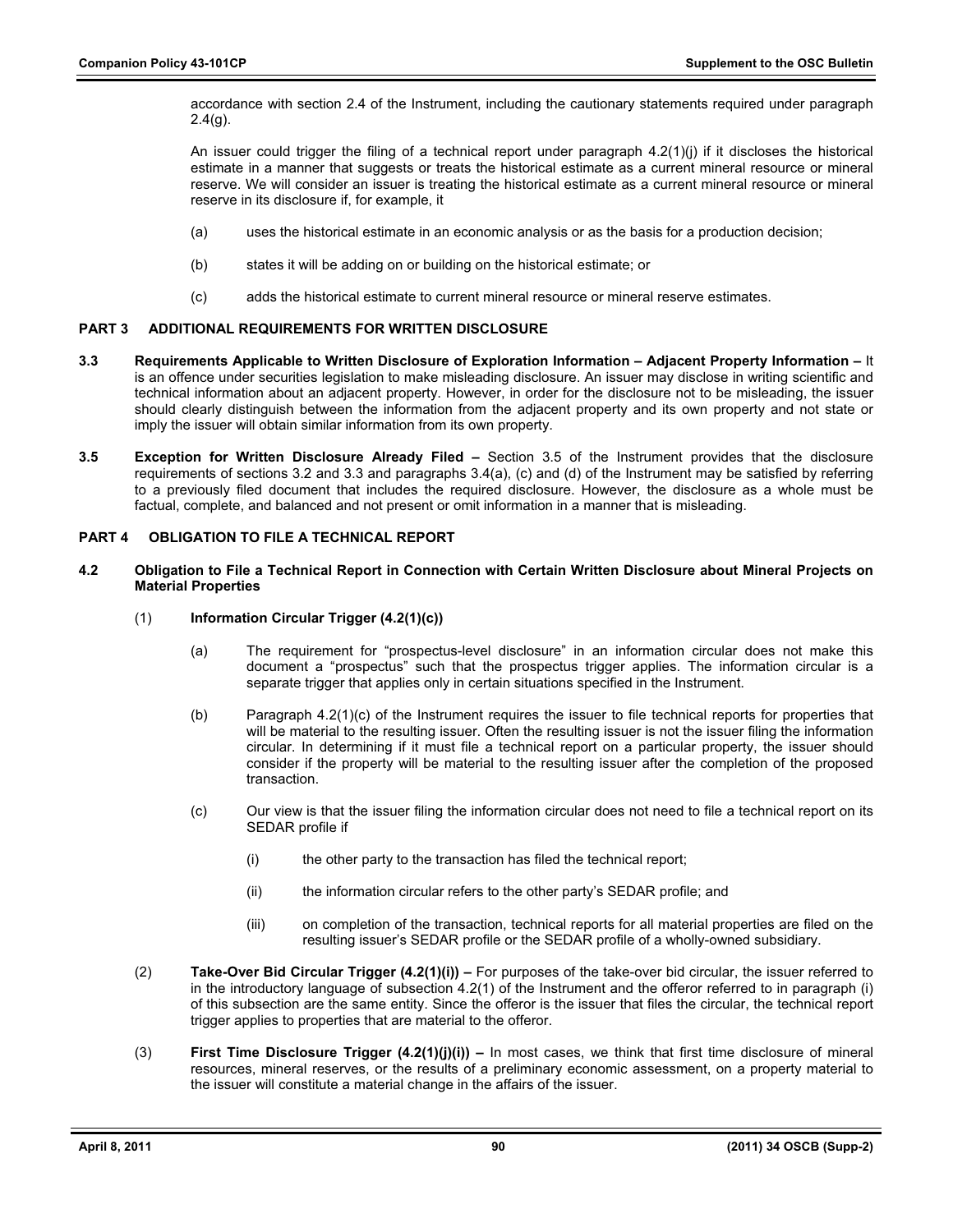accordance with section 2.4 of the Instrument, including the cautionary statements required under paragraph 2.4(g).

An issuer could trigger the filing of a technical report under paragraph 4.2(1)(j) if it discloses the historical estimate in a manner that suggests or treats the historical estimate as a current mineral resource or mineral reserve. We will consider an issuer is treating the historical estimate as a current mineral resource or mineral reserve in its disclosure if, for example, it

(a) uses the historical estimate in an economic analysis or as the basis for a production decision;

(b) states it will be adding on or building on the historical estimate; or

(c) adds the historical estimate to current mineral resource or mineral reserve estimates.

## PART 3 ADDITIONAL REQUIREMENTS FOR WRITTEN DISCLOSURE

**3.3 Requirements Applicable to Written Disclosure of Exploration Information – Adjacent Property Information –** It is an offence under securities legislation to make misleading disclosure. An issuer may disclose in writing scientific and technical information about an adjacent property. However, in order for the disclosure not to be misleading, the issuer should clearly distinguish between the information from the adjacent property and its own property and not state or imply the issuer will obtain similar information from its own property.

**3.5 Exception for Written Disclosure Already Filed –** Section 3.5 of the Instrument provides that the disclosure requirements of sections 3.2 and 3.3 and paragraphs 3.4(a), (c) and (d) of the Instrument may be satisfied by referring to a previously filed document that includes the required disclosure. However, the disclosure as a whole must be factual, complete, and balanced and not present or omit information in a manner that is misleading.

## PART 4 OBLIGATION TO FILE A TECHNICAL REPORT

### 4.2 Obligation to File a Technical Report in Connection with Certain Written Disclosure about Mineral Projects on Material Properties

(1) **Information Circular Trigger (4.2(1)(c))**

(a) The requirement for "prospectus-level disclosure" in an information circular does not make this document a "prospectus" such that the prospectus trigger applies. The information circular is a separate trigger that applies only in certain situations specified in the Instrument.

(b) Paragraph 4.2(1)(c) of the Instrument requires the issuer to file technical reports for properties that will be material to the resulting issuer. Often the resulting issuer is not the issuer filing the information circular. In determining if it must file a technical report on a particular property, the issuer should consider if the property will be material to the resulting issuer after the completion of the proposed transaction.

(c) Our view is that the issuer filing the information circular does not need to file a technical report on its SEDAR profile if

(i) the other party to the transaction has filed the technical report;

(ii) the information circular refers to the other party's SEDAR profile; and

(iii) on completion of the transaction, technical reports for all material properties are filed on the resulting issuer's SEDAR profile or the SEDAR profile of a wholly-owned subsidiary.

(2) **Take-Over Bid Circular Trigger (4.2(1)(i)) –** For purposes of the take-over bid circular, the issuer referred to in the introductory language of subsection 4.2(1) of the Instrument and the offeror referred to in paragraph (i) of this subsection are the same entity. Since the offeror is the issuer that files the circular, the technical report trigger applies to properties that are material to the offeror.

(3) **First Time Disclosure Trigger (4.2(1)(j)(i)) –** In most cases, we think that first time disclosure of mineral resources, mineral reserves, or the results of a preliminary economic assessment, on a property material to the issuer will constitute a material change in the affairs of the issuer.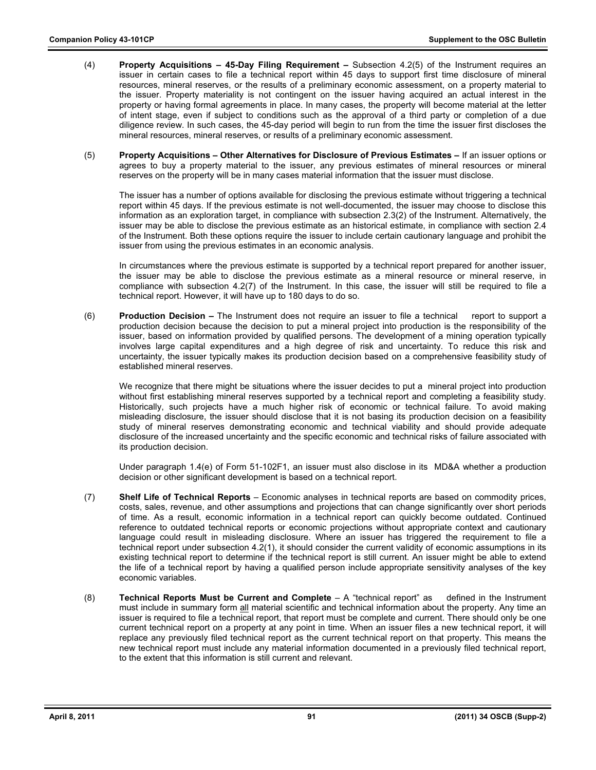(4) **Property Acquisitions – 45-Day Filing Requirement –** Subsection 4.2(5) of the Instrument requires an issuer in certain cases to file a technical report within 45 days to support first time disclosure of mineral resources, mineral reserves, or the results of a preliminary economic assessment, on a property material to the issuer. Property materiality is not contingent on the issuer having acquired an actual interest in the property or having formal agreements in place. In many cases, the property will become material at the letter of intent stage, even if subject to conditions such as the approval of a third party or completion of a due diligence review. In such cases, the 45-day period will begin to run from the time the issuer first discloses the mineral resources, mineral reserves, or results of a preliminary economic assessment.

(5) **Property Acquisitions – Other Alternatives for Disclosure of Previous Estimates –** If an issuer options or agrees to buy a property material to the issuer, any previous estimates of mineral resources or mineral reserves on the property will be in many cases material information that the issuer must disclose.

The issuer has a number of options available for disclosing the previous estimate without triggering a technical report within 45 days. If the previous estimate is not well-documented, the issuer may choose to disclose this information as an exploration target, in compliance with subsection 2.3(2) of the Instrument. Alternatively, the issuer may be able to disclose the previous estimate as an historical estimate, in compliance with section 2.4 of the Instrument. Both these options require the issuer to include certain cautionary language and prohibit the issuer from using the previous estimates in an economic analysis.

In circumstances where the previous estimate is supported by a technical report prepared for another issuer, the issuer may be able to disclose the previous estimate as a mineral resource or mineral reserve, in compliance with subsection 4.2(7) of the Instrument. In this case, the issuer will still be required to file a technical report. However, it will have up to 180 days to do so.

(6) **Production Decision –** The Instrument does not require an issuer to file a technical report to support a production decision because the decision to put a mineral project into production is the responsibility of the issuer, based on information provided by qualified persons. The development of a mining operation typically involves large capital expenditures and a high degree of risk and uncertainty. To reduce this risk and uncertainty, the issuer typically makes its production decision based on a comprehensive feasibility study of established mineral reserves.

We recognize that there might be situations where the issuer decides to put a mineral project into production without first establishing mineral reserves supported by a technical report and completing a feasibility study. Historically, such projects have a much higher risk of economic or technical failure. To avoid making misleading disclosure, the issuer should disclose that it is not basing its production decision on a feasibility study of mineral reserves demonstrating economic and technical viability and should provide adequate disclosure of the increased uncertainty and the specific economic and technical risks of failure associated with its production decision.

Under paragraph 1.4(e) of Form 51-102F1, an issuer must also disclose in its MD&A whether a production decision or other significant development is based on a technical report.

(7) **Shelf Life of Technical Reports** – Economic analyses in technical reports are based on commodity prices, costs, sales, revenue, and other assumptions and projections that can change significantly over short periods of time. As a result, economic information in a technical report can quickly become outdated. Continued reference to outdated technical reports or economic projections without appropriate context and cautionary language could result in misleading disclosure. Where an issuer has triggered the requirement to file a technical report under subsection 4.2(1), it should consider the current validity of economic assumptions in its existing technical report to determine if the technical report is still current. An issuer might be able to extend the life of a technical report by having a qualified person include appropriate sensitivity analyses of the key economic variables.

(8) **Technical Reports Must be Current and Complete** – A "technical report" as defined in the Instrument must include in summary form all material scientific and technical information about the property. Any time an issuer is required to file a technical report, that report must be complete and current. There should only be one current technical report on a property at any point in time. When an issuer files a new technical report, it will replace any previously filed technical report as the current technical report on that property. This means the new technical report must include any material information documented in a previously filed technical report, to the extent that this information is still current and relevant.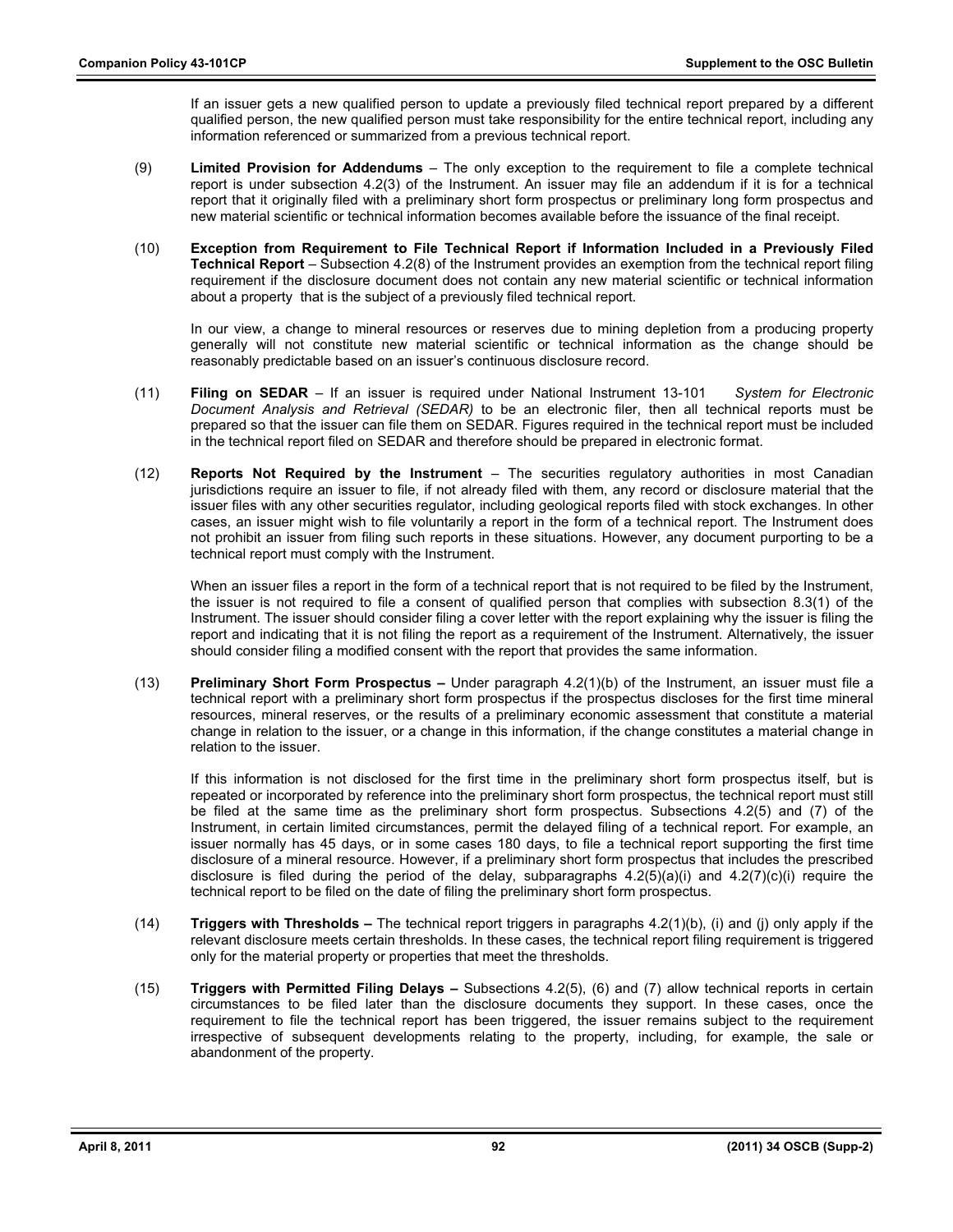If an issuer gets a new qualified person to update a previously filed technical report prepared by a different qualified person, the new qualified person must take responsibility for the entire technical report, including any information referenced or summarized from a previous technical report.

(9) **Limited Provision for Addendums** – The only exception to the requirement to file a complete technical report is under subsection 4.2(3) of the Instrument. An issuer may file an addendum if it is for a technical report that it originally filed with a preliminary short form prospectus or preliminary long form prospectus and new material scientific or technical information becomes available before the issuance of the final receipt.

(10) **Exception from Requirement to File Technical Report if Information Included in a Previously Filed Technical Report** – Subsection 4.2(8) of the Instrument provides an exemption from the technical report filing requirement if the disclosure document does not contain any new material scientific or technical information about a property that is the subject of a previously filed technical report.

In our view, a change to mineral resources or reserves due to mining depletion from a producing property generally will not constitute new material scientific or technical information as the change should be reasonably predictable based on an issuer's continuous disclosure record.

(11) **Filing on SEDAR** – If an issuer is required under National Instrument 13-101 *System for Electronic Document Analysis and Retrieval (SEDAR)* to be an electronic filer, then all technical reports must be prepared so that the issuer can file them on SEDAR. Figures required in the technical report must be included in the technical report filed on SEDAR and therefore should be prepared in electronic format.

(12) **Reports Not Required by the Instrument** – The securities regulatory authorities in most Canadian jurisdictions require an issuer to file, if not already filed with them, any record or disclosure material that the issuer files with any other securities regulator, including geological reports filed with stock exchanges. In other cases, an issuer might wish to file voluntarily a report in the form of a technical report. The Instrument does not prohibit an issuer from filing such reports in these situations. However, any document purporting to be a technical report must comply with the Instrument.

When an issuer files a report in the form of a technical report that is not required to be filed by the Instrument, the issuer is not required to file a consent of qualified person that complies with subsection 8.3(1) of the Instrument. The issuer should consider filing a cover letter with the report explaining why the issuer is filing the report and indicating that it is not filing the report as a requirement of the Instrument. Alternatively, the issuer should consider filing a modified consent with the report that provides the same information.

(13) **Preliminary Short Form Prospectus –** Under paragraph 4.2(1)(b) of the Instrument, an issuer must file a technical report with a preliminary short form prospectus if the prospectus discloses for the first time mineral resources, mineral reserves, or the results of a preliminary economic assessment that constitute a material change in relation to the issuer, or a change in this information, if the change constitutes a material change in relation to the issuer.

If this information is not disclosed for the first time in the preliminary short form prospectus itself, but is repeated or incorporated by reference into the preliminary short form prospectus, the technical report must still be filed at the same time as the preliminary short form prospectus. Subsections 4.2(5) and (7) of the Instrument, in certain limited circumstances, permit the delayed filing of a technical report. For example, an issuer normally has 45 days, or in some cases 180 days, to file a technical report supporting the first time disclosure of a mineral resource. However, if a preliminary short form prospectus that includes the prescribed disclosure is filed during the period of the delay, subparagraphs 4.2(5)(a)(i) and 4.2(7)(c)(i) require the technical report to be filed on the date of filing the preliminary short form prospectus.

(14) **Triggers with Thresholds –** The technical report triggers in paragraphs 4.2(1)(b), (i) and (j) only apply if the relevant disclosure meets certain thresholds. In these cases, the technical report filing requirement is triggered only for the material property or properties that meet the thresholds.

(15) **Triggers with Permitted Filing Delays –** Subsections 4.2(5), (6) and (7) allow technical reports in certain circumstances to be filed later than the disclosure documents they support. In these cases, once the requirement to file the technical report has been triggered, the issuer remains subject to the requirement irrespective of subsequent developments relating to the property, including, for example, the sale or abandonment of the property.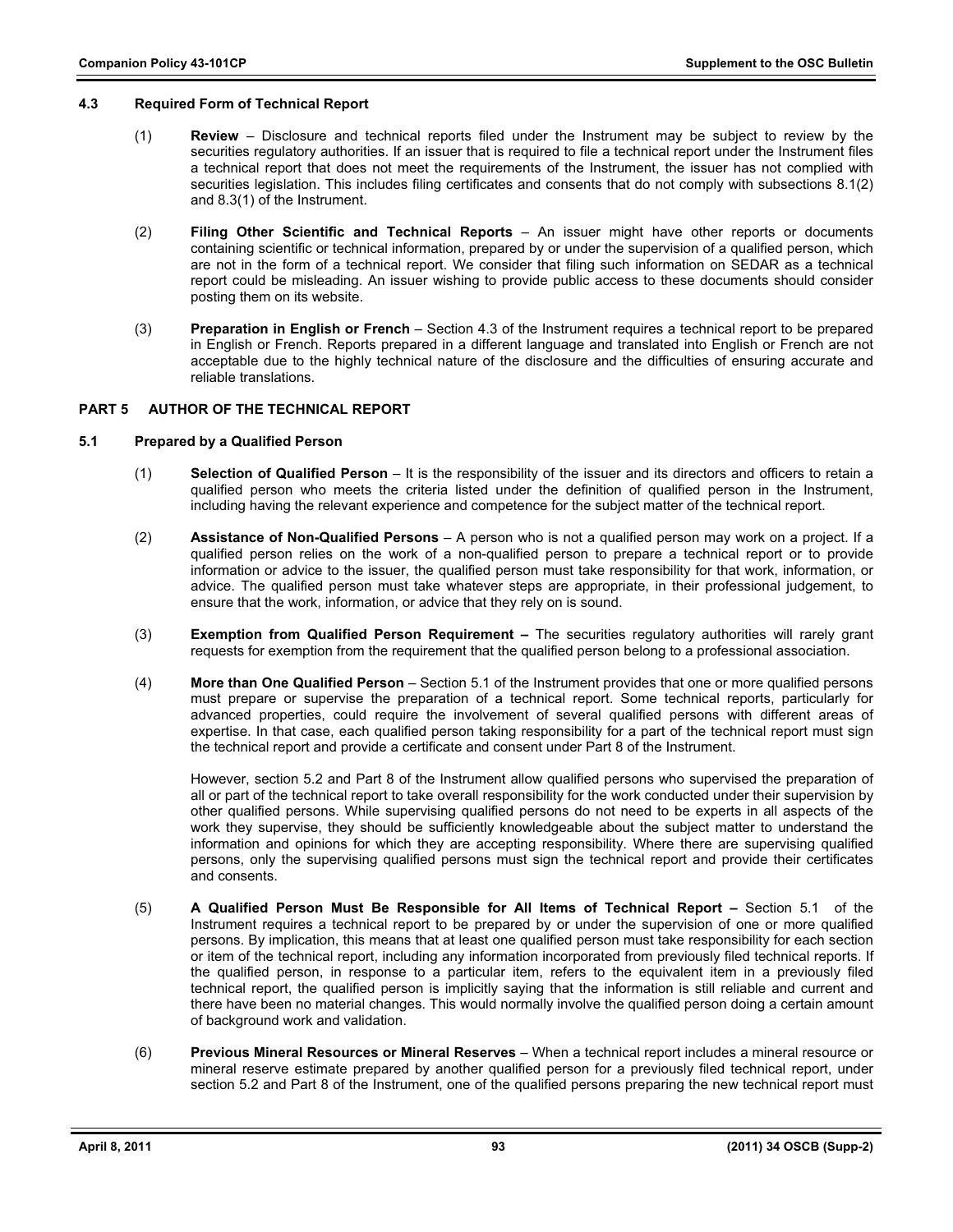### 4.3 Required Form of Technical Report

(1) **Review** – Disclosure and technical reports filed under the Instrument may be subject to review by the securities regulatory authorities. If an issuer that is required to file a technical report under the Instrument files a technical report that does not meet the requirements of the Instrument, the issuer has not complied with securities legislation. This includes filing certificates and consents that do not comply with subsections 8.1(2) and 8.3(1) of the Instrument.

(2) **Filing Other Scientific and Technical Reports** – An issuer might have other reports or documents containing scientific or technical information, prepared by or under the supervision of a qualified person, which are not in the form of a technical report. We consider that filing such information on SEDAR as a technical report could be misleading. An issuer wishing to provide public access to these documents should consider posting them on its website.

(3) **Preparation in English or French** – Section 4.3 of the Instrument requires a technical report to be prepared in English or French. Reports prepared in a different language and translated into English or French are not acceptable due to the highly technical nature of the disclosure and the difficulties of ensuring accurate and reliable translations.

## PART 5 AUTHOR OF THE TECHNICAL REPORT

### 5.1 Prepared by a Qualified Person

(1) **Selection of Qualified Person** – It is the responsibility of the issuer and its directors and officers to retain a qualified person who meets the criteria listed under the definition of qualified person in the Instrument, including having the relevant experience and competence for the subject matter of the technical report.

(2) **Assistance of Non-Qualified Persons** – A person who is not a qualified person may work on a project. If a qualified person relies on the work of a non-qualified person to prepare a technical report or to provide information or advice to the issuer, the qualified person must take responsibility for that work, information, or advice. The qualified person must take whatever steps are appropriate, in their professional judgement, to ensure that the work, information, or advice that they rely on is sound.

(3) **Exemption from Qualified Person Requirement –** The securities regulatory authorities will rarely grant requests for exemption from the requirement that the qualified person belong to a professional association.

(4) **More than One Qualified Person** – Section 5.1 of the Instrument provides that one or more qualified persons must prepare or supervise the preparation of a technical report. Some technical reports, particularly for advanced properties, could require the involvement of several qualified persons with different areas of expertise. In that case, each qualified person taking responsibility for a part of the technical report must sign the technical report and provide a certificate and consent under Part 8 of the Instrument.

However, section 5.2 and Part 8 of the Instrument allow qualified persons who supervised the preparation of all or part of the technical report to take overall responsibility for the work conducted under their supervision by other qualified persons. While supervising qualified persons do not need to be experts in all aspects of the work they supervise, they should be sufficiently knowledgeable about the subject matter to understand the information and opinions for which they are accepting responsibility. Where there are supervising qualified persons, only the supervising qualified persons must sign the technical report and provide their certificates and consents.

(5) **A Qualified Person Must Be Responsible for All Items of Technical Report –** Section 5.1 of the Instrument requires a technical report to be prepared by or under the supervision of one or more qualified persons. By implication, this means that at least one qualified person must take responsibility for each section or item of the technical report, including any information incorporated from previously filed technical reports. If the qualified person, in response to a particular item, refers to the equivalent item in a previously filed technical report, the qualified person is implicitly saying that the information is still reliable and current and there have been no material changes. This would normally involve the qualified person doing a certain amount of background work and validation.

(6) **Previous Mineral Resources or Mineral Reserves** – When a technical report includes a mineral resource or mineral reserve estimate prepared by another qualified person for a previously filed technical report, under section 5.2 and Part 8 of the Instrument, one of the qualified persons preparing the new technical report must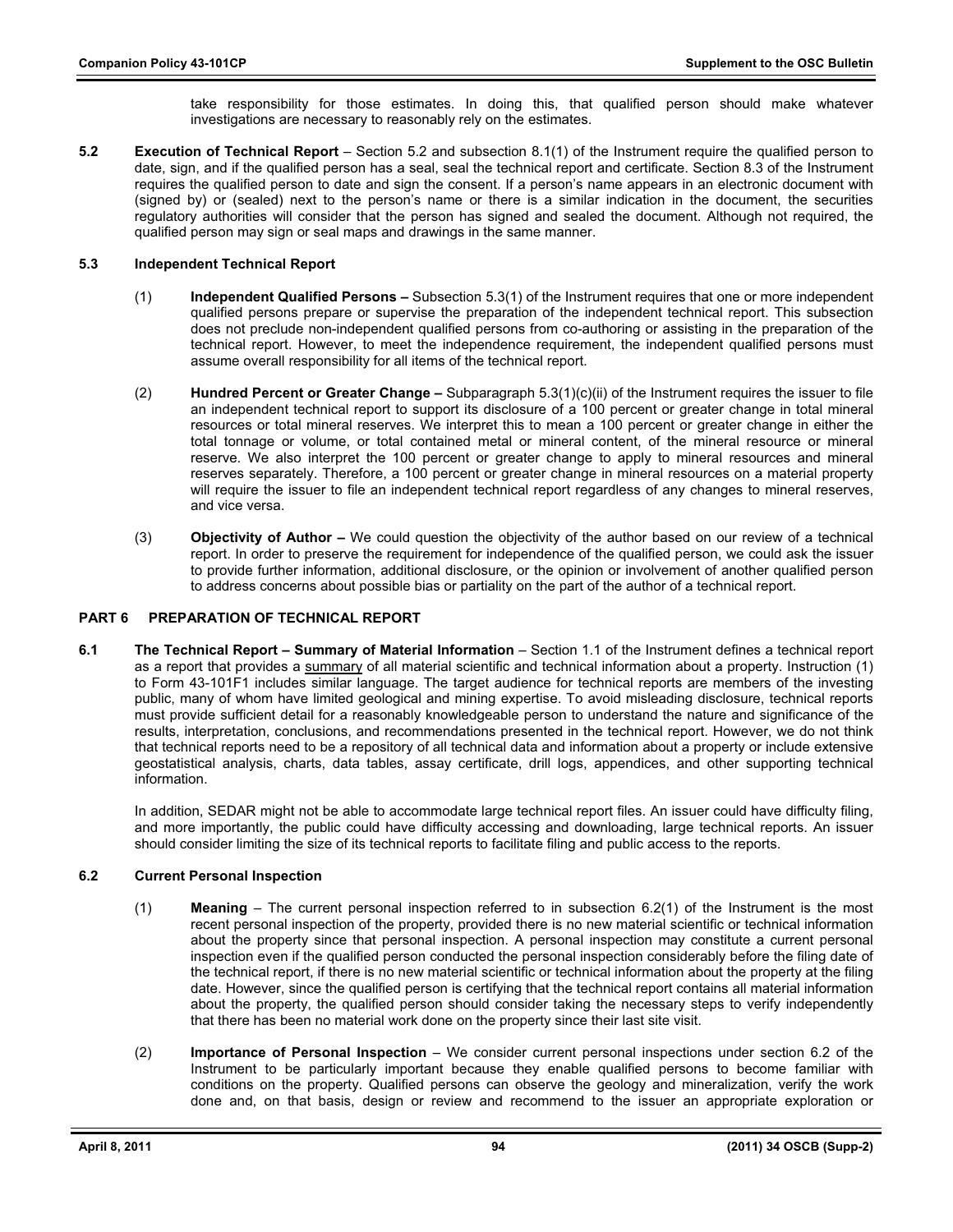take responsibility for those estimates. In doing this, that qualified person should make whatever investigations are necessary to reasonably rely on the estimates.

**5.2 Execution of Technical Report** – Section 5.2 and subsection 8.1(1) of the Instrument require the qualified person to date, sign, and if the qualified person has a seal, seal the technical report and certificate. Section 8.3 of the Instrument requires the qualified person to date and sign the consent. If a person's name appears in an electronic document with (signed by) or (sealed) next to the person's name or there is a similar indication in the document, the securities regulatory authorities will consider that the person has signed and sealed the document. Although not required, the qualified person may sign or seal maps and drawings in the same manner.

**5.3 Independent Technical Report**

(1) **Independent Qualified Persons –** Subsection 5.3(1) of the Instrument requires that one or more independent qualified persons prepare or supervise the preparation of the independent technical report. This subsection does not preclude non-independent qualified persons from co-authoring or assisting in the preparation of the technical report. However, to meet the independence requirement, the independent qualified persons must assume overall responsibility for all items of the technical report.

(2) **Hundred Percent or Greater Change –** Subparagraph 5.3(1)(c)(ii) of the Instrument requires the issuer to file an independent technical report to support its disclosure of a 100 percent or greater change in total mineral resources or total mineral reserves. We interpret this to mean a 100 percent or greater change in either the total tonnage or volume, or total contained metal or mineral content, of the mineral resource or mineral reserve. We also interpret the 100 percent or greater change to apply to mineral resources and mineral reserves separately. Therefore, a 100 percent or greater change in mineral resources on a material property will require the issuer to file an independent technical report regardless of any changes to mineral reserves, and vice versa.

(3) **Objectivity of Author –** We could question the objectivity of the author based on our review of a technical report. In order to preserve the requirement for independence of the qualified person, we could ask the issuer to provide further information, additional disclosure, or the opinion or involvement of another qualified person to address concerns about possible bias or partiality on the part of the author of a technical report.

## PART 6 PREPARATION OF TECHNICAL REPORT

**6.1 The Technical Report – Summary of Material Information** – Section 1.1 of the Instrument defines a technical report as a report that provides a summary of all material scientific and technical information about a property. Instruction (1) to Form 43-101F1 includes similar language. The target audience for technical reports are members of the investing public, many of whom have limited geological and mining expertise. To avoid misleading disclosure, technical reports must provide sufficient detail for a reasonably knowledgeable person to understand the nature and significance of the results, interpretation, conclusions, and recommendations presented in the technical report. However, we do not think that technical reports need to be a repository of all technical data and information about a property or include extensive geostatistical analysis, charts, data tables, assay certificate, drill logs, appendices, and other supporting technical information.

In addition, SEDAR might not be able to accommodate large technical report files. An issuer could have difficulty filing, and more importantly, the public could have difficulty accessing and downloading, large technical reports. An issuer should consider limiting the size of its technical reports to facilitate filing and public access to the reports.

**6.2 Current Personal Inspection**

(1) **Meaning** – The current personal inspection referred to in subsection 6.2(1) of the Instrument is the most recent personal inspection of the property, provided there is no new material scientific or technical information about the property since that personal inspection. A personal inspection may constitute a current personal inspection even if the qualified person conducted the personal inspection considerably before the filing date of the technical report, if there is no new material scientific or technical information about the property at the filing date. However, since the qualified person is certifying that the technical report contains all material information about the property, the qualified person should consider taking the necessary steps to verify independently that there has been no material work done on the property since their last site visit.

(2) **Importance of Personal Inspection** – We consider current personal inspections under section 6.2 of the Instrument to be particularly important because they enable qualified persons to become familiar with conditions on the property. Qualified persons can observe the geology and mineralization, verify the work done and, on that basis, design or review and recommend to the issuer an appropriate exploration or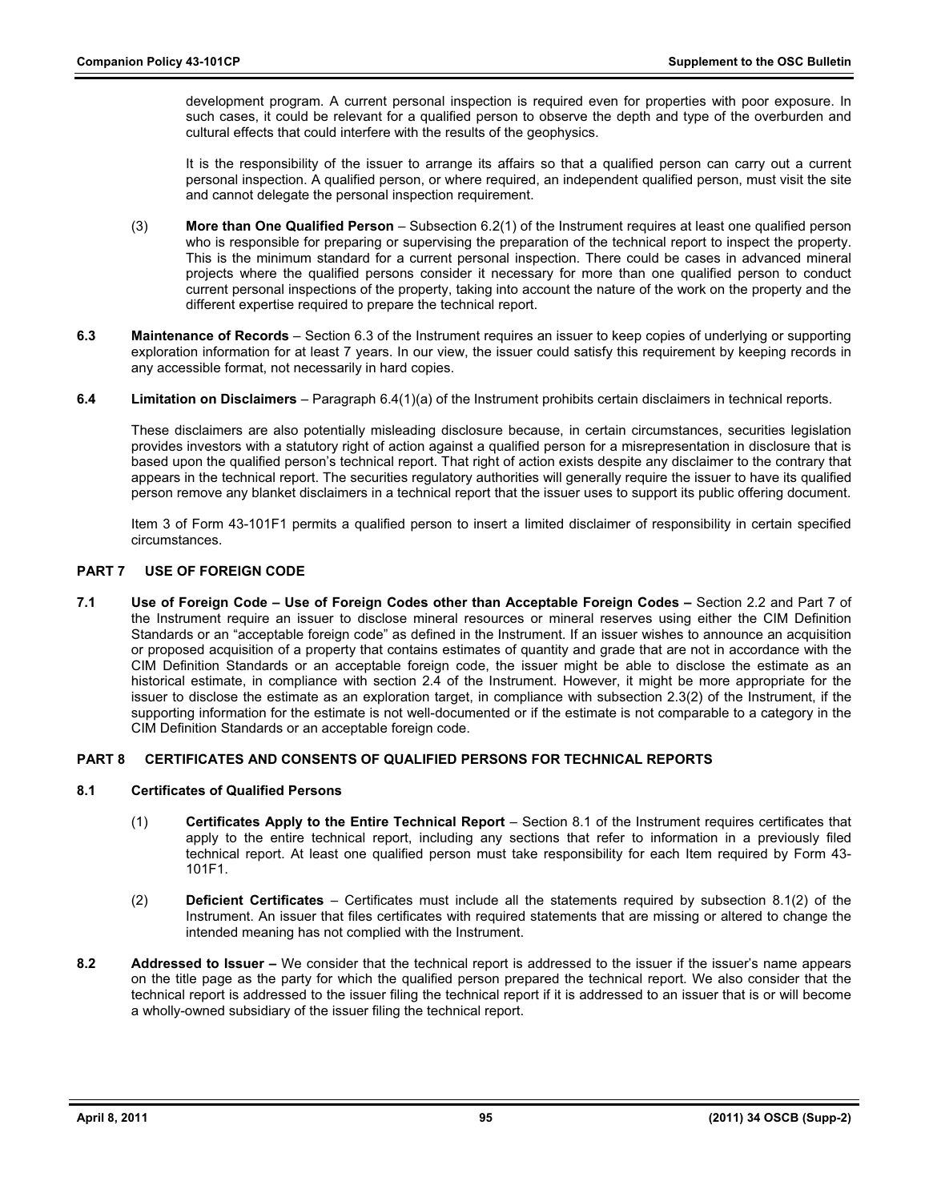development program. A current personal inspection is required even for properties with poor exposure. In such cases, it could be relevant for a qualified person to observe the depth and type of the overburden and cultural effects that could interfere with the results of the geophysics.

It is the responsibility of the issuer to arrange its affairs so that a qualified person can carry out a current personal inspection. A qualified person, or where required, an independent qualified person, must visit the site and cannot delegate the personal inspection requirement.

(3) **More than One Qualified Person** – Subsection 6.2(1) of the Instrument requires at least one qualified person who is responsible for preparing or supervising the preparation of the technical report to inspect the property. This is the minimum standard for a current personal inspection. There could be cases in advanced mineral projects where the qualified persons consider it necessary for more than one qualified person to conduct current personal inspections of the property, taking into account the nature of the work on the property and the different expertise required to prepare the technical report.

**6.3 Maintenance of Records** – Section 6.3 of the Instrument requires an issuer to keep copies of underlying or supporting exploration information for at least 7 years. In our view, the issuer could satisfy this requirement by keeping records in any accessible format, not necessarily in hard copies.

**6.4 Limitation on Disclaimers** – Paragraph 6.4(1)(a) of the Instrument prohibits certain disclaimers in technical reports.

These disclaimers are also potentially misleading disclosure because, in certain circumstances, securities legislation provides investors with a statutory right of action against a qualified person for a misrepresentation in disclosure that is based upon the qualified person's technical report. That right of action exists despite any disclaimer to the contrary that appears in the technical report. The securities regulatory authorities will generally require the issuer to have its qualified person remove any blanket disclaimers in a technical report that the issuer uses to support its public offering document.

Item 3 of Form 43-101F1 permits a qualified person to insert a limited disclaimer of responsibility in certain specified circumstances.

## PART 7 USE OF FOREIGN CODE

**7.1 Use of Foreign Code – Use of Foreign Codes other than Acceptable Foreign Codes –** Section 2.2 and Part 7 of the Instrument require an issuer to disclose mineral resources or mineral reserves using either the CIM Definition Standards or an "acceptable foreign code" as defined in the Instrument. If an issuer wishes to announce an acquisition or proposed acquisition of a property that contains estimates of quantity and grade that are not in accordance with the CIM Definition Standards or an acceptable foreign code, the issuer might be able to disclose the estimate as an historical estimate, in compliance with section 2.4 of the Instrument. However, it might be more appropriate for the issuer to disclose the estimate as an exploration target, in compliance with subsection 2.3(2) of the Instrument, if the supporting information for the estimate is not well-documented or if the estimate is not comparable to a category in the CIM Definition Standards or an acceptable foreign code.

## PART 8 CERTIFICATES AND CONSENTS OF QUALIFIED PERSONS FOR TECHNICAL REPORTS

### 8.1 Certificates of Qualified Persons

(1) **Certificates Apply to the Entire Technical Report** – Section 8.1 of the Instrument requires certificates that apply to the entire technical report, including any sections that refer to information in a previously filed technical report. At least one qualified person must take responsibility for each Item required by Form 43-101F1.

(2) **Deficient Certificates** – Certificates must include all the statements required by subsection 8.1(2) of the Instrument. An issuer that files certificates with required statements that are missing or altered to change the intended meaning has not complied with the Instrument.

**8.2 Addressed to Issuer –** We consider that the technical report is addressed to the issuer if the issuer's name appears on the title page as the party for which the qualified person prepared the technical report. We also consider that the technical report is addressed to the issuer filing the technical report if it is addressed to an issuer that is or will become a wholly-owned subsidiary of the issuer filing the technical report.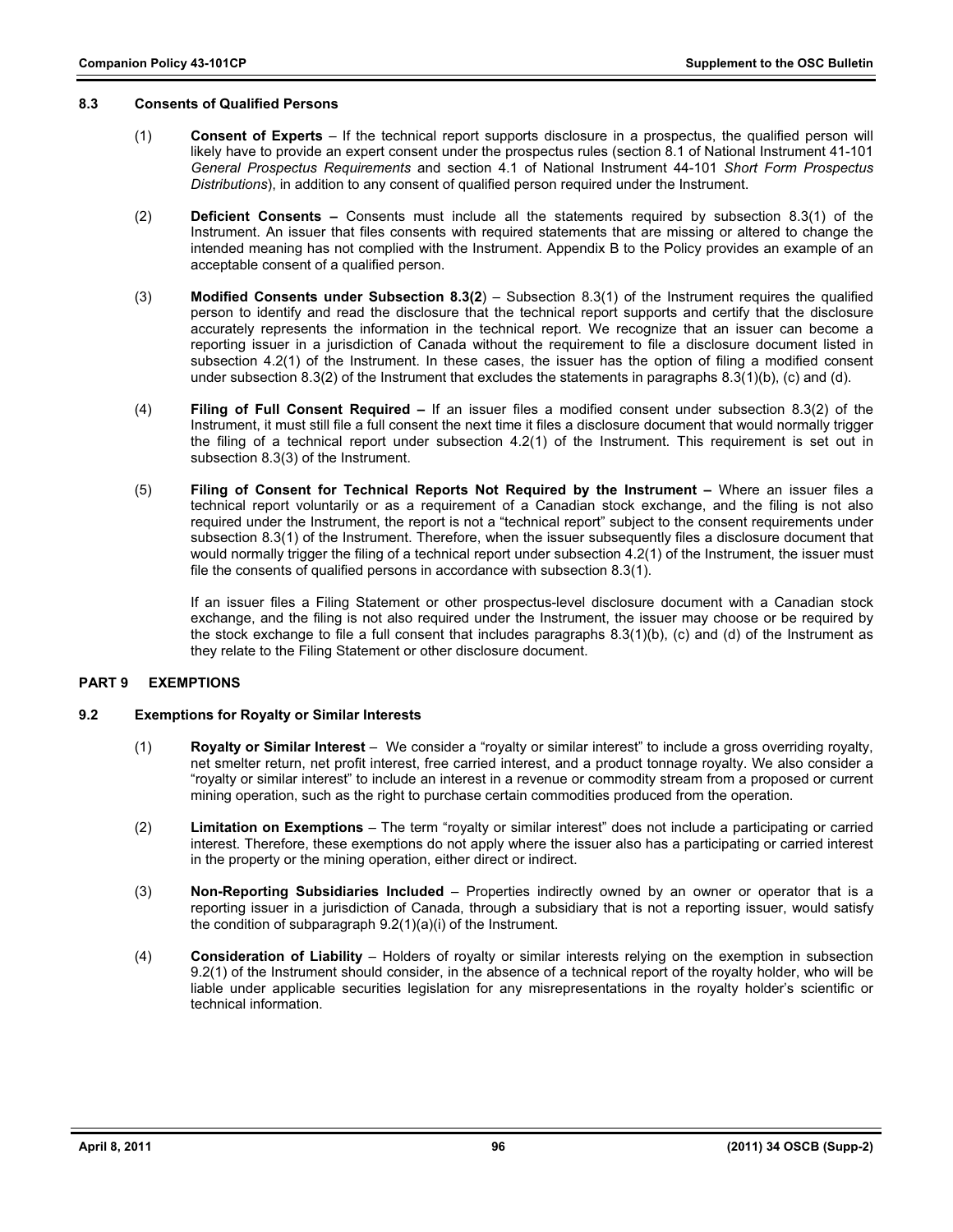### 8.3 Consents of Qualified Persons

(1) **Consent of Experts** – If the technical report supports disclosure in a prospectus, the qualified person will likely have to provide an expert consent under the prospectus rules (section 8.1 of National Instrument 41-101 *General Prospectus Requirements* and section 4.1 of National Instrument 44-101 *Short Form Prospectus Distributions*), in addition to any consent of qualified person required under the Instrument.

(2) **Deficient Consents –** Consents must include all the statements required by subsection 8.3(1) of the Instrument. An issuer that files consents with required statements that are missing or altered to change the intended meaning has not complied with the Instrument. Appendix B to the Policy provides an example of an acceptable consent of a qualified person.

(3) **Modified Consents under Subsection 8.3(2**) – Subsection 8.3(1) of the Instrument requires the qualified person to identify and read the disclosure that the technical report supports and certify that the disclosure accurately represents the information in the technical report. We recognize that an issuer can become a reporting issuer in a jurisdiction of Canada without the requirement to file a disclosure document listed in subsection 4.2(1) of the Instrument. In these cases, the issuer has the option of filing a modified consent under subsection 8.3(2) of the Instrument that excludes the statements in paragraphs 8.3(1)(b), (c) and (d).

(4) **Filing of Full Consent Required –** If an issuer files a modified consent under subsection 8.3(2) of the Instrument, it must still file a full consent the next time it files a disclosure document that would normally trigger the filing of a technical report under subsection 4.2(1) of the Instrument. This requirement is set out in subsection 8.3(3) of the Instrument.

(5) **Filing of Consent for Technical Reports Not Required by the Instrument –** Where an issuer files a technical report voluntarily or as a requirement of a Canadian stock exchange, and the filing is not also required under the Instrument, the report is not a "technical report" subject to the consent requirements under subsection 8.3(1) of the Instrument. Therefore, when the issuer subsequently files a disclosure document that would normally trigger the filing of a technical report under subsection 4.2(1) of the Instrument, the issuer must file the consents of qualified persons in accordance with subsection 8.3(1).

If an issuer files a Filing Statement or other prospectus-level disclosure document with a Canadian stock exchange, and the filing is not also required under the Instrument, the issuer may choose or be required by the stock exchange to file a full consent that includes paragraphs 8.3(1)(b), (c) and (d) of the Instrument as they relate to the Filing Statement or other disclosure document.

## PART 9 EXEMPTIONS

### 9.2 Exemptions for Royalty or Similar Interests

(1) **Royalty or Similar Interest** – We consider a "royalty or similar interest" to include a gross overriding royalty, net smelter return, net profit interest, free carried interest, and a product tonnage royalty. We also consider a "royalty or similar interest" to include an interest in a revenue or commodity stream from a proposed or current mining operation, such as the right to purchase certain commodities produced from the operation.

(2) **Limitation on Exemptions** – The term "royalty or similar interest" does not include a participating or carried interest. Therefore, these exemptions do not apply where the issuer also has a participating or carried interest in the property or the mining operation, either direct or indirect.

(3) **Non-Reporting Subsidiaries Included** – Properties indirectly owned by an owner or operator that is a reporting issuer in a jurisdiction of Canada, through a subsidiary that is not a reporting issuer, would satisfy the condition of subparagraph 9.2(1)(a)(i) of the Instrument.

(4) **Consideration of Liability** – Holders of royalty or similar interests relying on the exemption in subsection 9.2(1) of the Instrument should consider, in the absence of a technical report of the royalty holder, who will be liable under applicable securities legislation for any misrepresentations in the royalty holder's scientific or technical information.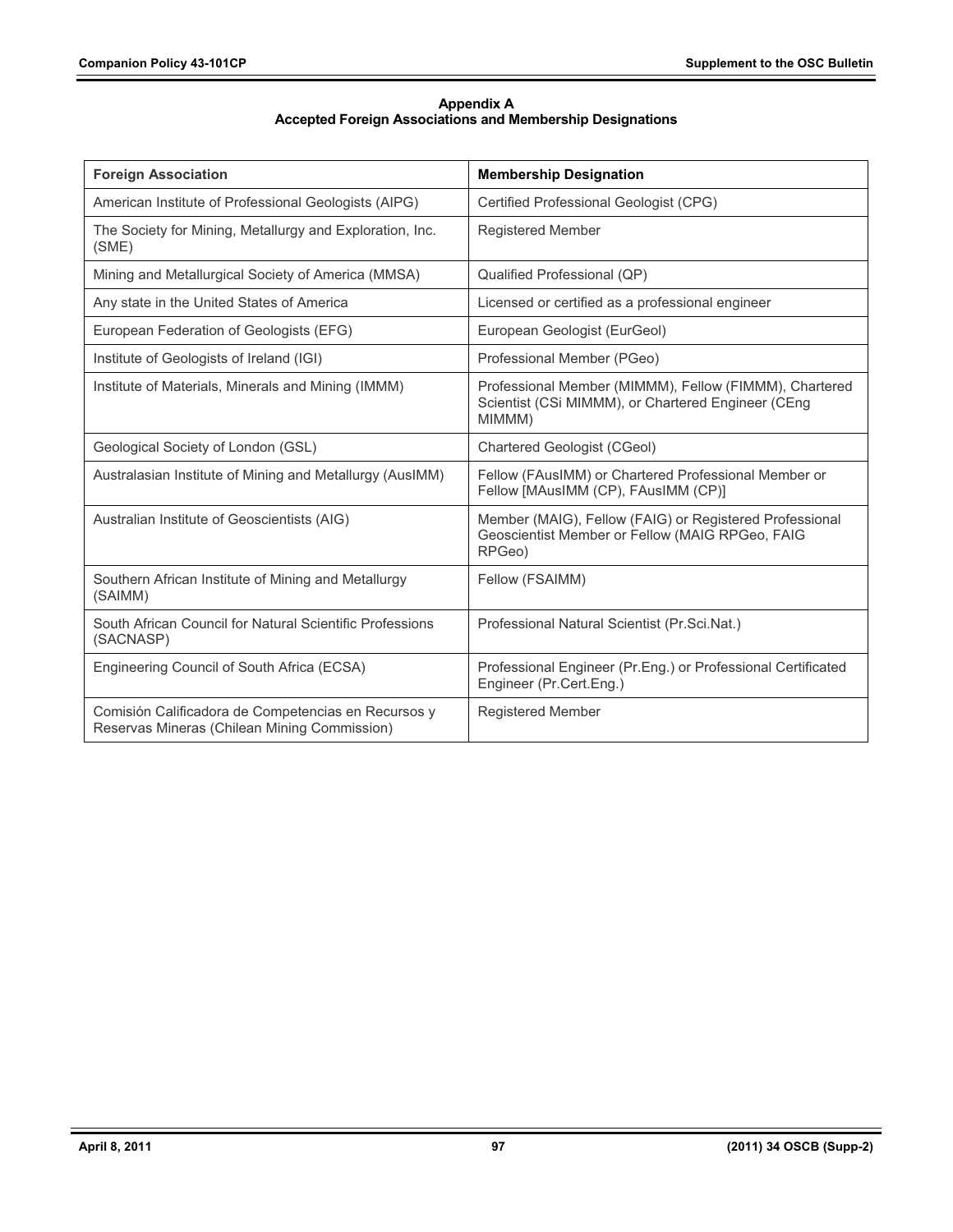**Appendix A**
**Accepted Foreign Associations and Membership Designations**

| Foreign Association | Membership Designation |
|---|---|
| American Institute of Professional Geologists (AIPG) | Certified Professional Geologist (CPG) |
| The Society for Mining, Metallurgy and Exploration, Inc. (SME) | Registered Member |
| Mining and Metallurgical Society of America (MMSA) | Qualified Professional (QP) |
| Any state in the United States of America | Licensed or certified as a professional engineer |
| European Federation of Geologists (EFG) | European Geologist (EurGeol) |
| Institute of Geologists of Ireland (IGI) | Professional Member (PGeo) |
| Institute of Materials, Minerals and Mining (IMMM) | Professional Member (MIMMM), Fellow (FIMMM), Chartered Scientist (CSi MIMMM), or Chartered Engineer (CEng MIMMM) |
| Geological Society of London (GSL) | Chartered Geologist (CGeol) |
| Australasian Institute of Mining and Metallurgy (AusIMM) | Fellow (FAusIMM) or Chartered Professional Member or Fellow [MAusIMM (CP), FAusIMM (CP)] |
| Australian Institute of Geoscientists (AIG) | Member (MAIG), Fellow (FAIG) or Registered Professional Geoscientist Member or Fellow (MAIG RPGeo, FAIG RPGeo) |
| Southern African Institute of Mining and Metallurgy (SAIMM) | Fellow (FSAIMM) |
| South African Council for Natural Scientific Professions (SACNASP) | Professional Natural Scientist (Pr.Sci.Nat.) |
| Engineering Council of South Africa (ECSA) | Professional Engineer (Pr.Eng.) or Professional Certificated Engineer (Pr.Cert.Eng.) |
| Comisión Calificadora de Competencias en Recursos y Reservas Mineras (Chilean Mining Commission) | Registered Member |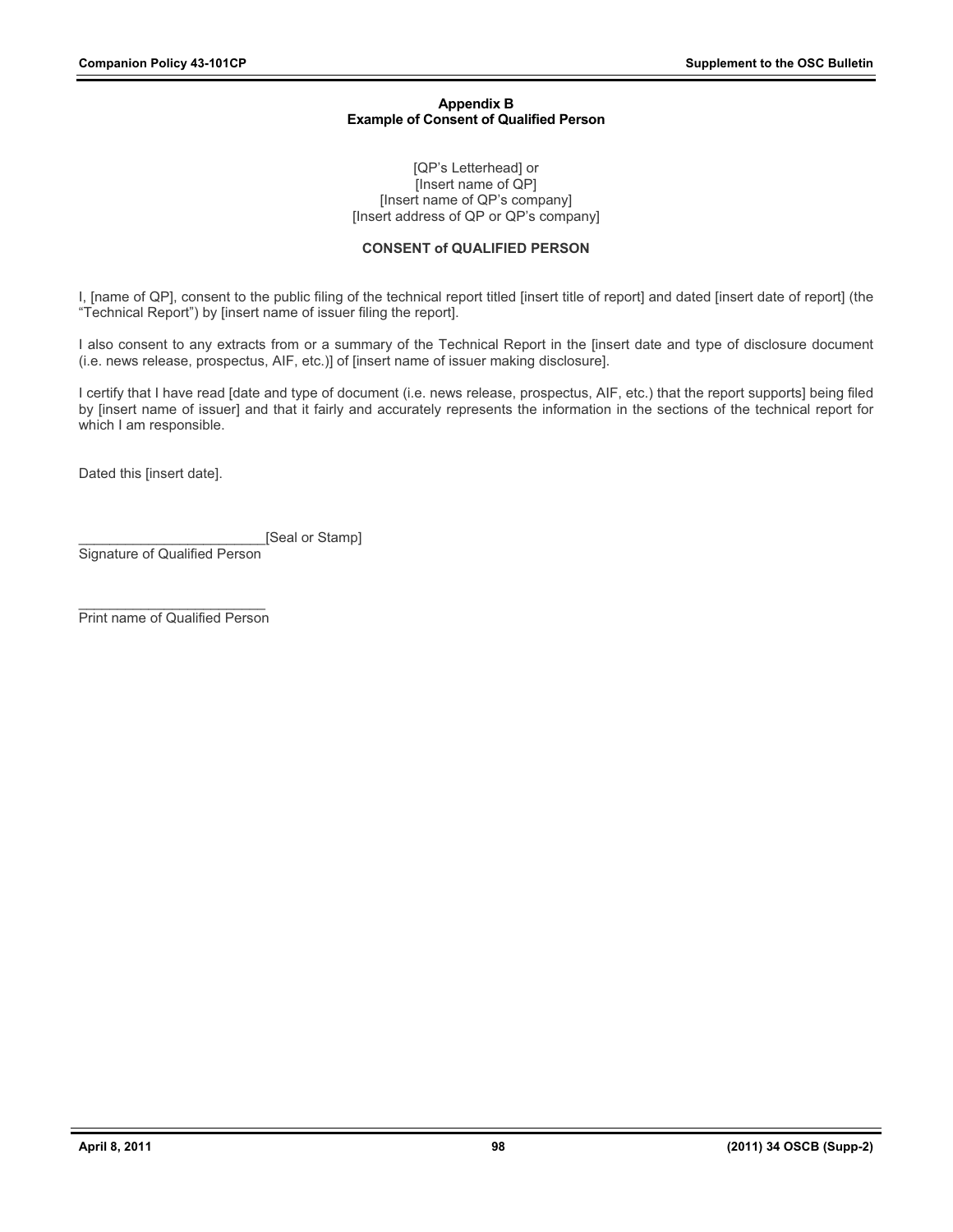**Appendix B**
**Example of Consent of Qualified Person**

[QP's Letterhead] or
[Insert name of QP]
[Insert name of QP's company]
[Insert address of QP or QP's company]

**CONSENT of QUALIFIED PERSON**

I, [name of QP], consent to the public filing of the technical report titled [insert title of report] and dated [insert date of report] (the "Technical Report") by [insert name of issuer filing the report].

I also consent to any extracts from or a summary of the Technical Report in the [insert date and type of disclosure document (i.e. news release, prospectus, AIF, etc.)] of [insert name of issuer making disclosure].

I certify that I have read [date and type of document (i.e. news release, prospectus, AIF, etc.) that the report supports] being filed by [insert name of issuer] and that it fairly and accurately represents the information in the sections of the technical report for which I am responsible.

Dated this [insert date].

_________________________[Seal or Stamp]
Signature of Qualified Person

_________________________
Print name of Qualified Person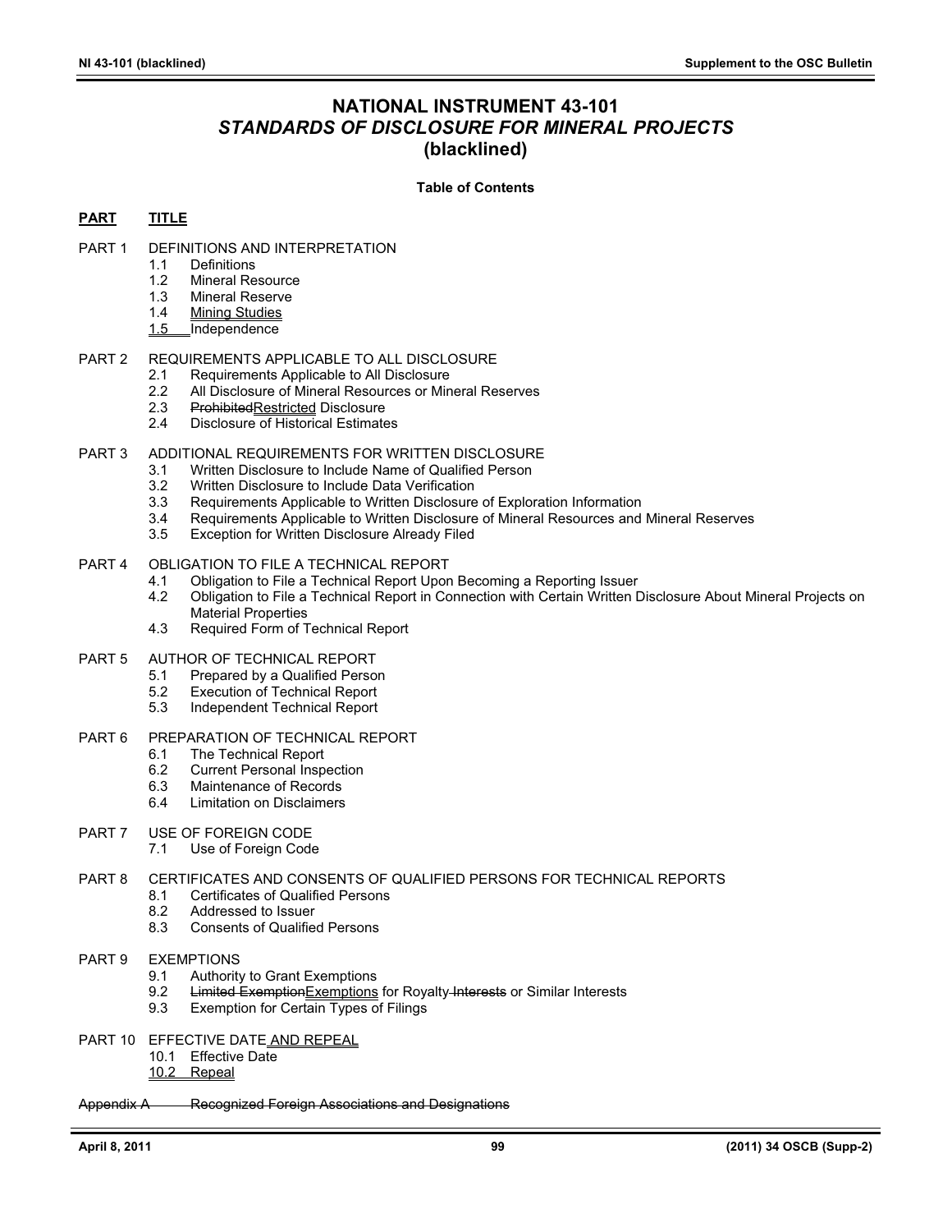# NATIONAL INSTRUMENT 43-101
## *STANDARDS OF DISCLOSURE FOR MINERAL PROJECTS*
## (blacklined)

**Table of Contents**

**PART TITLE**

PART 1 DEFINITIONS AND INTERPRETATION
- 1.1 Definitions
- 1.2 Mineral Resource
- 1.3 Mineral Reserve
- 1.4 Mining Studies
- 1.5 Independence

PART 2 REQUIREMENTS APPLICABLE TO ALL DISCLOSURE
- 2.1 Requirements Applicable to All Disclosure
- 2.2 All Disclosure of Mineral Resources or Mineral Reserves
- 2.3 ~~Prohibited~~Restricted Disclosure
- 2.4 Disclosure of Historical Estimates

PART 3 ADDITIONAL REQUIREMENTS FOR WRITTEN DISCLOSURE
- 3.1 Written Disclosure to Include Name of Qualified Person
- 3.2 Written Disclosure to Include Data Verification
- 3.3 Requirements Applicable to Written Disclosure of Exploration Information
- 3.4 Requirements Applicable to Written Disclosure of Mineral Resources and Mineral Reserves
- 3.5 Exception for Written Disclosure Already Filed

PART 4 OBLIGATION TO FILE A TECHNICAL REPORT
- 4.1 Obligation to File a Technical Report Upon Becoming a Reporting Issuer
- 4.2 Obligation to File a Technical Report in Connection with Certain Written Disclosure About Mineral Projects on Material Properties
- 4.3 Required Form of Technical Report

PART 5 AUTHOR OF TECHNICAL REPORT
- 5.1 Prepared by a Qualified Person
- 5.2 Execution of Technical Report
- 5.3 Independent Technical Report

PART 6 PREPARATION OF TECHNICAL REPORT
- 6.1 The Technical Report
- 6.2 Current Personal Inspection
- 6.3 Maintenance of Records
- 6.4 Limitation on Disclaimers

PART 7 USE OF FOREIGN CODE
- 7.1 Use of Foreign Code

PART 8 CERTIFICATES AND CONSENTS OF QUALIFIED PERSONS FOR TECHNICAL REPORTS
- 8.1 Certificates of Qualified Persons
- 8.2 Addressed to Issuer
- 8.3 Consents of Qualified Persons

PART 9 EXEMPTIONS
- 9.1 Authority to Grant Exemptions
- 9.2 ~~Limited Exemption~~Exemptions for Royalty ~~Interests~~ or Similar Interests
- 9.3 Exemption for Certain Types of Filings

PART 10 EFFECTIVE DATE AND REPEAL
- 10.1 Effective Date
- 10.2 Repeal

~~Appendix A Recognized Foreign Associations and Designations~~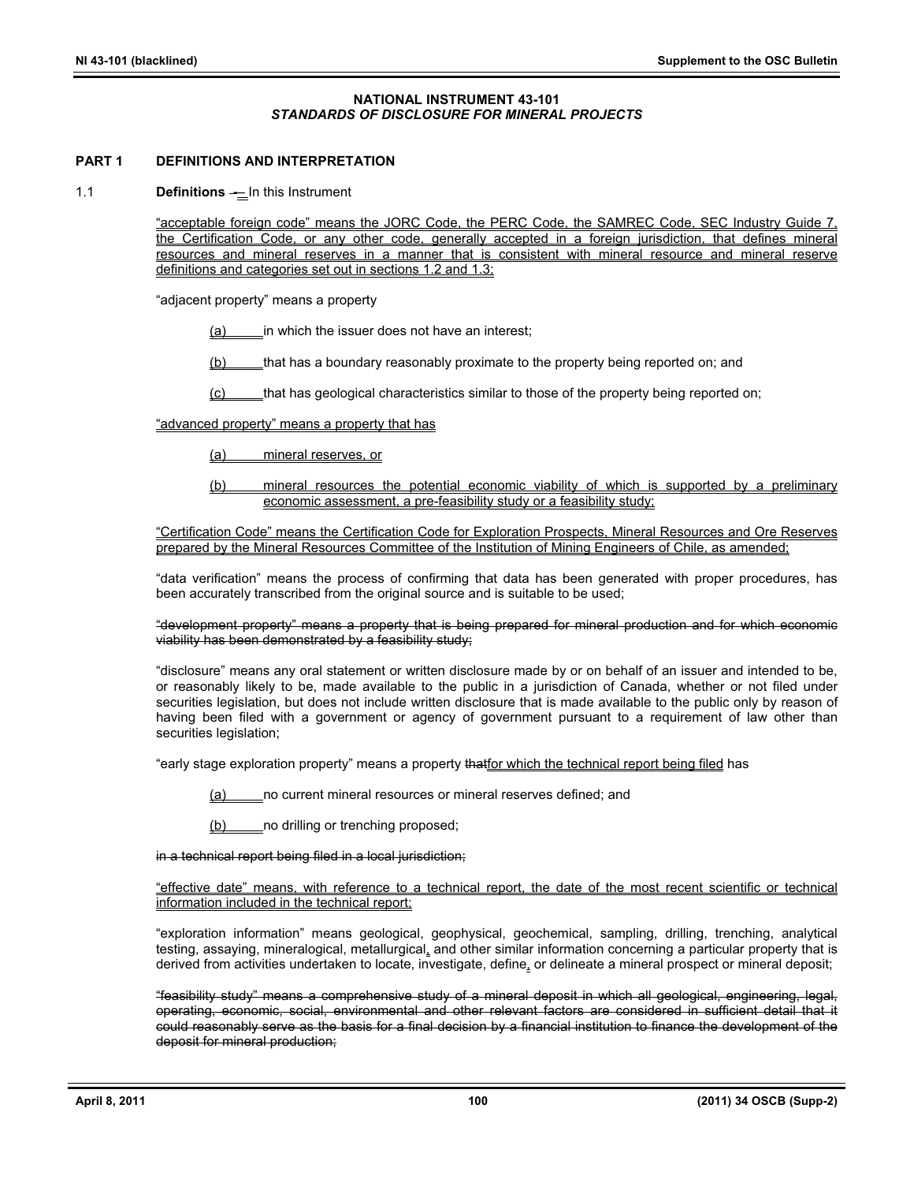# NATIONAL INSTRUMENT 43-101
## *STANDARDS OF DISCLOSURE FOR MINERAL PROJECTS*

## PART 1 DEFINITIONS AND INTERPRETATION

1.1 **Definitions** -– In this Instrument

"acceptable foreign code" means the JORC Code, the PERC Code, the SAMREC Code, SEC Industry Guide 7, the Certification Code, or any other code, generally accepted in a foreign jurisdiction, that defines mineral resources and mineral reserves in a manner that is consistent with mineral resource and mineral reserve definitions and categories set out in sections 1.2 and 1.3;

"adjacent property" means a property

(a) in which the issuer does not have an interest;

(b) that has a boundary reasonably proximate to the property being reported on; and

(c) that has geological characteristics similar to those of the property being reported on;

"advanced property" means a property that has

(a) mineral reserves, or

(b) mineral resources the potential economic viability of which is supported by a preliminary economic assessment, a pre-feasibility study or a feasibility study;

"Certification Code" means the Certification Code for Exploration Prospects, Mineral Resources and Ore Reserves prepared by the Mineral Resources Committee of the Institution of Mining Engineers of Chile, as amended;

"data verification" means the process of confirming that data has been generated with proper procedures, has been accurately transcribed from the original source and is suitable to be used;

~~"development property" means a property that is being prepared for mineral production and for which economic viability has been demonstrated by a feasibility study;~~

"disclosure" means any oral statement or written disclosure made by or on behalf of an issuer and intended to be, or reasonably likely to be, made available to the public in a jurisdiction of Canada, whether or not filed under securities legislation, but does not include written disclosure that is made available to the public only by reason of having been filed with a government or agency of government pursuant to a requirement of law other than securities legislation;

"early stage exploration property" means a property ~~that~~for which the technical report being filed has

(a) no current mineral resources or mineral reserves defined; and

(b) no drilling or trenching proposed;

~~in a technical report being filed in a local jurisdiction;~~

"effective date" means, with reference to a technical report, the date of the most recent scientific or technical information included in the technical report;

"exploration information" means geological, geophysical, geochemical, sampling, drilling, trenching, analytical testing, assaying, mineralogical, metallurgical, and other similar information concerning a particular property that is derived from activities undertaken to locate, investigate, define, or delineate a mineral prospect or mineral deposit;

~~"feasibility study" means a comprehensive study of a mineral deposit in which all geological, engineering, legal, operating, economic, social, environmental and other relevant factors are considered in sufficient detail that it could reasonably serve as the basis for a final decision by a financial institution to finance the development of the deposit for mineral production;~~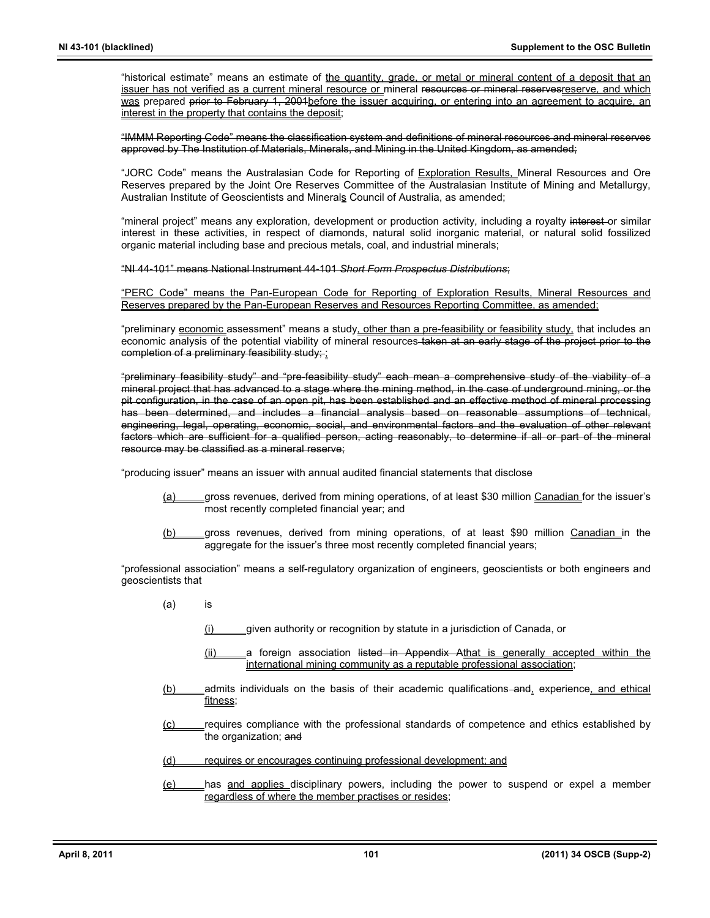"historical estimate" means an estimate of <u>the quantity, grade, or metal or mineral content of a deposit that an issuer has not verified as a current mineral resource or</u> mineral ~~resources or mineral reserves~~<u>reserve, and which was</u> prepared ~~prior to February 1, 2001~~<u>before the issuer acquiring, or entering into an agreement to acquire, an interest in the property that contains the deposit</u>;

~~"IMMM Reporting Code" means the classification system and definitions of mineral resources and mineral reserves approved by The Institution of Materials, Minerals, and Mining in the United Kingdom, as amended;~~

"JORC Code" means the Australasian Code for Reporting of <u>Exploration Results,</u> Mineral Resources and Ore Reserves prepared by the Joint Ore Reserves Committee of the Australasian Institute of Mining and Metallurgy, Australian Institute of Geoscientists and Mineral<u>s</u> Council of Australia, as amended;

"mineral project" means any exploration, development or production activity, including a royalty ~~interest~~ or similar interest in these activities, in respect of diamonds, natural solid inorganic material, or natural solid fossilized organic material including base and precious metals, coal, and industrial minerals;

~~"NI 44-101" means National Instrument 44-101 *Short Form Prospectus Distributions*;~~

<u>"PERC Code" means the Pan-European Code for Reporting of Exploration Results, Mineral Resources and Reserves prepared by the Pan-European Reserves and Resources Reporting Committee, as amended;</u>

"preliminary <u>economic</u> assessment" means a study<u>, other than a pre-feasibility or feasibility study,</u> that includes an economic analysis of the potential viability of mineral resources ~~taken at an early stage of the project prior to the completion of a preliminary feasibility study;~~ <u>;</u>

~~"preliminary feasibility study" and "pre-feasibility study" each mean a comprehensive study of the viability of a mineral project that has advanced to a stage where the mining method, in the case of underground mining, or the pit configuration, in the case of an open pit, has been established and an effective method of mineral processing has been determined, and includes a financial analysis based on reasonable assumptions of technical, engineering, legal, operating, economic, social, and environmental factors and the evaluation of other relevant factors which are sufficient for a qualified person, acting reasonably, to determine if all or part of the mineral resource may be classified as a mineral reserve;~~

"producing issuer" means an issuer with annual audited financial statements that disclose

<u>(a)</u> gross revenue~~s~~, derived from mining operations, of at least $30 million <u>Canadian</u> for the issuer's most recently completed financial year; and

<u>(b)</u> gross revenue~~s~~, derived from mining operations, of at least $90 million <u>Canadian</u> in the aggregate for the issuer's three most recently completed financial years;

"professional association" means a self-regulatory organization of engineers, geoscientists or both engineers and geoscientists that

(a) is

<u>(i)</u> given authority or recognition by statute in a jurisdiction of Canada, or

<u>(ii)</u> a foreign association ~~listed in Appendix A~~<u>that is generally accepted within the international mining community as a reputable professional association</u>;

<u>(b)</u> admits individuals on the basis of their academic qualifications ~~and~~<u>,</u> experience<u>, and ethical fitness</u>;

<u>(c)</u> requires compliance with the professional standards of competence and ethics established by the organization; ~~and~~

<u>(d) requires or encourages continuing professional development; and</u>

<u>(e)</u> has <u>and applies</u> disciplinary powers, including the power to suspend or expel a member <u>regardless of where the member practises or resides</u>;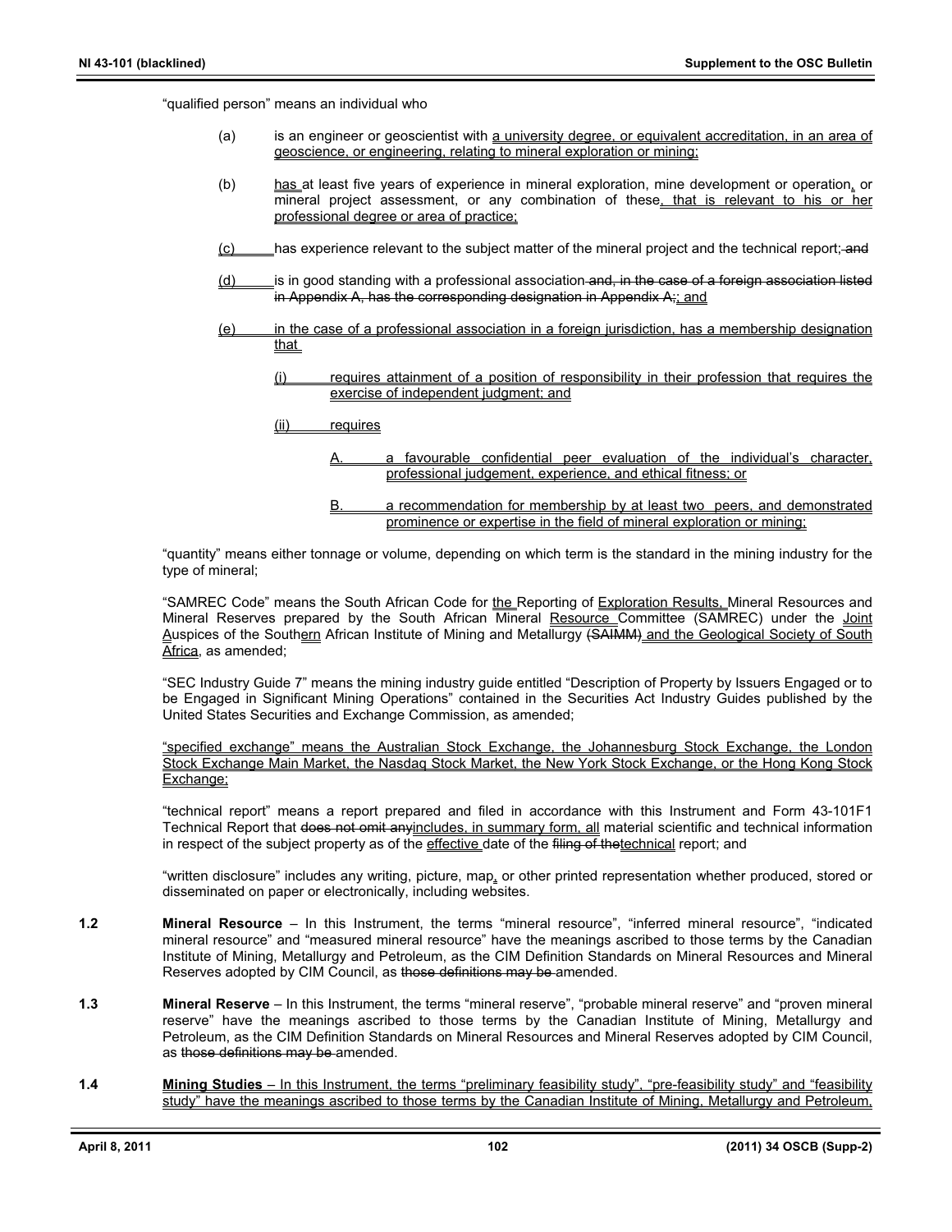"qualified person" means an individual who

(a) is an engineer or geoscientist with a university degree, or equivalent accreditation, in an area of geoscience, or engineering, relating to mineral exploration or mining;

(b) has at least five years of experience in mineral exploration, mine development or operation, or mineral project assessment, or any combination of these, that is relevant to his or her professional degree or area of practice;

(c) has experience relevant to the subject matter of the mineral project and the technical report; and

(d) is in good standing with a professional association and, in the case of a foreign association listed in Appendix A, has the corresponding designation in Appendix A;; and

(e) in the case of a professional association in a foreign jurisdiction, has a membership designation that

(i) requires attainment of a position of responsibility in their profession that requires the exercise of independent judgment; and

(ii) requires

A. a favourable confidential peer evaluation of the individual's character, professional judgement, experience, and ethical fitness; or

B. a recommendation for membership by at least two peers, and demonstrated prominence or expertise in the field of mineral exploration or mining;

"quantity" means either tonnage or volume, depending on which term is the standard in the mining industry for the type of mineral;

"SAMREC Code" means the South African Code for the Reporting of Exploration Results, Mineral Resources and Mineral Reserves prepared by the South African Mineral Resource Committee (SAMREC) under the Joint Auspices of the Southern African Institute of Mining and Metallurgy (SAIMM) and the Geological Society of South Africa, as amended;

"SEC Industry Guide 7" means the mining industry guide entitled "Description of Property by Issuers Engaged or to be Engaged in Significant Mining Operations" contained in the Securities Act Industry Guides published by the United States Securities and Exchange Commission, as amended;

"specified exchange" means the Australian Stock Exchange, the Johannesburg Stock Exchange, the London Stock Exchange Main Market, the Nasdaq Stock Market, the New York Stock Exchange, or the Hong Kong Stock Exchange;

"technical report" means a report prepared and filed in accordance with this Instrument and Form 43-101F1 Technical Report that does not omit anyincludes, in summary form, all material scientific and technical information in respect of the subject property as of the effective date of the filing of thetechnical report; and

"written disclosure" includes any writing, picture, map, or other printed representation whether produced, stored or disseminated on paper or electronically, including websites.

**1.2** **Mineral Resource** – In this Instrument, the terms "mineral resource", "inferred mineral resource", "indicated mineral resource" and "measured mineral resource" have the meanings ascribed to those terms by the Canadian Institute of Mining, Metallurgy and Petroleum, as the CIM Definition Standards on Mineral Resources and Mineral Reserves adopted by CIM Council, as those definitions may be amended.

**1.3** **Mineral Reserve** – In this Instrument, the terms "mineral reserve", "probable mineral reserve" and "proven mineral reserve" have the meanings ascribed to those terms by the Canadian Institute of Mining, Metallurgy and Petroleum, as the CIM Definition Standards on Mineral Resources and Mineral Reserves adopted by CIM Council, as those definitions may be amended.

**1.4** **Mining Studies** – In this Instrument, the terms "preliminary feasibility study", "pre-feasibility study" and "feasibility study" have the meanings ascribed to those terms by the Canadian Institute of Mining, Metallurgy and Petroleum,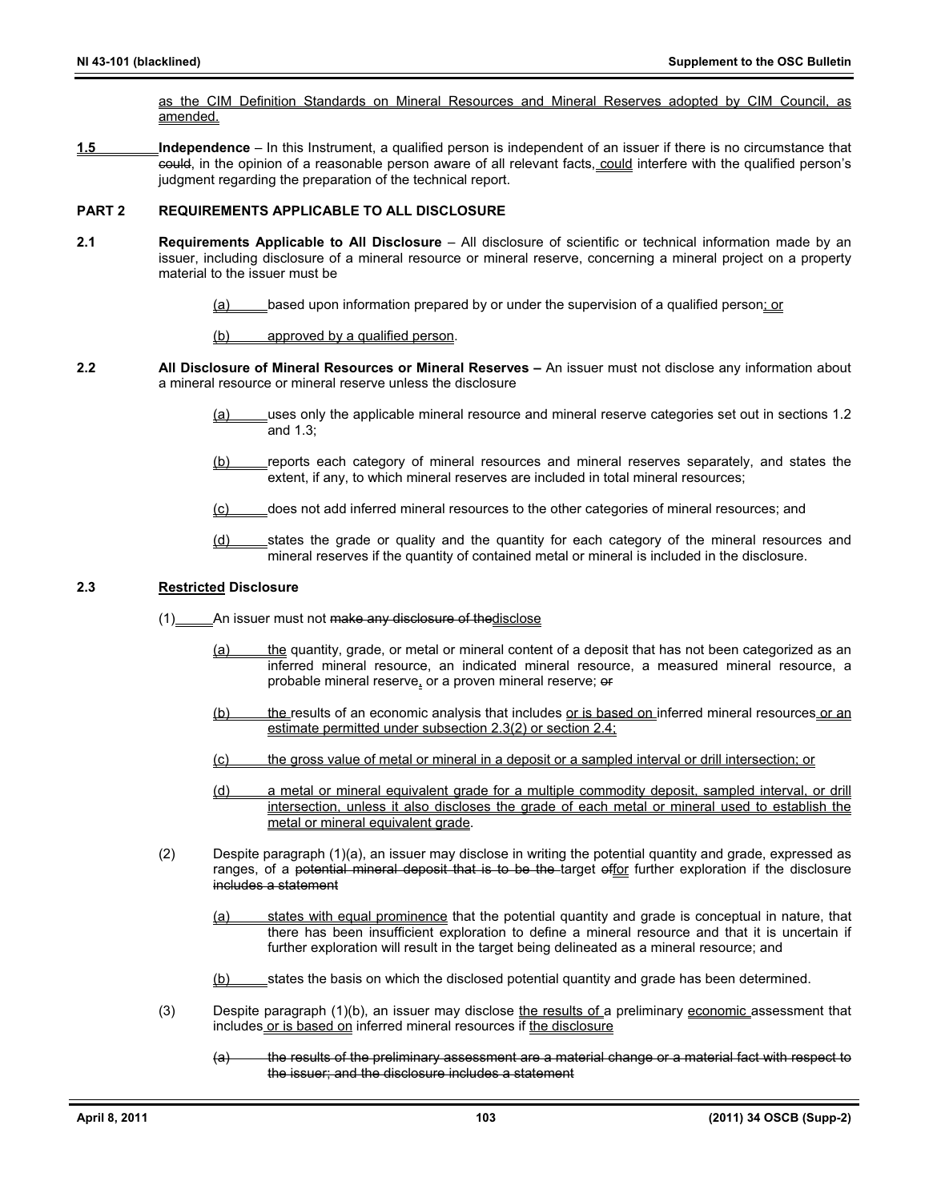<u>as the CIM Definition Standards on Mineral Resources and Mineral Reserves adopted by CIM Council, as amended.</u>

**<u>1.5</u>** **Independence** – In this Instrument, a qualified person is independent of an issuer if there is no circumstance that ~~could~~, in the opinion of a reasonable person aware of all relevant facts,<u> could</u> interfere with the qualified person's judgment regarding the preparation of the technical report.

## PART 2 REQUIREMENTS APPLICABLE TO ALL DISCLOSURE

**2.1** **Requirements Applicable to All Disclosure** – All disclosure of scientific or technical information made by an issuer, including disclosure of a mineral resource or mineral reserve, concerning a mineral project on a property material to the issuer must be

<u>(a)</u> based upon information prepared by or under the supervision of a qualified person<u>; or</u>

<u>(b) approved by a qualified person</u>.

**2.2** **All Disclosure of Mineral Resources or Mineral Reserves –** An issuer must not disclose any information about a mineral resource or mineral reserve unless the disclosure

<u>(a)</u> uses only the applicable mineral resource and mineral reserve categories set out in sections 1.2 and 1.3;

<u>(b)</u> reports each category of mineral resources and mineral reserves separately, and states the extent, if any, to which mineral reserves are included in total mineral resources;

<u>(c)</u> does not add inferred mineral resources to the other categories of mineral resources; and

<u>(d)</u> states the grade or quality and the quantity for each category of the mineral resources and mineral reserves if the quantity of contained metal or mineral is included in the disclosure.

**2.3** **<u>Restricted</u> Disclosure**

(1)<u> </u> An issuer must not ~~make any disclosure of the~~<u>disclose</u>

<u>(a) the</u> quantity, grade, or metal or mineral content of a deposit that has not been categorized as an inferred mineral resource, an indicated mineral resource, a measured mineral resource, a probable mineral reserve<u>,</u> or a proven mineral reserve; ~~or~~

<u>(b) the </u>results of an economic analysis that includes <u>or is based on </u>inferred mineral resources<u> or an estimate permitted under subsection 2.3(2) or section 2.4;</u>

<u>(c) the gross value of metal or mineral in a deposit or a sampled interval or drill intersection; or</u>

<u>(d) a metal or mineral equivalent grade for a multiple commodity deposit, sampled interval, or drill intersection, unless it also discloses the grade of each metal or mineral used to establish the metal or mineral equivalent grade</u>.

(2) Despite paragraph (1)(a), an issuer may disclose in writing the potential quantity and grade, expressed as ranges, of a ~~potential mineral deposit that is to be the~~ target ~~of~~<u>for</u> further exploration if the disclosure ~~includes a statement~~

<u>(a) states with equal prominence</u> that the potential quantity and grade is conceptual in nature, that there has been insufficient exploration to define a mineral resource and that it is uncertain if further exploration will result in the target being delineated as a mineral resource; and

<u>(b)</u> states the basis on which the disclosed potential quantity and grade has been determined.

(3) Despite paragraph (1)(b), an issuer may disclose <u>the results of </u>a preliminary <u>economic </u>assessment that includes<u> or is based on</u> inferred mineral resources if <u>the disclosure</u>

~~(a) the results of the preliminary assessment are a material change or a material fact with respect to the issuer; and the disclosure includes a statement~~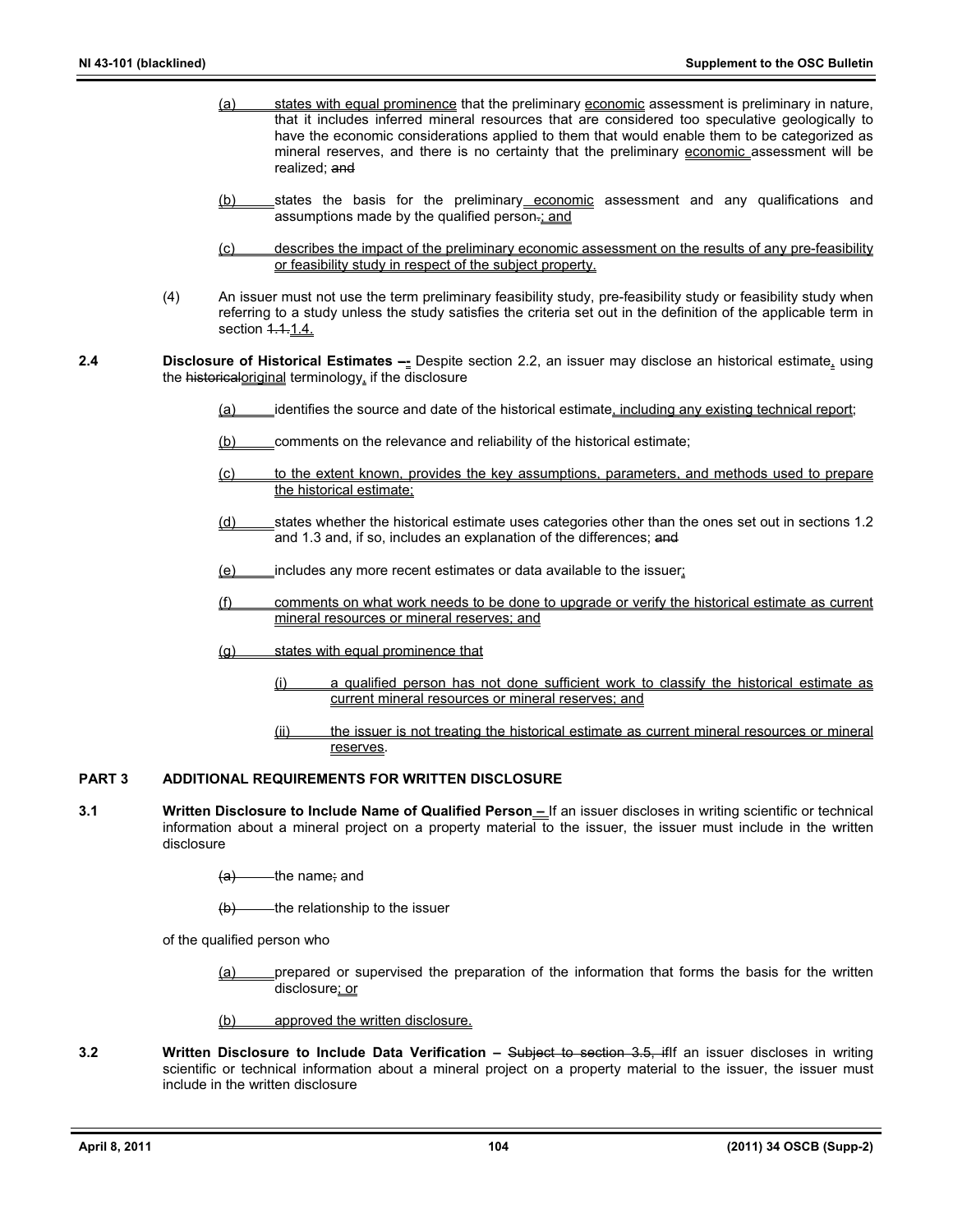(a) states with equal prominence that the preliminary economic assessment is preliminary in nature, that it includes inferred mineral resources that are considered too speculative geologically to have the economic considerations applied to them that would enable them to be categorized as mineral reserves, and there is no certainty that the preliminary economic assessment will be realized; ~~and~~

(b) states the basis for the preliminary economic assessment and any qualifications and assumptions made by the qualified person~~.~~; and

(c) describes the impact of the preliminary economic assessment on the results of any pre-feasibility or feasibility study in respect of the subject property.

(4) An issuer must not use the term preliminary feasibility study, pre-feasibility study or feasibility study when referring to a study unless the study satisfies the criteria set out in the definition of the applicable term in section ~~1.1.~~1.4.

**2.4 Disclosure of Historical Estimates ~~–~~-** Despite section 2.2, an issuer may disclose an historical estimate, using the ~~historical~~original terminology, if the disclosure

(a) identifies the source and date of the historical estimate, including any existing technical report;

(b) comments on the relevance and reliability of the historical estimate;

(c) to the extent known, provides the key assumptions, parameters, and methods used to prepare the historical estimate;

(d) states whether the historical estimate uses categories other than the ones set out in sections 1.2 and 1.3 and, if so, includes an explanation of the differences; ~~and~~

(e) includes any more recent estimates or data available to the issuer;

(f) comments on what work needs to be done to upgrade or verify the historical estimate as current mineral resources or mineral reserves; and

(g) states with equal prominence that

(i) a qualified person has not done sufficient work to classify the historical estimate as current mineral resources or mineral reserves; and

(ii) the issuer is not treating the historical estimate as current mineral resources or mineral reserves.

## PART 3 ADDITIONAL REQUIREMENTS FOR WRITTEN DISCLOSURE

**3.1 Written Disclosure to Include Name of Qualified Person –** If an issuer discloses in writing scientific or technical information about a mineral project on a property material to the issuer, the issuer must include in the written disclosure

~~(a)~~ the name~~;~~ and

~~(b)~~ the relationship to the issuer

of the qualified person who

(a) prepared or supervised the preparation of the information that forms the basis for the written disclosure; or

(b) approved the written disclosure.

**3.2 Written Disclosure to Include Data Verification –** ~~Subject to section 3.5, if~~If an issuer discloses in writing scientific or technical information about a mineral project on a property material to the issuer, the issuer must include in the written disclosure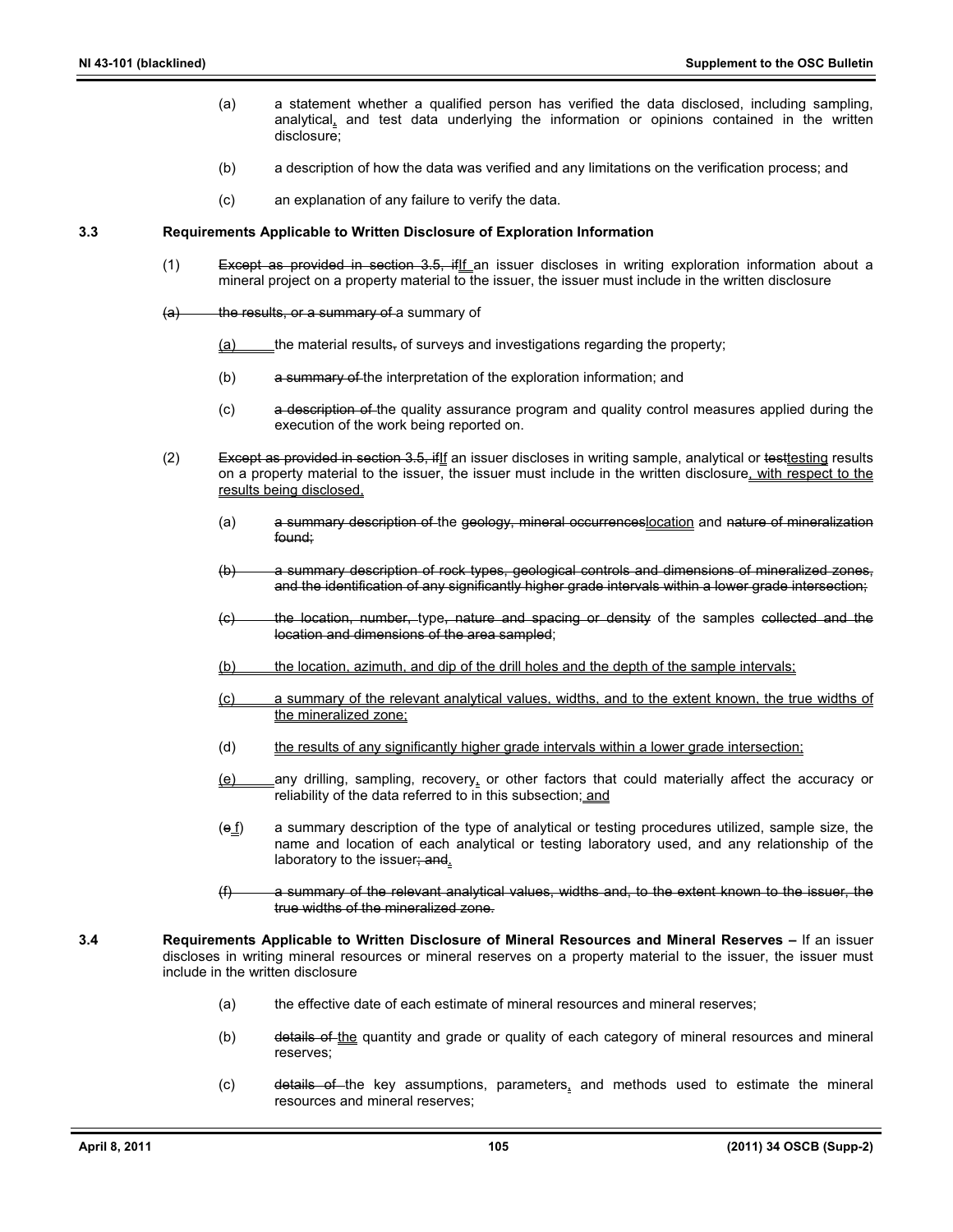(a) a statement whether a qualified person has verified the data disclosed, including sampling, analytical, and test data underlying the information or opinions contained in the written disclosure;

(b) a description of how the data was verified and any limitations on the verification process; and

(c) an explanation of any failure to verify the data.

**3.3 Requirements Applicable to Written Disclosure of Exploration Information**

(1) ~~Except as provided in section 3.5, if~~If an issuer discloses in writing exploration information about a mineral project on a property material to the issuer, the issuer must include in the written disclosure

~~(a) the results, or a summary of~~ a summary of

(a) the material results~~,~~ of surveys and investigations regarding the property;

(b) ~~a summary of~~ the interpretation of the exploration information; and

(c) ~~a description of~~ the quality assurance program and quality control measures applied during the execution of the work being reported on.

(2) ~~Except as provided in section 3.5, if~~If an issuer discloses in writing sample, analytical or ~~test~~testing results on a property material to the issuer, the issuer must include in the written disclosure, with respect to the results being disclosed,

(a) ~~a summary description of~~ the ~~geology, mineral occurrences~~location and ~~nature of mineralization found;~~

~~(b) a summary description of rock types, geological controls and dimensions of mineralized zones, and the identification of any significantly higher grade intervals within a lower grade intersection;~~

~~(c) the location, number,~~ type~~, nature and spacing or density~~ of the samples ~~collected and the location and dimensions of the area sampled~~;

(b) the location, azimuth, and dip of the drill holes and the depth of the sample intervals;

(c) a summary of the relevant analytical values, widths, and to the extent known, the true widths of the mineralized zone;

(d) the results of any significantly higher grade intervals within a lower grade intersection;

(e) any drilling, sampling, recovery, or other factors that could materially affect the accuracy or reliability of the data referred to in this subsection; and

(~~e~~f) a summary description of the type of analytical or testing procedures utilized, sample size, the name and location of each analytical or testing laboratory used, and any relationship of the laboratory to the issuer~~; and~~.

~~(f) a summary of the relevant analytical values, widths and, to the extent known to the issuer, the true widths of the mineralized zone.~~

**3.4 Requirements Applicable to Written Disclosure of Mineral Resources and Mineral Reserves –** If an issuer discloses in writing mineral resources or mineral reserves on a property material to the issuer, the issuer must include in the written disclosure

(a) the effective date of each estimate of mineral resources and mineral reserves;

(b) ~~details of~~ the quantity and grade or quality of each category of mineral resources and mineral reserves;

(c) ~~details of~~ the key assumptions, parameters, and methods used to estimate the mineral resources and mineral reserves;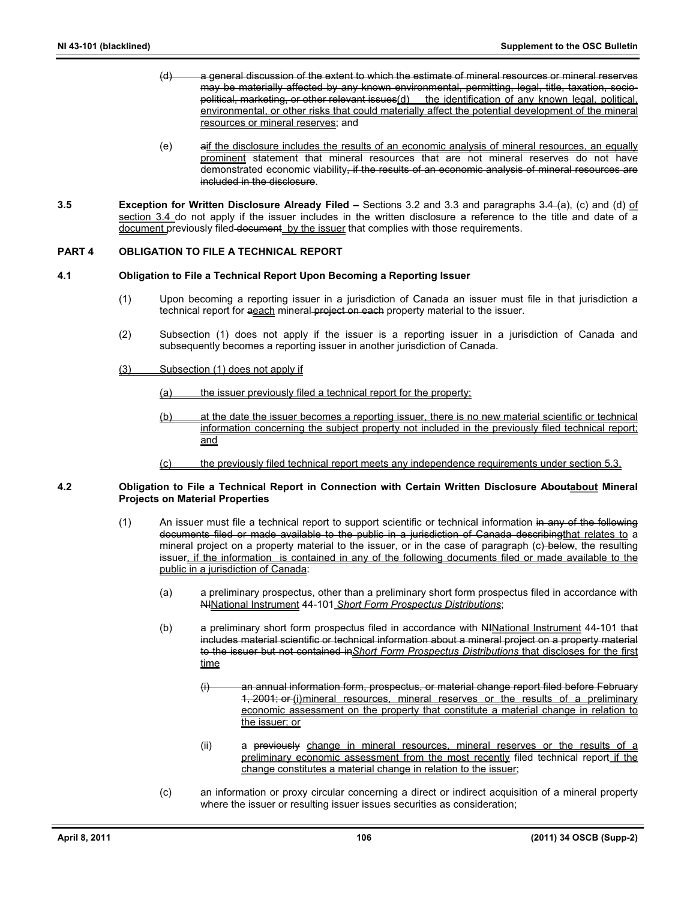(d) ~~a general discussion of the extent to which the estimate of mineral resources or mineral reserves may be materially affected by any known environmental, permitting, legal, title, taxation, socio-political, marketing, or other relevant issues~~<u>(d) the identification of any known legal, political, environmental, or other risks that could materially affect the potential development of the mineral resources or mineral reserves</u>; and

(e) ~~a~~<u>if the disclosure includes the results of an economic analysis of mineral resources, an equally prominent</u> statement that mineral resources that are not mineral reserves do not have demonstrated economic viability~~, if the results of an economic analysis of mineral resources are included in the disclosure~~.

**3.5 Exception for Written Disclosure Already Filed –** Sections 3.2 and 3.3 and paragraphs ~~3.4~~ (a), (c) and (d) <u>of section 3.4</u> do not apply if the issuer includes in the written disclosure a reference to the title and date of a <u>document</u> previously filed ~~document~~ <u>by the issuer</u> that complies with those requirements.

## PART 4 OBLIGATION TO FILE A TECHNICAL REPORT

### 4.1 Obligation to File a Technical Report Upon Becoming a Reporting Issuer

(1) Upon becoming a reporting issuer in a jurisdiction of Canada an issuer must file in that jurisdiction a technical report for ~~a~~<u>each</u> mineral ~~project on each~~ property material to the issuer.

(2) Subsection (1) does not apply if the issuer is a reporting issuer in a jurisdiction of Canada and subsequently becomes a reporting issuer in another jurisdiction of Canada.

<u>(3) Subsection (1) does not apply if</u>

<u>(a) the issuer previously filed a technical report for the property;</u>

<u>(b) at the date the issuer becomes a reporting issuer, there is no new material scientific or technical information concerning the subject property not included in the previously filed technical report; and</u>

<u>(c) the previously filed technical report meets any independence requirements under section 5.3.</u>

### 4.2 Obligation to File a Technical Report in Connection with Certain Written Disclosure ~~About~~<u>about</u> Mineral Projects on Material Properties

(1) An issuer must file a technical report to support scientific or technical information ~~in any of the following documents filed or made available to the public in a jurisdiction of Canada describing~~<u>that relates to</u> a mineral project on a property material to the issuer, or in the case of paragraph (c) ~~below~~, the resulting issuer<u>, if the information is contained in any of the following documents filed or made available to the public in a jurisdiction of Canada</u>:

(a) a preliminary prospectus, other than a preliminary short form prospectus filed in accordance with ~~NI~~<u>National Instrument</u> 44-101 <u>*Short Form Prospectus Distributions*</u>;

(b) a preliminary short form prospectus filed in accordance with ~~NI~~<u>National Instrument</u> 44-101 ~~that includes material scientific or technical information about a mineral project on a property material to the issuer but not contained in~~<u>*Short Form Prospectus Distributions* that discloses for the first time</u>

~~(i) an annual information form, prospectus, or material change report filed before February 1, 2001; or~~ <u>(i) mineral resources, mineral reserves or the results of a preliminary economic assessment on the property that constitute a material change in relation to the issuer; or</u>

(ii) a ~~previously~~ <u>change in mineral resources, mineral reserves or the results of a preliminary economic assessment from the most recently</u> filed technical report <u>if the change constitutes a material change in relation to the issuer</u>;

(c) an information or proxy circular concerning a direct or indirect acquisition of a mineral property where the issuer or resulting issuer issues securities as consideration;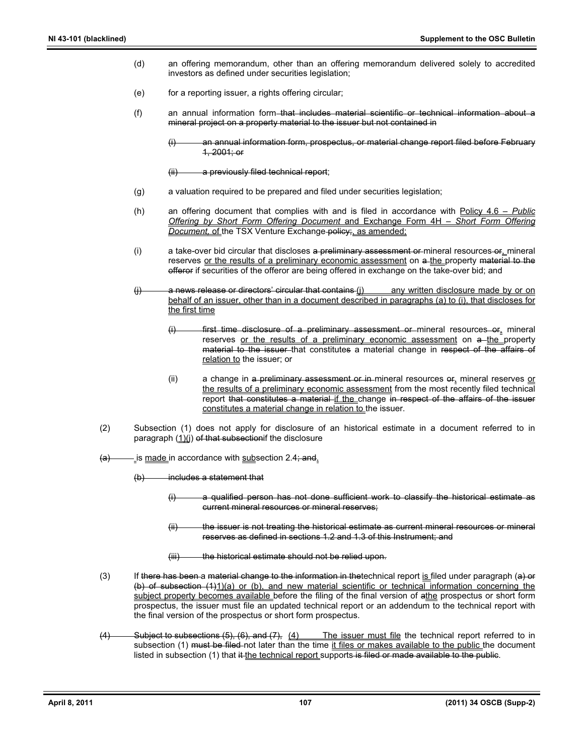(d) an offering memorandum, other than an offering memorandum delivered solely to accredited investors as defined under securities legislation;

(e) for a reporting issuer, a rights offering circular;

(f) an annual information form~~ that includes material scientific or technical information about a mineral project on a property material to the issuer but not contained in~~

> ~~(i) an annual information form, prospectus, or material change report filed before February 1, 2001; or~~
>
> ~~(ii) a previously filed technical report~~;

(g) a valuation required to be prepared and filed under securities legislation;

(h) an offering document that complies with and is filed in accordance with <u>Policy 4.6 – *Public Offering by Short Form Offering Document* and Exchange Form 4H – *Short Form Offering Document*, of</u> the TSX Venture Exchange~~ policy~~~~;~~<u>, as amended;</u>

(i) a take-over bid circular that discloses ~~a preliminary assessment or~~ mineral resources~~ or~~<u>,</u> mineral reserves <u>or the results of a preliminary economic assessment</u> on ~~a~~ <u>the</u> property ~~material to the offeror~~ if securities of the offeror are being offered in exchange on the take-over bid; and

~~(j) a news release or directors' circular that contains~~ <u>(j) any written disclosure made by or on behalf of an issuer, other than in a document described in paragraphs (a) to (i), that discloses for the first time</u>

> ~~(i) first time disclosure of a preliminary assessment or~~ mineral resources~~ or~~<u>,</u> mineral reserves <u>or the results of a preliminary economic assessment</u> on ~~a~~ <u>the</u> property ~~material to the issuer~~ that constitute~~s~~ a material change in ~~respect of the affairs of~~ <u>relation to</u> the issuer; or
>
> (ii) a change in ~~a preliminary assessment or in~~ mineral resources ~~or~~<u>,</u> mineral reserves <u>or the results of a preliminary economic assessment</u> from the most recently filed technical report ~~that constitutes a material~~ <u>if the</u> change ~~in respect of the affairs of the issuer~~ <u>constitutes a material change in relation to</u> the issuer.

(2) Subsection (1) does not apply for disclosure of an historical estimate in a document referred to in paragraph <u>(1)</u>(j) ~~of that subsection~~if the disclosure

~~(a)~~ <u>is made</u> in accordance with <u>sub</u>section 2.4~~; and~~<u>.</u>

> ~~(b) includes a statement that~~
>
> > ~~(i) a qualified person has not done sufficient work to classify the historical estimate as current mineral resources or mineral reserves;~~
> >
> > ~~(ii) the issuer is not treating the historical estimate as current mineral resources or mineral reserves as defined in sections 1.2 and 1.3 of this Instrument; and~~
> >
> > ~~(iii) the historical estimate should not be relied upon.~~

(3) If ~~there has been a~~ ~~material change to the information in the~~technical report <u>is</u> filed under paragraph ~~(a) or (b) of subsection (1)~~<u>1)(a) or (b), and new material scientific or technical information concerning the subject property becomes available</u> before the filing of the final version of ~~a~~<u>the</u> prospectus or short form prospectus, the issuer must file an updated technical report or an addendum to the technical report with the final version of the prospectus or short form prospectus.

~~(4) Subject to subsections (5), (6), and (7),~~ <u>(4) The issuer must file</u> the technical report referred to in subsection (1) ~~must be filed~~ not later than the time <u>it files or makes available to the public</u> the document listed in subsection (1) that ~~it~~ <u>the technical report</u> supports~~ is filed or made available to the public~~.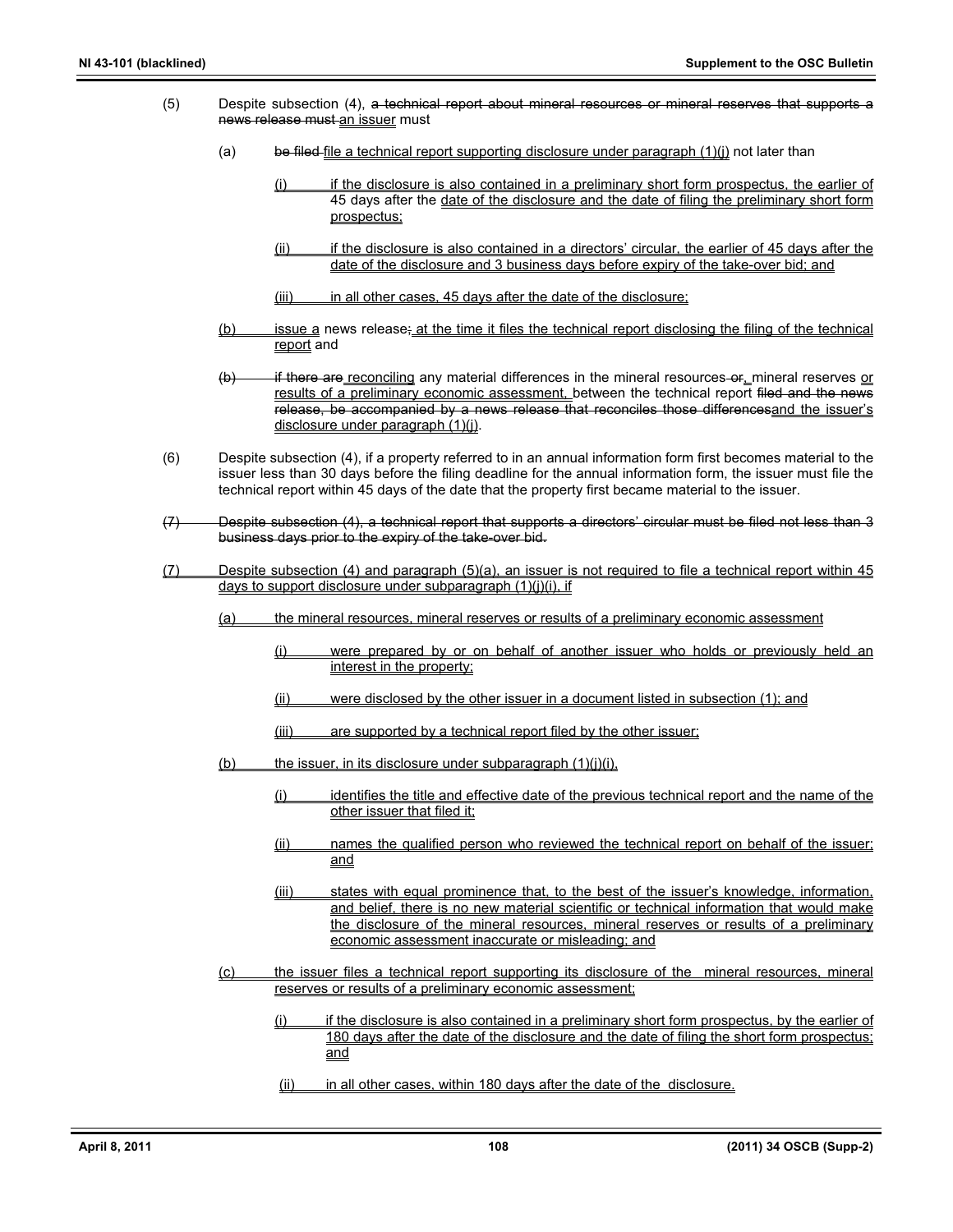(5) Despite subsection (4), ~~a technical report about mineral resources or mineral reserves that supports a news release must~~ an issuer must

(a) ~~be filed~~ file a technical report supporting disclosure under paragraph (1)(j) not later than

(i) if the disclosure is also contained in a preliminary short form prospectus, the earlier of 45 days after the date of the disclosure and the date of filing the preliminary short form prospectus;

(ii) if the disclosure is also contained in a directors' circular, the earlier of 45 days after the date of the disclosure and 3 business days before expiry of the take-over bid; and

(iii) in all other cases, 45 days after the date of the disclosure;

(b) issue a news release~~;~~ at the time it files the technical report disclosing the filing of the technical report and

~~(b)~~ ~~if there are~~ reconciling any material differences in the mineral resources ~~or~~, mineral reserves or results of a preliminary economic assessment, between the technical report ~~filed and the news release, be accompanied by a news release that reconciles those differences~~and the issuer's disclosure under paragraph (1)(j).

(6) Despite subsection (4), if a property referred to in an annual information form first becomes material to the issuer less than 30 days before the filing deadline for the annual information form, the issuer must file the technical report within 45 days of the date that the property first became material to the issuer.

~~(7) Despite subsection (4), a technical report that supports a directors' circular must be filed not less than 3 business days prior to the expiry of the take-over bid.~~

(7) Despite subsection (4) and paragraph (5)(a), an issuer is not required to file a technical report within 45 days to support disclosure under subparagraph (1)(j)(i), if

(a) the mineral resources, mineral reserves or results of a preliminary economic assessment

(i) were prepared by or on behalf of another issuer who holds or previously held an interest in the property;

(ii) were disclosed by the other issuer in a document listed in subsection (1); and

(iii) are supported by a technical report filed by the other issuer;

(b) the issuer, in its disclosure under subparagraph (1)(j)(i),

(i) identifies the title and effective date of the previous technical report and the name of the other issuer that filed it;

(ii) names the qualified person who reviewed the technical report on behalf of the issuer; and

(iii) states with equal prominence that, to the best of the issuer's knowledge, information, and belief, there is no new material scientific or technical information that would make the disclosure of the mineral resources, mineral reserves or results of a preliminary economic assessment inaccurate or misleading; and

(c) the issuer files a technical report supporting its disclosure of the mineral resources, mineral reserves or results of a preliminary economic assessment;

(i) if the disclosure is also contained in a preliminary short form prospectus, by the earlier of 180 days after the date of the disclosure and the date of filing the short form prospectus; and

(ii) in all other cases, within 180 days after the date of the disclosure.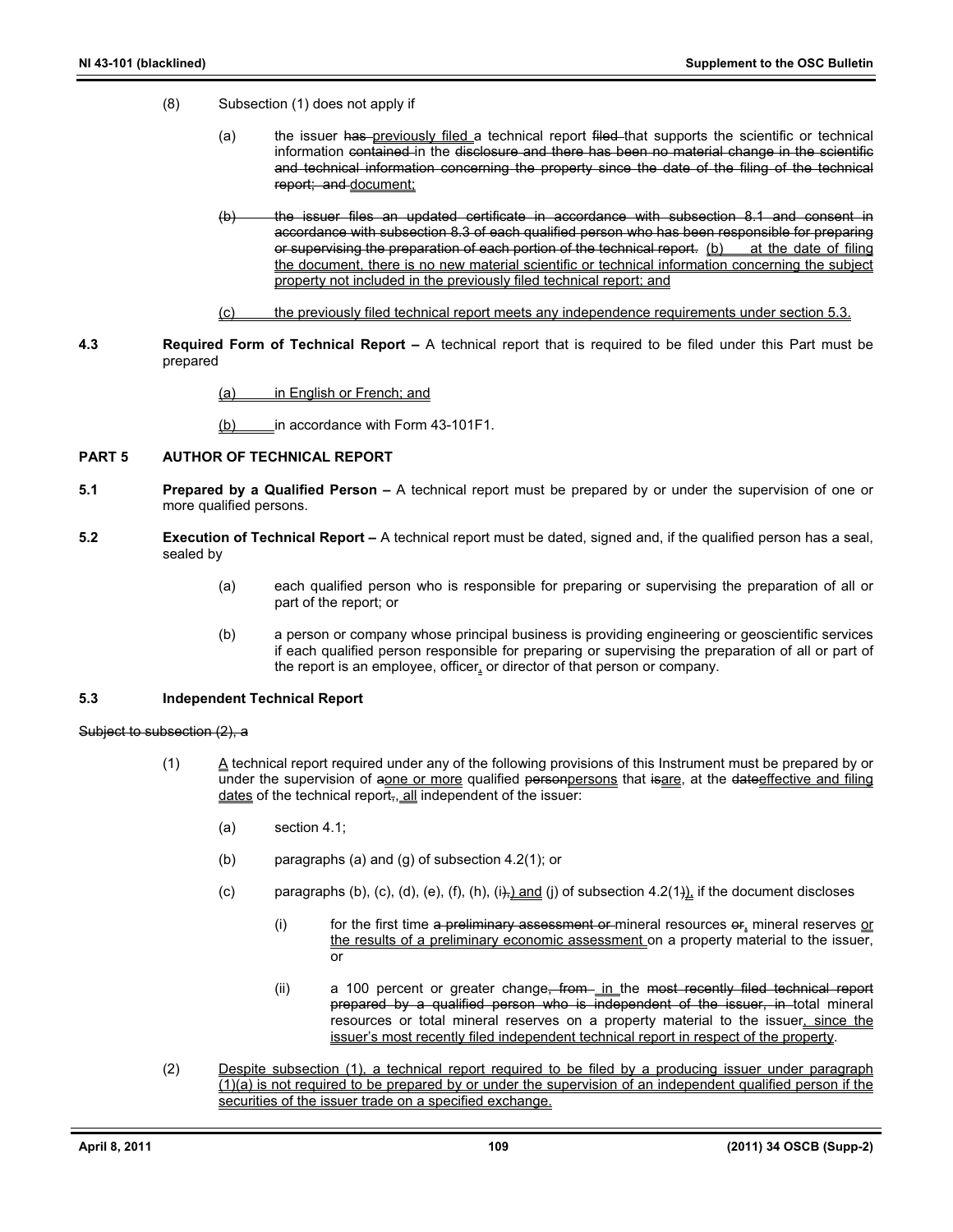(8) Subsection (1) does not apply if

(a) the issuer ~~has~~ <u>previously filed</u> a technical report ~~filed~~ that supports the scientific or technical information ~~contained~~ in the ~~disclosure and there has been no material change in the scientific and technical information concerning the property since the date of the filing of the technical report; and~~ <u>document;</u>

~~(b) the issuer files an updated certificate in accordance with subsection 8.1 and consent in accordance with subsection 8.3 of each qualified person who has been responsible for preparing or supervising the preparation of each portion of the technical report.~~ <u>(b) at the date of filing the document, there is no new material scientific or technical information concerning the subject property not included in the previously filed technical report; and</u>

<u>(c) the previously filed technical report meets any independence requirements under section 5.3.</u>

**4.3 Required Form of Technical Report –** A technical report that is required to be filed under this Part must be prepared

<u>(a) in English or French; and</u>

<u>(b)</u> in accordance with Form 43-101F1.

## PART 5 AUTHOR OF TECHNICAL REPORT

**5.1 Prepared by a Qualified Person –** A technical report must be prepared by or under the supervision of one or more qualified persons.

**5.2 Execution of Technical Report –** A technical report must be dated, signed and, if the qualified person has a seal, sealed by

(a) each qualified person who is responsible for preparing or supervising the preparation of all or part of the report; or

(b) a person or company whose principal business is providing engineering or geoscientific services if each qualified person responsible for preparing or supervising the preparation of all or part of the report is an employee, officer<u>,</u> or director of that person or company.

**5.3 Independent Technical Report**

~~Subject to subsection (2), a~~

(1) <u>A</u> technical report required under any of the following provisions of this Instrument must be prepared by or under the supervision of ~~a~~<u>one or more</u> qualified ~~person~~<u>persons</u> that ~~is~~<u>are</u>, at the ~~date~~<u>effective and filing dates</u> of the technical report~~,~~<u>, all</u> independent of the issuer:

(a) section 4.1;

(b) paragraphs (a) and (g) of subsection 4.2(1); or

(c) paragraphs (b), (c), (d), (e), (f), (h), (i~~),~~<u>) and</u> (j) of subsection 4.2(1~~)~~<u>),</u> if the document discloses

(i) for the first time ~~a preliminary assessment or~~ mineral resources ~~or~~<u>,</u> mineral reserves <u>or the results of a preliminary economic assessment</u> on a property material to the issuer, or

(ii) a 100 percent or greater change~~, from~~ <u>in</u> the ~~most recently filed technical report prepared by a qualified person who is independent of the issuer, in~~ total mineral resources or total mineral reserves on a property material to the issuer<u>, since the issuer's most recently filed independent technical report in respect of the property</u>.

(2) <u>Despite subsection (1), a technical report required to be filed by a producing issuer under paragraph (1)(a) is not required to be prepared by or under the supervision of an independent qualified person if the securities of the issuer trade on a specified exchange.</u>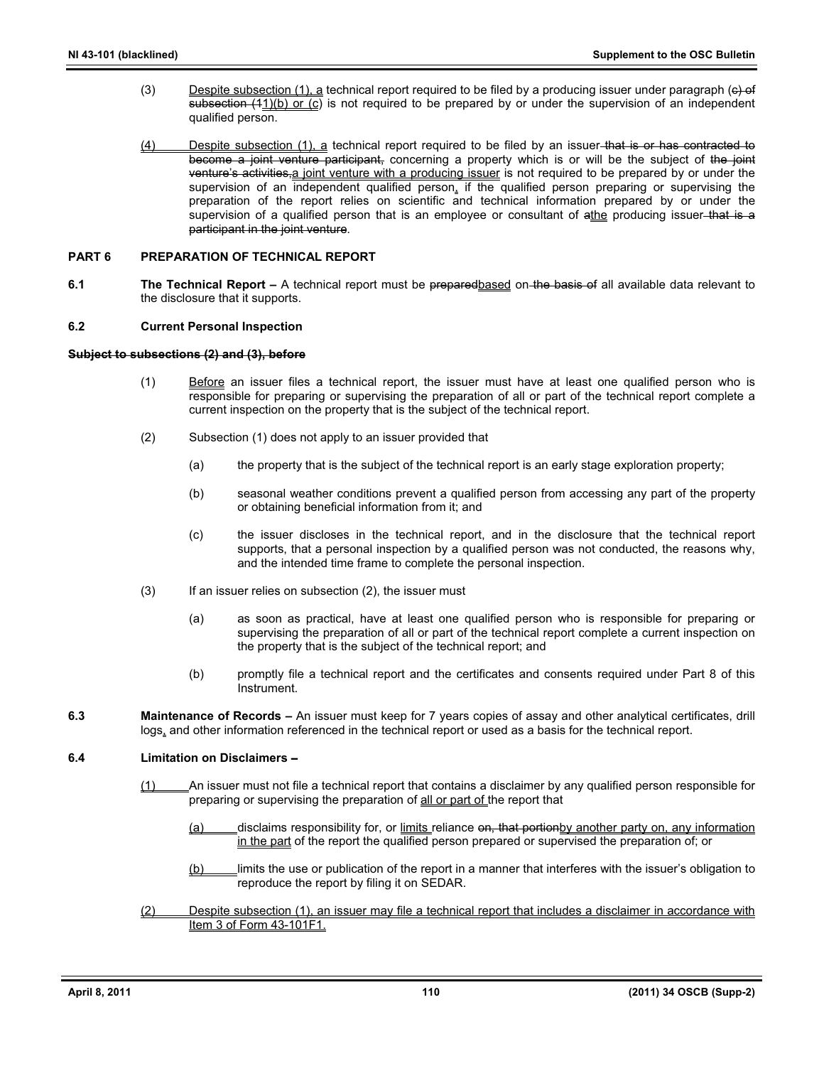(3) Despite subsection (1), a technical report required to be filed by a producing issuer under paragraph (c) of subsection (11)(b) or (c) is not required to be prepared by or under the supervision of an independent qualified person.

(4) Despite subsection (1), a technical report required to be filed by an issuer that is or has contracted to become a joint venture participant, concerning a property which is or will be the subject of the joint venture's activities,a joint venture with a producing issuer is not required to be prepared by or under the supervision of an independent qualified person, if the qualified person preparing or supervising the preparation of the report relies on scientific and technical information prepared by or under the supervision of a qualified person that is an employee or consultant of athe producing issuer that is a participant in the joint venture.

## PART 6 PREPARATION OF TECHNICAL REPORT

**6.1 The Technical Report –** A technical report must be preparedbased on the basis of all available data relevant to the disclosure that it supports.

### 6.2 Current Personal Inspection

**Subject to subsections (2) and (3), before**

(1) Before an issuer files a technical report, the issuer must have at least one qualified person who is responsible for preparing or supervising the preparation of all or part of the technical report complete a current inspection on the property that is the subject of the technical report.

(2) Subsection (1) does not apply to an issuer provided that

(a) the property that is the subject of the technical report is an early stage exploration property;

(b) seasonal weather conditions prevent a qualified person from accessing any part of the property or obtaining beneficial information from it; and

(c) the issuer discloses in the technical report, and in the disclosure that the technical report supports, that a personal inspection by a qualified person was not conducted, the reasons why, and the intended time frame to complete the personal inspection.

(3) If an issuer relies on subsection (2), the issuer must

(a) as soon as practical, have at least one qualified person who is responsible for preparing or supervising the preparation of all or part of the technical report complete a current inspection on the property that is the subject of the technical report; and

(b) promptly file a technical report and the certificates and consents required under Part 8 of this Instrument.

**6.3 Maintenance of Records –** An issuer must keep for 7 years copies of assay and other analytical certificates, drill logs, and other information referenced in the technical report or used as a basis for the technical report.

### 6.4 Limitation on Disclaimers –

(1) An issuer must not file a technical report that contains a disclaimer by any qualified person responsible for preparing or supervising the preparation of all or part of the report that

(a) disclaims responsibility for, or limits reliance on, that portionby another party on, any information in the part of the report the qualified person prepared or supervised the preparation of; or

(b) limits the use or publication of the report in a manner that interferes with the issuer's obligation to reproduce the report by filing it on SEDAR.

(2) Despite subsection (1), an issuer may file a technical report that includes a disclaimer in accordance with Item 3 of Form 43-101F1.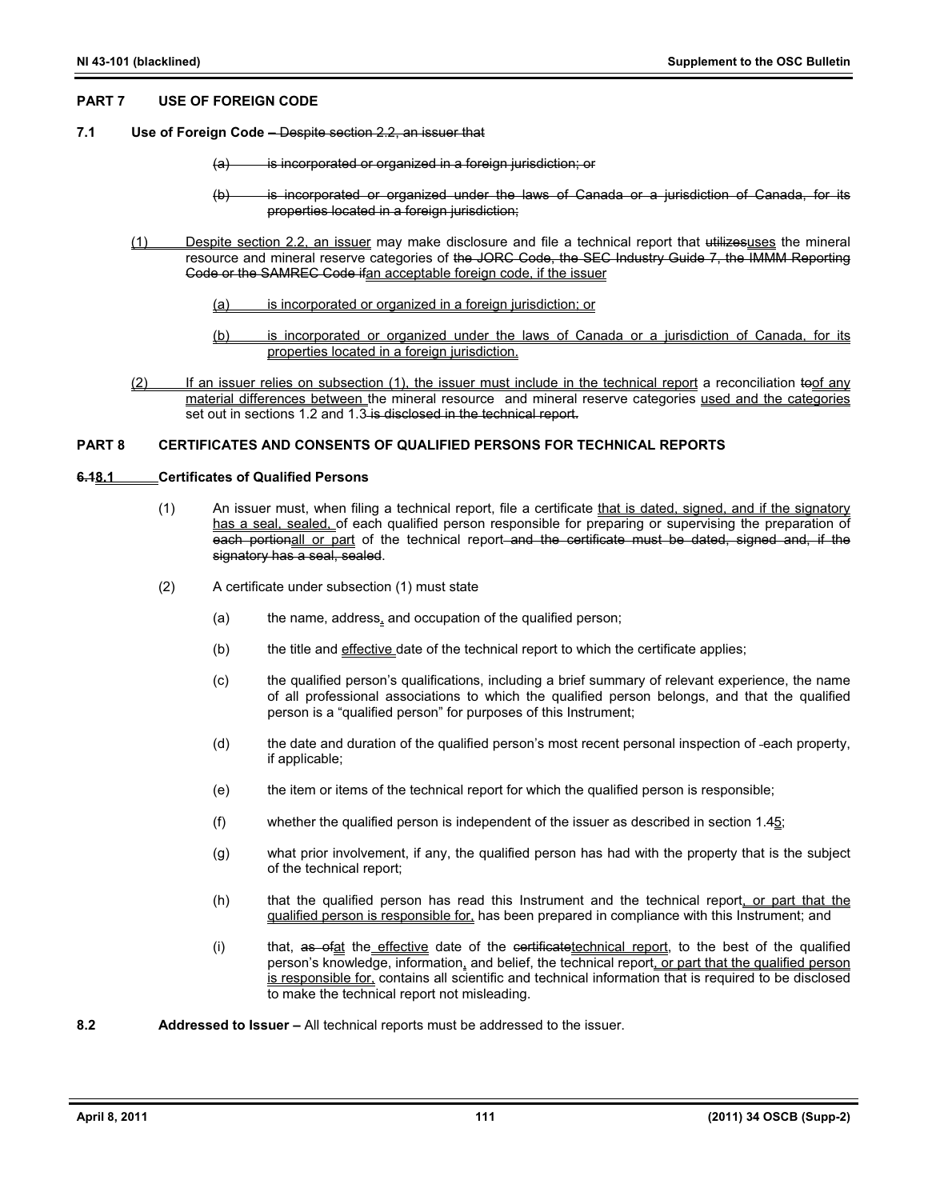## PART 7 USE OF FOREIGN CODE

**7.1 Use of Foreign Code** – ~~Despite section 2.2, an issuer that~~

> ~~(a) is incorporated or organized in a foreign jurisdiction; or~~
>
> ~~(b) is incorporated or organized under the laws of Canada or a jurisdiction of Canada, for its properties located in a foreign jurisdiction;~~

(1) Despite section 2.2, an issuer may make disclosure and file a technical report that ~~utilizes~~uses the mineral resource and mineral reserve categories of ~~the JORC Code, the SEC Industry Guide 7, the IMMM Reporting Code or the SAMREC Code if~~an acceptable foreign code, if the issuer

> (a) is incorporated or organized in a foreign jurisdiction; or
>
> (b) is incorporated or organized under the laws of Canada or a jurisdiction of Canada, for its properties located in a foreign jurisdiction.

(2) If an issuer relies on subsection (1), the issuer must include in the technical report a reconciliation ~~to~~of any material differences between the mineral resource and mineral reserve categories used and the categories set out in sections 1.2 and 1.3 ~~is disclosed in the technical report~~.

## PART 8 CERTIFICATES AND CONSENTS OF QUALIFIED PERSONS FOR TECHNICAL REPORTS

**~~6.1~~8.1 Certificates of Qualified Persons**

(1) An issuer must, when filing a technical report, file a certificate that is dated, signed, and if the signatory has a seal, sealed, of each qualified person responsible for preparing or supervising the preparation of ~~each portion~~all or part of the technical report ~~and the certificate must be dated, signed and, if the signatory has a seal, sealed~~.

(2) A certificate under subsection (1) must state

> (a) the name, address, and occupation of the qualified person;
>
> (b) the title and effective date of the technical report to which the certificate applies;
>
> (c) the qualified person's qualifications, including a brief summary of relevant experience, the name of all professional associations to which the qualified person belongs, and that the qualified person is a "qualified person" for purposes of this Instrument;
>
> (d) the date and duration of the qualified person's most recent personal inspection of each property, if applicable;
>
> (e) the item or items of the technical report for which the qualified person is responsible;
>
> (f) whether the qualified person is independent of the issuer as described in section 1.~~4~~5;
>
> (g) what prior involvement, if any, the qualified person has had with the property that is the subject of the technical report;
>
> (h) that the qualified person has read this Instrument and the technical report, or part that the qualified person is responsible for, has been prepared in compliance with this Instrument; and
>
> (i) that, ~~as of~~at the effective date of the ~~certificate~~technical report, to the best of the qualified person's knowledge, information, and belief, the technical report, or part that the qualified person is responsible for, contains all scientific and technical information that is required to be disclosed to make the technical report not misleading.

**8.2 Addressed to Issuer** – All technical reports must be addressed to the issuer.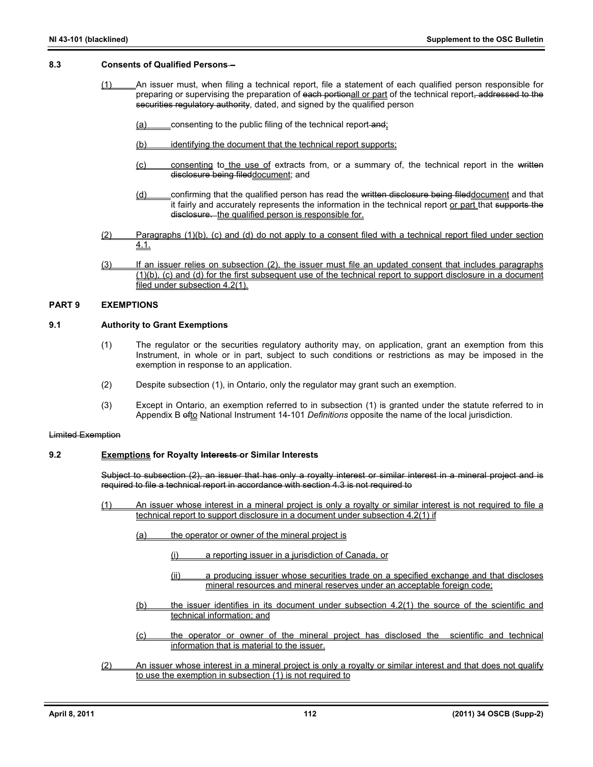### 8.3 Consents of Qualified Persons –

(1) An issuer must, when filing a technical report, file a statement of each qualified person responsible for preparing or supervising the preparation of each portionall or part of the technical report, addressed to the securities regulatory authority, dated, and signed by the qualified person

(a) consenting to the public filing of the technical report and;

(b) identifying the document that the technical report supports;

(c) consenting to the use of extracts from, or a summary of, the technical report in the written disclosure being fileddocument; and

(d) confirming that the qualified person has read the written disclosure being fileddocument and that it fairly and accurately represents the information in the technical report or part that supports the disclosure. the qualified person is responsible for.

(2) Paragraphs (1)(b), (c) and (d) do not apply to a consent filed with a technical report filed under section 4.1.

(3) If an issuer relies on subsection (2), the issuer must file an updated consent that includes paragraphs (1)(b), (c) and (d) for the first subsequent use of the technical report to support disclosure in a document filed under subsection 4.2(1).

## PART 9 EXEMPTIONS

### 9.1 Authority to Grant Exemptions

(1) The regulator or the securities regulatory authority may, on application, grant an exemption from this Instrument, in whole or in part, subject to such conditions or restrictions as may be imposed in the exemption in response to an application.

(2) Despite subsection (1), in Ontario, only the regulator may grant such an exemption.

(3) Except in Ontario, an exemption referred to in subsection (1) is granted under the statute referred to in Appendix B ofto National Instrument 14-101 *Definitions* opposite the name of the local jurisdiction.

Limited Exemption

### 9.2 Exemptions for Royalty Interests or Similar Interests

Subject to subsection (2), an issuer that has only a royalty interest or similar interest in a mineral project and is required to file a technical report in accordance with section 4.3 is not required to

(1) An issuer whose interest in a mineral project is only a royalty or similar interest is not required to file a technical report to support disclosure in a document under subsection 4.2(1) if

(a) the operator or owner of the mineral project is

(i) a reporting issuer in a jurisdiction of Canada, or

(ii) a producing issuer whose securities trade on a specified exchange and that discloses mineral resources and mineral reserves under an acceptable foreign code;

(b) the issuer identifies in its document under subsection 4.2(1) the source of the scientific and technical information; and

(c) the operator or owner of the mineral project has disclosed the scientific and technical information that is material to the issuer.

(2) An issuer whose interest in a mineral project is only a royalty or similar interest and that does not qualify to use the exemption in subsection (1) is not required to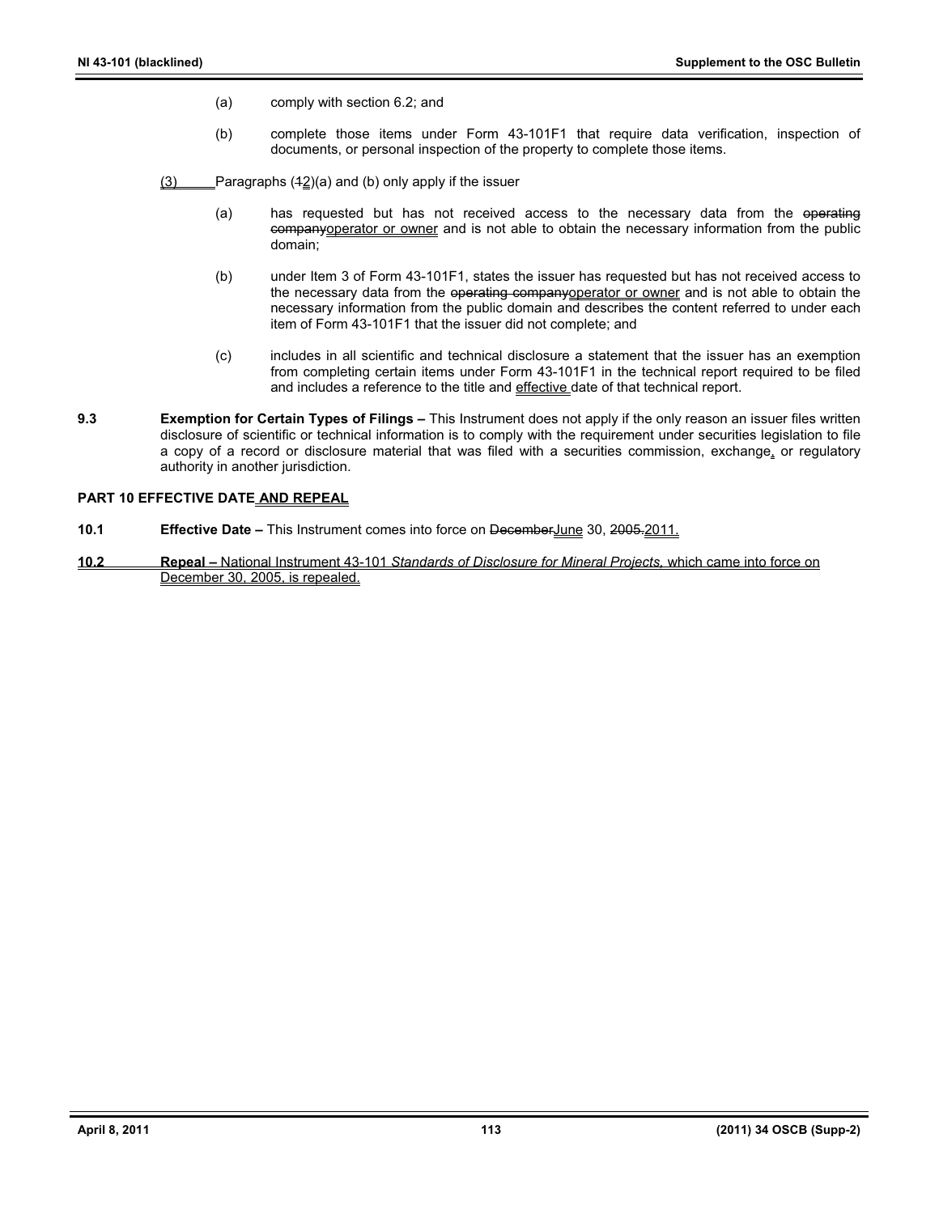(a) comply with section 6.2; and

(b) complete those items under Form 43-101F1 that require data verification, inspection of documents, or personal inspection of the property to complete those items.

(3) Paragraphs (12)(a) and (b) only apply if the issuer

(a) has requested but has not received access to the necessary data from the operating companyoperator or owner and is not able to obtain the necessary information from the public domain;

(b) under Item 3 of Form 43-101F1, states the issuer has requested but has not received access to the necessary data from the operating companyoperator or owner and is not able to obtain the necessary information from the public domain and describes the content referred to under each item of Form 43-101F1 that the issuer did not complete; and

(c) includes in all scientific and technical disclosure a statement that the issuer has an exemption from completing certain items under Form 43-101F1 in the technical report required to be filed and includes a reference to the title and effective date of that technical report.

**9.3 Exemption for Certain Types of Filings –** This Instrument does not apply if the only reason an issuer files written disclosure of scientific or technical information is to comply with the requirement under securities legislation to file a copy of a record or disclosure material that was filed with a securities commission, exchange, or regulatory authority in another jurisdiction.

**PART 10 EFFECTIVE DATE AND REPEAL**

**10.1 Effective Date –** This Instrument comes into force on DecemberJune 30, 2005.2011.

**10.2 Repeal –** National Instrument 43-101 *Standards of Disclosure for Mineral Projects,* which came into force on December 30, 2005, is repealed.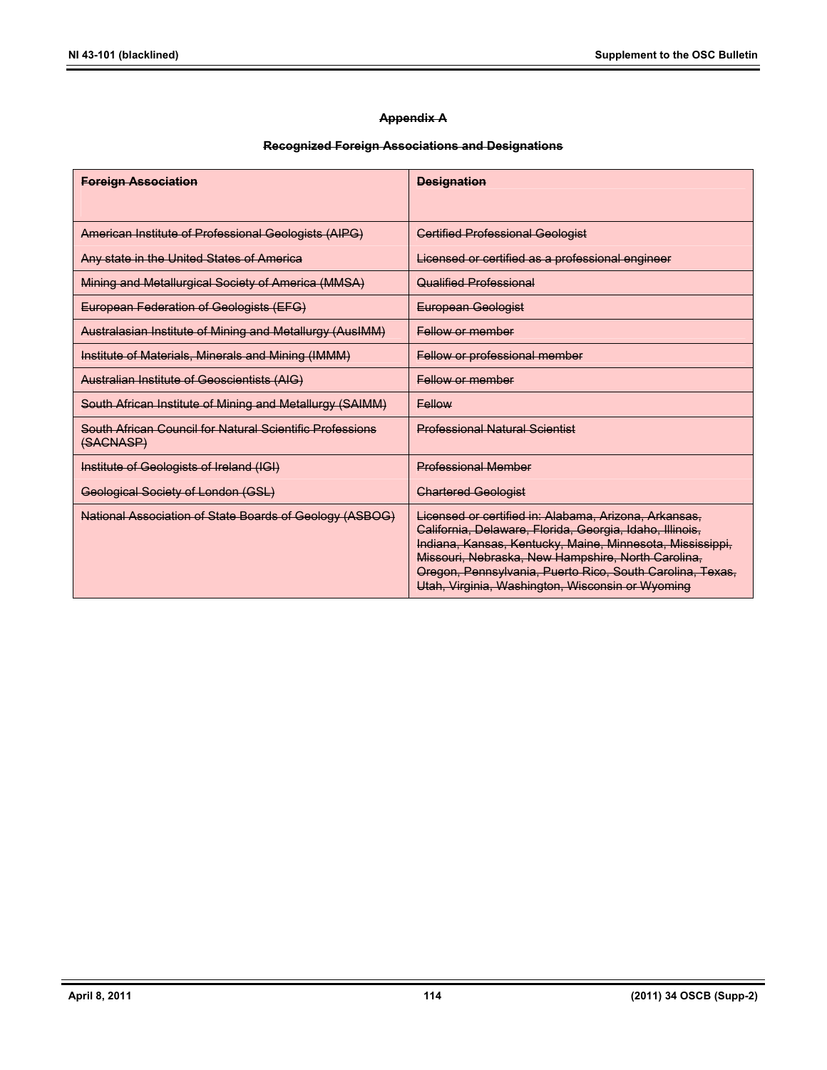**~~Appendix A~~**

**~~Recognized Foreign Associations and Designations~~**

| ~~**Foreign Association**~~ | ~~**Designation**~~ |
|---|---|
| ~~American Institute of Professional Geologists (AIPG)~~ | ~~Certified Professional Geologist~~ |
| ~~Any state in the United States of America~~ | ~~Licensed or certified as a professional engineer~~ |
| ~~Mining and Metallurgical Society of America (MMSA)~~ | ~~Qualified Professional~~ |
| ~~European Federation of Geologists (EFG)~~ | ~~European Geologist~~ |
| ~~Australasian Institute of Mining and Metallurgy (AusIMM)~~ | ~~Fellow or member~~ |
| ~~Institute of Materials, Minerals and Mining (IMMM)~~ | ~~Fellow or professional member~~ |
| ~~Australian Institute of Geoscientists (AIG)~~ | ~~Fellow or member~~ |
| ~~South African Institute of Mining and Metallurgy (SAIMM)~~ | ~~Fellow~~ |
| ~~South African Council for Natural Scientific Professions (SACNASP)~~ | ~~Professional Natural Scientist~~ |
| ~~Institute of Geologists of Ireland (IGI)~~ | ~~Professional Member~~ |
| ~~Geological Society of London (GSL)~~ | ~~Chartered Geologist~~ |
| ~~National Association of State Boards of Geology (ASBOG)~~ | ~~Licensed or certified in: Alabama, Arizona, Arkansas, California, Delaware, Florida, Georgia, Idaho, Illinois, Indiana, Kansas, Kentucky, Maine, Minnesota, Mississippi, Missouri, Nebraska, New Hampshire, North Carolina, Oregon, Pennsylvania, Puerto Rico, South Carolina, Texas, Utah, Virginia, Washington, Wisconsin or Wyoming~~ |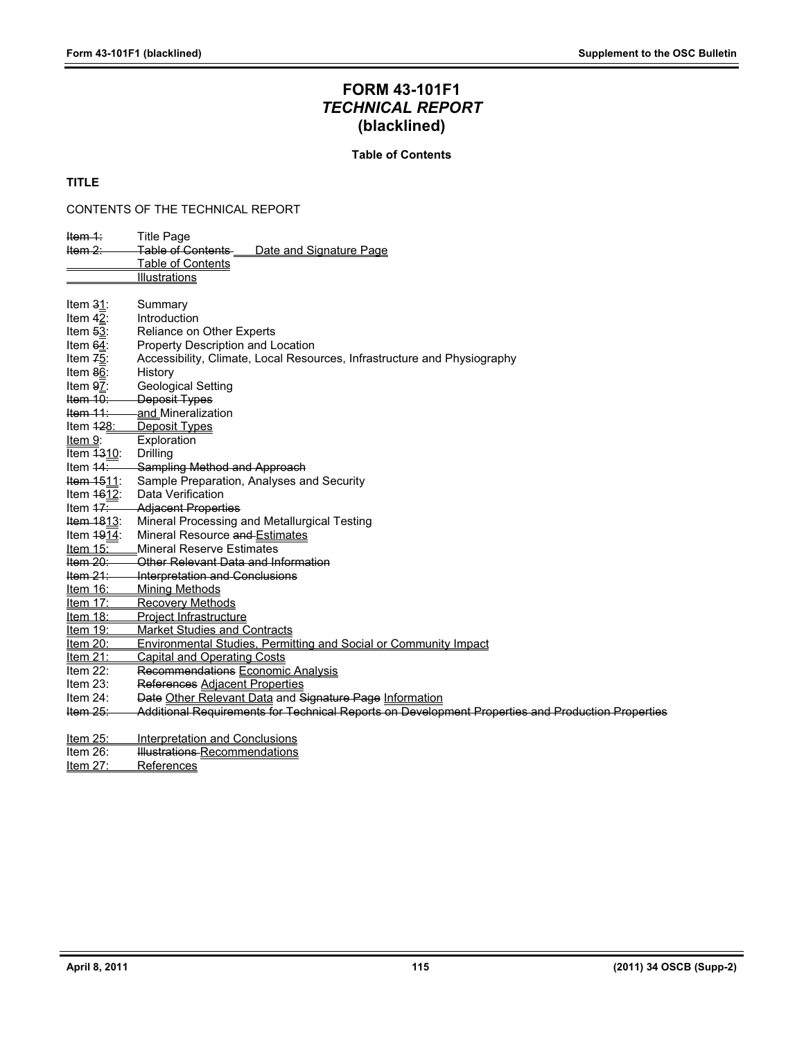# FORM 43-101F1
## *TECHNICAL REPORT*
## (blacklined)

**Table of Contents**

**TITLE**

CONTENTS OF THE TECHNICAL REPORT

~~Item 1:~~ Title Page
~~Item 2: Table of Contents~~ Date and Signature Page
Table of Contents
Illustrations

Item ~~3~~1: Summary
Item ~~4~~2: Introduction
Item ~~5~~3: Reliance on Other Experts
Item ~~6~~4: Property Description and Location
Item ~~7~~5: Accessibility, Climate, Local Resources, Infrastructure and Physiography
Item ~~8~~6: History
Item ~~9~~7: Geological Setting
~~Item 10: Deposit Types~~
~~Item 11:~~ and Mineralization
Item ~~12~~8: Deposit Types
Item 9: Exploration
Item ~~13~~10: Drilling
Item ~~14: Sampling Method and Approach~~
~~Item 15~~11: Sample Preparation, Analyses and Security
Item ~~16~~12: Data Verification
Item ~~17: Adjacent Properties~~
~~Item 18~~13: Mineral Processing and Metallurgical Testing
Item ~~19~~14: Mineral Resource ~~and~~ Estimates
Item 15: Mineral Reserve Estimates
~~Item 20: Other Relevant Data and Information~~
~~Item 21: Interpretation and Conclusions~~
Item 16: Mining Methods
Item 17: Recovery Methods
Item 18: Project Infrastructure
Item 19: Market Studies and Contracts
Item 20: Environmental Studies, Permitting and Social or Community Impact
Item 21: Capital and Operating Costs
Item 22: ~~Recommendations~~ Economic Analysis
Item 23: ~~References~~ Adjacent Properties
Item 24: ~~Date~~ Other Relevant Data and ~~Signature Page~~ Information
~~Item 25: Additional Requirements for Technical Reports on Development Properties and Production Properties~~

Item 25: Interpretation and Conclusions
Item 26: ~~Illustrations~~ Recommendations
Item 27: References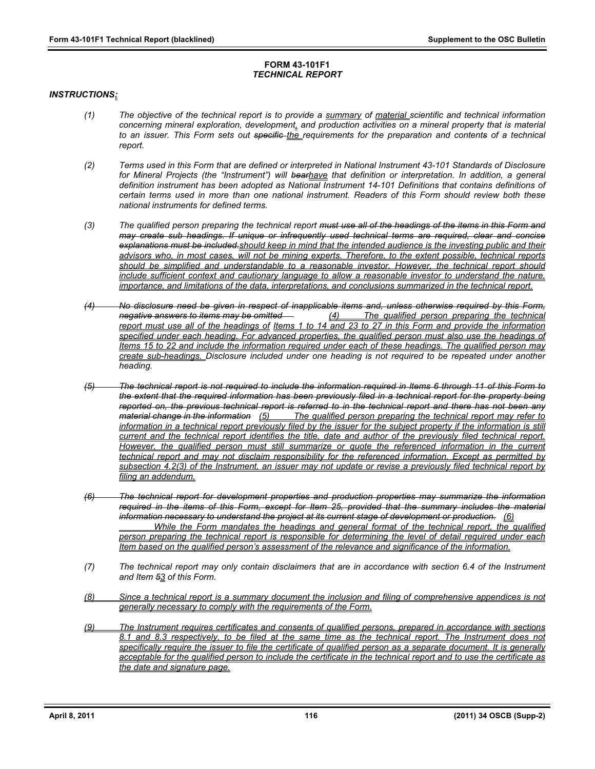**FORM 43-101F1**
***TECHNICAL REPORT***

***INSTRUCTIONS:***

*(1) The objective of the technical report is to provide a summary of material scientific and technical information concerning mineral exploration, development, and production activities on a mineral property that is material to an issuer. This Form sets out ~~specific~~ the requirements for the preparation and content~~s~~ of a technical report.*

*(2) Terms used in this Form that are defined or interpreted in National Instrument 43-101 Standards of Disclosure for Mineral Projects (the "Instrument") will ~~bear~~have that definition or interpretation. In addition, a general definition instrument has been adopted as National Instrument 14-101 Definitions that contains definitions of certain terms used in more than one national instrument. Readers of this Form should review both these national instruments for defined terms.*

*(3) The qualified person preparing the technical report ~~must use all of the headings of the items in this Form and may create sub headings. If unique or infrequently used technical terms are required, clear and concise explanations must be included.~~should keep in mind that the intended audience is the investing public and their advisors who, in most cases, will not be mining experts. Therefore, to the extent possible, technical reports should be simplified and understandable to a reasonable investor. However, the technical report should include sufficient context and cautionary language to allow a reasonable investor to understand the nature, importance, and limitations of the data, interpretations, and conclusions summarized in the technical report.*

*~~(4) No disclosure need be given in respect of inapplicable items and, unless otherwise required by this Form, negative answers to items may be omitted~~ (4) The qualified person preparing the technical report must use all of the headings of Items 1 to 14 and 23 to 27 in this Form and provide the information specified under each heading. For advanced properties, the qualified person must also use the headings of Items 15 to 22 and include the information required under each of these headings. The qualified person may create sub-headings. Disclosure included under one heading is not required to be repeated under another heading.*

*~~(5) The technical report is not required to include the information required in Items 6 through 11 of this Form to the extent that the required information has been previously filed in a technical report for the property being reported on, the previous technical report is referred to in the technical report and there has not been any material change in the information~~ (5) The qualified person preparing the technical report may refer to information in a technical report previously filed by the issuer for the subject property if the information is still current and the technical report identifies the title, date and author of the previously filed technical report. However, the qualified person must still summarize or quote the referenced information in the current technical report and may not disclaim responsibility for the referenced information. Except as permitted by subsection 4.2(3) of the Instrument, an issuer may not update or revise a previously filed technical report by filing an addendum.*

*~~(6) The technical report for development properties and production properties may summarize the information required in the items of this Form, except for Item 25, provided that the summary includes the material information necessary to understand the project at its current stage of development or production.~~ (6) While the Form mandates the headings and general format of the technical report, the qualified person preparing the technical report is responsible for determining the level of detail required under each Item based on the qualified person's assessment of the relevance and significance of the information.*

*(7) The technical report may only contain disclaimers that are in accordance with section 6.4 of the Instrument and Item ~~5~~3 of this Form.*

*(8) Since a technical report is a summary document the inclusion and filing of comprehensive appendices is not generally necessary to comply with the requirements of the Form.*

*(9) The Instrument requires certificates and consents of qualified persons, prepared in accordance with sections 8.1 and 8.3 respectively, to be filed at the same time as the technical report. The Instrument does not specifically require the issuer to file the certificate of qualified person as a separate document. It is generally acceptable for the qualified person to include the certificate in the technical report and to use the certificate as the date and signature page.*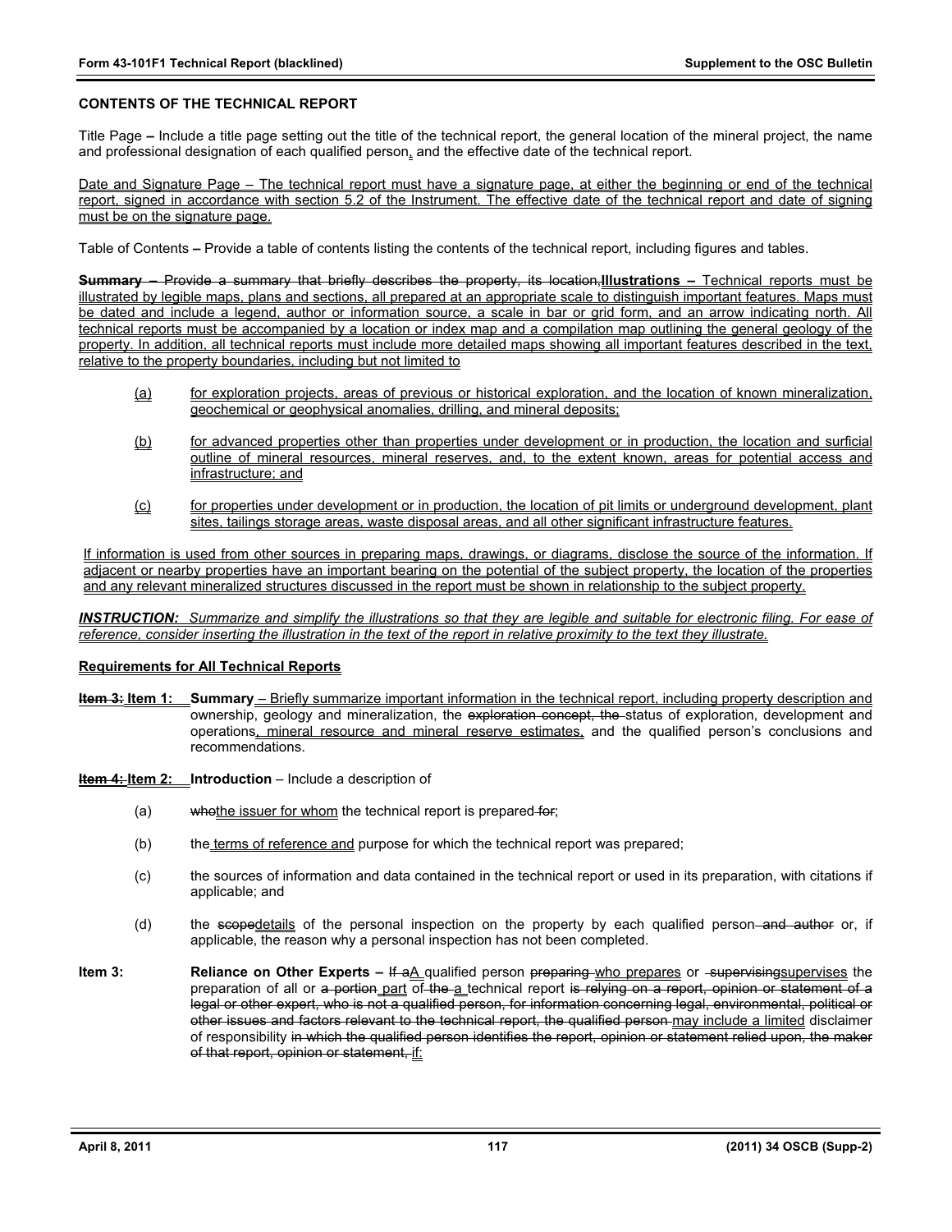## CONTENTS OF THE TECHNICAL REPORT

Title Page **–** Include a title page setting out the title of the technical report, the general location of the mineral project, the name and professional designation of each qualified person, and the effective date of the technical report.

Date and Signature Page – The technical report must have a signature page, at either the beginning or end of the technical report, signed in accordance with section 5.2 of the Instrument. The effective date of the technical report and date of signing must be on the signature page.

Table of Contents **–** Provide a table of contents listing the contents of the technical report, including figures and tables.

~~**Summary –** Provide a summary that briefly describes the property, its location,~~**Illustrations –** Technical reports must be illustrated by legible maps, plans and sections, all prepared at an appropriate scale to distinguish important features. Maps must be dated and include a legend, author or information source, a scale in bar or grid form, and an arrow indicating north. All technical reports must be accompanied by a location or index map and a compilation map outlining the general geology of the property. In addition, all technical reports must include more detailed maps showing all important features described in the text, relative to the property boundaries, including but not limited to

(a) for exploration projects, areas of previous or historical exploration, and the location of known mineralization, geochemical or geophysical anomalies, drilling, and mineral deposits;

(b) for advanced properties other than properties under development or in production, the location and surficial outline of mineral resources, mineral reserves, and, to the extent known, areas for potential access and infrastructure; and

(c) for properties under development or in production, the location of pit limits or underground development, plant sites, tailings storage areas, waste disposal areas, and all other significant infrastructure features.

If information is used from other sources in preparing maps, drawings, or diagrams, disclose the source of the information. If adjacent or nearby properties have an important bearing on the potential of the subject property, the location of the properties and any relevant mineralized structures discussed in the report must be shown in relationship to the subject property.

***INSTRUCTION:*** *Summarize and simplify the illustrations so that they are legible and suitable for electronic filing. For ease of reference, consider inserting the illustration in the text of the report in relative proximity to the text they illustrate.*

### Requirements for All Technical Reports

~~**Item 3:**~~ **Item 1:** **Summary** – Briefly summarize important information in the technical report, including property description and ownership, geology and mineralization, the ~~exploration concept, the~~ status of exploration, development and operations, mineral resource and mineral reserve estimates, and the qualified person's conclusions and recommendations.

~~**Item 4:**~~ **Item 2:** **Introduction** – Include a description of

(a) ~~who~~the issuer for whom the technical report is prepared ~~for~~;

(b) the terms of reference and purpose for which the technical report was prepared;

(c) the sources of information and data contained in the technical report or used in its preparation, with citations if applicable; and

(d) the ~~scope~~details of the personal inspection on the property by each qualified person ~~and author~~ or, if applicable, the reason why a personal inspection has not been completed.

**Item 3:** **Reliance on Other Experts –** ~~If a~~A qualified person ~~preparing~~ who prepares or ~~supervising~~supervises the preparation of all or ~~a portion~~ part of ~~the~~ a technical report ~~is relying on a report, opinion or statement of a legal or other expert, who is not a qualified person, for information concerning legal, environmental, political or other issues and factors relevant to the technical report, the qualified person~~ may include a limited disclaimer of responsibility ~~in which the qualified person identifies the report, opinion or statement relied upon, the maker of that report, opinion or statement,~~ if: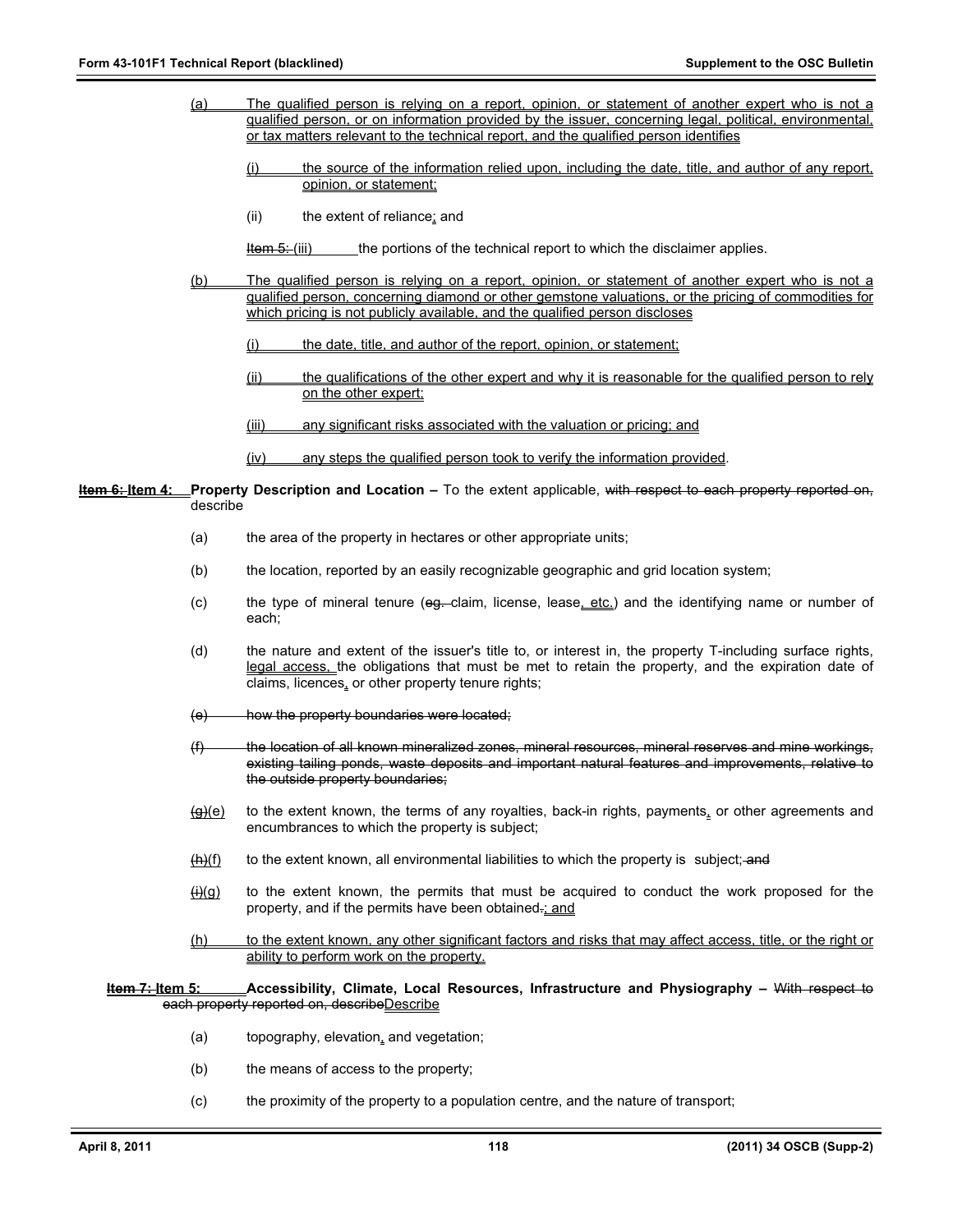(a) The qualified person is relying on a report, opinion, or statement of another expert who is not a qualified person, or on information provided by the issuer, concerning legal, political, environmental, or tax matters relevant to the technical report, and the qualified person identifies

(i) the source of the information relied upon, including the date, title, and author of any report, opinion, or statement;

(ii) the extent of reliance; and

~~Item 5:~~ (iii) the portions of the technical report to which the disclaimer applies.

(b) The qualified person is relying on a report, opinion, or statement of another expert who is not a qualified person, concerning diamond or other gemstone valuations, or the pricing of commodities for which pricing is not publicly available, and the qualified person discloses

(i) the date, title, and author of the report, opinion, or statement;

(ii) the qualifications of the other expert and why it is reasonable for the qualified person to rely on the other expert;

(iii) any significant risks associated with the valuation or pricing; and

(iv) any steps the qualified person took to verify the information provided.

**~~Item 6:~~ Item 4: Property Description and Location –** To the extent applicable, ~~with respect to each property reported on,~~ describe

(a) the area of the property in hectares or other appropriate units;

(b) the location, reported by an easily recognizable geographic and grid location system;

(c) the type of mineral tenure (~~eg.~~ claim, license, lease, etc.) and the identifying name or number of each;

(d) the nature and extent of the issuer's title to, or interest in, the property T-including surface rights, legal access, the obligations that must be met to retain the property, and the expiration date of claims, licences, or other property tenure rights;

~~(e) how the property boundaries were located;~~

~~(f) the location of all known mineralized zones, mineral resources, mineral reserves and mine workings, existing tailing ponds, waste deposits and important natural features and improvements, relative to the outside property boundaries;~~

~~(g)~~(e) to the extent known, the terms of any royalties, back-in rights, payments, or other agreements and encumbrances to which the property is subject;

~~(h)~~(f) to the extent known, all environmental liabilities to which the property is subject; ~~and~~

~~(i)~~(g) to the extent known, the permits that must be acquired to conduct the work proposed for the property, and if the permits have been obtained~~.~~; and

(h) to the extent known, any other significant factors and risks that may affect access, title, or the right or ability to perform work on the property.

**~~Item 7:~~ Item 5: Accessibility, Climate, Local Resources, Infrastructure and Physiography –** ~~With respect to each property reported on, describe~~Describe

(a) topography, elevation, and vegetation;

(b) the means of access to the property;

(c) the proximity of the property to a population centre, and the nature of transport;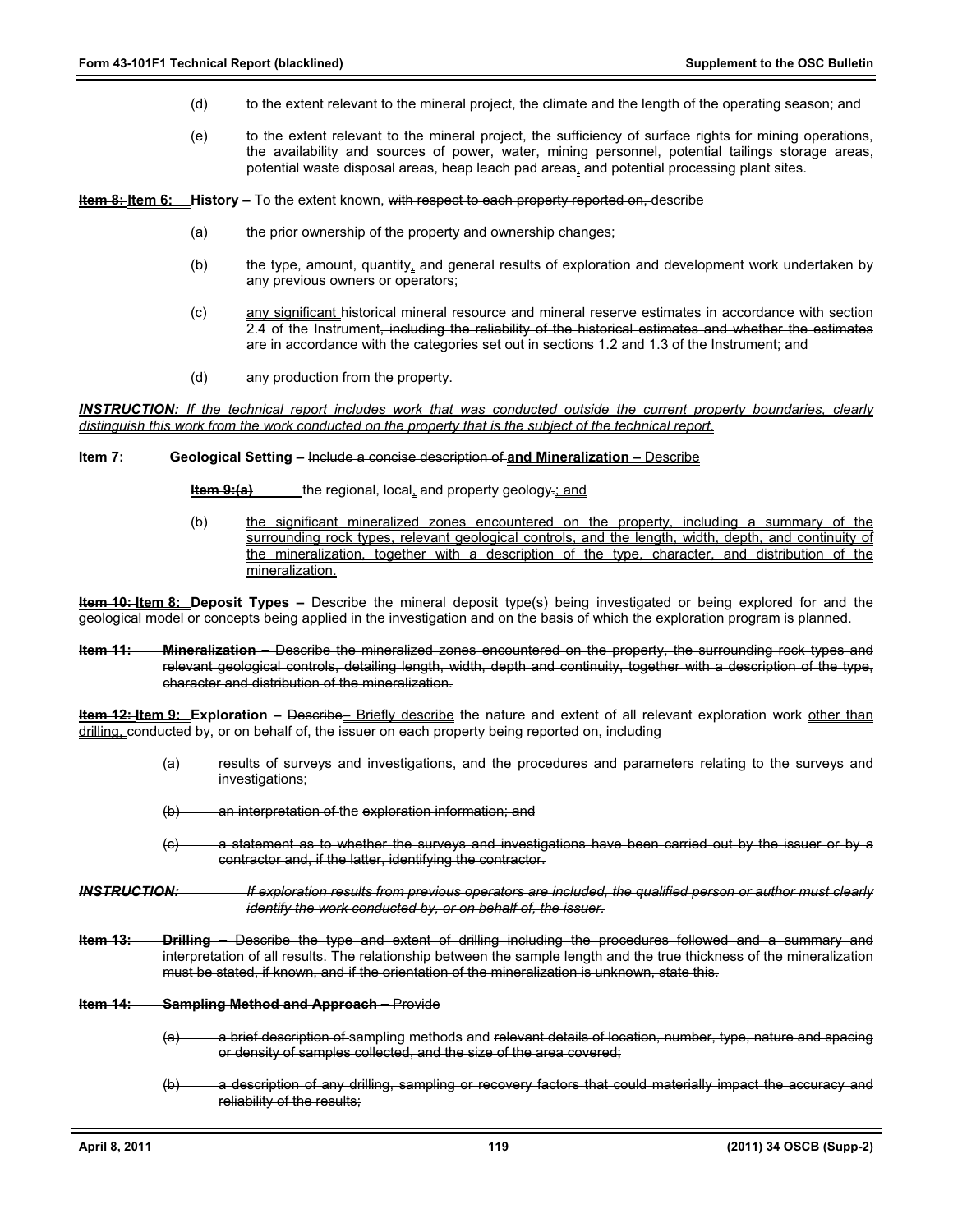(d) to the extent relevant to the mineral project, the climate and the length of the operating season; and

(e) to the extent relevant to the mineral project, the sufficiency of surface rights for mining operations, the availability and sources of power, water, mining personnel, potential tailings storage areas, potential waste disposal areas, heap leach pad areas, and potential processing plant sites.

~~Item 8:~~ **Item 6: History –** To the extent known, ~~with respect to each property reported on,~~ describe

(a) the prior ownership of the property and ownership changes;

(b) the type, amount, quantity, and general results of exploration and development work undertaken by any previous owners or operators;

(c) any significant historical mineral resource and mineral reserve estimates in accordance with section 2.4 of the Instrument~~, including the reliability of the historical estimates and whether the estimates are in accordance with the categories set out in sections 1.2 and 1.3 of the Instrument~~; and

(d) any production from the property.

***INSTRUCTION:*** *If the technical report includes work that was conducted outside the current property boundaries, clearly distinguish this work from the work conducted on the property that is the subject of the technical report.*

**Item 7: Geological Setting –** ~~Include a concise description of~~ **and Mineralization –** Describe

~~Item 9:~~(a) the regional, local, and property geology~~.~~; and

(b) the significant mineralized zones encountered on the property, including a summary of the surrounding rock types, relevant geological controls, and the length, width, depth, and continuity of the mineralization, together with a description of the type, character, and distribution of the mineralization.

~~Item 10:~~ **Item 8: Deposit Types –** Describe the mineral deposit type(s) being investigated or being explored for and the geological model or concepts being applied in the investigation and on the basis of which the exploration program is planned.

~~**Item 11: Mineralization –** Describe the mineralized zones encountered on the property, the surrounding rock types and relevant geological controls, detailing length, width, depth and continuity, together with a description of the type, character and distribution of the mineralization.~~

~~Item 12:~~ **Item 9: Exploration –** ~~Describe~~– Briefly describe the nature and extent of all relevant exploration work other than drilling, conducted by~~,~~ or on behalf of, the issuer ~~on each property being reported on~~, including

(a) ~~results of surveys and investigations, and~~ the procedures and parameters relating to the surveys and investigations;

~~(b) an interpretation of~~ the ~~exploration information; and~~

~~(c) a statement as to whether the surveys and investigations have been carried out by the issuer or by a contractor and, if the latter, identifying the contractor.~~

~~***INSTRUCTION:*** *If exploration results from previous operators are included, the qualified person or author must clearly identify the work conducted by, or on behalf of, the issuer.*~~

~~**Item 13: Drilling –** Describe the type and extent of drilling including the procedures followed and a summary and interpretation of all results. The relationship between the sample length and the true thickness of the mineralization must be stated, if known, and if the orientation of the mineralization is unknown, state this.~~

~~**Item 14: Sampling Method and Approach –** Provide~~

~~(a) a brief description of~~ sampling methods and ~~relevant details of location, number, type, nature and spacing or density of samples collected, and the size of the area covered;~~

~~(b) a description of any drilling, sampling or recovery factors that could materially impact the accuracy and reliability of the results;~~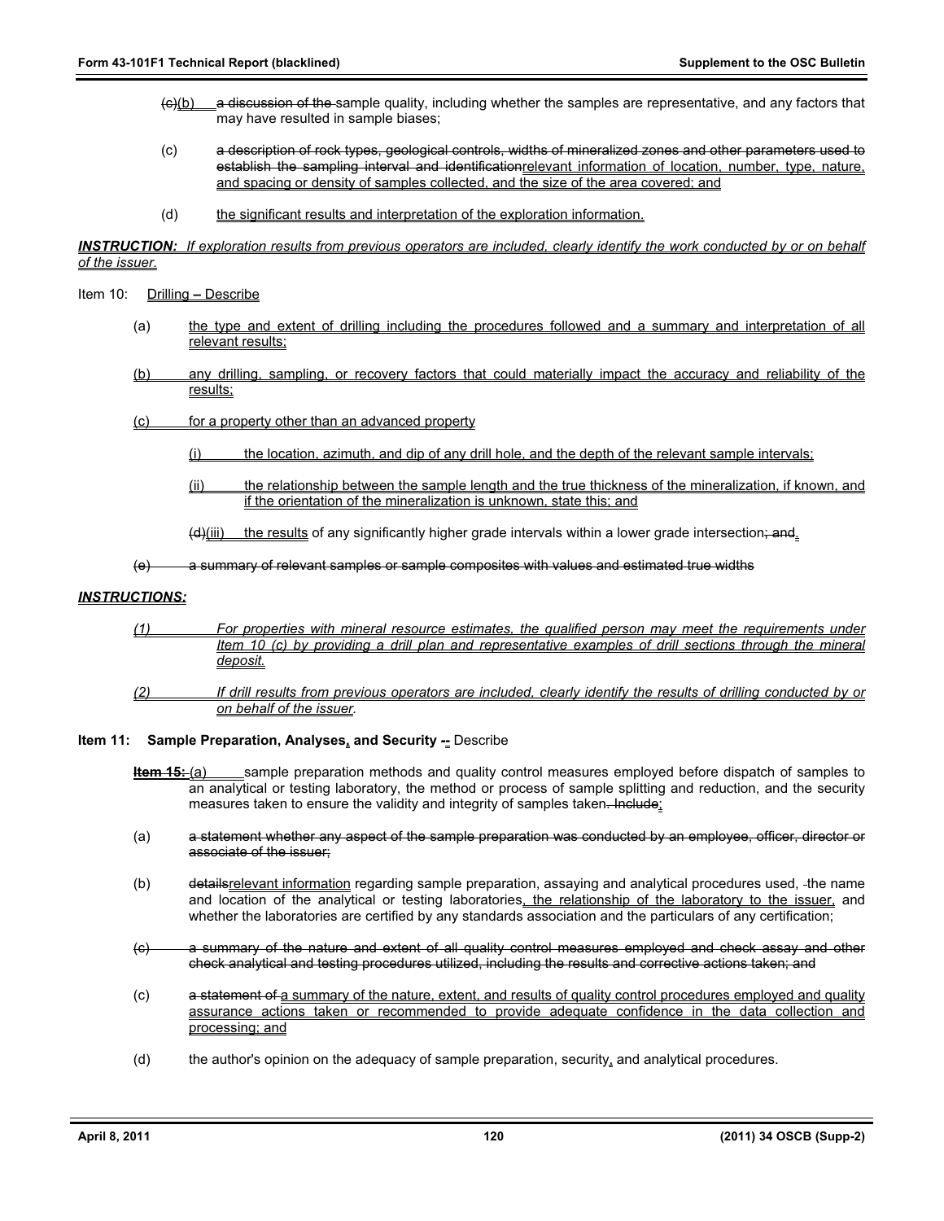(c)(b) a discussion of the sample quality, including whether the samples are representative, and any factors that may have resulted in sample biases;

(c) a description of rock types, geological controls, widths of mineralized zones and other parameters used to establish the sampling interval and identificationrelevant information of location, number, type, nature, and spacing or density of samples collected, and the size of the area covered; and

(d) the significant results and interpretation of the exploration information.

***INSTRUCTION:** If exploration results from previous operators are included, clearly identify the work conducted by or on behalf of the issuer.*

Item 10: Drilling – Describe

(a) the type and extent of drilling including the procedures followed and a summary and interpretation of all relevant results;

(b) any drilling, sampling, or recovery factors that could materially impact the accuracy and reliability of the results;

(c) for a property other than an advanced property

(i) the location, azimuth, and dip of any drill hole, and the depth of the relevant sample intervals;

(ii) the relationship between the sample length and the true thickness of the mineralization, if known, and if the orientation of the mineralization is unknown, state this; and

(d)(iii) the results of any significantly higher grade intervals within a lower grade intersection; and.

(e) a summary of relevant samples or sample composites with values and estimated true widths

***INSTRUCTIONS:***

*(1) For properties with mineral resource estimates, the qualified person may meet the requirements under Item 10 (c) by providing a drill plan and representative examples of drill sections through the mineral deposit.*

*(2) If drill results from previous operators are included, clearly identify the results of drilling conducted by or on behalf of the issuer.*

**Item 11: Sample Preparation, Analyses, and Security --** Describe

**Item 15:** (a) sample preparation methods and quality control measures employed before dispatch of samples to an analytical or testing laboratory, the method or process of sample splitting and reduction, and the security measures taken to ensure the validity and integrity of samples taken. Include;

(a) a statement whether any aspect of the sample preparation was conducted by an employee, officer, director or associate of the issuer;

(b) detailsrelevant information regarding sample preparation, assaying and analytical procedures used, the name and location of the analytical or testing laboratories, the relationship of the laboratory to the issuer, and whether the laboratories are certified by any standards association and the particulars of any certification;

(c) a summary of the nature and extent of all quality control measures employed and check assay and other check analytical and testing procedures utilized, including the results and corrective actions taken; and

(c) a statement of a summary of the nature, extent, and results of quality control procedures employed and quality assurance actions taken or recommended to provide adequate confidence in the data collection and processing; and

(d) the author's opinion on the adequacy of sample preparation, security, and analytical procedures.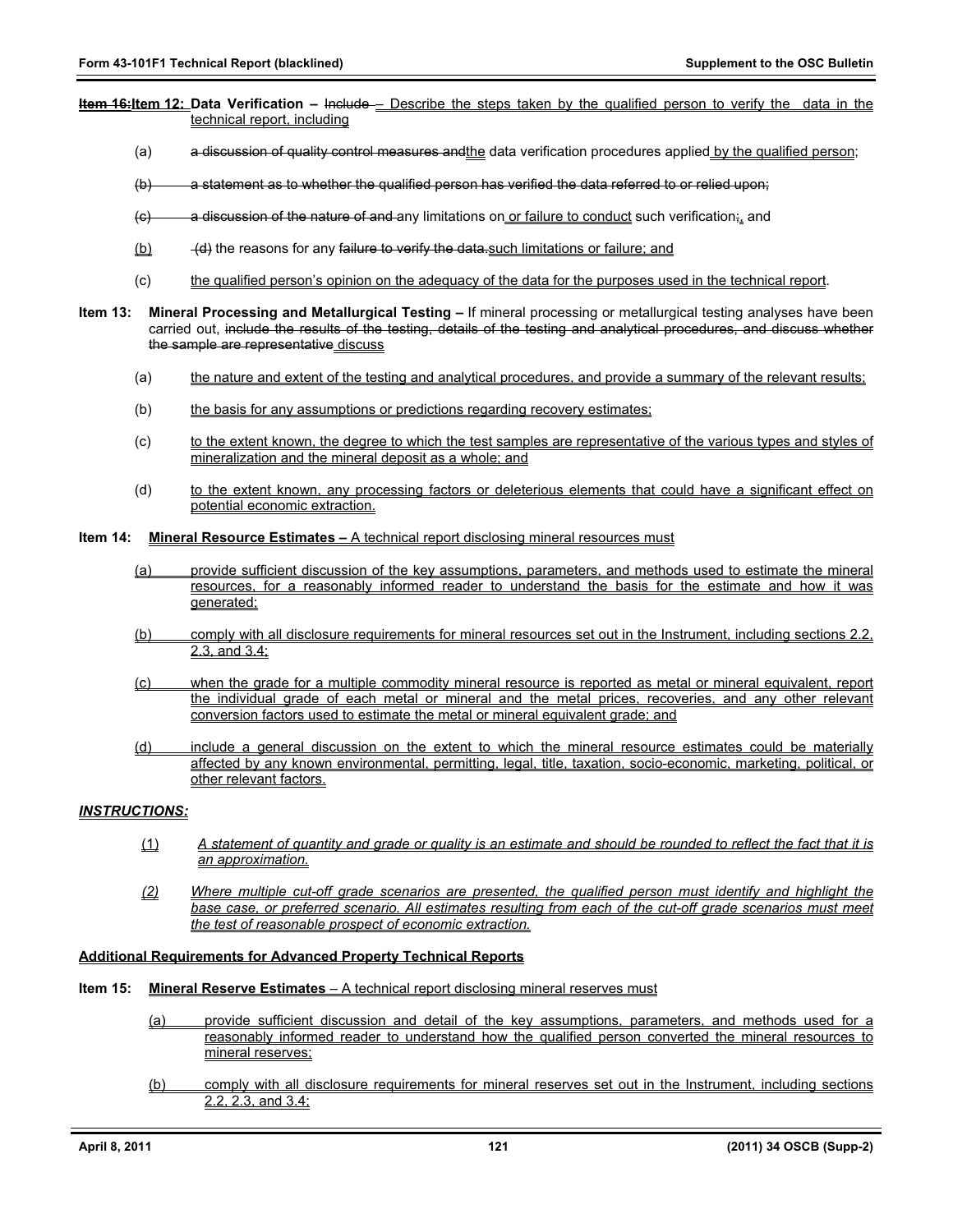~~Item 16:~~**Item 12: Data Verification –** ~~Include~~ – Describe the steps taken by the qualified person to verify the data in the technical report, including

(a) ~~a discussion of quality control measures and~~the data verification procedures applied by the qualified person;

~~(b) a statement as to whether the qualified person has verified the data referred to or relied upon;~~

~~(c) a discussion of the nature of and~~ any limitations on or failure to conduct such verification;, and

(b) ~~(d)~~ the reasons for any ~~failure to verify the data.~~such limitations or failure; and

(c) the qualified person's opinion on the adequacy of the data for the purposes used in the technical report.

**Item 13: Mineral Processing and Metallurgical Testing –** If mineral processing or metallurgical testing analyses have been carried out, ~~include the results of the testing, details of the testing and analytical procedures, and discuss whether the sample are representative~~ discuss

(a) the nature and extent of the testing and analytical procedures, and provide a summary of the relevant results;

(b) the basis for any assumptions or predictions regarding recovery estimates;

(c) to the extent known, the degree to which the test samples are representative of the various types and styles of mineralization and the mineral deposit as a whole; and

(d) to the extent known, any processing factors or deleterious elements that could have a significant effect on potential economic extraction.

**Item 14: Mineral Resource Estimates –** A technical report disclosing mineral resources must

(a) provide sufficient discussion of the key assumptions, parameters, and methods used to estimate the mineral resources, for a reasonably informed reader to understand the basis for the estimate and how it was generated;

(b) comply with all disclosure requirements for mineral resources set out in the Instrument, including sections 2.2, 2.3, and 3.4;

(c) when the grade for a multiple commodity mineral resource is reported as metal or mineral equivalent, report the individual grade of each metal or mineral and the metal prices, recoveries, and any other relevant conversion factors used to estimate the metal or mineral equivalent grade; and

(d) include a general discussion on the extent to which the mineral resource estimates could be materially affected by any known environmental, permitting, legal, title, taxation, socio-economic, marketing, political, or other relevant factors.

***INSTRUCTIONS:***

(1) *A statement of quantity and grade or quality is an estimate and should be rounded to reflect the fact that it is an approximation.*

(2) *Where multiple cut-off grade scenarios are presented, the qualified person must identify and highlight the base case, or preferred scenario. All estimates resulting from each of the cut-off grade scenarios must meet the test of reasonable prospect of economic extraction.*

**Additional Requirements for Advanced Property Technical Reports**

**Item 15: Mineral Reserve Estimates** – A technical report disclosing mineral reserves must

(a) provide sufficient discussion and detail of the key assumptions, parameters, and methods used for a reasonably informed reader to understand how the qualified person converted the mineral resources to mineral reserves;

(b) comply with all disclosure requirements for mineral reserves set out in the Instrument, including sections 2.2, 2.3, and 3.4;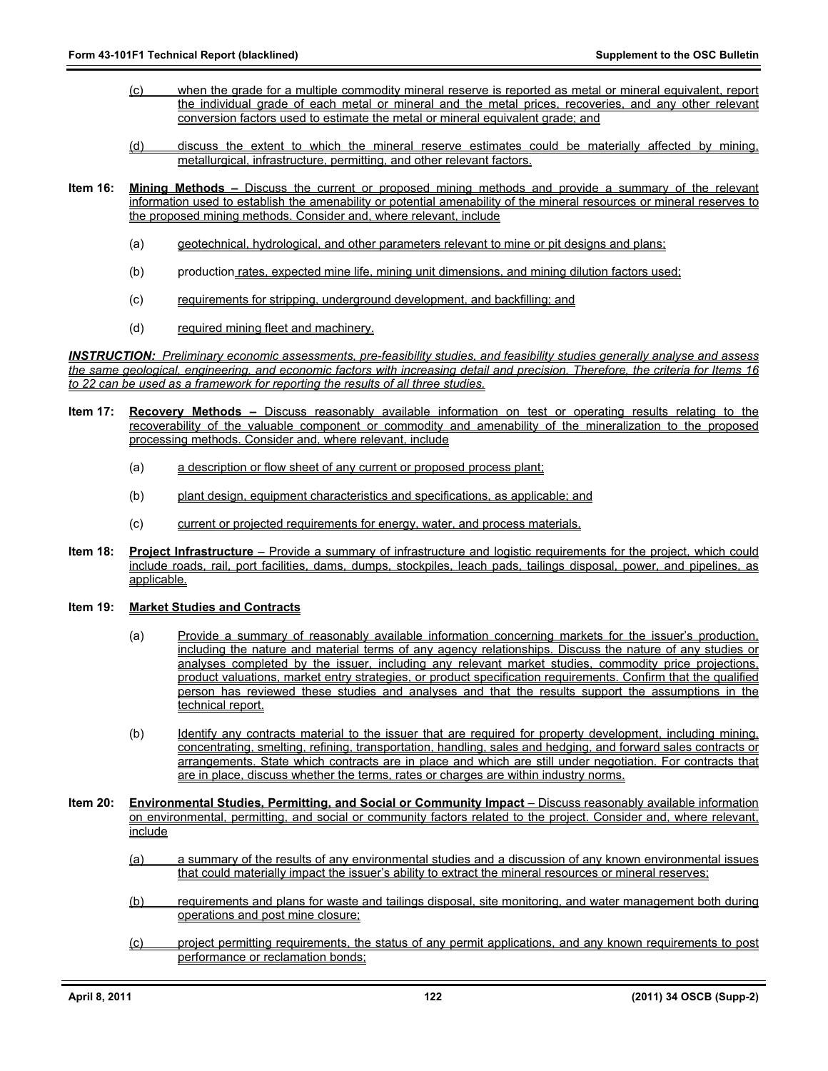(c) when the grade for a multiple commodity mineral reserve is reported as metal or mineral equivalent, report the individual grade of each metal or mineral and the metal prices, recoveries, and any other relevant conversion factors used to estimate the metal or mineral equivalent grade; and

(d) discuss the extent to which the mineral reserve estimates could be materially affected by mining, metallurgical, infrastructure, permitting, and other relevant factors.

**Item 16:** **Mining Methods –** Discuss the current or proposed mining methods and provide a summary of the relevant information used to establish the amenability or potential amenability of the mineral resources or mineral reserves to the proposed mining methods. Consider and, where relevant, include

(a) geotechnical, hydrological, and other parameters relevant to mine or pit designs and plans;

(b) production rates, expected mine life, mining unit dimensions, and mining dilution factors used;

(c) requirements for stripping, underground development, and backfilling; and

(d) required mining fleet and machinery.

***INSTRUCTION:*** *Preliminary economic assessments, pre-feasibility studies, and feasibility studies generally analyse and assess the same geological, engineering, and economic factors with increasing detail and precision. Therefore, the criteria for Items 16 to 22 can be used as a framework for reporting the results of all three studies.*

**Item 17:** **Recovery Methods –** Discuss reasonably available information on test or operating results relating to the recoverability of the valuable component or commodity and amenability of the mineralization to the proposed processing methods. Consider and, where relevant, include

(a) a description or flow sheet of any current or proposed process plant;

(b) plant design, equipment characteristics and specifications, as applicable; and

(c) current or projected requirements for energy, water, and process materials.

**Item 18:** **Project Infrastructure** – Provide a summary of infrastructure and logistic requirements for the project, which could include roads, rail, port facilities, dams, dumps, stockpiles, leach pads, tailings disposal, power, and pipelines, as applicable.

**Item 19:** **Market Studies and Contracts**

(a) Provide a summary of reasonably available information concerning markets for the issuer's production, including the nature and material terms of any agency relationships. Discuss the nature of any studies or analyses completed by the issuer, including any relevant market studies, commodity price projections, product valuations, market entry strategies, or product specification requirements. Confirm that the qualified person has reviewed these studies and analyses and that the results support the assumptions in the technical report.

(b) Identify any contracts material to the issuer that are required for property development, including mining, concentrating, smelting, refining, transportation, handling, sales and hedging, and forward sales contracts or arrangements. State which contracts are in place and which are still under negotiation. For contracts that are in place, discuss whether the terms, rates or charges are within industry norms.

**Item 20:** **Environmental Studies, Permitting, and Social or Community Impact** – Discuss reasonably available information on environmental, permitting, and social or community factors related to the project. Consider and, where relevant, include

(a) a summary of the results of any environmental studies and a discussion of any known environmental issues that could materially impact the issuer's ability to extract the mineral resources or mineral reserves;

(b) requirements and plans for waste and tailings disposal, site monitoring, and water management both during operations and post mine closure;

(c) project permitting requirements, the status of any permit applications, and any known requirements to post performance or reclamation bonds;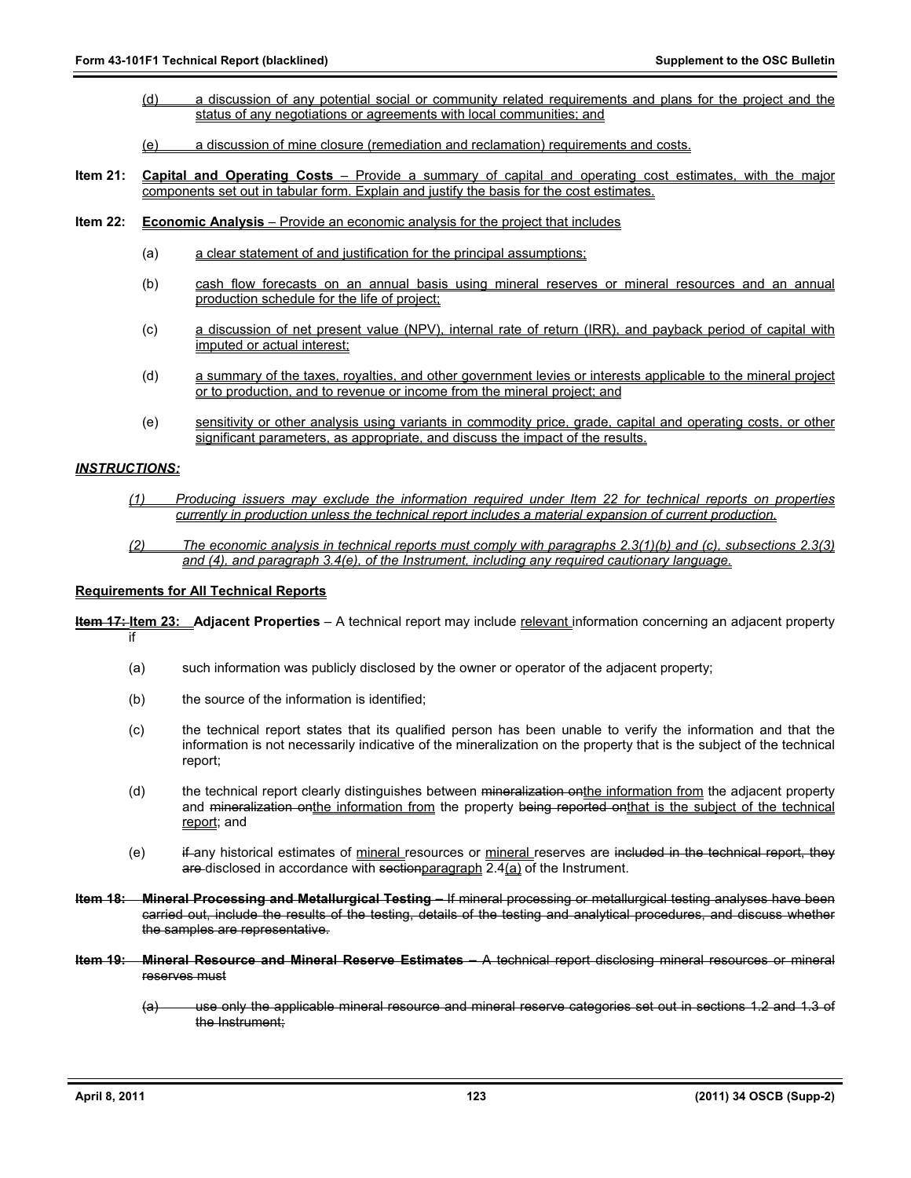(d) a discussion of any potential social or community related requirements and plans for the project and the status of any negotiations or agreements with local communities; and

(e) a discussion of mine closure (remediation and reclamation) requirements and costs.

**Item 21:** **Capital and Operating Costs** – Provide a summary of capital and operating cost estimates, with the major components set out in tabular form. Explain and justify the basis for the cost estimates.

**Item 22:** **Economic Analysis** – Provide an economic analysis for the project that includes

(a) a clear statement of and justification for the principal assumptions;

(b) cash flow forecasts on an annual basis using mineral reserves or mineral resources and an annual production schedule for the life of project;

(c) a discussion of net present value (NPV), internal rate of return (IRR), and payback period of capital with imputed or actual interest;

(d) a summary of the taxes, royalties, and other government levies or interests applicable to the mineral project or to production, and to revenue or income from the mineral project; and

(e) sensitivity or other analysis using variants in commodity price, grade, capital and operating costs, or other significant parameters, as appropriate, and discuss the impact of the results.

***INSTRUCTIONS:***

*(1) Producing issuers may exclude the information required under Item 22 for technical reports on properties currently in production unless the technical report includes a material expansion of current production.*

*(2) The economic analysis in technical reports must comply with paragraphs 2.3(1)(b) and (c), subsections 2.3(3) and (4), and paragraph 3.4(e), of the Instrument, including any required cautionary language.*

**Requirements for All Technical Reports**

~~**Item 17:**~~ **Item 23:** **Adjacent Properties** – A technical report may include relevant information concerning an adjacent property if

(a) such information was publicly disclosed by the owner or operator of the adjacent property;

(b) the source of the information is identified;

(c) the technical report states that its qualified person has been unable to verify the information and that the information is not necessarily indicative of the mineralization on the property that is the subject of the technical report;

(d) the technical report clearly distinguishes between ~~mineralization on~~the information from the adjacent property and ~~mineralization on~~the information from the property ~~being reported on~~that is the subject of the technical report; and

(e) ~~if~~ any historical estimates of mineral resources or mineral reserves are ~~included in the technical report, they are~~ disclosed in accordance with ~~section~~paragraph 2.4(a) of the Instrument.

~~**Item 18: Mineral Processing and Metallurgical Testing –** If mineral processing or metallurgical testing analyses have been carried out, include the results of the testing, details of the testing and analytical procedures, and discuss whether the samples are representative.~~

~~**Item 19: Mineral Resource and Mineral Reserve Estimates –** A technical report disclosing mineral resources or mineral reserves must~~

~~(a) use only the applicable mineral resource and mineral reserve categories set out in sections 1.2 and 1.3 of the Instrument;~~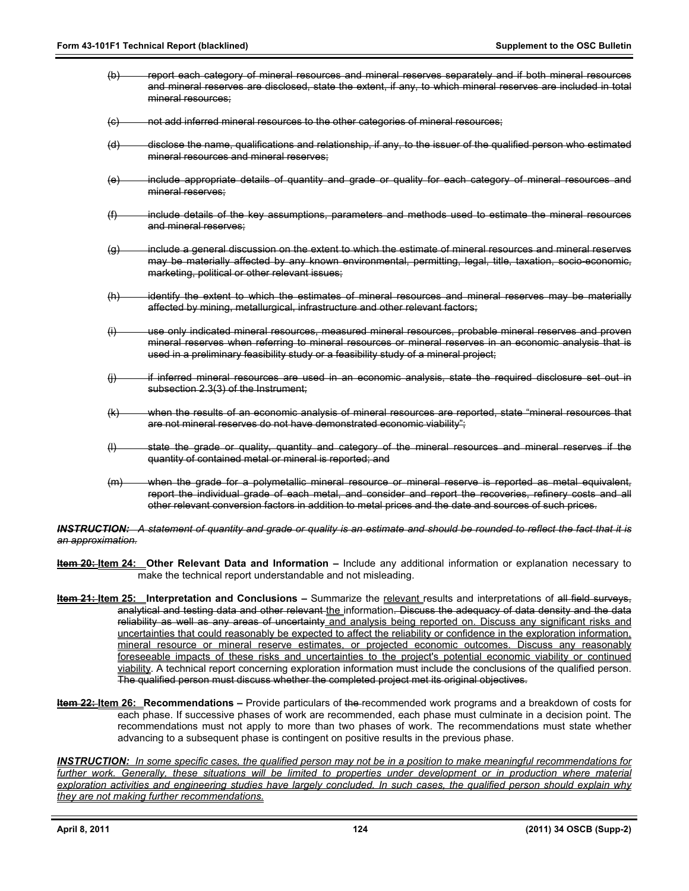(b) ~~report each category of mineral resources and mineral reserves separately and if both mineral resources and mineral reserves are disclosed, state the extent, if any, to which mineral reserves are included in total mineral resources;~~

(c) ~~not add inferred mineral resources to the other categories of mineral resources;~~

(d) ~~disclose the name, qualifications and relationship, if any, to the issuer of the qualified person who estimated mineral resources and mineral reserves;~~

(e) ~~include appropriate details of quantity and grade or quality for each category of mineral resources and mineral reserves;~~

(f) ~~include details of the key assumptions, parameters and methods used to estimate the mineral resources and mineral reserves;~~

(g) ~~include a general discussion on the extent to which the estimate of mineral resources and mineral reserves may be materially affected by any known environmental, permitting, legal, title, taxation, socio-economic, marketing, political or other relevant issues;~~

(h) ~~identify the extent to which the estimates of mineral resources and mineral reserves may be materially affected by mining, metallurgical, infrastructure and other relevant factors;~~

(i) ~~use only indicated mineral resources, measured mineral resources, probable mineral reserves and proven mineral reserves when referring to mineral resources or mineral reserves in an economic analysis that is used in a preliminary feasibility study or a feasibility study of a mineral project;~~

(j) ~~if inferred mineral resources are used in an economic analysis, state the required disclosure set out in subsection 2.3(3) of the Instrument;~~

(k) ~~when the results of an economic analysis of mineral resources are reported, state "mineral resources that are not mineral reserves do not have demonstrated economic viability";~~

(l) ~~state the grade or quality, quantity and category of the mineral resources and mineral reserves if the quantity of contained metal or mineral is reported; and~~

(m) ~~when the grade for a polymetallic mineral resource or mineral reserve is reported as metal equivalent, report the individual grade of each metal, and consider and report the recoveries, refinery costs and all other relevant conversion factors in addition to metal prices and the date and sources of such prices.~~

***~~INSTRUCTION: A statement of quantity and grade or quality is an estimate and should be rounded to reflect the fact that it is an approximation.~~***

**~~Item 20:~~ <u>Item 24:</u> Other Relevant Data and Information –** Include any additional information or explanation necessary to make the technical report understandable and not misleading.

**~~Item 21:~~ <u>Item 25:</u> Interpretation and Conclusions –** Summarize the <u>relevant</u> results and interpretations of ~~all field surveys, analytical and testing data and other relevant~~ <u>the</u> information. ~~Discuss the adequacy of data density and the data reliability as well as any areas of uncertainty~~ <u>and analysis being reported on. Discuss any significant risks and uncertainties that could reasonably be expected to affect the reliability or confidence in the exploration information, mineral resource or mineral reserve estimates, or projected economic outcomes. Discuss any reasonably foreseeable impacts of these risks and uncertainties to the project's potential economic viability or continued viability</u>. A technical report concerning exploration information must include the conclusions of the qualified person. ~~The qualified person must discuss whether the completed project met its original objectives.~~

**~~Item 22:~~ <u>Item 26:</u> Recommendations –** Provide particulars of ~~the~~ recommended work programs and a breakdown of costs for each phase. If successive phases of work are recommended, each phase must culminate in a decision point. The recommendations must not apply to more than two phases of work. The recommendations must state whether advancing to a subsequent phase is contingent on positive results in the previous phase.

***<u>INSTRUCTION: In some specific cases, the qualified person may not be in a position to make meaningful recommendations for further work. Generally, these situations will be limited to properties under development or in production where material exploration activities and engineering studies have largely concluded. In such cases, the qualified person should explain why they are not making further recommendations.</u>***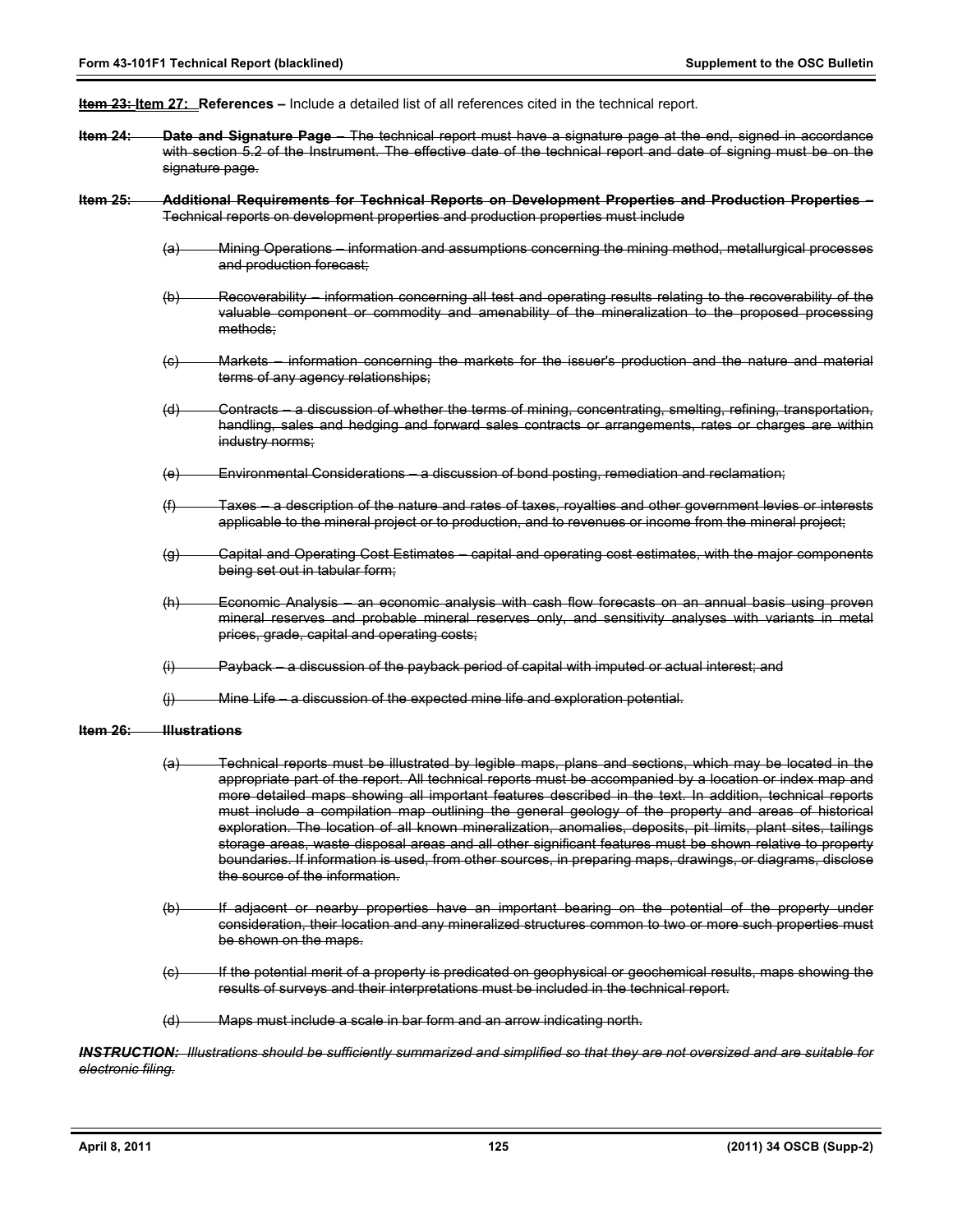~~Item 23:~~ **Item 27: References –** Include a detailed list of all references cited in the technical report.

~~**Item 24: Date and Signature Page –** The technical report must have a signature page at the end, signed in accordance with section 5.2 of the Instrument. The effective date of the technical report and date of signing must be on the signature page.~~

~~**Item 25: Additional Requirements for Technical Reports on Development Properties and Production Properties –** Technical reports on development properties and production properties must include~~

~~(a) Mining Operations – information and assumptions concerning the mining method, metallurgical processes and production forecast;~~

~~(b) Recoverability – information concerning all test and operating results relating to the recoverability of the valuable component or commodity and amenability of the mineralization to the proposed processing methods;~~

~~(c) Markets – information concerning the markets for the issuer's production and the nature and material terms of any agency relationships;~~

~~(d) Contracts – a discussion of whether the terms of mining, concentrating, smelting, refining, transportation, handling, sales and hedging and forward sales contracts or arrangements, rates or charges are within industry norms;~~

~~(e) Environmental Considerations – a discussion of bond posting, remediation and reclamation;~~

~~(f) Taxes – a description of the nature and rates of taxes, royalties and other government levies or interests applicable to the mineral project or to production, and to revenues or income from the mineral project;~~

~~(g) Capital and Operating Cost Estimates – capital and operating cost estimates, with the major components being set out in tabular form;~~

~~(h) Economic Analysis – an economic analysis with cash flow forecasts on an annual basis using proven mineral reserves and probable mineral reserves only, and sensitivity analyses with variants in metal prices, grade, capital and operating costs;~~

~~(i) Payback – a discussion of the payback period of capital with imputed or actual interest; and~~

~~(j) Mine Life – a discussion of the expected mine life and exploration potential.~~

~~**Item 26: Illustrations**~~

~~(a) Technical reports must be illustrated by legible maps, plans and sections, which may be located in the appropriate part of the report. All technical reports must be accompanied by a location or index map and more detailed maps showing all important features described in the text. In addition, technical reports must include a compilation map outlining the general geology of the property and areas of historical exploration. The location of all known mineralization, anomalies, deposits, pit limits, plant sites, tailings storage areas, waste disposal areas and all other significant features must be shown relative to property boundaries. If information is used, from other sources, in preparing maps, drawings, or diagrams, disclose the source of the information.~~

~~(b) If adjacent or nearby properties have an important bearing on the potential of the property under consideration, their location and any mineralized structures common to two or more such properties must be shown on the maps.~~

~~(c) If the potential merit of a property is predicated on geophysical or geochemical results, maps showing the results of surveys and their interpretations must be included in the technical report.~~

~~(d) Maps must include a scale in bar form and an arrow indicating north.~~

~~***INSTRUCTION:*** *Illustrations should be sufficiently summarized and simplified so that they are not oversized and are suitable for electronic filing.*~~